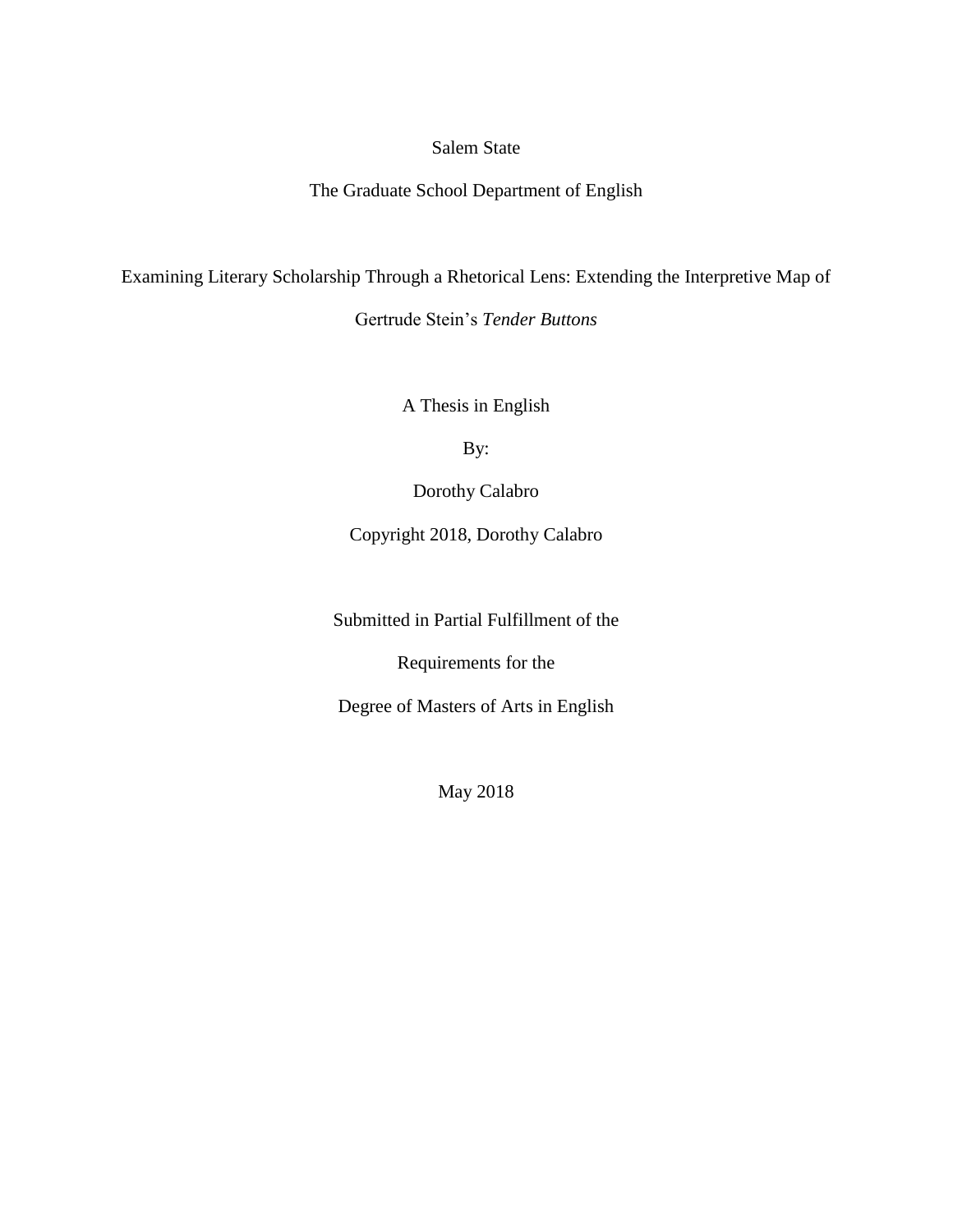Salem State

The Graduate School Department of English

Examining Literary Scholarship Through a Rhetorical Lens: Extending the Interpretive Map of Gertrude Stein's *Tender Buttons*

A Thesis in English

By:

Dorothy Calabro

Copyright 2018, Dorothy Calabro

Submitted in Partial Fulfillment of the

Requirements for the

Degree of Masters of Arts in English

May 2018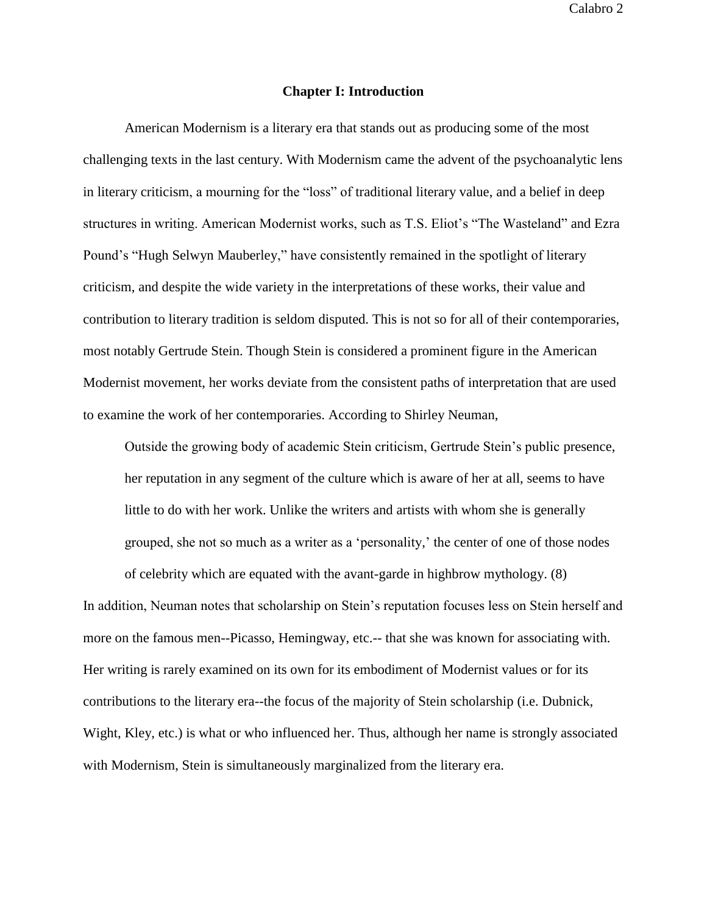## Chapter I: Introduction

American Modernism is a literary era that stands out as producing some of the most challenging texts in the last century. With Modernism came the advent of the psychoanalytic lens in literary criticism, a mourning for the "loss" of traditional literary value, and a belief in deep structures in writing. American Modernist works, such as T.S. Eliot's "The Wasteland" and Ezra Pound's "Hugh Selwyn Mauberley," have consistently remained in the spotlight of literary criticism, and despite the wide variety in the interpretations of these works, their value and contribution to literary tradition is seldom disputed. This is not so for all of their contemporaries, most notably Gertrude Stein. Though Stein is considered a prominent figure in the American Modernist movement, her works deviate from the consistent paths of interpretation that are used to examine the work of her contemporaries. According to Shirley Neuman,

> Outside the growing body of academic Stein criticism, Gertrude Stein's public presence, her reputation in any segment of the culture which is aware of her at all, seems to have little to do with her work. Unlike the writers and artists with whom she is generally grouped, she not so much as a writer as a 'personality,' the center of one of those nodes of celebrity which are equated with the avant-garde in highbrow mythology. (8)

In addition, Neuman notes that scholarship on Stein's reputation focuses less on Stein herself and more on the famous men--Picasso, Hemingway, etc.-- that she was known for associating with. Her writing is rarely examined on its own for its embodiment of Modernist values or for its contributions to the literary era--the focus of the majority of Stein scholarship (i.e. Dubnick, Wight, Kley, etc.) is what or who influenced her. Thus, although her name is strongly associated with Modernism, Stein is simultaneously marginalized from the literary era.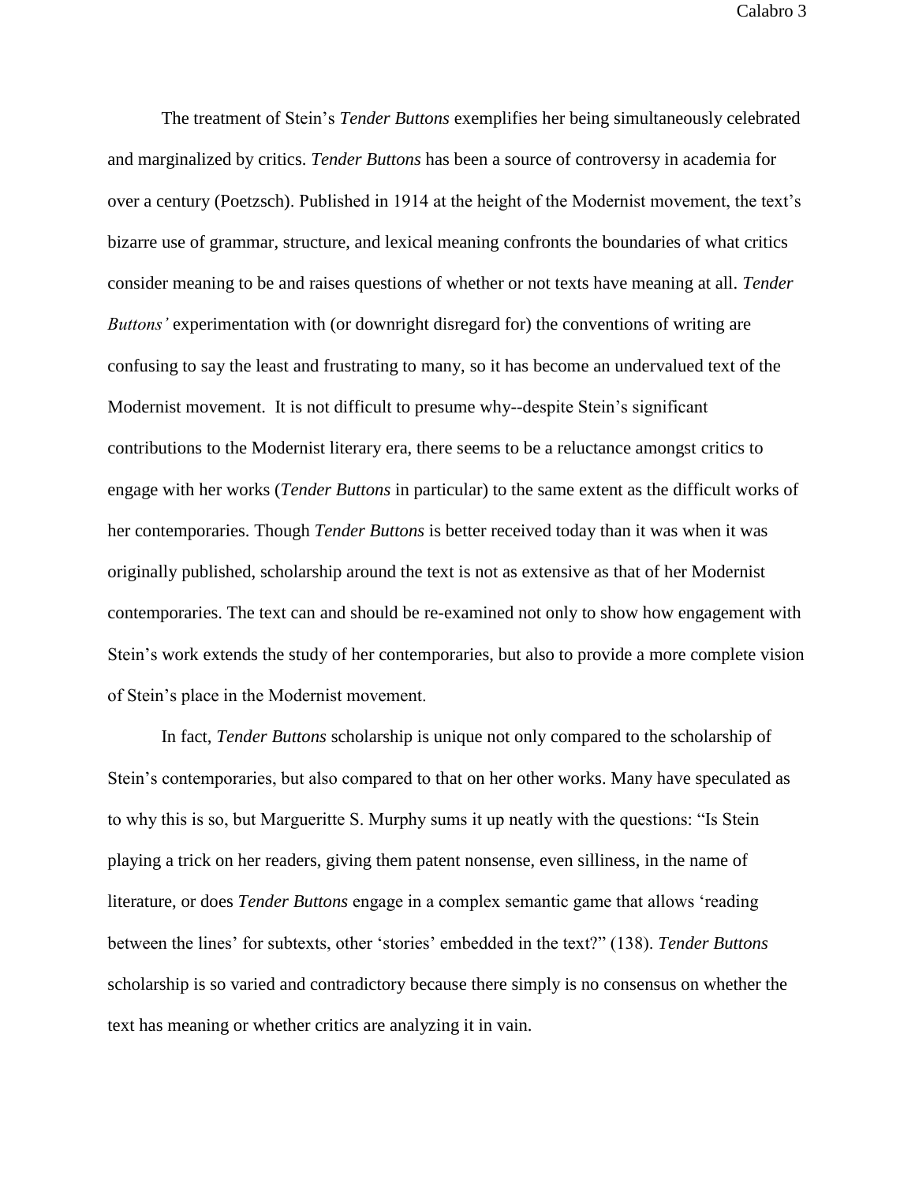The treatment of Stein's *Tender Buttons* exemplifies her being simultaneously celebrated and marginalized by critics. *Tender Buttons* has been a source of controversy in academia for over a century (Poetzsch). Published in 1914 at the height of the Modernist movement, the text's bizarre use of grammar, structure, and lexical meaning confronts the boundaries of what critics consider meaning to be and raises questions of whether or not texts have meaning at all. *Tender Buttons'* experimentation with (or downright disregard for) the conventions of writing are confusing to say the least and frustrating to many, so it has become an undervalued text of the Modernist movement. It is not difficult to presume why--despite Stein's significant contributions to the Modernist literary era, there seems to be a reluctance amongst critics to engage with her works (*Tender Buttons* in particular) to the same extent as the difficult works of her contemporaries. Though *Tender Buttons* is better received today than it was when it was originally published, scholarship around the text is not as extensive as that of her Modernist contemporaries. The text can and should be re-examined not only to show how engagement with Stein's work extends the study of her contemporaries, but also to provide a more complete vision of Stein's place in the Modernist movement.

In fact, *Tender Buttons* scholarship is unique not only compared to the scholarship of Stein's contemporaries, but also compared to that on her other works. Many have speculated as to why this is so, but Margueritte S. Murphy sums it up neatly with the questions: "Is Stein playing a trick on her readers, giving them patent nonsense, even silliness, in the name of literature, or does *Tender Buttons* engage in a complex semantic game that allows 'reading between the lines' for subtexts, other 'stories' embedded in the text?" (138). *Tender Buttons* scholarship is so varied and contradictory because there simply is no consensus on whether the text has meaning or whether critics are analyzing it in vain.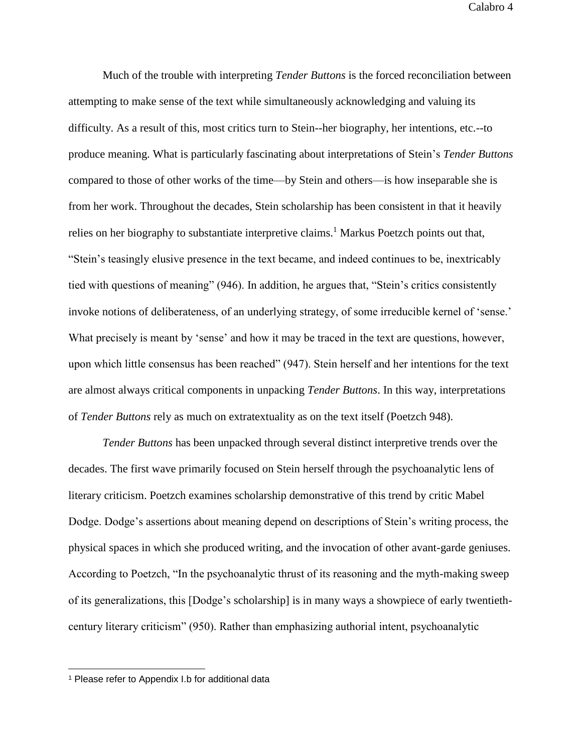Much of the trouble with interpreting *Tender Buttons* is the forced reconciliation between attempting to make sense of the text while simultaneously acknowledging and valuing its difficulty. As a result of this, most critics turn to Stein--her biography, her intentions, etc.--to produce meaning. What is particularly fascinating about interpretations of Stein's *Tender Buttons* compared to those of other works of the time—by Stein and others—is how inseparable she is from her work. Throughout the decades, Stein scholarship has been consistent in that it heavily relies on her biography to substantiate interpretive claims.[1] Markus Poetzch points out that, "Stein's teasingly elusive presence in the text became, and indeed continues to be, inextricably tied with questions of meaning" (946). In addition, he argues that, "Stein's critics consistently invoke notions of deliberateness, of an underlying strategy, of some irreducible kernel of 'sense.' What precisely is meant by 'sense' and how it may be traced in the text are questions, however, upon which little consensus has been reached" (947). Stein herself and her intentions for the text are almost always critical components in unpacking *Tender Buttons*. In this way, interpretations of *Tender Buttons* rely as much on extratextuality as on the text itself (Poetzch 948).

*Tender Buttons* has been unpacked through several distinct interpretive trends over the decades. The first wave primarily focused on Stein herself through the psychoanalytic lens of literary criticism. Poetzch examines scholarship demonstrative of this trend by critic Mabel Dodge. Dodge's assertions about meaning depend on descriptions of Stein's writing process, the physical spaces in which she produced writing, and the invocation of other avant-garde geniuses. According to Poetzch, "In the psychoanalytic thrust of its reasoning and the myth-making sweep of its generalizations, this [Dodge's scholarship] is in many ways a showpiece of early twentieth-century literary criticism" (950). Rather than emphasizing authorial intent, psychoanalytic

[1] Please refer to Appendix I.b for additional data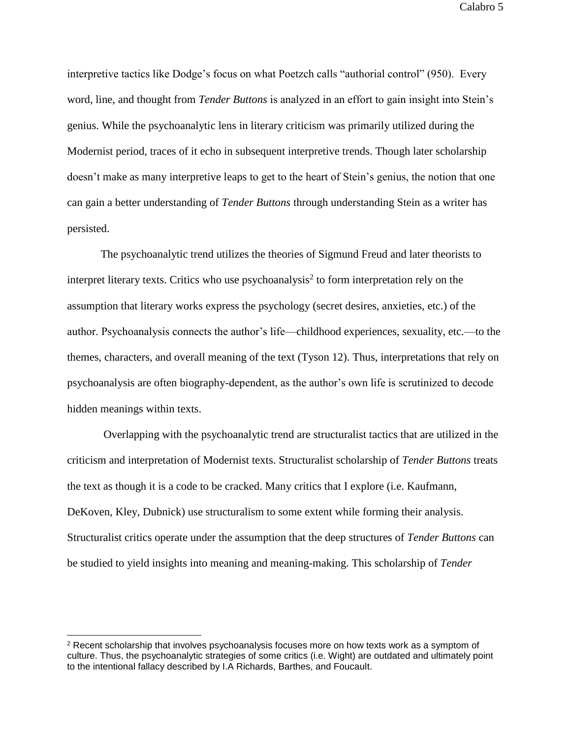interpretive tactics like Dodge's focus on what Poetzch calls "authorial control" (950). Every word, line, and thought from *Tender Buttons* is analyzed in an effort to gain insight into Stein's genius. While the psychoanalytic lens in literary criticism was primarily utilized during the Modernist period, traces of it echo in subsequent interpretive trends. Though later scholarship doesn't make as many interpretive leaps to get to the heart of Stein's genius, the notion that one can gain a better understanding of *Tender Buttons* through understanding Stein as a writer has persisted.

The psychoanalytic trend utilizes the theories of Sigmund Freud and later theorists to interpret literary texts. Critics who use psychoanalysis[2] to form interpretation rely on the assumption that literary works express the psychology (secret desires, anxieties, etc.) of the author. Psychoanalysis connects the author's life—childhood experiences, sexuality, etc.—to the themes, characters, and overall meaning of the text (Tyson 12). Thus, interpretations that rely on psychoanalysis are often biography-dependent, as the author's own life is scrutinized to decode hidden meanings within texts.

Overlapping with the psychoanalytic trend are structuralist tactics that are utilized in the criticism and interpretation of Modernist texts. Structuralist scholarship of *Tender Buttons* treats the text as though it is a code to be cracked. Many critics that I explore (i.e. Kaufmann, DeKoven, Kley, Dubnick) use structuralism to some extent while forming their analysis. Structuralist critics operate under the assumption that the deep structures of *Tender Buttons* can be studied to yield insights into meaning and meaning-making. This scholarship of *Tender*

[2] Recent scholarship that involves psychoanalysis focuses more on how texts work as a symptom of culture. Thus, the psychoanalytic strategies of some critics (i.e. Wight) are outdated and ultimately point to the intentional fallacy described by I.A Richards, Barthes, and Foucault.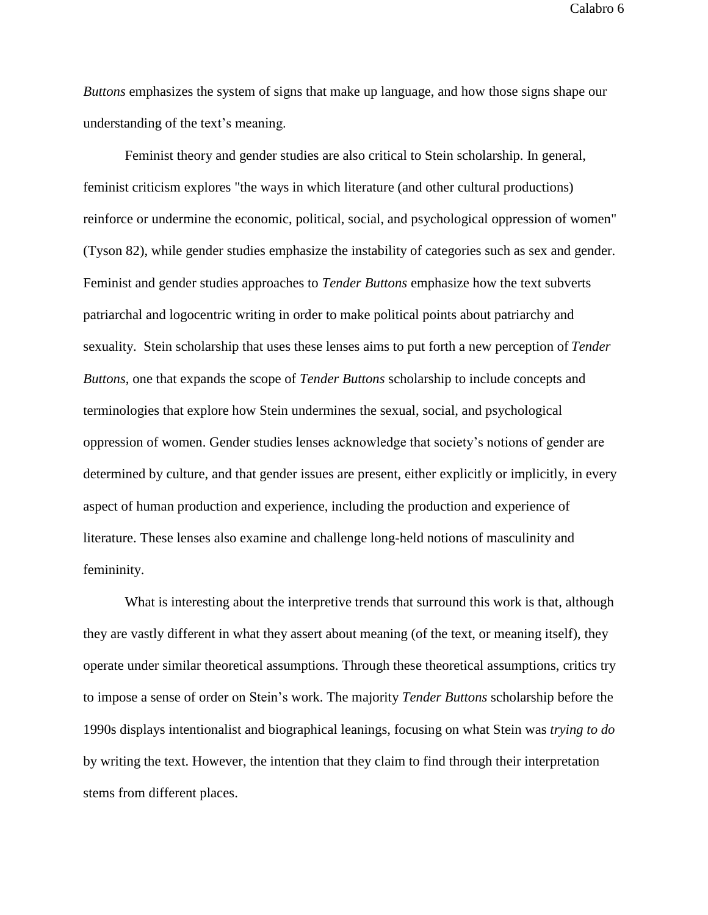*Buttons* emphasizes the system of signs that make up language, and how those signs shape our understanding of the text's meaning.

Feminist theory and gender studies are also critical to Stein scholarship. In general, feminist criticism explores "the ways in which literature (and other cultural productions) reinforce or undermine the economic, political, social, and psychological oppression of women" (Tyson 82), while gender studies emphasize the instability of categories such as sex and gender. Feminist and gender studies approaches to *Tender Buttons* emphasize how the text subverts patriarchal and logocentric writing in order to make political points about patriarchy and sexuality. Stein scholarship that uses these lenses aims to put forth a new perception of *Tender Buttons*, one that expands the scope of *Tender Buttons* scholarship to include concepts and terminologies that explore how Stein undermines the sexual, social, and psychological oppression of women. Gender studies lenses acknowledge that society's notions of gender are determined by culture, and that gender issues are present, either explicitly or implicitly, in every aspect of human production and experience, including the production and experience of literature. These lenses also examine and challenge long-held notions of masculinity and femininity.

What is interesting about the interpretive trends that surround this work is that, although they are vastly different in what they assert about meaning (of the text, or meaning itself), they operate under similar theoretical assumptions. Through these theoretical assumptions, critics try to impose a sense of order on Stein's work. The majority *Tender Buttons* scholarship before the 1990s displays intentionalist and biographical leanings, focusing on what Stein was *trying to do* by writing the text. However, the intention that they claim to find through their interpretation stems from different places.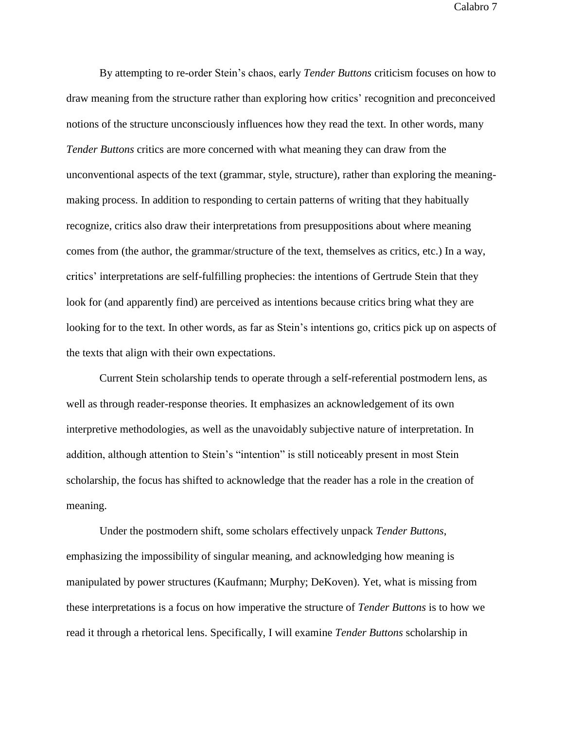By attempting to re-order Stein's chaos, early *Tender Buttons* criticism focuses on how to draw meaning from the structure rather than exploring how critics' recognition and preconceived notions of the structure unconsciously influences how they read the text. In other words, many *Tender Buttons* critics are more concerned with what meaning they can draw from the unconventional aspects of the text (grammar, style, structure), rather than exploring the meaning-making process. In addition to responding to certain patterns of writing that they habitually recognize, critics also draw their interpretations from presuppositions about where meaning comes from (the author, the grammar/structure of the text, themselves as critics, etc.) In a way, critics' interpretations are self-fulfilling prophecies: the intentions of Gertrude Stein that they look for (and apparently find) are perceived as intentions because critics bring what they are looking for to the text. In other words, as far as Stein's intentions go, critics pick up on aspects of the texts that align with their own expectations.

Current Stein scholarship tends to operate through a self-referential postmodern lens, as well as through reader-response theories. It emphasizes an acknowledgement of its own interpretive methodologies, as well as the unavoidably subjective nature of interpretation. In addition, although attention to Stein's "intention" is still noticeably present in most Stein scholarship, the focus has shifted to acknowledge that the reader has a role in the creation of meaning.

Under the postmodern shift, some scholars effectively unpack *Tender Buttons*, emphasizing the impossibility of singular meaning, and acknowledging how meaning is manipulated by power structures (Kaufmann; Murphy; DeKoven). Yet, what is missing from these interpretations is a focus on how imperative the structure of *Tender Buttons* is to how we read it through a rhetorical lens. Specifically, I will examine *Tender Buttons* scholarship in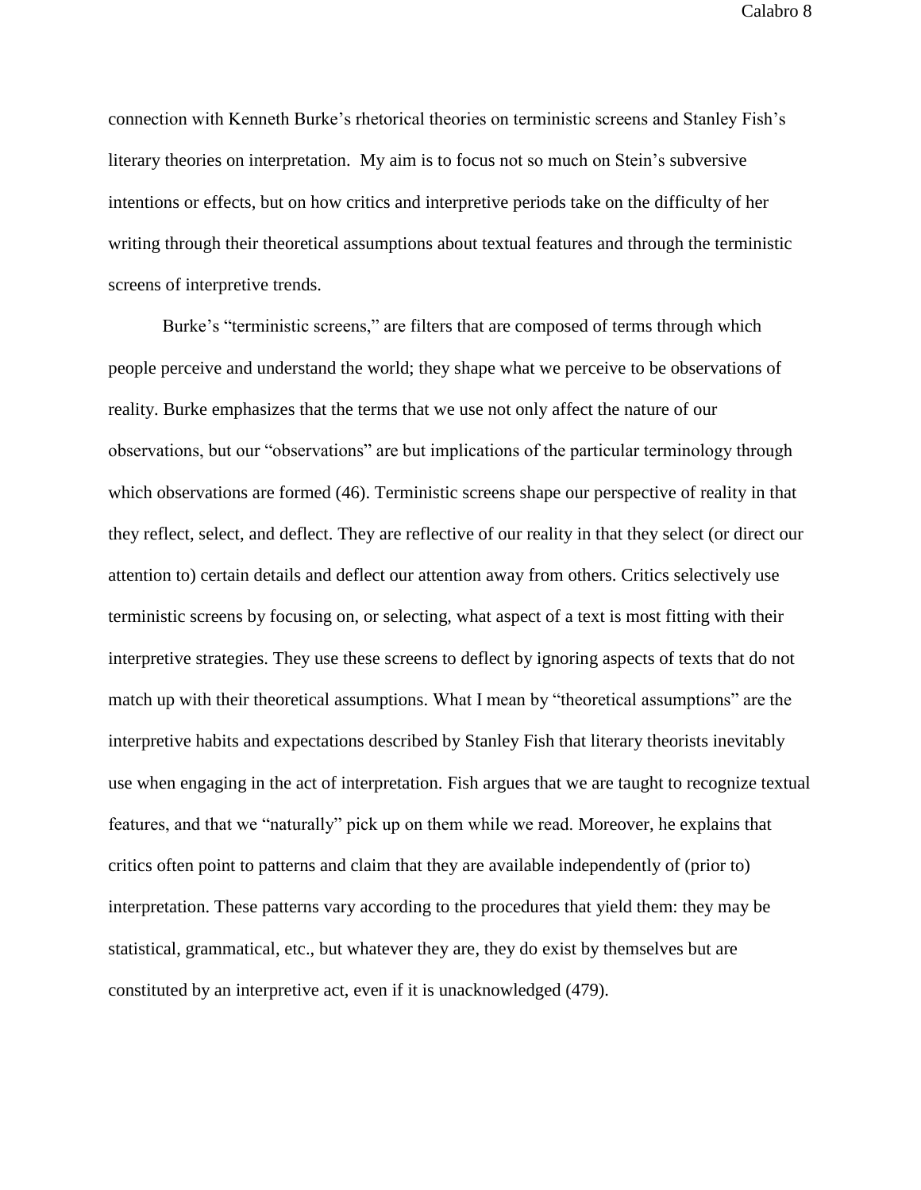connection with Kenneth Burke's rhetorical theories on terministic screens and Stanley Fish's literary theories on interpretation.  My aim is to focus not so much on Stein's subversive intentions or effects, but on how critics and interpretive periods take on the difficulty of her writing through their theoretical assumptions about textual features and through the terministic screens of interpretive trends.

Burke's "terministic screens," are filters that are composed of terms through which people perceive and understand the world; they shape what we perceive to be observations of reality. Burke emphasizes that the terms that we use not only affect the nature of our observations, but our "observations" are but implications of the particular terminology through which observations are formed (46). Terministic screens shape our perspective of reality in that they reflect, select, and deflect. They are reflective of our reality in that they select (or direct our attention to) certain details and deflect our attention away from others. Critics selectively use terministic screens by focusing on, or selecting, what aspect of a text is most fitting with their interpretive strategies. They use these screens to deflect by ignoring aspects of texts that do not match up with their theoretical assumptions. What I mean by "theoretical assumptions" are the interpretive habits and expectations described by Stanley Fish that literary theorists inevitably use when engaging in the act of interpretation. Fish argues that we are taught to recognize textual features, and that we "naturally" pick up on them while we read. Moreover, he explains that critics often point to patterns and claim that they are available independently of (prior to) interpretation. These patterns vary according to the procedures that yield them: they may be statistical, grammatical, etc., but whatever they are, they do exist by themselves but are constituted by an interpretive act, even if it is unacknowledged (479).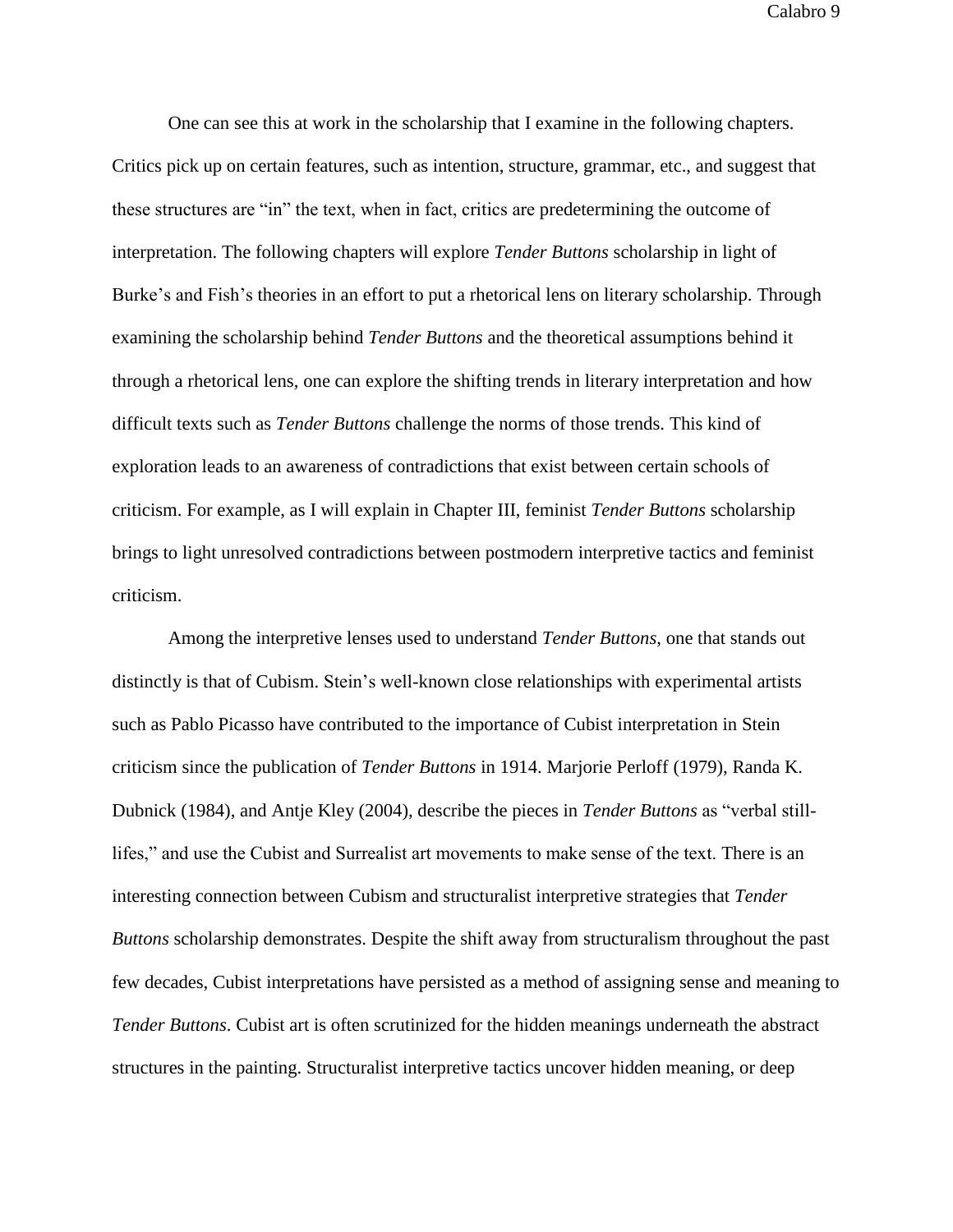One can see this at work in the scholarship that I examine in the following chapters. Critics pick up on certain features, such as intention, structure, grammar, etc., and suggest that these structures are "in" the text, when in fact, critics are predetermining the outcome of interpretation. The following chapters will explore *Tender Buttons* scholarship in light of Burke's and Fish's theories in an effort to put a rhetorical lens on literary scholarship. Through examining the scholarship behind *Tender Buttons* and the theoretical assumptions behind it through a rhetorical lens, one can explore the shifting trends in literary interpretation and how difficult texts such as *Tender Buttons* challenge the norms of those trends. This kind of exploration leads to an awareness of contradictions that exist between certain schools of criticism. For example, as I will explain in Chapter III, feminist *Tender Buttons* scholarship brings to light unresolved contradictions between postmodern interpretive tactics and feminist criticism.

Among the interpretive lenses used to understand *Tender Buttons*, one that stands out distinctly is that of Cubism. Stein's well-known close relationships with experimental artists such as Pablo Picasso have contributed to the importance of Cubist interpretation in Stein criticism since the publication of *Tender Buttons* in 1914. Marjorie Perloff (1979), Randa K. Dubnick (1984), and Antje Kley (2004), describe the pieces in *Tender Buttons* as "verbal still-lifes," and use the Cubist and Surrealist art movements to make sense of the text. There is an interesting connection between Cubism and structuralist interpretive strategies that *Tender Buttons* scholarship demonstrates. Despite the shift away from structuralism throughout the past few decades, Cubist interpretations have persisted as a method of assigning sense and meaning to *Tender Buttons*. Cubist art is often scrutinized for the hidden meanings underneath the abstract structures in the painting. Structuralist interpretive tactics uncover hidden meaning, or deep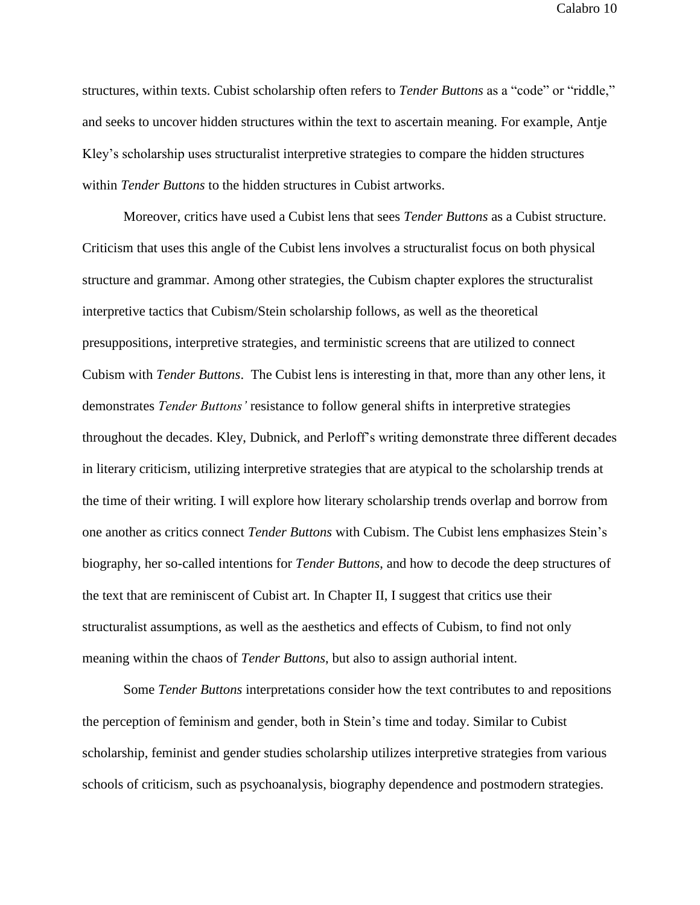structures, within texts. Cubist scholarship often refers to *Tender Buttons* as a "code" or "riddle," and seeks to uncover hidden structures within the text to ascertain meaning. For example, Antje Kley's scholarship uses structuralist interpretive strategies to compare the hidden structures within *Tender Buttons* to the hidden structures in Cubist artworks.

Moreover, critics have used a Cubist lens that sees *Tender Buttons* as a Cubist structure. Criticism that uses this angle of the Cubist lens involves a structuralist focus on both physical structure and grammar. Among other strategies, the Cubism chapter explores the structuralist interpretive tactics that Cubism/Stein scholarship follows, as well as the theoretical presuppositions, interpretive strategies, and terministic screens that are utilized to connect Cubism with *Tender Buttons*. The Cubist lens is interesting in that, more than any other lens, it demonstrates *Tender Buttons'* resistance to follow general shifts in interpretive strategies throughout the decades. Kley, Dubnick, and Perloff's writing demonstrate three different decades in literary criticism, utilizing interpretive strategies that are atypical to the scholarship trends at the time of their writing. I will explore how literary scholarship trends overlap and borrow from one another as critics connect *Tender Buttons* with Cubism. The Cubist lens emphasizes Stein's biography, her so-called intentions for *Tender Buttons*, and how to decode the deep structures of the text that are reminiscent of Cubist art. In Chapter II, I suggest that critics use their structuralist assumptions, as well as the aesthetics and effects of Cubism, to find not only meaning within the chaos of *Tender Buttons*, but also to assign authorial intent.

Some *Tender Buttons* interpretations consider how the text contributes to and repositions the perception of feminism and gender, both in Stein's time and today. Similar to Cubist scholarship, feminist and gender studies scholarship utilizes interpretive strategies from various schools of criticism, such as psychoanalysis, biography dependence and postmodern strategies.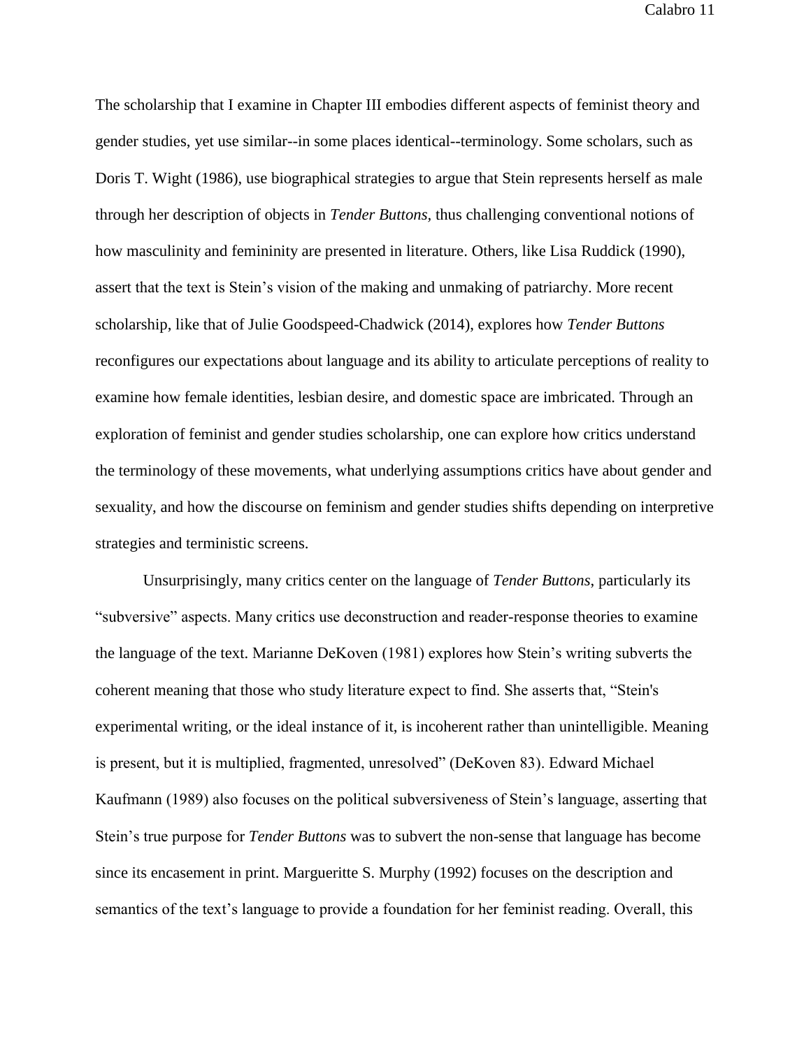The scholarship that I examine in Chapter III embodies different aspects of feminist theory and gender studies, yet use similar--in some places identical--terminology. Some scholars, such as Doris T. Wight (1986), use biographical strategies to argue that Stein represents herself as male through her description of objects in *Tender Buttons*, thus challenging conventional notions of how masculinity and femininity are presented in literature. Others, like Lisa Ruddick (1990), assert that the text is Stein's vision of the making and unmaking of patriarchy. More recent scholarship, like that of Julie Goodspeed-Chadwick (2014), explores how *Tender Buttons* reconfigures our expectations about language and its ability to articulate perceptions of reality to examine how female identities, lesbian desire, and domestic space are imbricated. Through an exploration of feminist and gender studies scholarship, one can explore how critics understand the terminology of these movements, what underlying assumptions critics have about gender and sexuality, and how the discourse on feminism and gender studies shifts depending on interpretive strategies and terministic screens.

Unsurprisingly, many critics center on the language of *Tender Buttons*, particularly its "subversive" aspects. Many critics use deconstruction and reader-response theories to examine the language of the text. Marianne DeKoven (1981) explores how Stein's writing subverts the coherent meaning that those who study literature expect to find. She asserts that, "Stein's experimental writing, or the ideal instance of it, is incoherent rather than unintelligible. Meaning is present, but it is multiplied, fragmented, unresolved" (DeKoven 83). Edward Michael Kaufmann (1989) also focuses on the political subversiveness of Stein's language, asserting that Stein's true purpose for *Tender Buttons* was to subvert the non-sense that language has become since its encasement in print. Margueritte S. Murphy (1992) focuses on the description and semantics of the text's language to provide a foundation for her feminist reading. Overall, this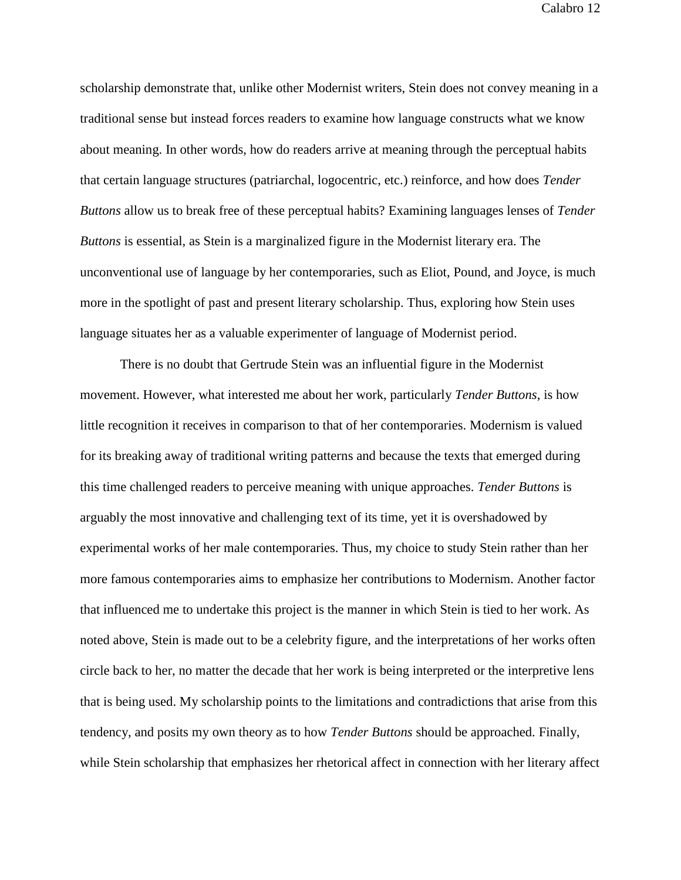scholarship demonstrate that, unlike other Modernist writers, Stein does not convey meaning in a traditional sense but instead forces readers to examine how language constructs what we know about meaning. In other words, how do readers arrive at meaning through the perceptual habits that certain language structures (patriarchal, logocentric, etc.) reinforce, and how does *Tender Buttons* allow us to break free of these perceptual habits? Examining languages lenses of *Tender Buttons* is essential, as Stein is a marginalized figure in the Modernist literary era. The unconventional use of language by her contemporaries, such as Eliot, Pound, and Joyce, is much more in the spotlight of past and present literary scholarship. Thus, exploring how Stein uses language situates her as a valuable experimenter of language of Modernist period.

There is no doubt that Gertrude Stein was an influential figure in the Modernist movement. However, what interested me about her work, particularly *Tender Buttons*, is how little recognition it receives in comparison to that of her contemporaries. Modernism is valued for its breaking away of traditional writing patterns and because the texts that emerged during this time challenged readers to perceive meaning with unique approaches. *Tender Buttons* is arguably the most innovative and challenging text of its time, yet it is overshadowed by experimental works of her male contemporaries. Thus, my choice to study Stein rather than her more famous contemporaries aims to emphasize her contributions to Modernism. Another factor that influenced me to undertake this project is the manner in which Stein is tied to her work. As noted above, Stein is made out to be a celebrity figure, and the interpretations of her works often circle back to her, no matter the decade that her work is being interpreted or the interpretive lens that is being used. My scholarship points to the limitations and contradictions that arise from this tendency, and posits my own theory as to how *Tender Buttons* should be approached. Finally, while Stein scholarship that emphasizes her rhetorical affect in connection with her literary affect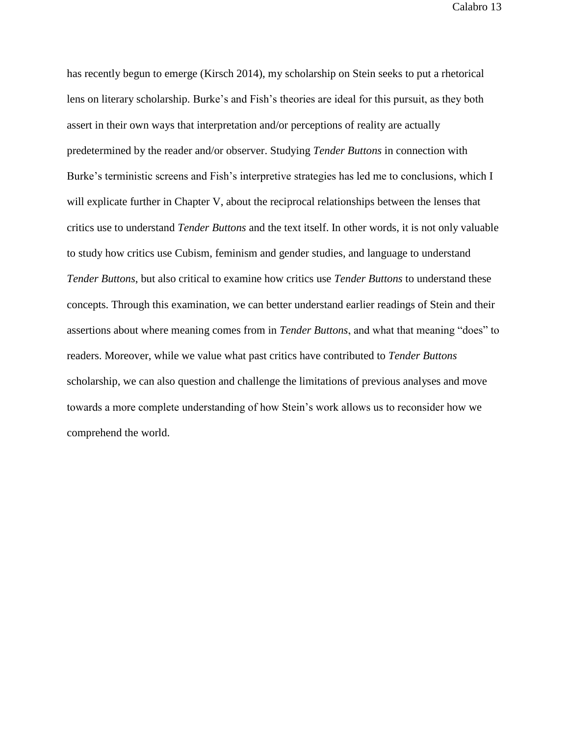has recently begun to emerge (Kirsch 2014), my scholarship on Stein seeks to put a rhetorical lens on literary scholarship. Burke's and Fish's theories are ideal for this pursuit, as they both assert in their own ways that interpretation and/or perceptions of reality are actually predetermined by the reader and/or observer. Studying *Tender Buttons* in connection with Burke's terministic screens and Fish's interpretive strategies has led me to conclusions, which I will explicate further in Chapter V, about the reciprocal relationships between the lenses that critics use to understand *Tender Buttons* and the text itself. In other words, it is not only valuable to study how critics use Cubism, feminism and gender studies, and language to understand *Tender Buttons*, but also critical to examine how critics use *Tender Buttons* to understand these concepts. Through this examination, we can better understand earlier readings of Stein and their assertions about where meaning comes from in *Tender Buttons*, and what that meaning "does" to readers. Moreover, while we value what past critics have contributed to *Tender Buttons* scholarship, we can also question and challenge the limitations of previous analyses and move towards a more complete understanding of how Stein's work allows us to reconsider how we comprehend the world.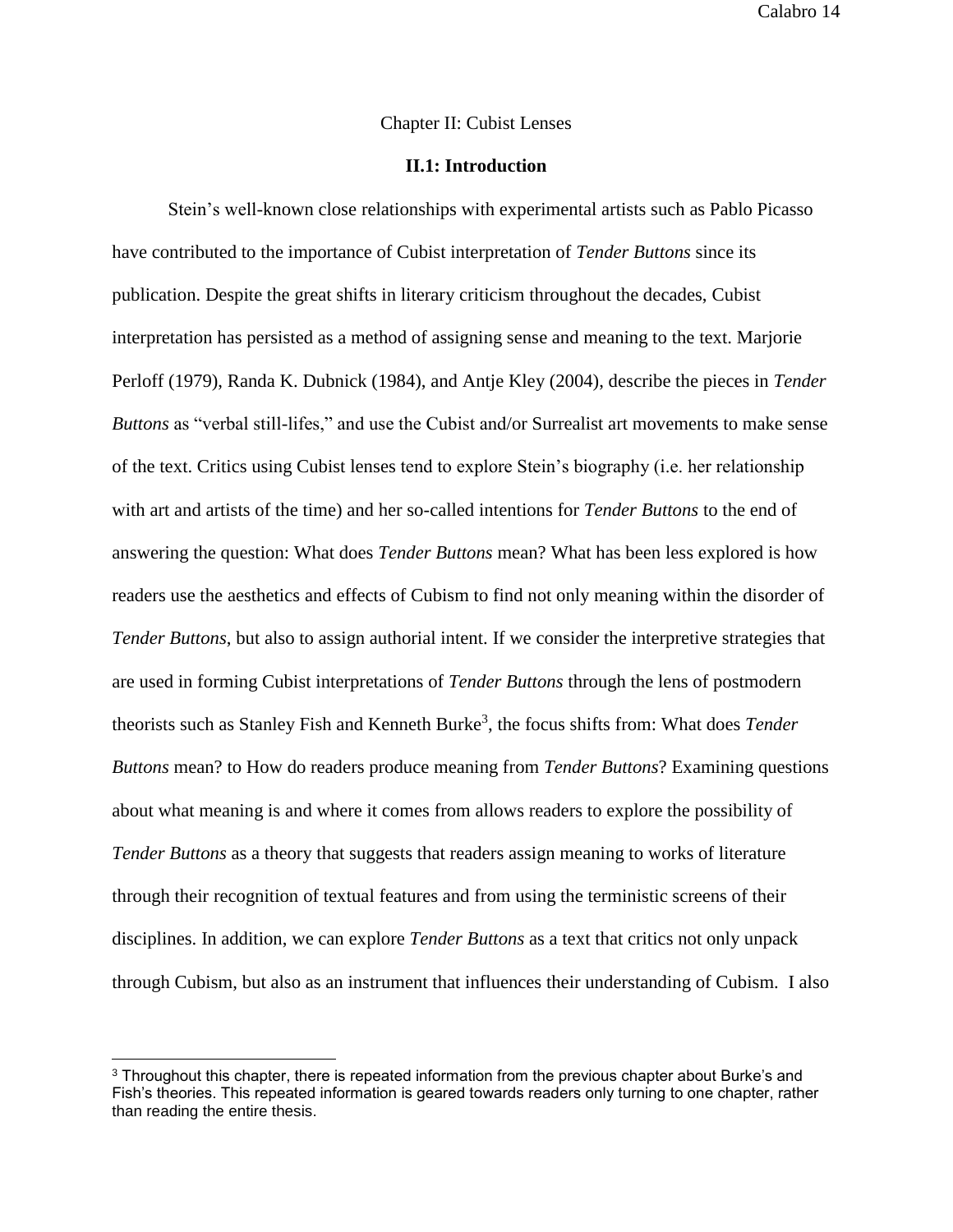# Chapter II: Cubist Lenses

## II.1: Introduction

Stein's well-known close relationships with experimental artists such as Pablo Picasso have contributed to the importance of Cubist interpretation of *Tender Buttons* since its publication. Despite the great shifts in literary criticism throughout the decades, Cubist interpretation has persisted as a method of assigning sense and meaning to the text. Marjorie Perloff (1979), Randa K. Dubnick (1984), and Antje Kley (2004), describe the pieces in *Tender Buttons* as "verbal still-lifes," and use the Cubist and/or Surrealist art movements to make sense of the text. Critics using Cubist lenses tend to explore Stein's biography (i.e. her relationship with art and artists of the time) and her so-called intentions for *Tender Buttons* to the end of answering the question: What does *Tender Buttons* mean? What has been less explored is how readers use the aesthetics and effects of Cubism to find not only meaning within the disorder of *Tender Buttons*, but also to assign authorial intent. If we consider the interpretive strategies that are used in forming Cubist interpretations of *Tender Buttons* through the lens of postmodern theorists such as Stanley Fish and Kenneth Burke[3], the focus shifts from: What does *Tender Buttons* mean? to How do readers produce meaning from *Tender Buttons*? Examining questions about what meaning is and where it comes from allows readers to explore the possibility of *Tender Buttons* as a theory that suggests that readers assign meaning to works of literature through their recognition of textual features and from using the terministic screens of their disciplines. In addition, we can explore *Tender Buttons* as a text that critics not only unpack through Cubism, but also as an instrument that influences their understanding of Cubism. I also

[3] Throughout this chapter, there is repeated information from the previous chapter about Burke's and Fish's theories. This repeated information is geared towards readers only turning to one chapter, rather than reading the entire thesis.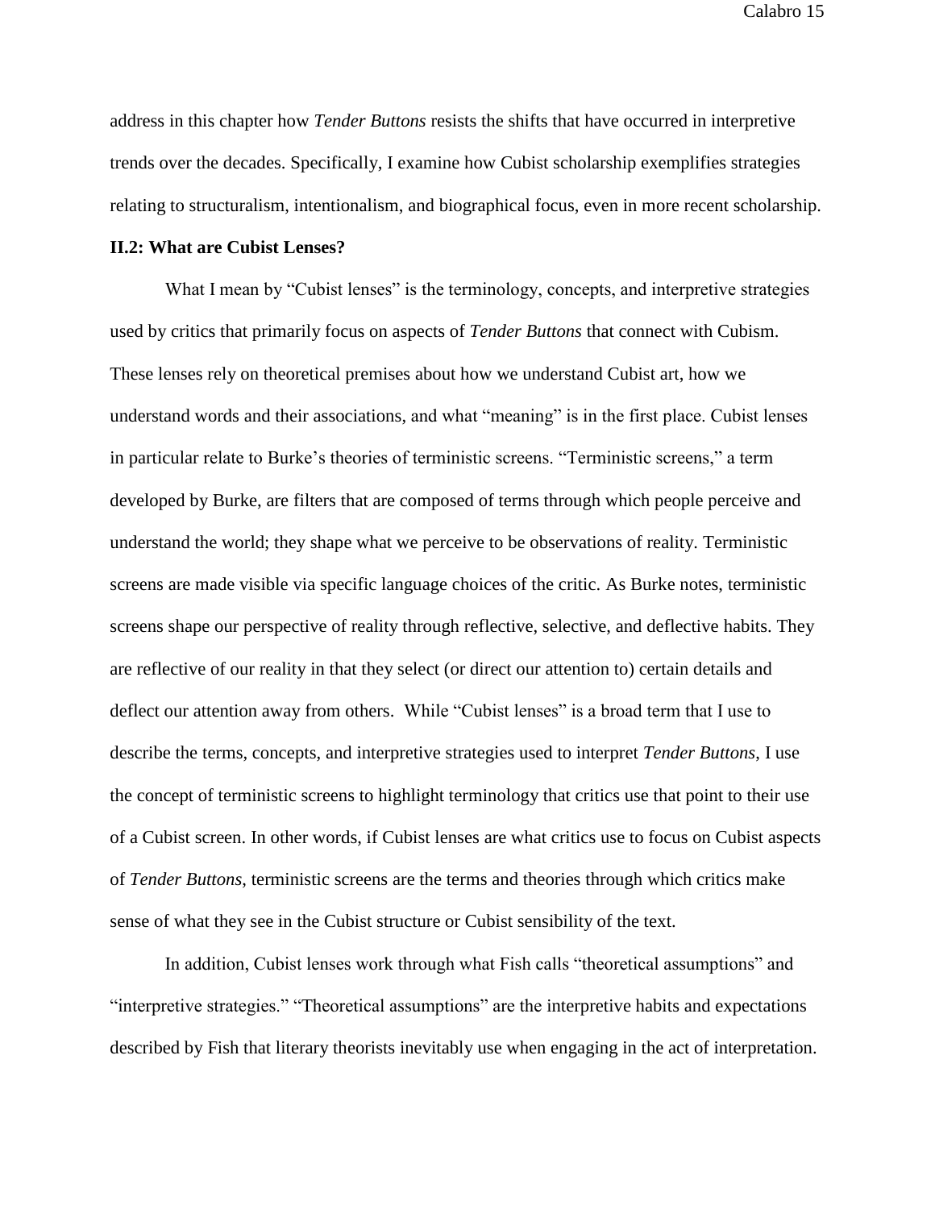address in this chapter how *Tender Buttons* resists the shifts that have occurred in interpretive trends over the decades. Specifically, I examine how Cubist scholarship exemplifies strategies relating to structuralism, intentionalism, and biographical focus, even in more recent scholarship.

### II.2: What are Cubist Lenses?

What I mean by "Cubist lenses" is the terminology, concepts, and interpretive strategies used by critics that primarily focus on aspects of *Tender Buttons* that connect with Cubism. These lenses rely on theoretical premises about how we understand Cubist art, how we understand words and their associations, and what "meaning" is in the first place. Cubist lenses in particular relate to Burke's theories of terministic screens. "Terministic screens," a term developed by Burke, are filters that are composed of terms through which people perceive and understand the world; they shape what we perceive to be observations of reality. Terministic screens are made visible via specific language choices of the critic. As Burke notes, terministic screens shape our perspective of reality through reflective, selective, and deflective habits. They are reflective of our reality in that they select (or direct our attention to) certain details and deflect our attention away from others. While "Cubist lenses" is a broad term that I use to describe the terms, concepts, and interpretive strategies used to interpret *Tender Buttons*, I use the concept of terministic screens to highlight terminology that critics use that point to their use of a Cubist screen. In other words, if Cubist lenses are what critics use to focus on Cubist aspects of *Tender Buttons*, terministic screens are the terms and theories through which critics make sense of what they see in the Cubist structure or Cubist sensibility of the text.

In addition, Cubist lenses work through what Fish calls "theoretical assumptions" and "interpretive strategies." "Theoretical assumptions" are the interpretive habits and expectations described by Fish that literary theorists inevitably use when engaging in the act of interpretation.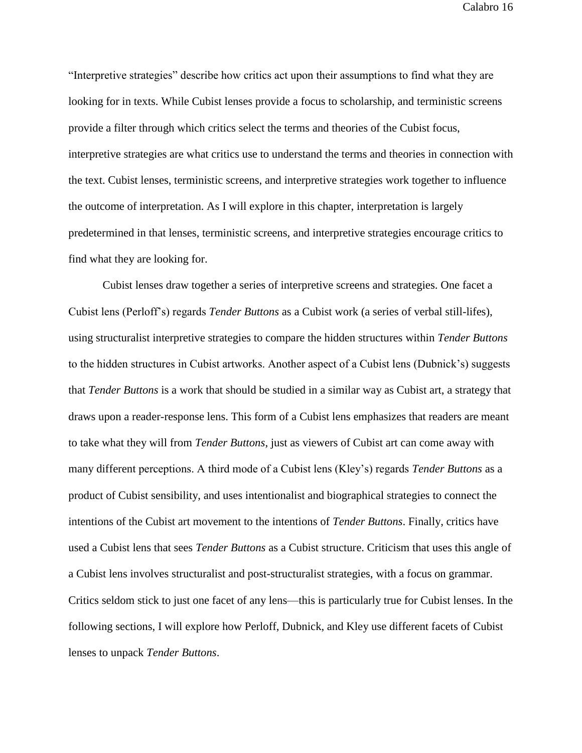"Interpretive strategies" describe how critics act upon their assumptions to find what they are looking for in texts. While Cubist lenses provide a focus to scholarship, and terministic screens provide a filter through which critics select the terms and theories of the Cubist focus, interpretive strategies are what critics use to understand the terms and theories in connection with the text. Cubist lenses, terministic screens, and interpretive strategies work together to influence the outcome of interpretation. As I will explore in this chapter, interpretation is largely predetermined in that lenses, terministic screens, and interpretive strategies encourage critics to find what they are looking for.

Cubist lenses draw together a series of interpretive screens and strategies. One facet a Cubist lens (Perloff's) regards *Tender Buttons* as a Cubist work (a series of verbal still-lifes), using structuralist interpretive strategies to compare the hidden structures within *Tender Buttons* to the hidden structures in Cubist artworks. Another aspect of a Cubist lens (Dubnick's) suggests that *Tender Buttons* is a work that should be studied in a similar way as Cubist art, a strategy that draws upon a reader-response lens. This form of a Cubist lens emphasizes that readers are meant to take what they will from *Tender Buttons*, just as viewers of Cubist art can come away with many different perceptions. A third mode of a Cubist lens (Kley's) regards *Tender Buttons* as a product of Cubist sensibility, and uses intentionalist and biographical strategies to connect the intentions of the Cubist art movement to the intentions of *Tender Buttons*. Finally, critics have used a Cubist lens that sees *Tender Buttons* as a Cubist structure. Criticism that uses this angle of a Cubist lens involves structuralist and post-structuralist strategies, with a focus on grammar. Critics seldom stick to just one facet of any lens—this is particularly true for Cubist lenses. In the following sections, I will explore how Perloff, Dubnick, and Kley use different facets of Cubist lenses to unpack *Tender Buttons*.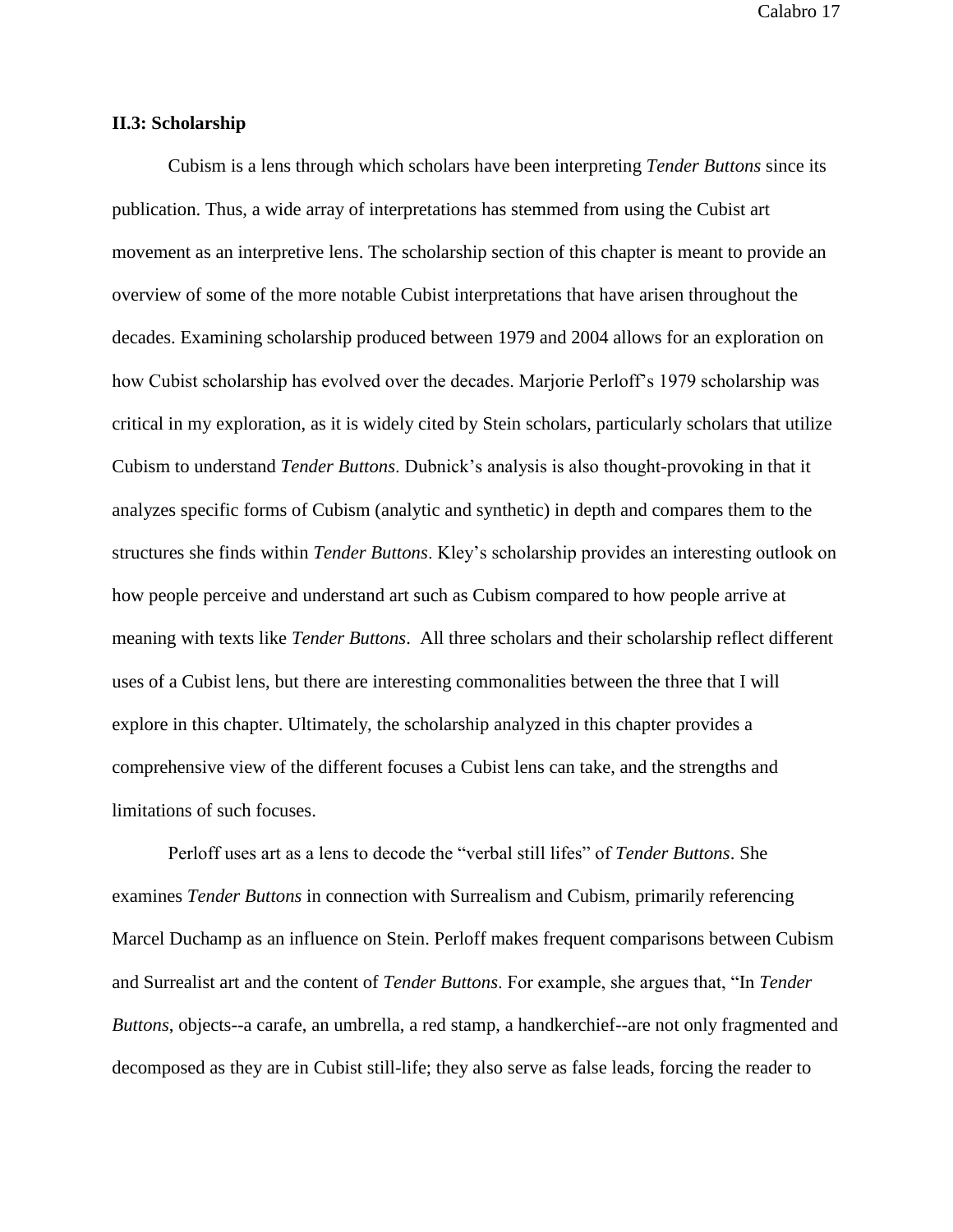### II.3: Scholarship

Cubism is a lens through which scholars have been interpreting *Tender Buttons* since its publication. Thus, a wide array of interpretations has stemmed from using the Cubist art movement as an interpretive lens. The scholarship section of this chapter is meant to provide an overview of some of the more notable Cubist interpretations that have arisen throughout the decades. Examining scholarship produced between 1979 and 2004 allows for an exploration on how Cubist scholarship has evolved over the decades. Marjorie Perloff's 1979 scholarship was critical in my exploration, as it is widely cited by Stein scholars, particularly scholars that utilize Cubism to understand *Tender Buttons*. Dubnick's analysis is also thought-provoking in that it analyzes specific forms of Cubism (analytic and synthetic) in depth and compares them to the structures she finds within *Tender Buttons*. Kley's scholarship provides an interesting outlook on how people perceive and understand art such as Cubism compared to how people arrive at meaning with texts like *Tender Buttons*. All three scholars and their scholarship reflect different uses of a Cubist lens, but there are interesting commonalities between the three that I will explore in this chapter. Ultimately, the scholarship analyzed in this chapter provides a comprehensive view of the different focuses a Cubist lens can take, and the strengths and limitations of such focuses.

Perloff uses art as a lens to decode the "verbal still lifes" of *Tender Buttons*. She examines *Tender Buttons* in connection with Surrealism and Cubism, primarily referencing Marcel Duchamp as an influence on Stein. Perloff makes frequent comparisons between Cubism and Surrealist art and the content of *Tender Buttons*. For example, she argues that, "In *Tender Buttons*, objects--a carafe, an umbrella, a red stamp, a handkerchief--are not only fragmented and decomposed as they are in Cubist still-life; they also serve as false leads, forcing the reader to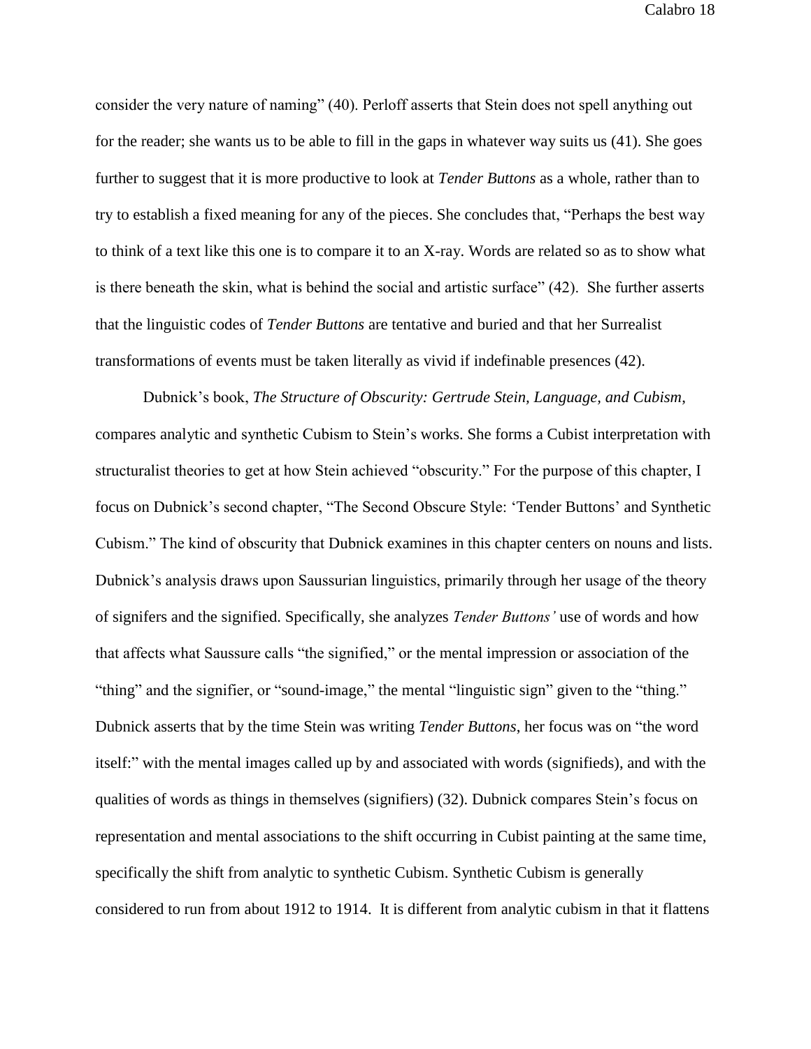consider the very nature of naming" (40). Perloff asserts that Stein does not spell anything out for the reader; she wants us to be able to fill in the gaps in whatever way suits us (41). She goes further to suggest that it is more productive to look at *Tender Buttons* as a whole, rather than to try to establish a fixed meaning for any of the pieces. She concludes that, "Perhaps the best way to think of a text like this one is to compare it to an X-ray. Words are related so as to show what is there beneath the skin, what is behind the social and artistic surface" (42). She further asserts that the linguistic codes of *Tender Buttons* are tentative and buried and that her Surrealist transformations of events must be taken literally as vivid if indefinable presences (42).

Dubnick's book, *The Structure of Obscurity: Gertrude Stein, Language, and Cubism*, compares analytic and synthetic Cubism to Stein's works. She forms a Cubist interpretation with structuralist theories to get at how Stein achieved "obscurity." For the purpose of this chapter, I focus on Dubnick's second chapter, "The Second Obscure Style: 'Tender Buttons' and Synthetic Cubism." The kind of obscurity that Dubnick examines in this chapter centers on nouns and lists. Dubnick's analysis draws upon Saussurian linguistics, primarily through her usage of the theory of signifers and the signified. Specifically, she analyzes *Tender Buttons'* use of words and how that affects what Saussure calls "the signified," or the mental impression or association of the "thing" and the signifier, or "sound-image," the mental "linguistic sign" given to the "thing." Dubnick asserts that by the time Stein was writing *Tender Buttons*, her focus was on "the word itself:" with the mental images called up by and associated with words (signifieds), and with the qualities of words as things in themselves (signifiers) (32). Dubnick compares Stein's focus on representation and mental associations to the shift occurring in Cubist painting at the same time, specifically the shift from analytic to synthetic Cubism. Synthetic Cubism is generally considered to run from about 1912 to 1914. It is different from analytic cubism in that it flattens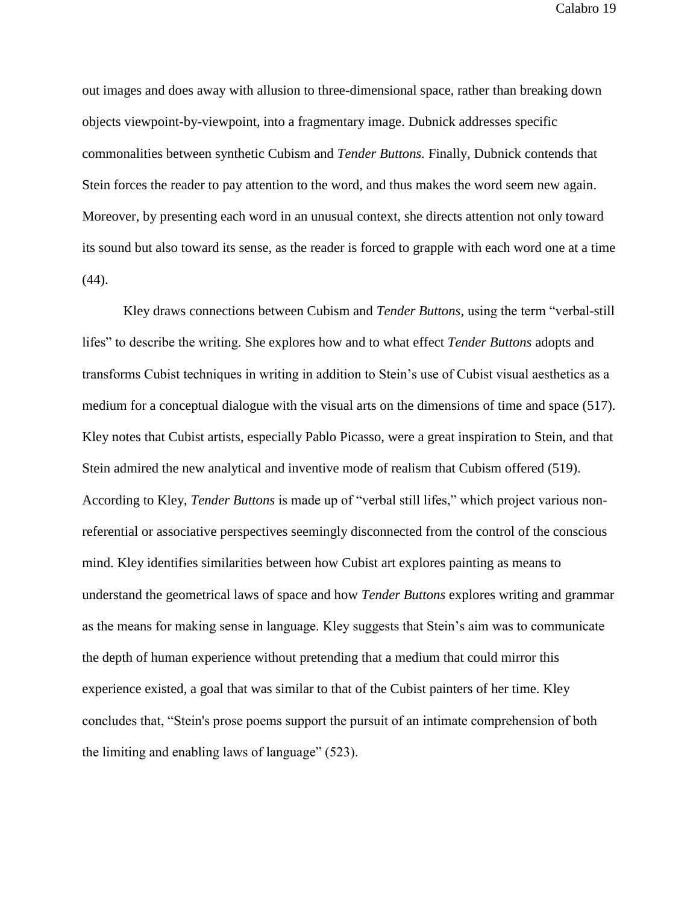out images and does away with allusion to three-dimensional space, rather than breaking down objects viewpoint-by-viewpoint, into a fragmentary image. Dubnick addresses specific commonalities between synthetic Cubism and *Tender Buttons.* Finally, Dubnick contends that Stein forces the reader to pay attention to the word, and thus makes the word seem new again. Moreover, by presenting each word in an unusual context, she directs attention not only toward its sound but also toward its sense, as the reader is forced to grapple with each word one at a time (44).

Kley draws connections between Cubism and *Tender Buttons,* using the term "verbal-still lifes" to describe the writing. She explores how and to what effect *Tender Buttons* adopts and transforms Cubist techniques in writing in addition to Stein's use of Cubist visual aesthetics as a medium for a conceptual dialogue with the visual arts on the dimensions of time and space (517). Kley notes that Cubist artists, especially Pablo Picasso, were a great inspiration to Stein, and that Stein admired the new analytical and inventive mode of realism that Cubism offered (519). According to Kley, *Tender Buttons* is made up of "verbal still lifes," which project various non-referential or associative perspectives seemingly disconnected from the control of the conscious mind. Kley identifies similarities between how Cubist art explores painting as means to understand the geometrical laws of space and how *Tender Buttons* explores writing and grammar as the means for making sense in language. Kley suggests that Stein's aim was to communicate the depth of human experience without pretending that a medium that could mirror this experience existed, a goal that was similar to that of the Cubist painters of her time. Kley concludes that, "Stein's prose poems support the pursuit of an intimate comprehension of both the limiting and enabling laws of language" (523).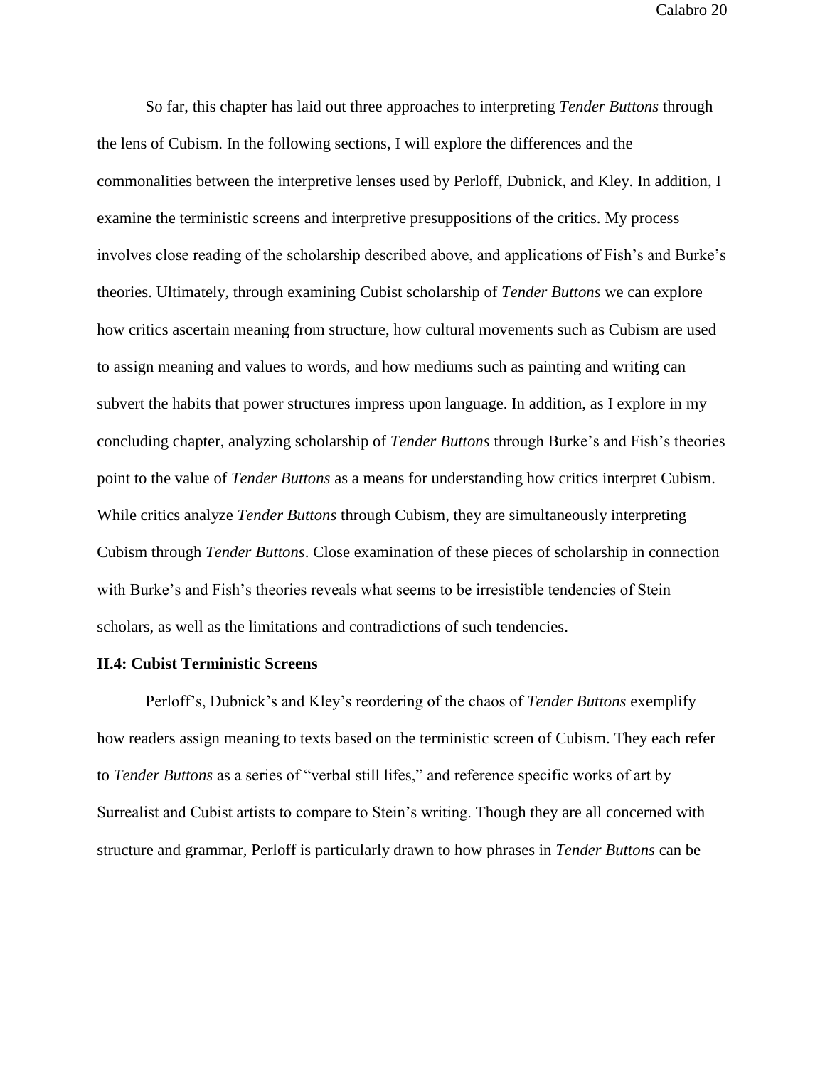So far, this chapter has laid out three approaches to interpreting *Tender Buttons* through the lens of Cubism. In the following sections, I will explore the differences and the commonalities between the interpretive lenses used by Perloff, Dubnick, and Kley. In addition, I examine the terministic screens and interpretive presuppositions of the critics. My process involves close reading of the scholarship described above, and applications of Fish's and Burke's theories. Ultimately, through examining Cubist scholarship of *Tender Buttons* we can explore how critics ascertain meaning from structure, how cultural movements such as Cubism are used to assign meaning and values to words, and how mediums such as painting and writing can subvert the habits that power structures impress upon language. In addition, as I explore in my concluding chapter, analyzing scholarship of *Tender Buttons* through Burke's and Fish's theories point to the value of *Tender Buttons* as a means for understanding how critics interpret Cubism. While critics analyze *Tender Buttons* through Cubism, they are simultaneously interpreting Cubism through *Tender Buttons*. Close examination of these pieces of scholarship in connection with Burke's and Fish's theories reveals what seems to be irresistible tendencies of Stein scholars, as well as the limitations and contradictions of such tendencies.

**II.4: Cubist Terministic Screens**

Perloff's, Dubnick's and Kley's reordering of the chaos of *Tender Buttons* exemplify how readers assign meaning to texts based on the terministic screen of Cubism. They each refer to *Tender Buttons* as a series of "verbal still lifes," and reference specific works of art by Surrealist and Cubist artists to compare to Stein's writing. Though they are all concerned with structure and grammar, Perloff is particularly drawn to how phrases in *Tender Buttons* can be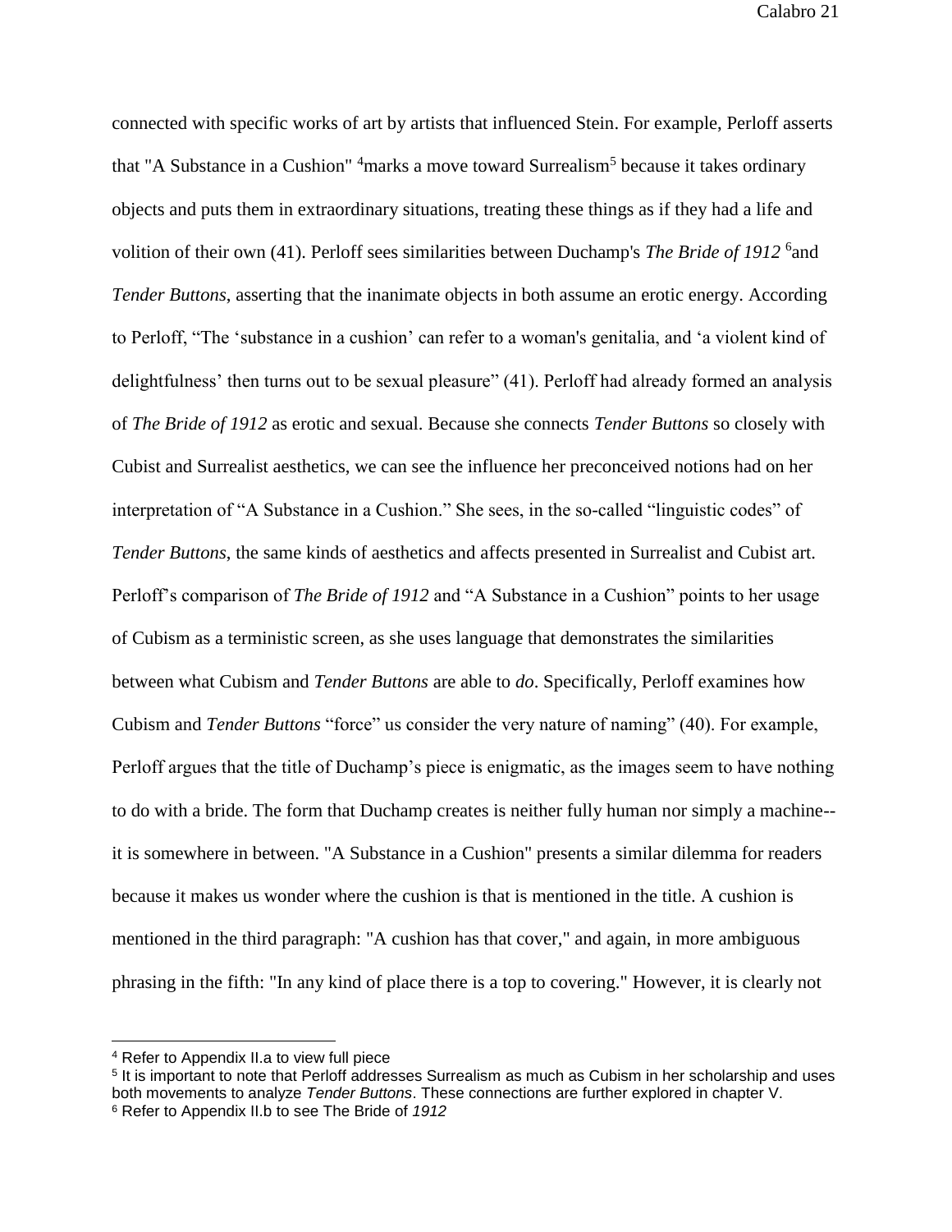connected with specific works of art by artists that influenced Stein. For example, Perloff asserts that "A Substance in a Cushion" [4]marks a move toward Surrealism[5] because it takes ordinary objects and puts them in extraordinary situations, treating these things as if they had a life and volition of their own (41). Perloff sees similarities between Duchamp's *The Bride of 1912* [6]and *Tender Buttons*, asserting that the inanimate objects in both assume an erotic energy. According to Perloff, "The 'substance in a cushion' can refer to a woman's genitalia, and 'a violent kind of delightfulness' then turns out to be sexual pleasure" (41). Perloff had already formed an analysis of *The Bride of 1912* as erotic and sexual. Because she connects *Tender Buttons* so closely with Cubist and Surrealist aesthetics, we can see the influence her preconceived notions had on her interpretation of "A Substance in a Cushion." She sees, in the so-called "linguistic codes" of *Tender Buttons*, the same kinds of aesthetics and affects presented in Surrealist and Cubist art. Perloff's comparison of *The Bride of 1912* and "A Substance in a Cushion" points to her usage of Cubism as a terministic screen, as she uses language that demonstrates the similarities between what Cubism and *Tender Buttons* are able to *do*. Specifically, Perloff examines how Cubism and *Tender Buttons* "force" us consider the very nature of naming" (40). For example, Perloff argues that the title of Duchamp's piece is enigmatic, as the images seem to have nothing to do with a bride. The form that Duchamp creates is neither fully human nor simply a machine--it is somewhere in between. "A Substance in a Cushion" presents a similar dilemma for readers because it makes us wonder where the cushion is that is mentioned in the title. A cushion is mentioned in the third paragraph: "A cushion has that cover," and again, in more ambiguous phrasing in the fifth: "In any kind of place there is a top to covering." However, it is clearly not

---

[4] Refer to Appendix II.a to view full piece

[5] It is important to note that Perloff addresses Surrealism as much as Cubism in her scholarship and uses both movements to analyze *Tender Buttons*. These connections are further explored in chapter V.

[6] Refer to Appendix II.b to see The Bride of *1912*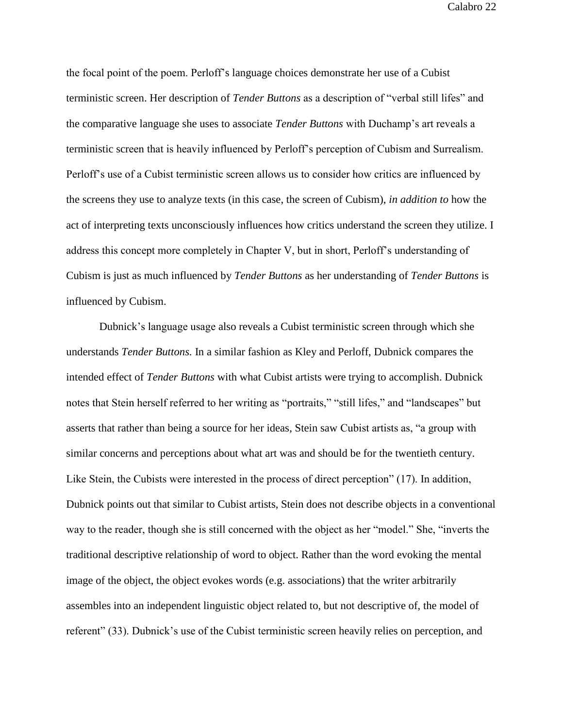the focal point of the poem. Perloff's language choices demonstrate her use of a Cubist terministic screen. Her description of *Tender Buttons* as a description of "verbal still lifes" and the comparative language she uses to associate *Tender Buttons* with Duchamp's art reveals a terministic screen that is heavily influenced by Perloff's perception of Cubism and Surrealism. Perloff's use of a Cubist terministic screen allows us to consider how critics are influenced by the screens they use to analyze texts (in this case, the screen of Cubism), *in addition to* how the act of interpreting texts unconsciously influences how critics understand the screen they utilize. I address this concept more completely in Chapter V, but in short, Perloff's understanding of Cubism is just as much influenced by *Tender Buttons* as her understanding of *Tender Buttons* is influenced by Cubism.

Dubnick's language usage also reveals a Cubist terministic screen through which she understands *Tender Buttons.* In a similar fashion as Kley and Perloff, Dubnick compares the intended effect of *Tender Buttons* with what Cubist artists were trying to accomplish. Dubnick notes that Stein herself referred to her writing as "portraits," "still lifes," and "landscapes" but asserts that rather than being a source for her ideas, Stein saw Cubist artists as, "a group with similar concerns and perceptions about what art was and should be for the twentieth century. Like Stein, the Cubists were interested in the process of direct perception" (17). In addition, Dubnick points out that similar to Cubist artists, Stein does not describe objects in a conventional way to the reader, though she is still concerned with the object as her "model." She, "inverts the traditional descriptive relationship of word to object. Rather than the word evoking the mental image of the object, the object evokes words (e.g. associations) that the writer arbitrarily assembles into an independent linguistic object related to, but not descriptive of, the model of referent" (33). Dubnick's use of the Cubist terministic screen heavily relies on perception, and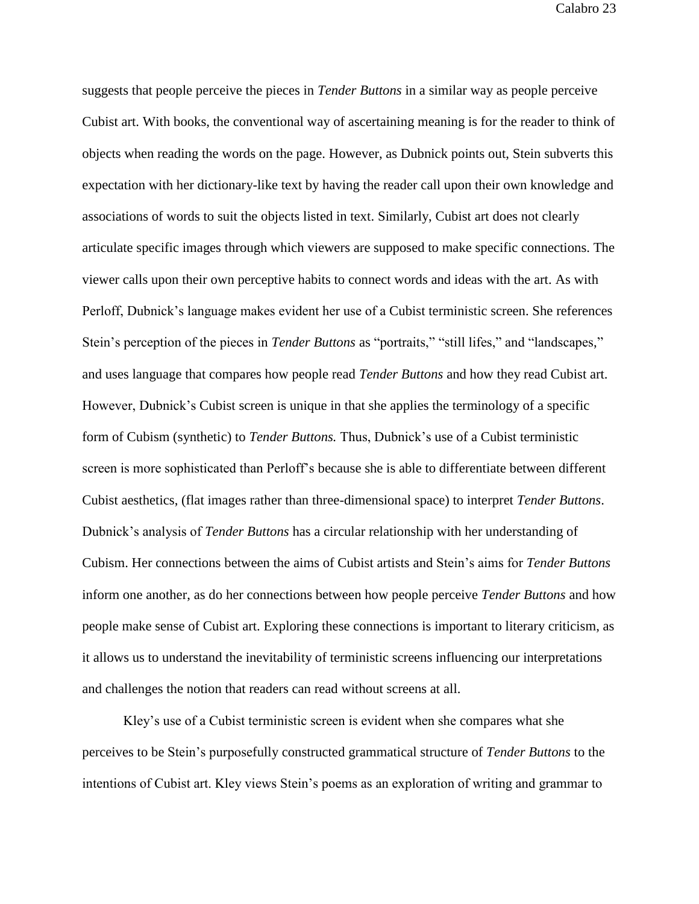suggests that people perceive the pieces in *Tender Buttons* in a similar way as people perceive Cubist art. With books, the conventional way of ascertaining meaning is for the reader to think of objects when reading the words on the page. However, as Dubnick points out, Stein subverts this expectation with her dictionary-like text by having the reader call upon their own knowledge and associations of words to suit the objects listed in text. Similarly, Cubist art does not clearly articulate specific images through which viewers are supposed to make specific connections. The viewer calls upon their own perceptive habits to connect words and ideas with the art. As with Perloff, Dubnick's language makes evident her use of a Cubist terministic screen. She references Stein's perception of the pieces in *Tender Buttons* as "portraits," "still lifes," and "landscapes," and uses language that compares how people read *Tender Buttons* and how they read Cubist art. However, Dubnick's Cubist screen is unique in that she applies the terminology of a specific form of Cubism (synthetic) to *Tender Buttons.* Thus, Dubnick's use of a Cubist terministic screen is more sophisticated than Perloff's because she is able to differentiate between different Cubist aesthetics, (flat images rather than three-dimensional space) to interpret *Tender Buttons*. Dubnick's analysis of *Tender Buttons* has a circular relationship with her understanding of Cubism. Her connections between the aims of Cubist artists and Stein's aims for *Tender Buttons* inform one another, as do her connections between how people perceive *Tender Buttons* and how people make sense of Cubist art. Exploring these connections is important to literary criticism, as it allows us to understand the inevitability of terministic screens influencing our interpretations and challenges the notion that readers can read without screens at all.

Kley's use of a Cubist terministic screen is evident when she compares what she perceives to be Stein's purposefully constructed grammatical structure of *Tender Buttons* to the intentions of Cubist art. Kley views Stein's poems as an exploration of writing and grammar to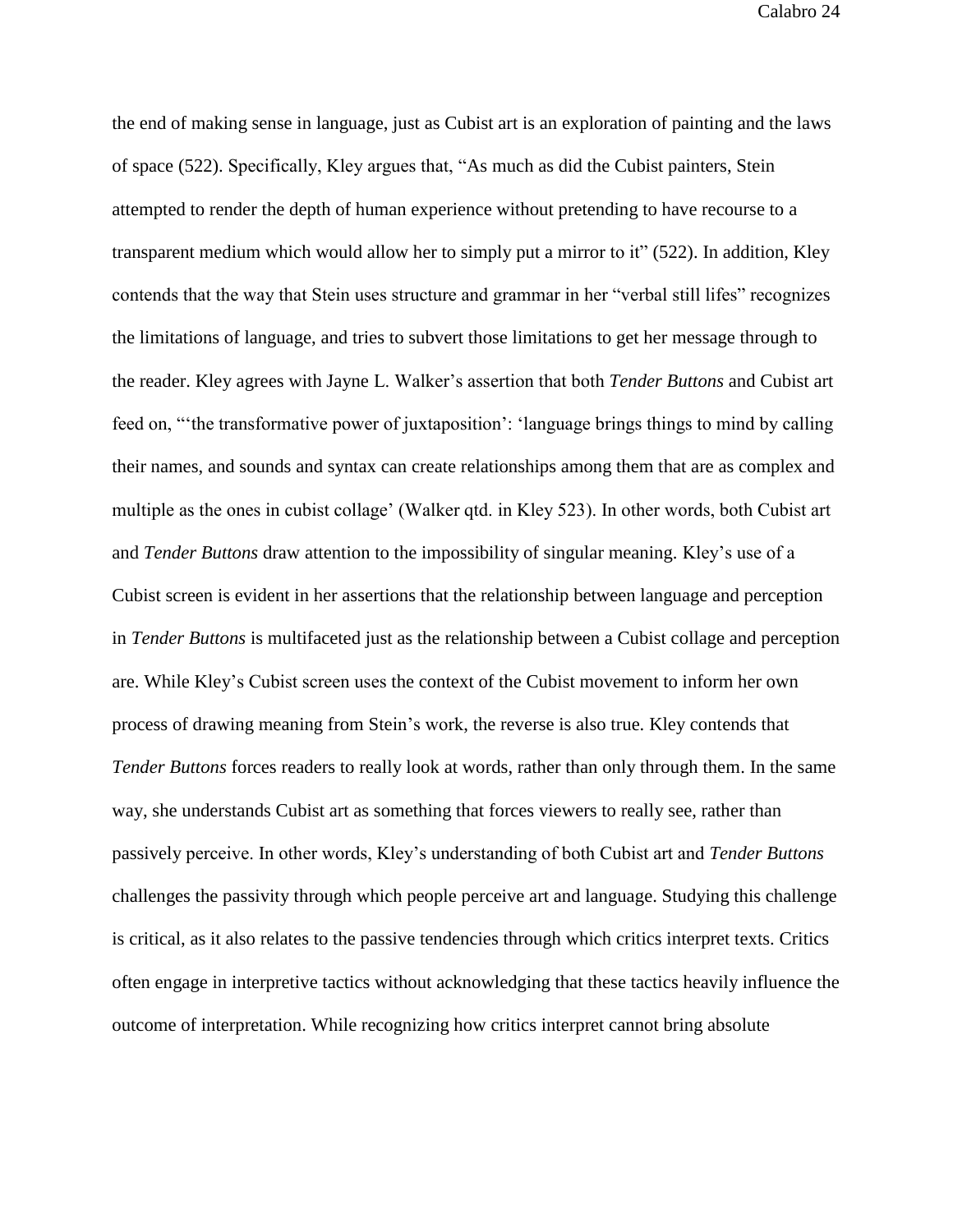the end of making sense in language, just as Cubist art is an exploration of painting and the laws of space (522). Specifically, Kley argues that, "As much as did the Cubist painters, Stein attempted to render the depth of human experience without pretending to have recourse to a transparent medium which would allow her to simply put a mirror to it" (522). In addition, Kley contends that the way that Stein uses structure and grammar in her "verbal still lifes" recognizes the limitations of language, and tries to subvert those limitations to get her message through to the reader. Kley agrees with Jayne L. Walker's assertion that both *Tender Buttons* and Cubist art feed on, "'the transformative power of juxtaposition': 'language brings things to mind by calling their names, and sounds and syntax can create relationships among them that are as complex and multiple as the ones in cubist collage' (Walker qtd. in Kley 523). In other words, both Cubist art and *Tender Buttons* draw attention to the impossibility of singular meaning. Kley's use of a Cubist screen is evident in her assertions that the relationship between language and perception in *Tender Buttons* is multifaceted just as the relationship between a Cubist collage and perception are. While Kley's Cubist screen uses the context of the Cubist movement to inform her own process of drawing meaning from Stein's work, the reverse is also true. Kley contends that *Tender Buttons* forces readers to really look at words, rather than only through them. In the same way, she understands Cubist art as something that forces viewers to really see, rather than passively perceive. In other words, Kley's understanding of both Cubist art and *Tender Buttons* challenges the passivity through which people perceive art and language. Studying this challenge is critical, as it also relates to the passive tendencies through which critics interpret texts. Critics often engage in interpretive tactics without acknowledging that these tactics heavily influence the outcome of interpretation. While recognizing how critics interpret cannot bring absolute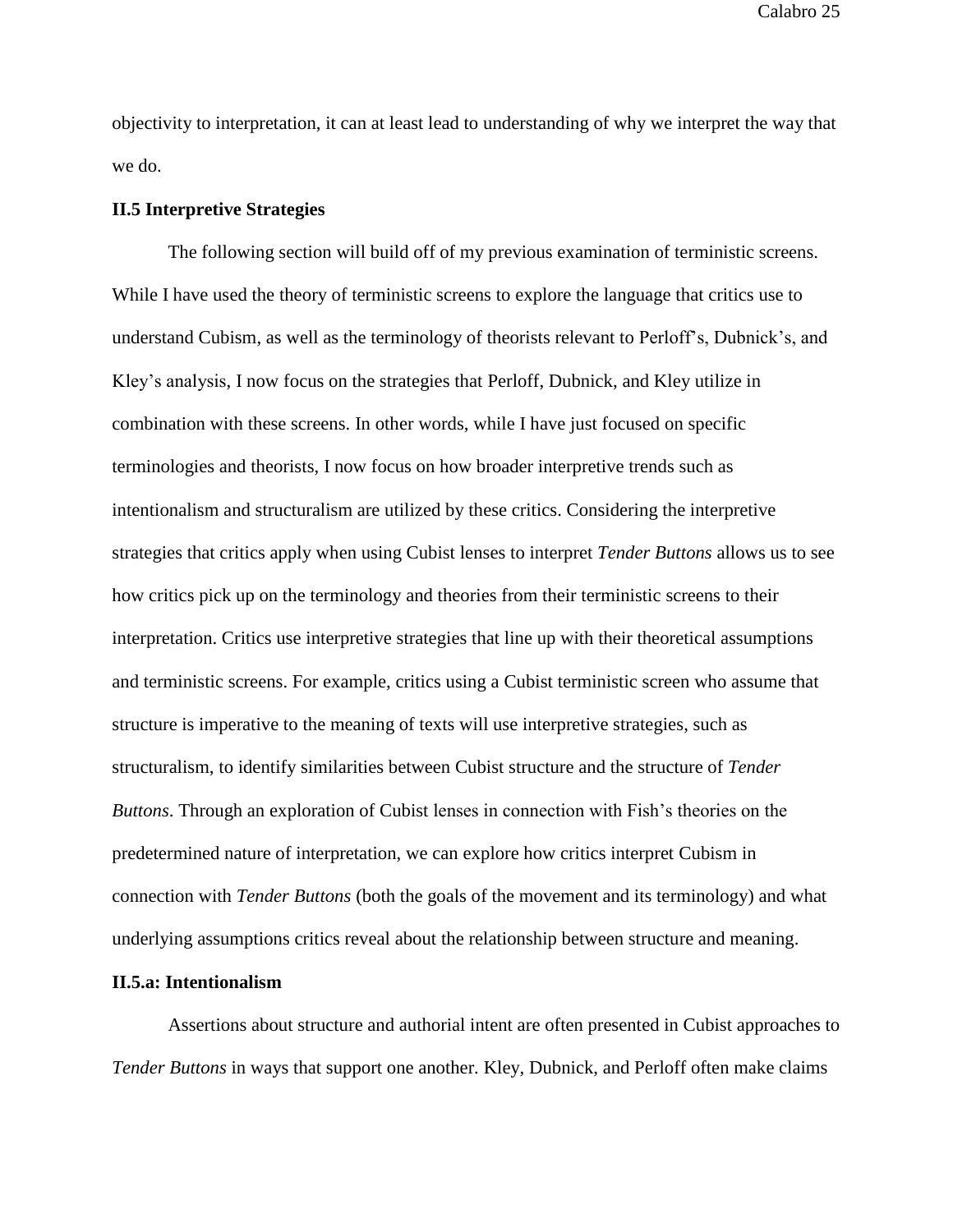objectivity to interpretation, it can at least lead to understanding of why we interpret the way that we do.

### II.5 Interpretive Strategies

The following section will build off of my previous examination of terministic screens. While I have used the theory of terministic screens to explore the language that critics use to understand Cubism, as well as the terminology of theorists relevant to Perloff's, Dubnick's, and Kley's analysis, I now focus on the strategies that Perloff, Dubnick, and Kley utilize in combination with these screens. In other words, while I have just focused on specific terminologies and theorists, I now focus on how broader interpretive trends such as intentionalism and structuralism are utilized by these critics. Considering the interpretive strategies that critics apply when using Cubist lenses to interpret *Tender Buttons* allows us to see how critics pick up on the terminology and theories from their terministic screens to their interpretation. Critics use interpretive strategies that line up with their theoretical assumptions and terministic screens. For example, critics using a Cubist terministic screen who assume that structure is imperative to the meaning of texts will use interpretive strategies, such as structuralism, to identify similarities between Cubist structure and the structure of *Tender Buttons*. Through an exploration of Cubist lenses in connection with Fish's theories on the predetermined nature of interpretation, we can explore how critics interpret Cubism in connection with *Tender Buttons* (both the goals of the movement and its terminology) and what underlying assumptions critics reveal about the relationship between structure and meaning.

#### II.5.a: Intentionalism

Assertions about structure and authorial intent are often presented in Cubist approaches to *Tender Buttons* in ways that support one another. Kley, Dubnick, and Perloff often make claims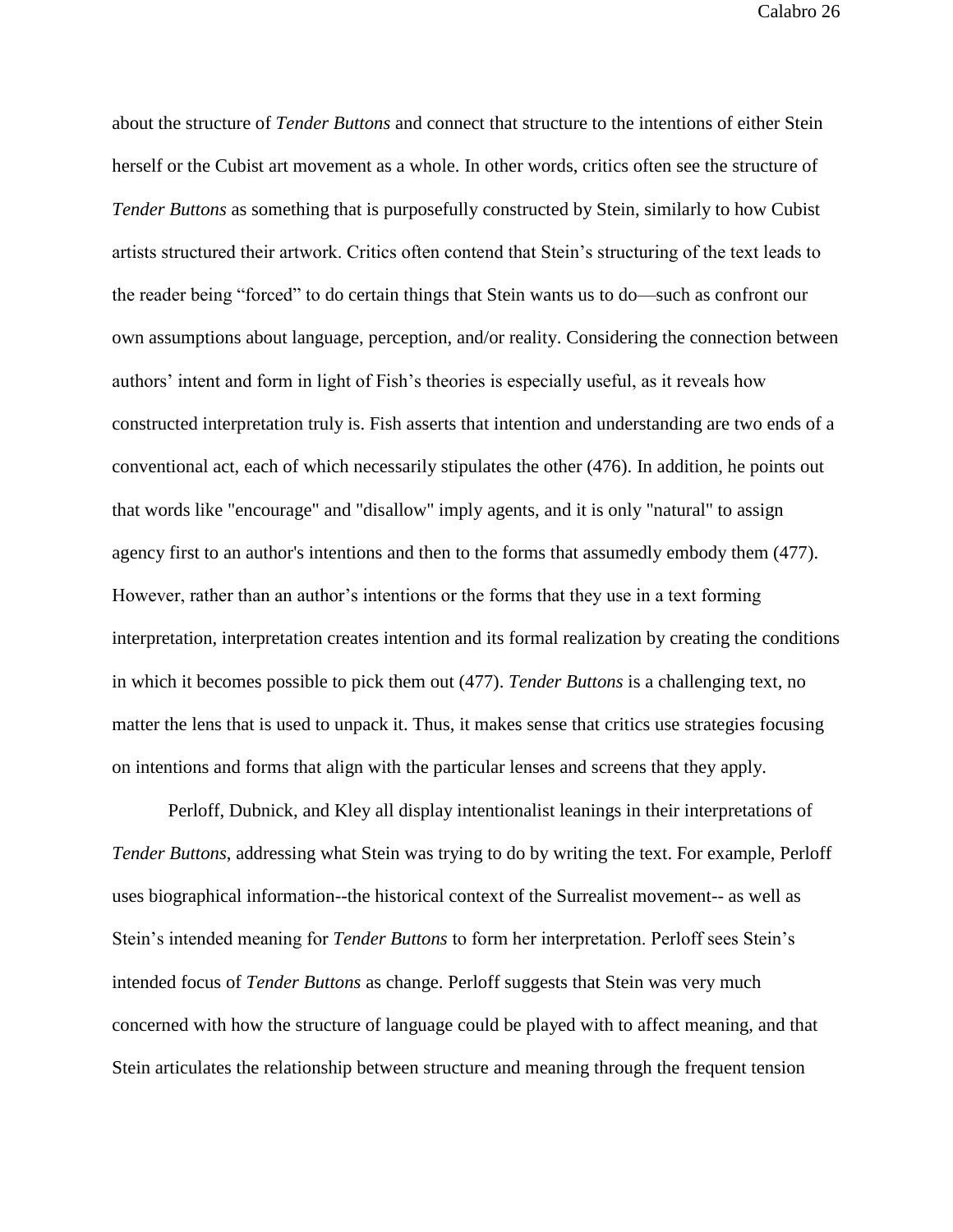about the structure of *Tender Buttons* and connect that structure to the intentions of either Stein herself or the Cubist art movement as a whole. In other words, critics often see the structure of *Tender Buttons* as something that is purposefully constructed by Stein, similarly to how Cubist artists structured their artwork. Critics often contend that Stein's structuring of the text leads to the reader being "forced" to do certain things that Stein wants us to do—such as confront our own assumptions about language, perception, and/or reality. Considering the connection between authors' intent and form in light of Fish's theories is especially useful, as it reveals how constructed interpretation truly is. Fish asserts that intention and understanding are two ends of a conventional act, each of which necessarily stipulates the other (476). In addition, he points out that words like "encourage" and "disallow" imply agents, and it is only "natural" to assign agency first to an author's intentions and then to the forms that assumedly embody them (477). However, rather than an author's intentions or the forms that they use in a text forming interpretation, interpretation creates intention and its formal realization by creating the conditions in which it becomes possible to pick them out (477). *Tender Buttons* is a challenging text, no matter the lens that is used to unpack it. Thus, it makes sense that critics use strategies focusing on intentions and forms that align with the particular lenses and screens that they apply.

Perloff, Dubnick, and Kley all display intentionalist leanings in their interpretations of *Tender Buttons*, addressing what Stein was trying to do by writing the text. For example, Perloff uses biographical information--the historical context of the Surrealist movement-- as well as Stein's intended meaning for *Tender Buttons* to form her interpretation. Perloff sees Stein's intended focus of *Tender Buttons* as change. Perloff suggests that Stein was very much concerned with how the structure of language could be played with to affect meaning, and that Stein articulates the relationship between structure and meaning through the frequent tension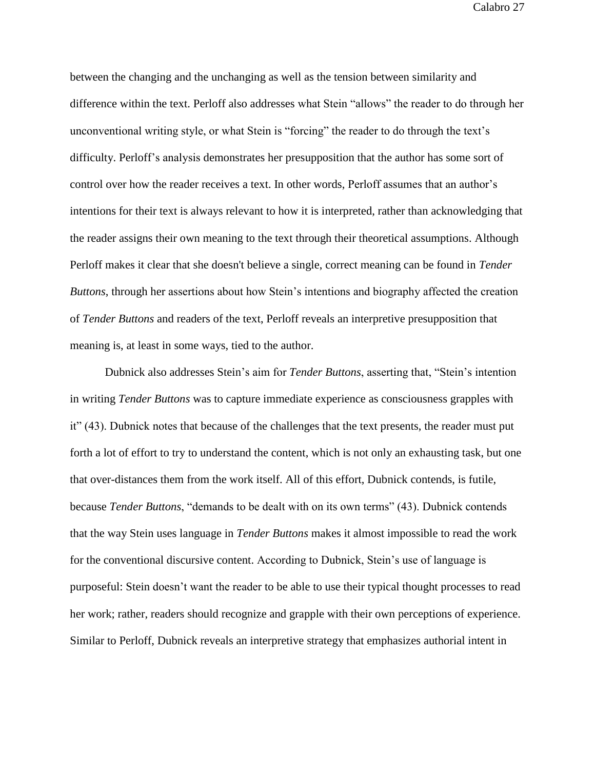between the changing and the unchanging as well as the tension between similarity and difference within the text. Perloff also addresses what Stein "allows" the reader to do through her unconventional writing style, or what Stein is "forcing" the reader to do through the text's difficulty. Perloff's analysis demonstrates her presupposition that the author has some sort of control over how the reader receives a text. In other words, Perloff assumes that an author's intentions for their text is always relevant to how it is interpreted, rather than acknowledging that the reader assigns their own meaning to the text through their theoretical assumptions. Although Perloff makes it clear that she doesn't believe a single, correct meaning can be found in *Tender Buttons*, through her assertions about how Stein's intentions and biography affected the creation of *Tender Buttons* and readers of the text, Perloff reveals an interpretive presupposition that meaning is, at least in some ways, tied to the author.

Dubnick also addresses Stein's aim for *Tender Buttons*, asserting that, "Stein's intention in writing *Tender Buttons* was to capture immediate experience as consciousness grapples with it" (43). Dubnick notes that because of the challenges that the text presents, the reader must put forth a lot of effort to try to understand the content, which is not only an exhausting task, but one that over-distances them from the work itself. All of this effort, Dubnick contends, is futile, because *Tender Buttons*, "demands to be dealt with on its own terms" (43). Dubnick contends that the way Stein uses language in *Tender Buttons* makes it almost impossible to read the work for the conventional discursive content. According to Dubnick, Stein's use of language is purposeful: Stein doesn't want the reader to be able to use their typical thought processes to read her work; rather, readers should recognize and grapple with their own perceptions of experience. Similar to Perloff, Dubnick reveals an interpretive strategy that emphasizes authorial intent in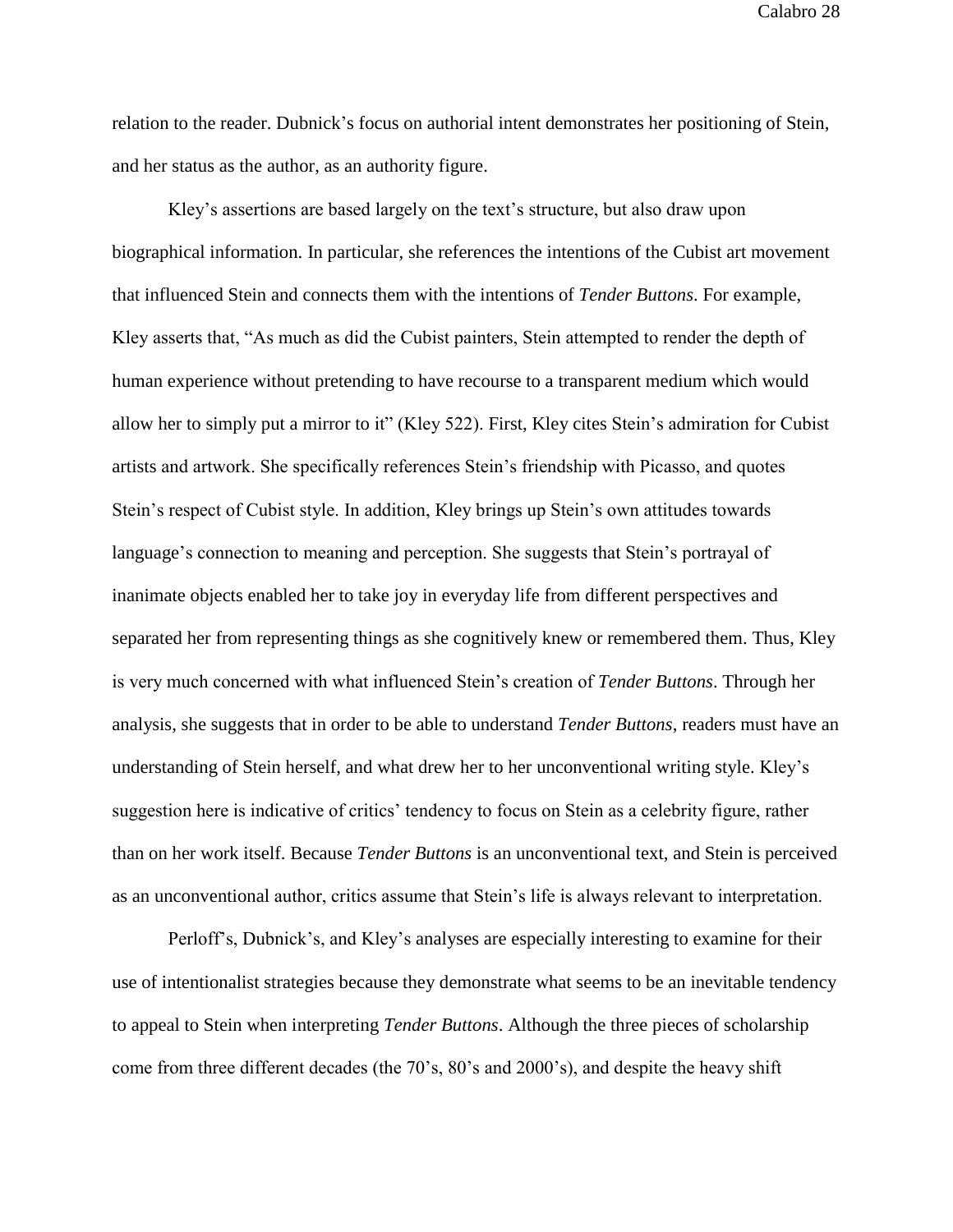relation to the reader. Dubnick's focus on authorial intent demonstrates her positioning of Stein, and her status as the author, as an authority figure.

Kley's assertions are based largely on the text's structure, but also draw upon biographical information. In particular, she references the intentions of the Cubist art movement that influenced Stein and connects them with the intentions of *Tender Buttons*. For example, Kley asserts that, "As much as did the Cubist painters, Stein attempted to render the depth of human experience without pretending to have recourse to a transparent medium which would allow her to simply put a mirror to it" (Kley 522). First, Kley cites Stein's admiration for Cubist artists and artwork. She specifically references Stein's friendship with Picasso, and quotes Stein's respect of Cubist style. In addition, Kley brings up Stein's own attitudes towards language's connection to meaning and perception. She suggests that Stein's portrayal of inanimate objects enabled her to take joy in everyday life from different perspectives and separated her from representing things as she cognitively knew or remembered them. Thus, Kley is very much concerned with what influenced Stein's creation of *Tender Buttons*. Through her analysis, she suggests that in order to be able to understand *Tender Buttons*, readers must have an understanding of Stein herself, and what drew her to her unconventional writing style. Kley's suggestion here is indicative of critics' tendency to focus on Stein as a celebrity figure, rather than on her work itself. Because *Tender Buttons* is an unconventional text, and Stein is perceived as an unconventional author, critics assume that Stein's life is always relevant to interpretation.

Perloff's, Dubnick's, and Kley's analyses are especially interesting to examine for their use of intentionalist strategies because they demonstrate what seems to be an inevitable tendency to appeal to Stein when interpreting *Tender Buttons*. Although the three pieces of scholarship come from three different decades (the 70's, 80's and 2000's), and despite the heavy shift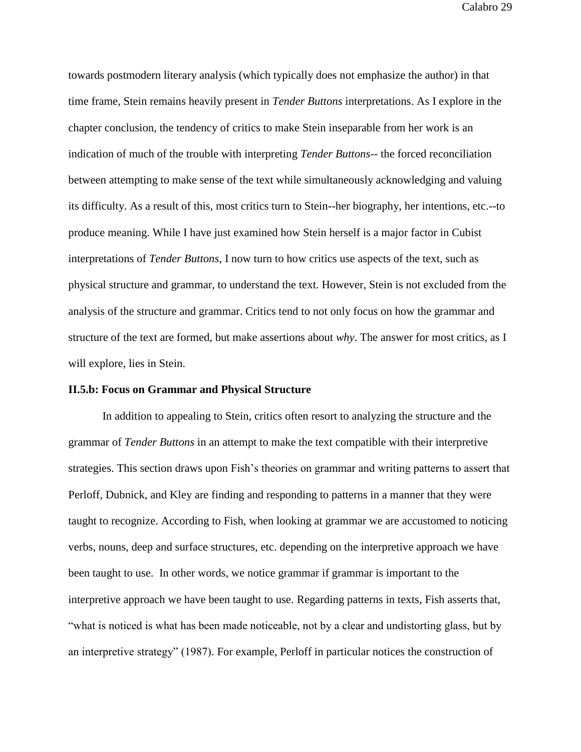towards postmodern literary analysis (which typically does not emphasize the author) in that time frame, Stein remains heavily present in *Tender Buttons* interpretations. As I explore in the chapter conclusion, the tendency of critics to make Stein inseparable from her work is an indication of much of the trouble with interpreting *Tender Buttons*-- the forced reconciliation between attempting to make sense of the text while simultaneously acknowledging and valuing its difficulty. As a result of this, most critics turn to Stein--her biography, her intentions, etc.--to produce meaning. While I have just examined how Stein herself is a major factor in Cubist interpretations of *Tender Buttons*, I now turn to how critics use aspects of the text, such as physical structure and grammar, to understand the text. However, Stein is not excluded from the analysis of the structure and grammar. Critics tend to not only focus on how the grammar and structure of the text are formed, but make assertions about *why*. The answer for most critics, as I will explore, lies in Stein.

### II.5.b: Focus on Grammar and Physical Structure

In addition to appealing to Stein, critics often resort to analyzing the structure and the grammar of *Tender Buttons* in an attempt to make the text compatible with their interpretive strategies. This section draws upon Fish's theories on grammar and writing patterns to assert that Perloff, Dubnick, and Kley are finding and responding to patterns in a manner that they were taught to recognize. According to Fish, when looking at grammar we are accustomed to noticing verbs, nouns, deep and surface structures, etc. depending on the interpretive approach we have been taught to use. In other words, we notice grammar if grammar is important to the interpretive approach we have been taught to use. Regarding patterns in texts, Fish asserts that, "what is noticed is what has been made noticeable, not by a clear and undistorting glass, but by an interpretive strategy" (1987). For example, Perloff in particular notices the construction of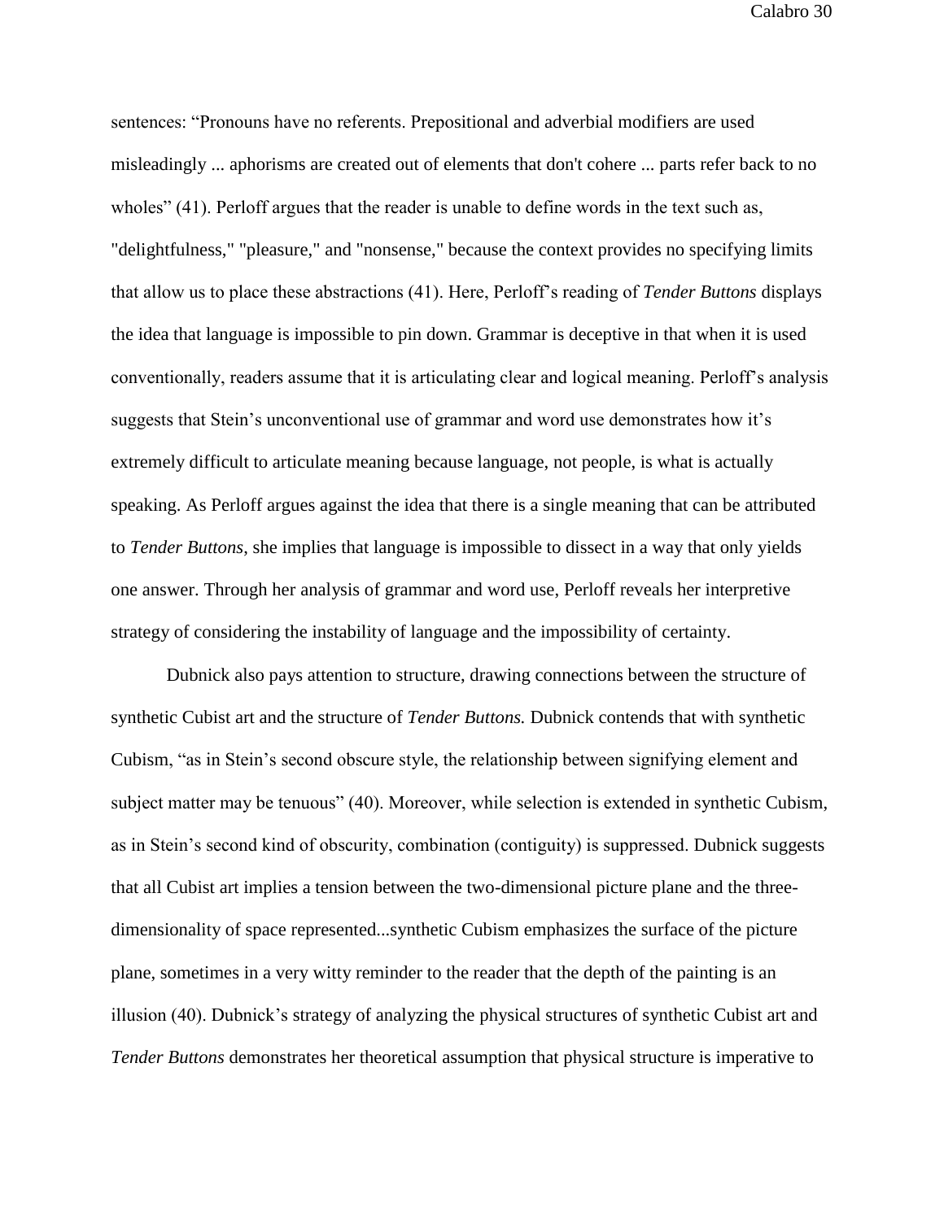sentences: "Pronouns have no referents. Prepositional and adverbial modifiers are used misleadingly ... aphorisms are created out of elements that don't cohere ... parts refer back to no wholes" (41). Perloff argues that the reader is unable to define words in the text such as, "delightfulness," "pleasure," and "nonsense," because the context provides no specifying limits that allow us to place these abstractions (41). Here, Perloff's reading of *Tender Buttons* displays the idea that language is impossible to pin down. Grammar is deceptive in that when it is used conventionally, readers assume that it is articulating clear and logical meaning. Perloff's analysis suggests that Stein's unconventional use of grammar and word use demonstrates how it's extremely difficult to articulate meaning because language, not people, is what is actually speaking. As Perloff argues against the idea that there is a single meaning that can be attributed to *Tender Buttons*, she implies that language is impossible to dissect in a way that only yields one answer. Through her analysis of grammar and word use, Perloff reveals her interpretive strategy of considering the instability of language and the impossibility of certainty.

Dubnick also pays attention to structure, drawing connections between the structure of synthetic Cubist art and the structure of *Tender Buttons.* Dubnick contends that with synthetic Cubism, "as in Stein's second obscure style, the relationship between signifying element and subject matter may be tenuous" (40). Moreover, while selection is extended in synthetic Cubism, as in Stein's second kind of obscurity, combination (contiguity) is suppressed. Dubnick suggests that all Cubist art implies a tension between the two-dimensional picture plane and the three-dimensionality of space represented...synthetic Cubism emphasizes the surface of the picture plane, sometimes in a very witty reminder to the reader that the depth of the painting is an illusion (40). Dubnick's strategy of analyzing the physical structures of synthetic Cubist art and *Tender Buttons* demonstrates her theoretical assumption that physical structure is imperative to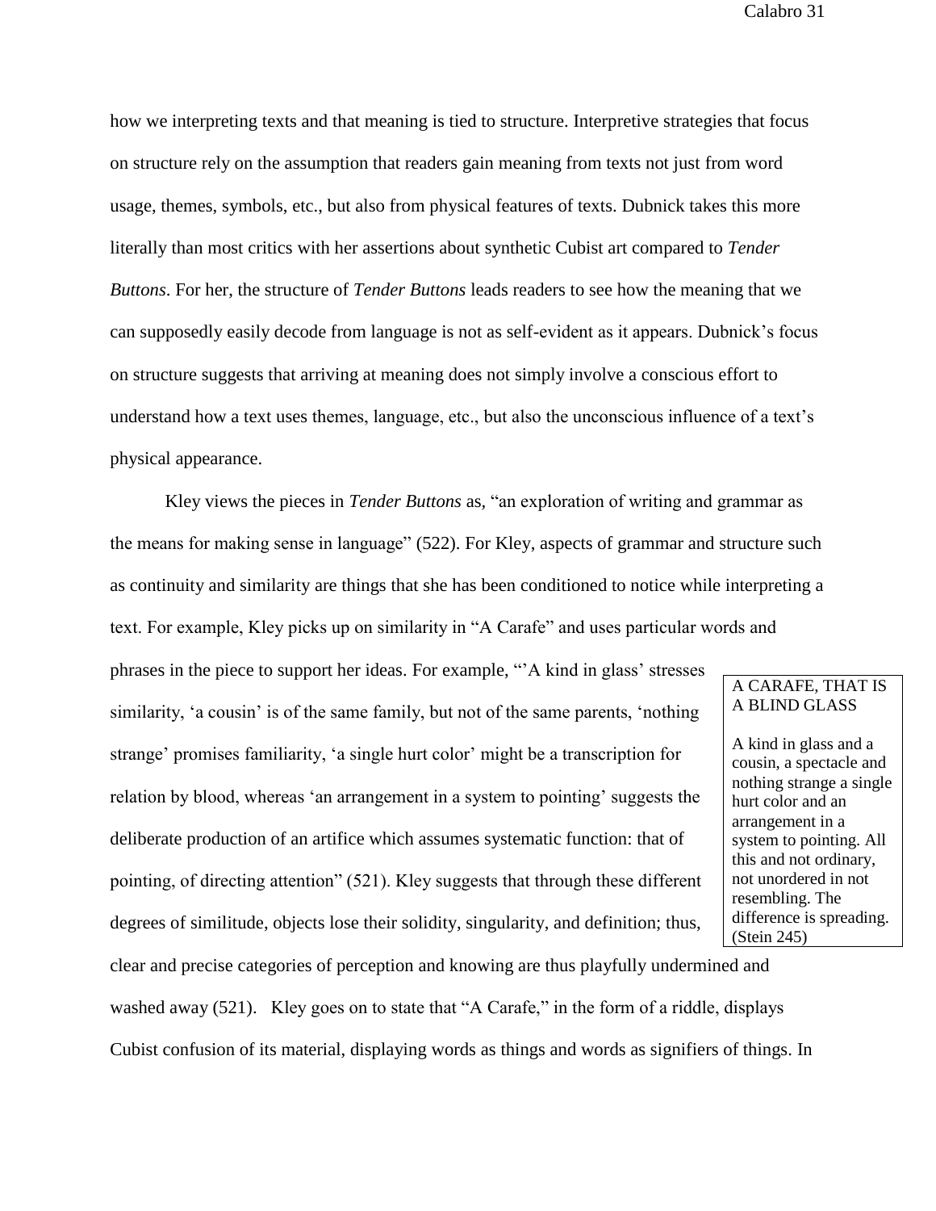how we interpreting texts and that meaning is tied to structure. Interpretive strategies that focus on structure rely on the assumption that readers gain meaning from texts not just from word usage, themes, symbols, etc., but also from physical features of texts. Dubnick takes this more literally than most critics with her assertions about synthetic Cubist art compared to *Tender Buttons*. For her, the structure of *Tender Buttons* leads readers to see how the meaning that we can supposedly easily decode from language is not as self-evident as it appears. Dubnick's focus on structure suggests that arriving at meaning does not simply involve a conscious effort to understand how a text uses themes, language, etc., but also the unconscious influence of a text's physical appearance.

Kley views the pieces in *Tender Buttons* as, "an exploration of writing and grammar as the means for making sense in language" (522). For Kley, aspects of grammar and structure such as continuity and similarity are things that she has been conditioned to notice while interpreting a text. For example, Kley picks up on similarity in "A Carafe" and uses particular words and phrases in the piece to support her ideas. For example, "'A kind in glass' stresses similarity, 'a cousin' is of the same family, but not of the same parents, 'nothing strange' promises familiarity, 'a single hurt color' might be a transcription for relation by blood, whereas 'an arrangement in a system to pointing' suggests the deliberate production of an artifice which assumes systematic function: that of pointing, of directing attention" (521). Kley suggests that through these different degrees of similitude, objects lose their solidity, singularity, and definition; thus, clear and precise categories of perception and knowing are thus playfully undermined and washed away (521). Kley goes on to state that "A Carafe," in the form of a riddle, displays Cubist confusion of its material, displaying words as things and words as signifiers of things. In

> A CARAFE, THAT IS A BLIND GLASS
>
> A kind in glass and a cousin, a spectacle and nothing strange a single hurt color and an arrangement in a system to pointing. All this and not ordinary, not unordered in not resembling. The difference is spreading. (Stein 245)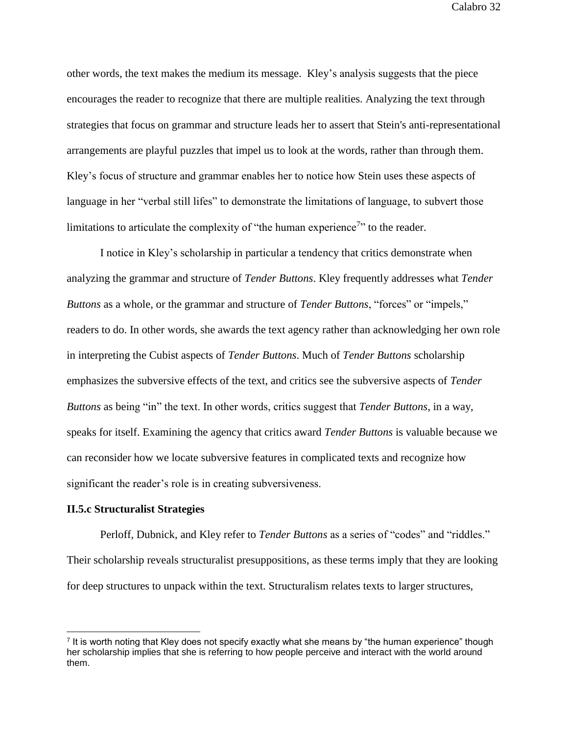other words, the text makes the medium its message. Kley's analysis suggests that the piece encourages the reader to recognize that there are multiple realities. Analyzing the text through strategies that focus on grammar and structure leads her to assert that Stein's anti-representational arrangements are playful puzzles that impel us to look at the words, rather than through them. Kley's focus of structure and grammar enables her to notice how Stein uses these aspects of language in her "verbal still lifes" to demonstrate the limitations of language, to subvert those limitations to articulate the complexity of "the human experience[7]" to the reader.

I notice in Kley's scholarship in particular a tendency that critics demonstrate when analyzing the grammar and structure of *Tender Buttons*. Kley frequently addresses what *Tender Buttons* as a whole, or the grammar and structure of *Tender Buttons*, "forces" or "impels," readers to do. In other words, she awards the text agency rather than acknowledging her own role in interpreting the Cubist aspects of *Tender Buttons*. Much of *Tender Buttons* scholarship emphasizes the subversive effects of the text, and critics see the subversive aspects of *Tender Buttons* as being "in" the text. In other words, critics suggest that *Tender Buttons*, in a way, speaks for itself. Examining the agency that critics award *Tender Buttons* is valuable because we can reconsider how we locate subversive features in complicated texts and recognize how significant the reader's role is in creating subversiveness.

### II.5.c Structuralist Strategies

Perloff, Dubnick, and Kley refer to *Tender Buttons* as a series of "codes" and "riddles." Their scholarship reveals structuralist presuppositions, as these terms imply that they are looking for deep structures to unpack within the text. Structuralism relates texts to larger structures,

[7] It is worth noting that Kley does not specify exactly what she means by "the human experience" though her scholarship implies that she is referring to how people perceive and interact with the world around them.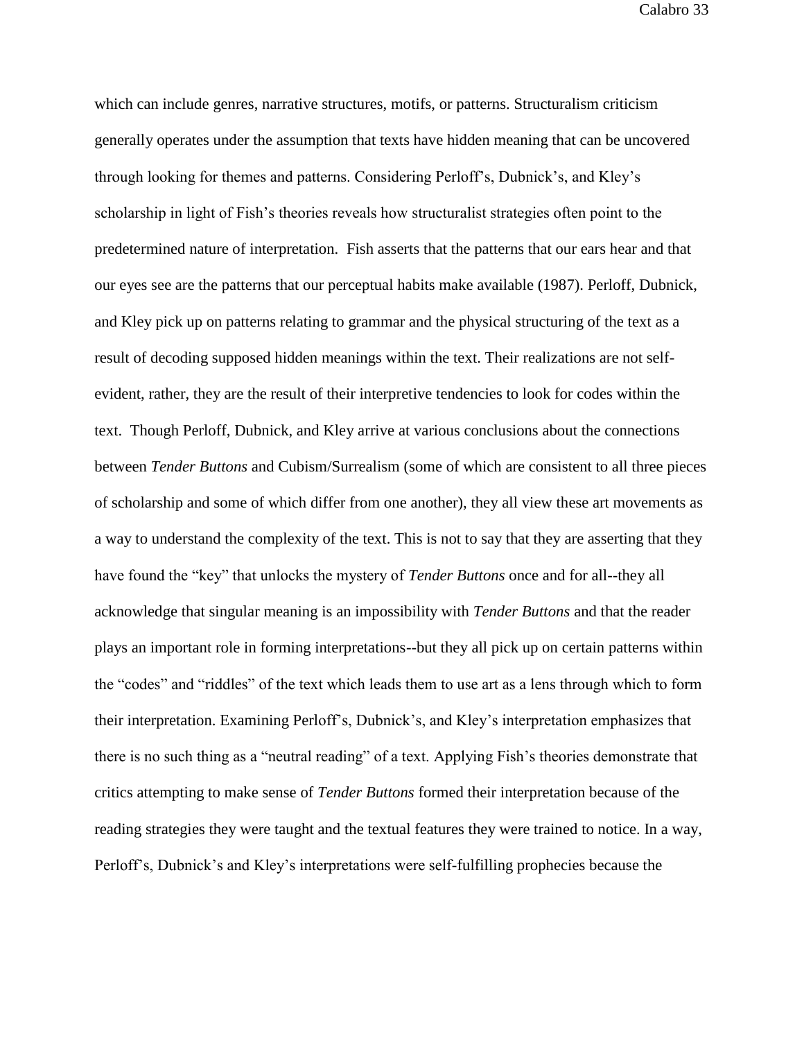which can include genres, narrative structures, motifs, or patterns. Structuralism criticism generally operates under the assumption that texts have hidden meaning that can be uncovered through looking for themes and patterns. Considering Perloff's, Dubnick's, and Kley's scholarship in light of Fish's theories reveals how structuralist strategies often point to the predetermined nature of interpretation. Fish asserts that the patterns that our ears hear and that our eyes see are the patterns that our perceptual habits make available (1987). Perloff, Dubnick, and Kley pick up on patterns relating to grammar and the physical structuring of the text as a result of decoding supposed hidden meanings within the text. Their realizations are not self-evident, rather, they are the result of their interpretive tendencies to look for codes within the text. Though Perloff, Dubnick, and Kley arrive at various conclusions about the connections between *Tender Buttons* and Cubism/Surrealism (some of which are consistent to all three pieces of scholarship and some of which differ from one another), they all view these art movements as a way to understand the complexity of the text. This is not to say that they are asserting that they have found the "key" that unlocks the mystery of *Tender Buttons* once and for all--they all acknowledge that singular meaning is an impossibility with *Tender Buttons* and that the reader plays an important role in forming interpretations--but they all pick up on certain patterns within the "codes" and "riddles" of the text which leads them to use art as a lens through which to form their interpretation. Examining Perloff's, Dubnick's, and Kley's interpretation emphasizes that there is no such thing as a "neutral reading" of a text. Applying Fish's theories demonstrate that critics attempting to make sense of *Tender Buttons* formed their interpretation because of the reading strategies they were taught and the textual features they were trained to notice. In a way, Perloff's, Dubnick's and Kley's interpretations were self-fulfilling prophecies because the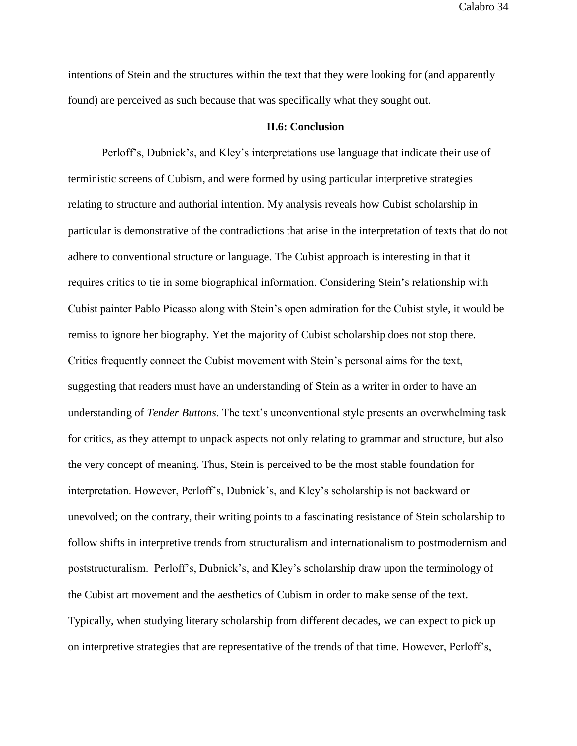intentions of Stein and the structures within the text that they were looking for (and apparently found) are perceived as such because that was specifically what they sought out.

### II.6: Conclusion

Perloff's, Dubnick's, and Kley's interpretations use language that indicate their use of terministic screens of Cubism, and were formed by using particular interpretive strategies relating to structure and authorial intention. My analysis reveals how Cubist scholarship in particular is demonstrative of the contradictions that arise in the interpretation of texts that do not adhere to conventional structure or language. The Cubist approach is interesting in that it requires critics to tie in some biographical information. Considering Stein's relationship with Cubist painter Pablo Picasso along with Stein's open admiration for the Cubist style, it would be remiss to ignore her biography. Yet the majority of Cubist scholarship does not stop there. Critics frequently connect the Cubist movement with Stein's personal aims for the text, suggesting that readers must have an understanding of Stein as a writer in order to have an understanding of *Tender Buttons*. The text's unconventional style presents an overwhelming task for critics, as they attempt to unpack aspects not only relating to grammar and structure, but also the very concept of meaning. Thus, Stein is perceived to be the most stable foundation for interpretation. However, Perloff's, Dubnick's, and Kley's scholarship is not backward or unevolved; on the contrary, their writing points to a fascinating resistance of Stein scholarship to follow shifts in interpretive trends from structuralism and internationalism to postmodernism and poststructuralism. Perloff's, Dubnick's, and Kley's scholarship draw upon the terminology of the Cubist art movement and the aesthetics of Cubism in order to make sense of the text. Typically, when studying literary scholarship from different decades, we can expect to pick up on interpretive strategies that are representative of the trends of that time. However, Perloff's,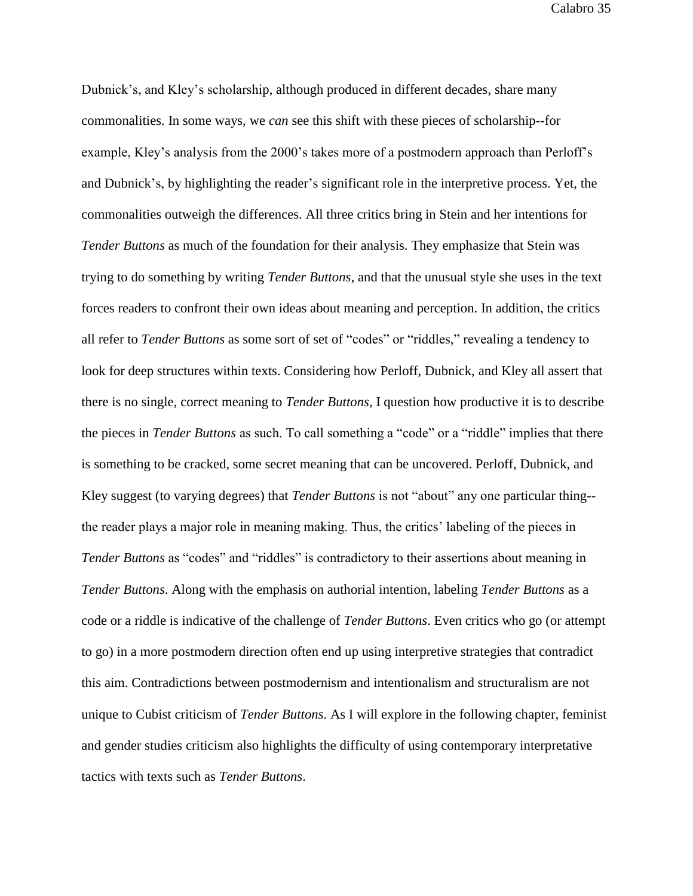Dubnick's, and Kley's scholarship, although produced in different decades, share many commonalities. In some ways, we *can* see this shift with these pieces of scholarship--for example, Kley's analysis from the 2000's takes more of a postmodern approach than Perloff's and Dubnick's, by highlighting the reader's significant role in the interpretive process. Yet, the commonalities outweigh the differences. All three critics bring in Stein and her intentions for *Tender Buttons* as much of the foundation for their analysis. They emphasize that Stein was trying to do something by writing *Tender Buttons*, and that the unusual style she uses in the text forces readers to confront their own ideas about meaning and perception. In addition, the critics all refer to *Tender Buttons* as some sort of set of "codes" or "riddles," revealing a tendency to look for deep structures within texts. Considering how Perloff, Dubnick, and Kley all assert that there is no single, correct meaning to *Tender Buttons*, I question how productive it is to describe the pieces in *Tender Buttons* as such. To call something a "code" or a "riddle" implies that there is something to be cracked, some secret meaning that can be uncovered. Perloff, Dubnick, and Kley suggest (to varying degrees) that *Tender Buttons* is not "about" any one particular thing--the reader plays a major role in meaning making. Thus, the critics' labeling of the pieces in *Tender Buttons* as "codes" and "riddles" is contradictory to their assertions about meaning in *Tender Buttons*. Along with the emphasis on authorial intention, labeling *Tender Buttons* as a code or a riddle is indicative of the challenge of *Tender Buttons*. Even critics who go (or attempt to go) in a more postmodern direction often end up using interpretive strategies that contradict this aim. Contradictions between postmodernism and intentionalism and structuralism are not unique to Cubist criticism of *Tender Buttons*. As I will explore in the following chapter, feminist and gender studies criticism also highlights the difficulty of using contemporary interpretative tactics with texts such as *Tender Buttons*.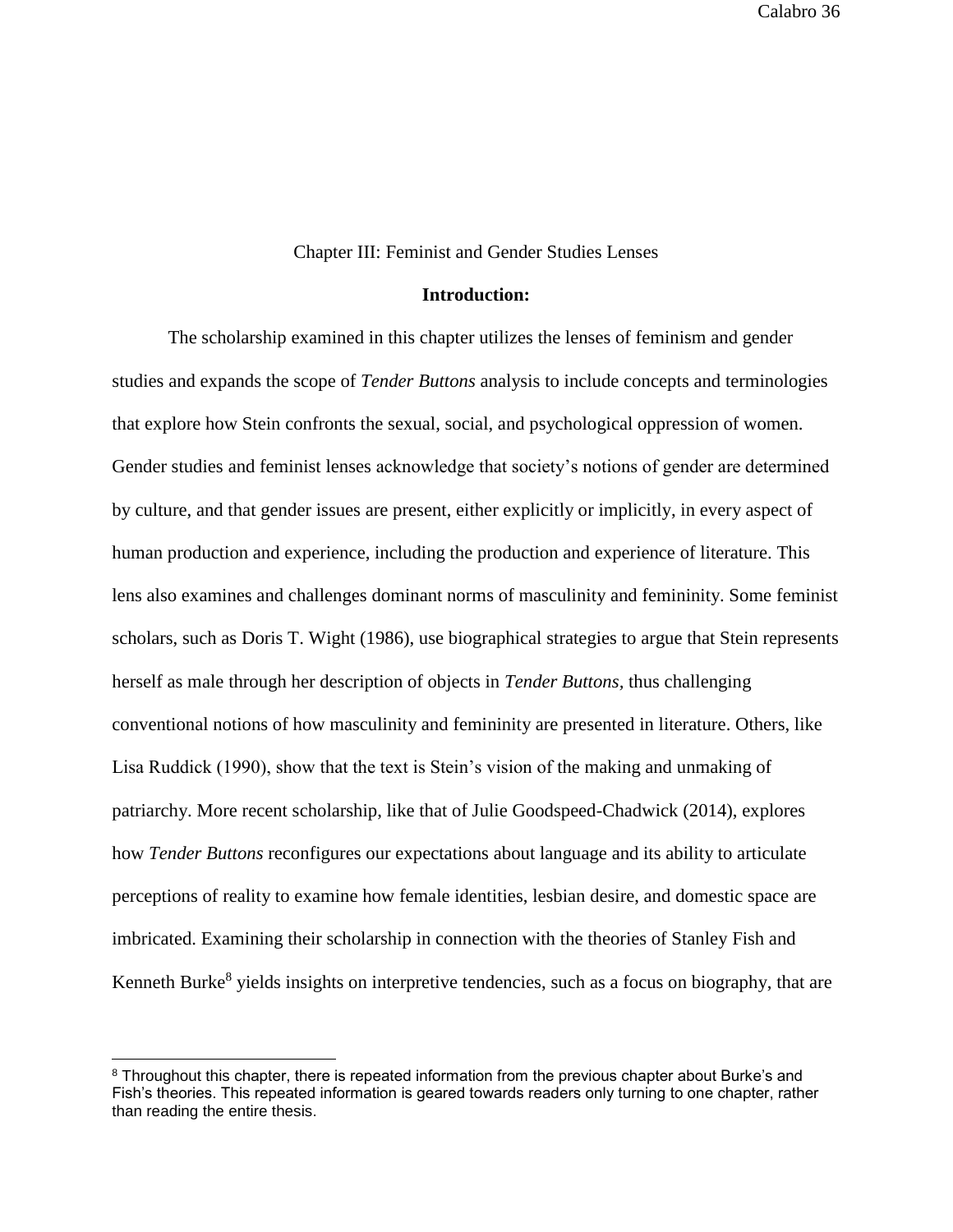# Chapter III: Feminist and Gender Studies Lenses

## Introduction:

The scholarship examined in this chapter utilizes the lenses of feminism and gender studies and expands the scope of *Tender Buttons* analysis to include concepts and terminologies that explore how Stein confronts the sexual, social, and psychological oppression of women. Gender studies and feminist lenses acknowledge that society's notions of gender are determined by culture, and that gender issues are present, either explicitly or implicitly, in every aspect of human production and experience, including the production and experience of literature. This lens also examines and challenges dominant norms of masculinity and femininity. Some feminist scholars, such as Doris T. Wight (1986), use biographical strategies to argue that Stein represents herself as male through her description of objects in *Tender Buttons,* thus challenging conventional notions of how masculinity and femininity are presented in literature. Others, like Lisa Ruddick (1990), show that the text is Stein's vision of the making and unmaking of patriarchy. More recent scholarship, like that of Julie Goodspeed-Chadwick (2014), explores how *Tender Buttons* reconfigures our expectations about language and its ability to articulate perceptions of reality to examine how female identities, lesbian desire, and domestic space are imbricated. Examining their scholarship in connection with the theories of Stanley Fish and Kenneth Burke[8] yields insights on interpretive tendencies, such as a focus on biography, that are

[8] Throughout this chapter, there is repeated information from the previous chapter about Burke's and Fish's theories. This repeated information is geared towards readers only turning to one chapter, rather than reading the entire thesis.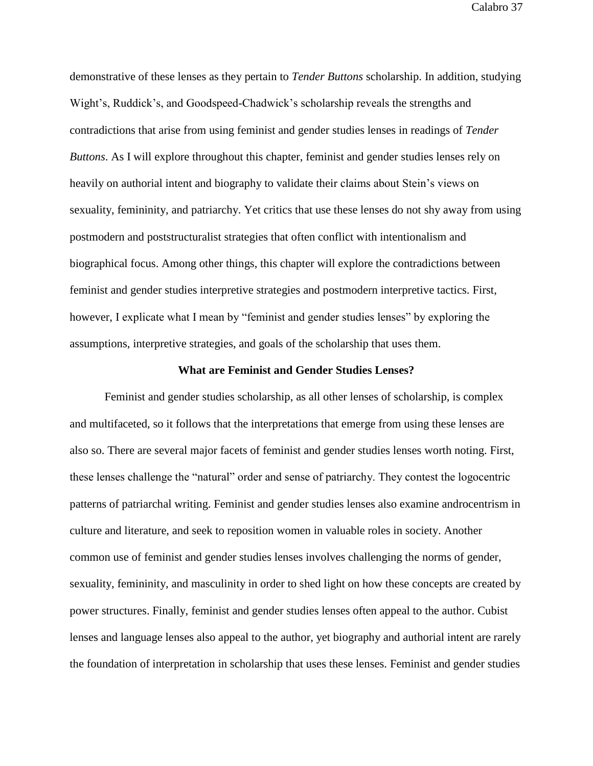demonstrative of these lenses as they pertain to *Tender Buttons* scholarship. In addition, studying Wight's, Ruddick's, and Goodspeed-Chadwick's scholarship reveals the strengths and contradictions that arise from using feminist and gender studies lenses in readings of *Tender Buttons*. As I will explore throughout this chapter, feminist and gender studies lenses rely on heavily on authorial intent and biography to validate their claims about Stein's views on sexuality, femininity, and patriarchy. Yet critics that use these lenses do not shy away from using postmodern and poststructuralist strategies that often conflict with intentionalism and biographical focus. Among other things, this chapter will explore the contradictions between feminist and gender studies interpretive strategies and postmodern interpretive tactics. First, however, I explicate what I mean by "feminist and gender studies lenses" by exploring the assumptions, interpretive strategies, and goals of the scholarship that uses them.

## What are Feminist and Gender Studies Lenses?

Feminist and gender studies scholarship, as all other lenses of scholarship, is complex and multifaceted, so it follows that the interpretations that emerge from using these lenses are also so. There are several major facets of feminist and gender studies lenses worth noting. First, these lenses challenge the "natural" order and sense of patriarchy. They contest the logocentric patterns of patriarchal writing. Feminist and gender studies lenses also examine androcentrism in culture and literature, and seek to reposition women in valuable roles in society. Another common use of feminist and gender studies lenses involves challenging the norms of gender, sexuality, femininity, and masculinity in order to shed light on how these concepts are created by power structures. Finally, feminist and gender studies lenses often appeal to the author. Cubist lenses and language lenses also appeal to the author, yet biography and authorial intent are rarely the foundation of interpretation in scholarship that uses these lenses. Feminist and gender studies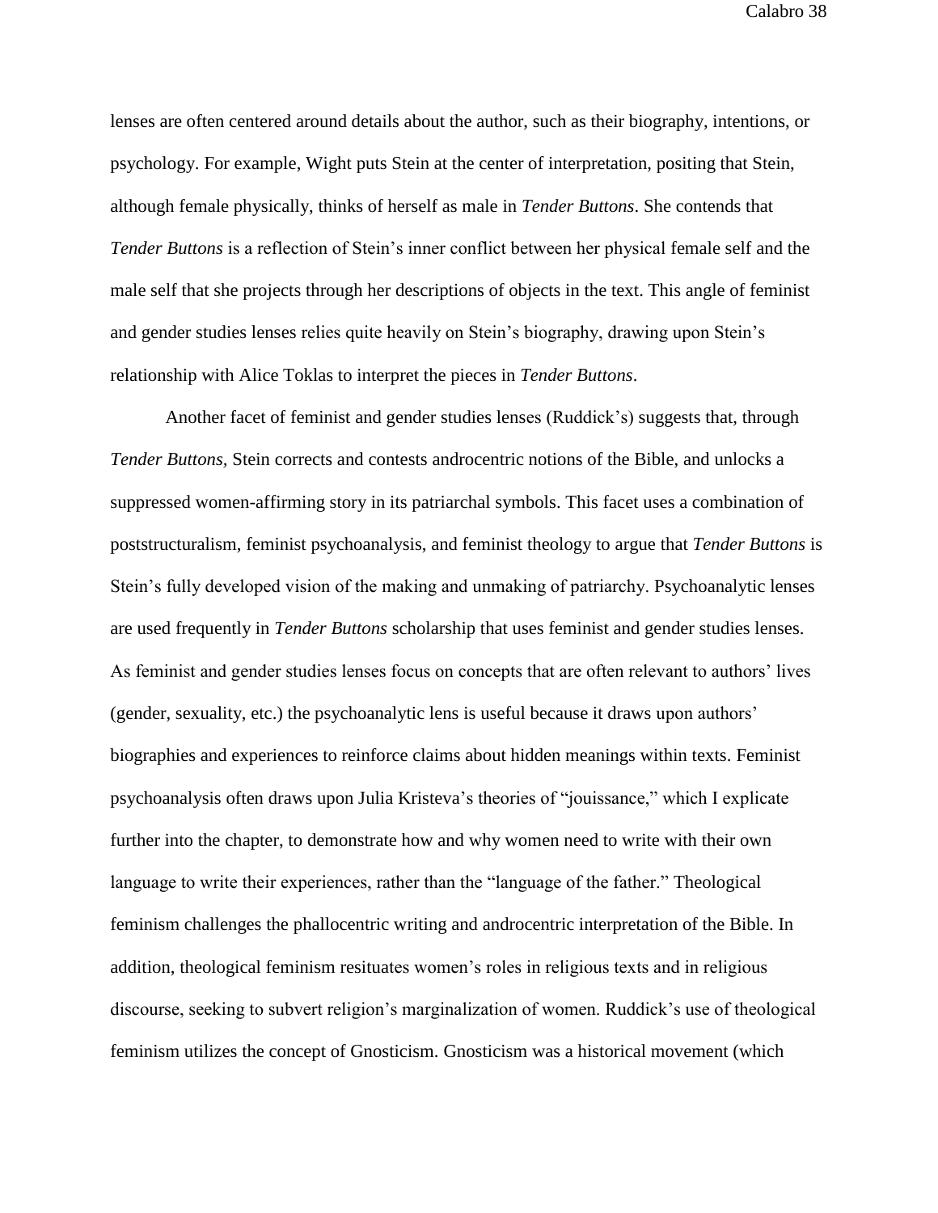lenses are often centered around details about the author, such as their biography, intentions, or psychology. For example, Wight puts Stein at the center of interpretation, positing that Stein, although female physically, thinks of herself as male in *Tender Buttons*. She contends that *Tender Buttons* is a reflection of Stein's inner conflict between her physical female self and the male self that she projects through her descriptions of objects in the text. This angle of feminist and gender studies lenses relies quite heavily on Stein's biography, drawing upon Stein's relationship with Alice Toklas to interpret the pieces in *Tender Buttons*.

Another facet of feminist and gender studies lenses (Ruddick's) suggests that, through *Tender Buttons,* Stein corrects and contests androcentric notions of the Bible, and unlocks a suppressed women-affirming story in its patriarchal symbols. This facet uses a combination of poststructuralism, feminist psychoanalysis, and feminist theology to argue that *Tender Buttons* is Stein's fully developed vision of the making and unmaking of patriarchy. Psychoanalytic lenses are used frequently in *Tender Buttons* scholarship that uses feminist and gender studies lenses. As feminist and gender studies lenses focus on concepts that are often relevant to authors' lives (gender, sexuality, etc.) the psychoanalytic lens is useful because it draws upon authors' biographies and experiences to reinforce claims about hidden meanings within texts. Feminist psychoanalysis often draws upon Julia Kristeva's theories of "jouissance," which I explicate further into the chapter, to demonstrate how and why women need to write with their own language to write their experiences, rather than the "language of the father." Theological feminism challenges the phallocentric writing and androcentric interpretation of the Bible. In addition, theological feminism resituates women's roles in religious texts and in religious discourse, seeking to subvert religion's marginalization of women. Ruddick's use of theological feminism utilizes the concept of Gnosticism. Gnosticism was a historical movement (which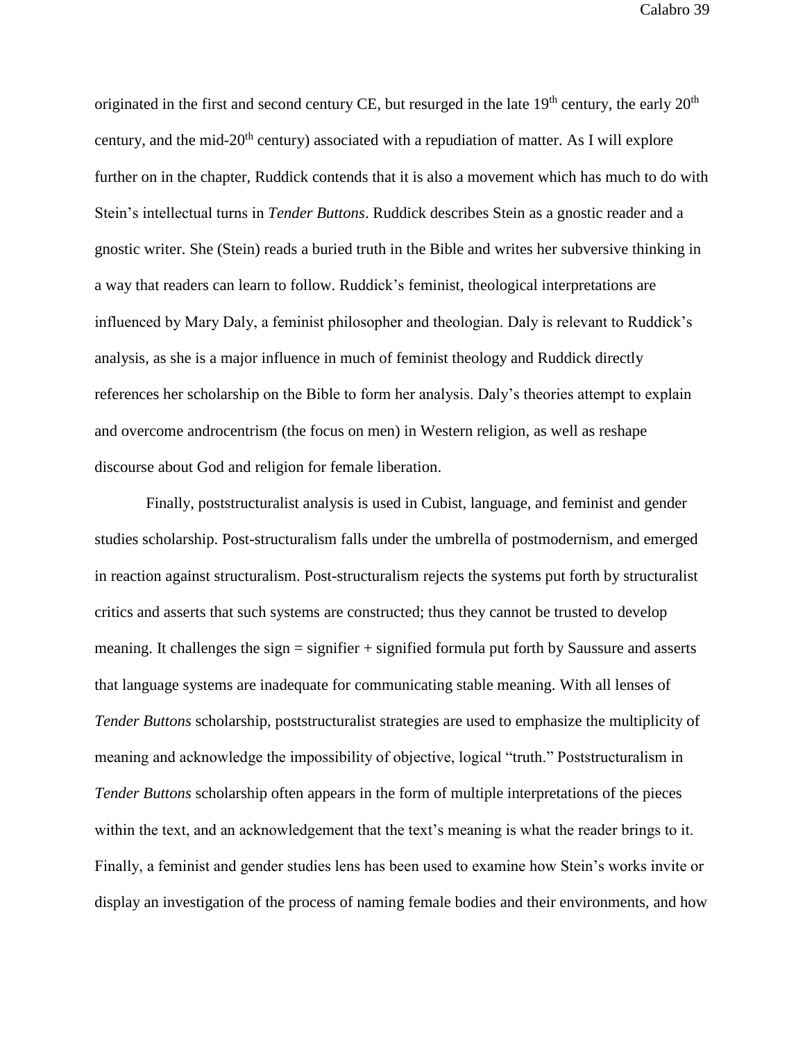originated in the first and second century CE, but resurged in the late 19th century, the early 20th century, and the mid-20th century) associated with a repudiation of matter. As I will explore further on in the chapter, Ruddick contends that it is also a movement which has much to do with Stein's intellectual turns in *Tender Buttons*. Ruddick describes Stein as a gnostic reader and a gnostic writer. She (Stein) reads a buried truth in the Bible and writes her subversive thinking in a way that readers can learn to follow. Ruddick's feminist, theological interpretations are influenced by Mary Daly, a feminist philosopher and theologian. Daly is relevant to Ruddick's analysis, as she is a major influence in much of feminist theology and Ruddick directly references her scholarship on the Bible to form her analysis. Daly's theories attempt to explain and overcome androcentrism (the focus on men) in Western religion, as well as reshape discourse about God and religion for female liberation.

Finally, poststructuralist analysis is used in Cubist, language, and feminist and gender studies scholarship. Post-structuralism falls under the umbrella of postmodernism, and emerged in reaction against structuralism. Post-structuralism rejects the systems put forth by structuralist critics and asserts that such systems are constructed; thus they cannot be trusted to develop meaning. It challenges the sign = signifier + signified formula put forth by Saussure and asserts that language systems are inadequate for communicating stable meaning. With all lenses of *Tender Buttons* scholarship, poststructuralist strategies are used to emphasize the multiplicity of meaning and acknowledge the impossibility of objective, logical "truth." Poststructuralism in *Tender Buttons* scholarship often appears in the form of multiple interpretations of the pieces within the text, and an acknowledgement that the text's meaning is what the reader brings to it. Finally, a feminist and gender studies lens has been used to examine how Stein's works invite or display an investigation of the process of naming female bodies and their environments, and how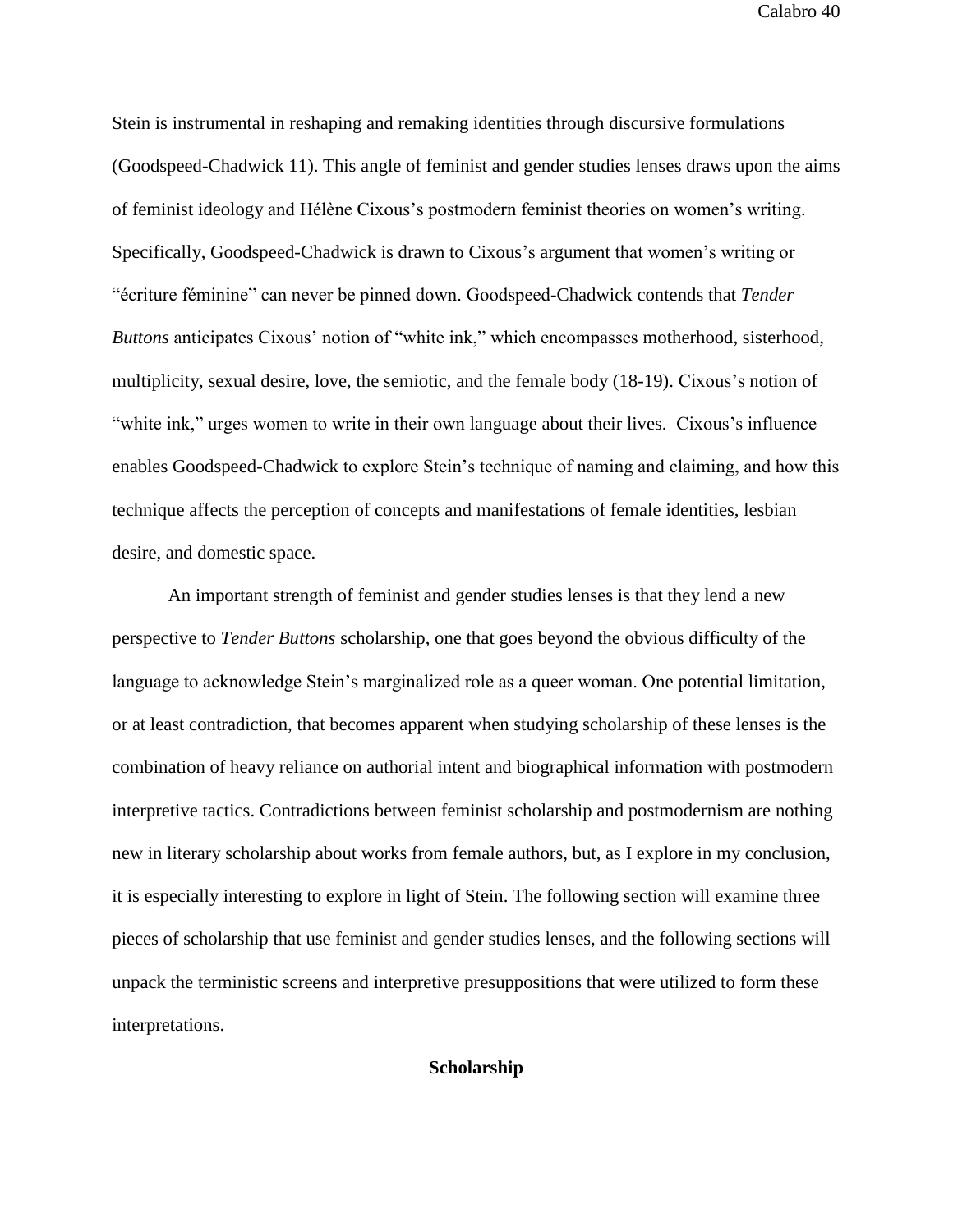Stein is instrumental in reshaping and remaking identities through discursive formulations (Goodspeed-Chadwick 11). This angle of feminist and gender studies lenses draws upon the aims of feminist ideology and Hélène Cixous's postmodern feminist theories on women's writing. Specifically, Goodspeed-Chadwick is drawn to Cixous's argument that women's writing or "écriture féminine" can never be pinned down. Goodspeed-Chadwick contends that *Tender Buttons* anticipates Cixous' notion of "white ink," which encompasses motherhood, sisterhood, multiplicity, sexual desire, love, the semiotic, and the female body (18-19). Cixous's notion of "white ink," urges women to write in their own language about their lives.  Cixous's influence enables Goodspeed-Chadwick to explore Stein's technique of naming and claiming, and how this technique affects the perception of concepts and manifestations of female identities, lesbian desire, and domestic space.

An important strength of feminist and gender studies lenses is that they lend a new perspective to *Tender Buttons* scholarship, one that goes beyond the obvious difficulty of the language to acknowledge Stein's marginalized role as a queer woman. One potential limitation, or at least contradiction, that becomes apparent when studying scholarship of these lenses is the combination of heavy reliance on authorial intent and biographical information with postmodern interpretive tactics. Contradictions between feminist scholarship and postmodernism are nothing new in literary scholarship about works from female authors, but, as I explore in my conclusion, it is especially interesting to explore in light of Stein. The following section will examine three pieces of scholarship that use feminist and gender studies lenses, and the following sections will unpack the terministic screens and interpretive presuppositions that were utilized to form these interpretations.

## Scholarship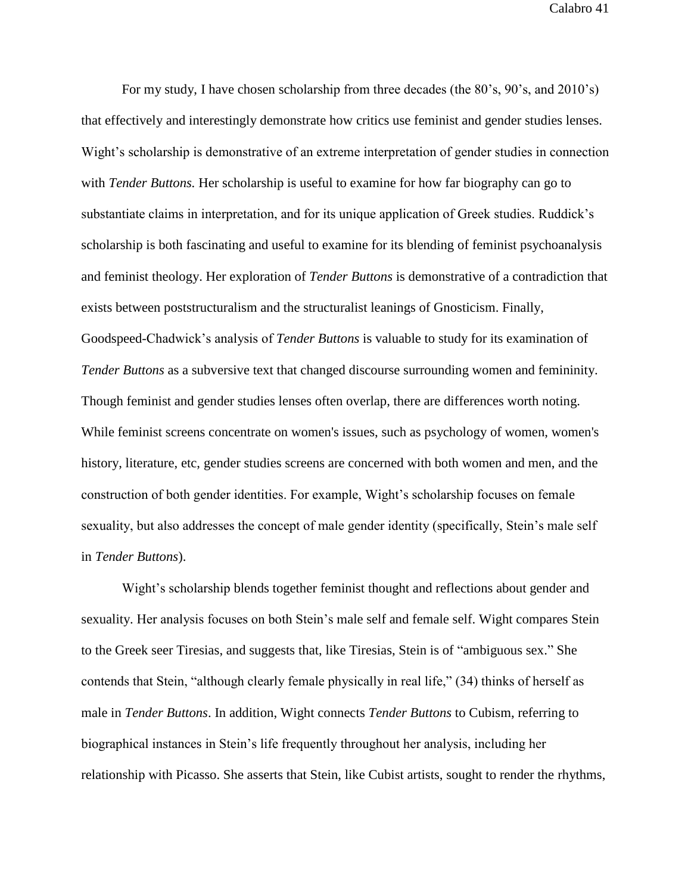For my study, I have chosen scholarship from three decades (the 80's, 90's, and 2010's) that effectively and interestingly demonstrate how critics use feminist and gender studies lenses. Wight's scholarship is demonstrative of an extreme interpretation of gender studies in connection with *Tender Buttons.* Her scholarship is useful to examine for how far biography can go to substantiate claims in interpretation, and for its unique application of Greek studies. Ruddick's scholarship is both fascinating and useful to examine for its blending of feminist psychoanalysis and feminist theology. Her exploration of *Tender Buttons* is demonstrative of a contradiction that exists between poststructuralism and the structuralist leanings of Gnosticism. Finally, Goodspeed-Chadwick's analysis of *Tender Buttons* is valuable to study for its examination of *Tender Buttons* as a subversive text that changed discourse surrounding women and femininity. Though feminist and gender studies lenses often overlap, there are differences worth noting. While feminist screens concentrate on women's issues, such as psychology of women, women's history, literature, etc, gender studies screens are concerned with both women and men, and the construction of both gender identities. For example, Wight's scholarship focuses on female sexuality, but also addresses the concept of male gender identity (specifically, Stein's male self in *Tender Buttons*).

Wight's scholarship blends together feminist thought and reflections about gender and sexuality. Her analysis focuses on both Stein's male self and female self. Wight compares Stein to the Greek seer Tiresias, and suggests that, like Tiresias, Stein is of "ambiguous sex." She contends that Stein, "although clearly female physically in real life," (34) thinks of herself as male in *Tender Buttons*. In addition, Wight connects *Tender Buttons* to Cubism, referring to biographical instances in Stein's life frequently throughout her analysis, including her relationship with Picasso. She asserts that Stein, like Cubist artists, sought to render the rhythms,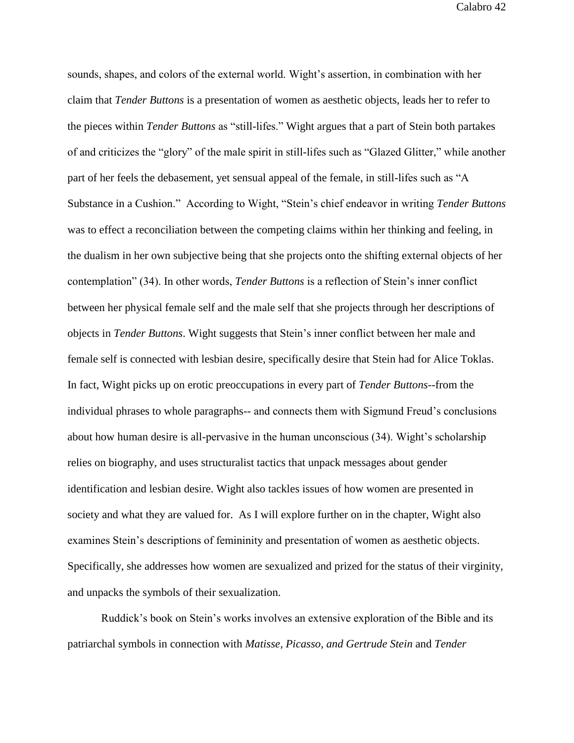sounds, shapes, and colors of the external world. Wight's assertion, in combination with her claim that *Tender Buttons* is a presentation of women as aesthetic objects, leads her to refer to the pieces within *Tender Buttons* as "still-lifes." Wight argues that a part of Stein both partakes of and criticizes the "glory" of the male spirit in still-lifes such as "Glazed Glitter," while another part of her feels the debasement, yet sensual appeal of the female, in still-lifes such as "A Substance in a Cushion." According to Wight, "Stein's chief endeavor in writing *Tender Buttons* was to effect a reconciliation between the competing claims within her thinking and feeling, in the dualism in her own subjective being that she projects onto the shifting external objects of her contemplation" (34). In other words, *Tender Buttons* is a reflection of Stein's inner conflict between her physical female self and the male self that she projects through her descriptions of objects in *Tender Buttons*. Wight suggests that Stein's inner conflict between her male and female self is connected with lesbian desire, specifically desire that Stein had for Alice Toklas. In fact, Wight picks up on erotic preoccupations in every part of *Tender Buttons*--from the individual phrases to whole paragraphs-- and connects them with Sigmund Freud's conclusions about how human desire is all-pervasive in the human unconscious (34). Wight's scholarship relies on biography, and uses structuralist tactics that unpack messages about gender identification and lesbian desire. Wight also tackles issues of how women are presented in society and what they are valued for. As I will explore further on in the chapter, Wight also examines Stein's descriptions of femininity and presentation of women as aesthetic objects. Specifically, she addresses how women are sexualized and prized for the status of their virginity, and unpacks the symbols of their sexualization.

Ruddick's book on Stein's works involves an extensive exploration of the Bible and its patriarchal symbols in connection with *Matisse, Picasso, and Gertrude Stein* and *Tender*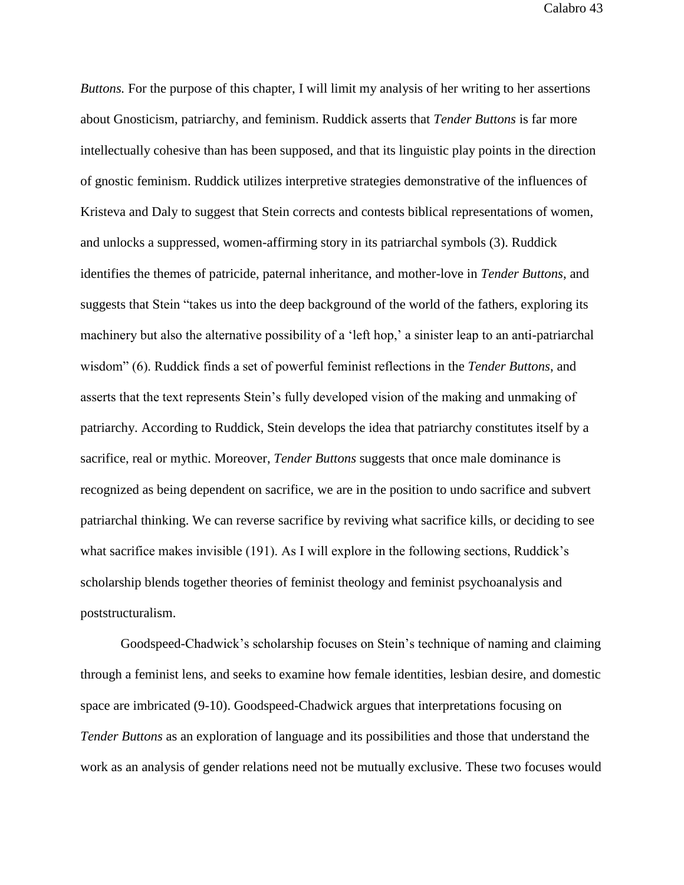*Buttons.* For the purpose of this chapter, I will limit my analysis of her writing to her assertions about Gnosticism, patriarchy, and feminism. Ruddick asserts that *Tender Buttons* is far more intellectually cohesive than has been supposed, and that its linguistic play points in the direction of gnostic feminism. Ruddick utilizes interpretive strategies demonstrative of the influences of Kristeva and Daly to suggest that Stein corrects and contests biblical representations of women, and unlocks a suppressed, women-affirming story in its patriarchal symbols (3). Ruddick identifies the themes of patricide, paternal inheritance, and mother-love in *Tender Buttons*, and suggests that Stein "takes us into the deep background of the world of the fathers, exploring its machinery but also the alternative possibility of a 'left hop,' a sinister leap to an anti-patriarchal wisdom" (6). Ruddick finds a set of powerful feminist reflections in the *Tender Buttons*, and asserts that the text represents Stein's fully developed vision of the making and unmaking of patriarchy. According to Ruddick, Stein develops the idea that patriarchy constitutes itself by a sacrifice, real or mythic. Moreover, *Tender Buttons* suggests that once male dominance is recognized as being dependent on sacrifice, we are in the position to undo sacrifice and subvert patriarchal thinking. We can reverse sacrifice by reviving what sacrifice kills, or deciding to see what sacrifice makes invisible (191). As I will explore in the following sections, Ruddick's scholarship blends together theories of feminist theology and feminist psychoanalysis and poststructuralism.

Goodspeed-Chadwick's scholarship focuses on Stein's technique of naming and claiming through a feminist lens, and seeks to examine how female identities, lesbian desire, and domestic space are imbricated (9-10). Goodspeed-Chadwick argues that interpretations focusing on *Tender Buttons* as an exploration of language and its possibilities and those that understand the work as an analysis of gender relations need not be mutually exclusive. These two focuses would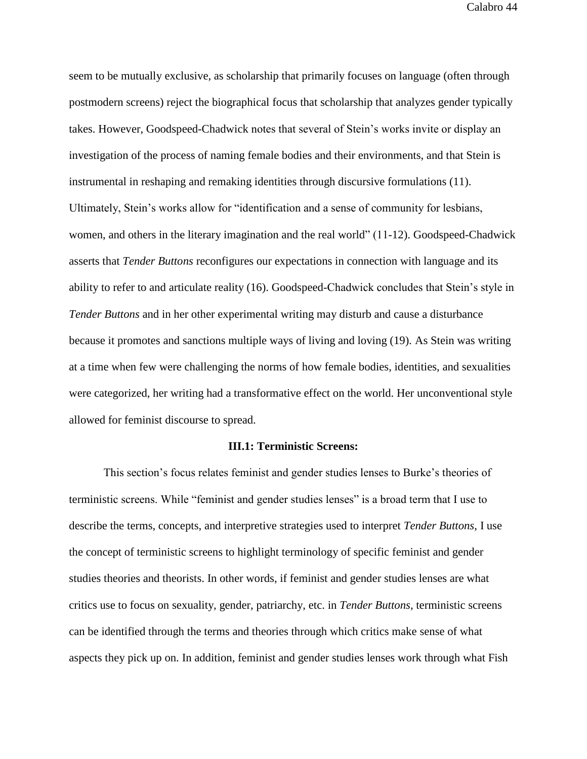seem to be mutually exclusive, as scholarship that primarily focuses on language (often through postmodern screens) reject the biographical focus that scholarship that analyzes gender typically takes. However, Goodspeed-Chadwick notes that several of Stein's works invite or display an investigation of the process of naming female bodies and their environments, and that Stein is instrumental in reshaping and remaking identities through discursive formulations (11). Ultimately, Stein's works allow for "identification and a sense of community for lesbians, women, and others in the literary imagination and the real world" (11-12). Goodspeed-Chadwick asserts that *Tender Buttons* reconfigures our expectations in connection with language and its ability to refer to and articulate reality (16). Goodspeed-Chadwick concludes that Stein's style in *Tender Buttons* and in her other experimental writing may disturb and cause a disturbance because it promotes and sanctions multiple ways of living and loving (19). As Stein was writing at a time when few were challenging the norms of how female bodies, identities, and sexualities were categorized, her writing had a transformative effect on the world. Her unconventional style allowed for feminist discourse to spread.

### III.1: Terministic Screens:

This section's focus relates feminist and gender studies lenses to Burke's theories of terministic screens. While "feminist and gender studies lenses" is a broad term that I use to describe the terms, concepts, and interpretive strategies used to interpret *Tender Buttons*, I use the concept of terministic screens to highlight terminology of specific feminist and gender studies theories and theorists. In other words, if feminist and gender studies lenses are what critics use to focus on sexuality, gender, patriarchy, etc. in *Tender Buttons*, terministic screens can be identified through the terms and theories through which critics make sense of what aspects they pick up on. In addition, feminist and gender studies lenses work through what Fish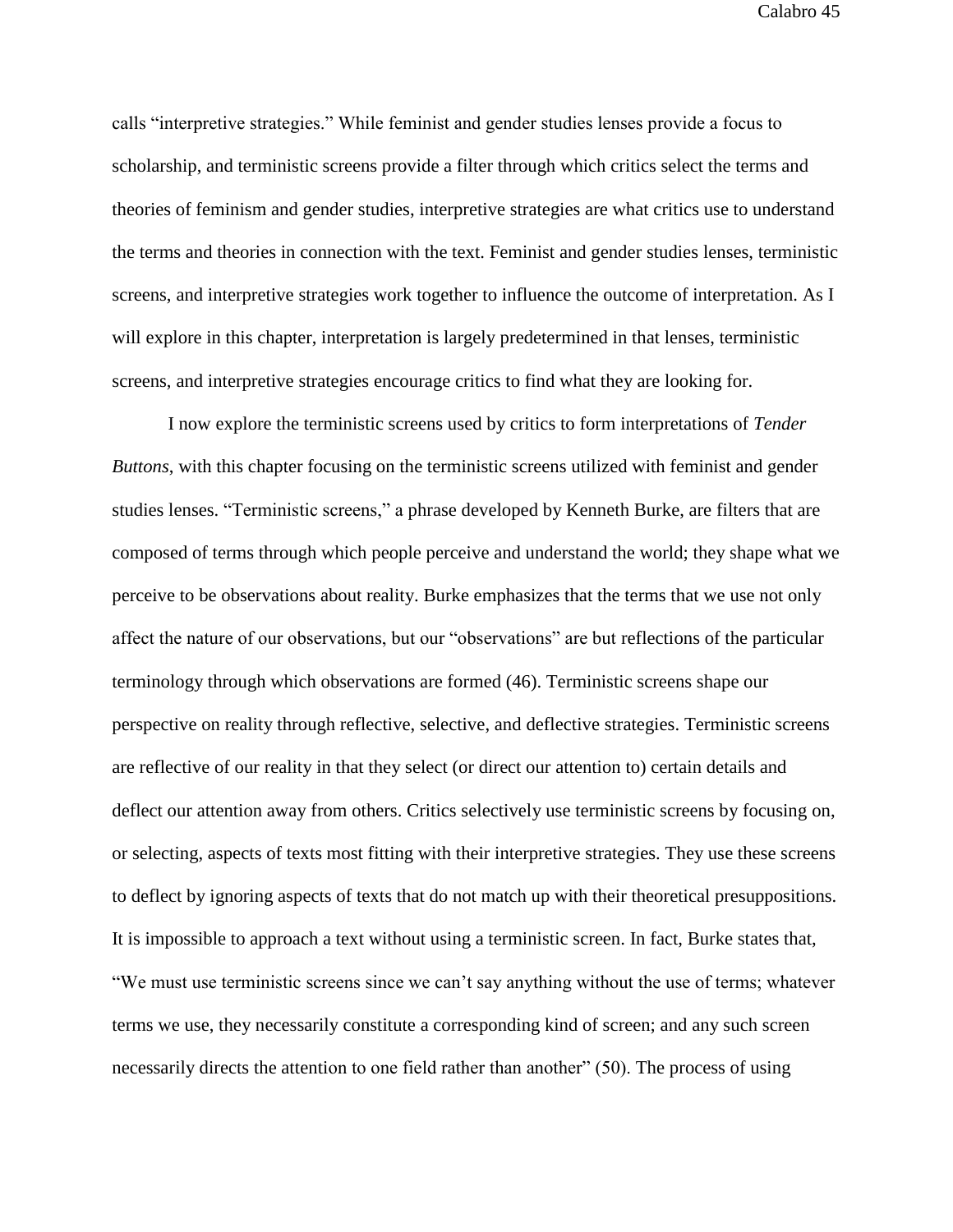calls "interpretive strategies." While feminist and gender studies lenses provide a focus to scholarship, and terministic screens provide a filter through which critics select the terms and theories of feminism and gender studies, interpretive strategies are what critics use to understand the terms and theories in connection with the text. Feminist and gender studies lenses, terministic screens, and interpretive strategies work together to influence the outcome of interpretation. As I will explore in this chapter, interpretation is largely predetermined in that lenses, terministic screens, and interpretive strategies encourage critics to find what they are looking for.

I now explore the terministic screens used by critics to form interpretations of *Tender Buttons*, with this chapter focusing on the terministic screens utilized with feminist and gender studies lenses. "Terministic screens," a phrase developed by Kenneth Burke, are filters that are composed of terms through which people perceive and understand the world; they shape what we perceive to be observations about reality. Burke emphasizes that the terms that we use not only affect the nature of our observations, but our "observations" are but reflections of the particular terminology through which observations are formed (46). Terministic screens shape our perspective on reality through reflective, selective, and deflective strategies. Terministic screens are reflective of our reality in that they select (or direct our attention to) certain details and deflect our attention away from others. Critics selectively use terministic screens by focusing on, or selecting, aspects of texts most fitting with their interpretive strategies. They use these screens to deflect by ignoring aspects of texts that do not match up with their theoretical presuppositions. It is impossible to approach a text without using a terministic screen. In fact, Burke states that, "We must use terministic screens since we can't say anything without the use of terms; whatever terms we use, they necessarily constitute a corresponding kind of screen; and any such screen necessarily directs the attention to one field rather than another" (50). The process of using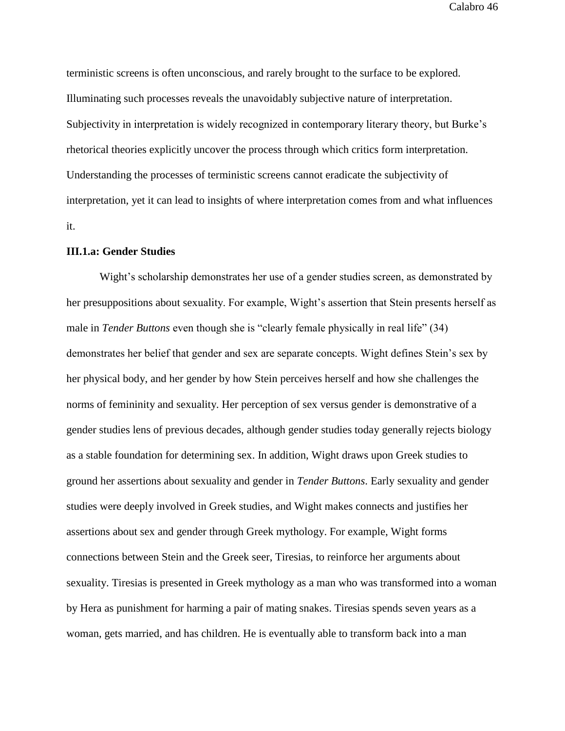terministic screens is often unconscious, and rarely brought to the surface to be explored. Illuminating such processes reveals the unavoidably subjective nature of interpretation. Subjectivity in interpretation is widely recognized in contemporary literary theory, but Burke's rhetorical theories explicitly uncover the process through which critics form interpretation. Understanding the processes of terministic screens cannot eradicate the subjectivity of interpretation, yet it can lead to insights of where interpretation comes from and what influences it.

### III.1.a: Gender Studies

Wight's scholarship demonstrates her use of a gender studies screen, as demonstrated by her presuppositions about sexuality. For example, Wight's assertion that Stein presents herself as male in *Tender Buttons* even though she is "clearly female physically in real life" (34) demonstrates her belief that gender and sex are separate concepts. Wight defines Stein's sex by her physical body, and her gender by how Stein perceives herself and how she challenges the norms of femininity and sexuality. Her perception of sex versus gender is demonstrative of a gender studies lens of previous decades, although gender studies today generally rejects biology as a stable foundation for determining sex. In addition, Wight draws upon Greek studies to ground her assertions about sexuality and gender in *Tender Buttons*. Early sexuality and gender studies were deeply involved in Greek studies, and Wight makes connects and justifies her assertions about sex and gender through Greek mythology. For example, Wight forms connections between Stein and the Greek seer, Tiresias, to reinforce her arguments about sexuality. Tiresias is presented in Greek mythology as a man who was transformed into a woman by Hera as punishment for harming a pair of mating snakes. Tiresias spends seven years as a woman, gets married, and has children. He is eventually able to transform back into a man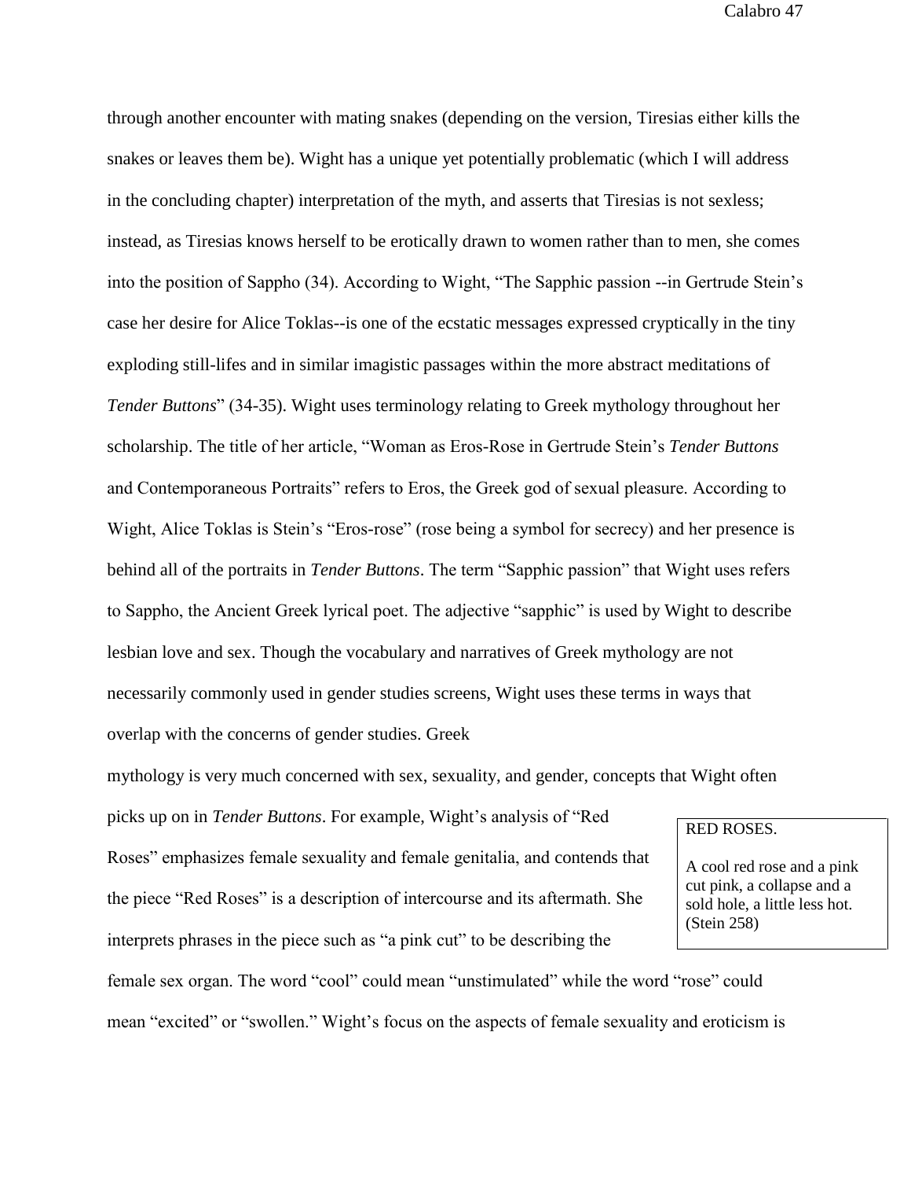through another encounter with mating snakes (depending on the version, Tiresias either kills the snakes or leaves them be). Wight has a unique yet potentially problematic (which I will address in the concluding chapter) interpretation of the myth, and asserts that Tiresias is not sexless; instead, as Tiresias knows herself to be erotically drawn to women rather than to men, she comes into the position of Sappho (34). According to Wight, "The Sapphic passion --in Gertrude Stein's case her desire for Alice Toklas--is one of the ecstatic messages expressed cryptically in the tiny exploding still-lifes and in similar imagistic passages within the more abstract meditations of *Tender Buttons*" (34-35). Wight uses terminology relating to Greek mythology throughout her scholarship. The title of her article, "Woman as Eros-Rose in Gertrude Stein's *Tender Buttons* and Contemporaneous Portraits" refers to Eros, the Greek god of sexual pleasure. According to Wight, Alice Toklas is Stein's "Eros-rose" (rose being a symbol for secrecy) and her presence is behind all of the portraits in *Tender Buttons*. The term "Sapphic passion" that Wight uses refers to Sappho, the Ancient Greek lyrical poet. The adjective "sapphic" is used by Wight to describe lesbian love and sex. Though the vocabulary and narratives of Greek mythology are not necessarily commonly used in gender studies screens, Wight uses these terms in ways that overlap with the concerns of gender studies. Greek mythology is very much concerned with sex, sexuality, and gender, concepts that Wight often picks up on in *Tender Buttons*. For example, Wight's analysis of "Red Roses" emphasizes female sexuality and female genitalia, and contends that the piece "Red Roses" is a description of intercourse and its aftermath. She interprets phrases in the piece such as "a pink cut" to be describing the female sex organ. The word "cool" could mean "unstimulated" while the word "rose" could mean "excited" or "swollen." Wight's focus on the aspects of female sexuality and eroticism is

> RED ROSES.
>
> A cool red rose and a pink cut pink, a collapse and a sold hole, a little less hot. (Stein 258)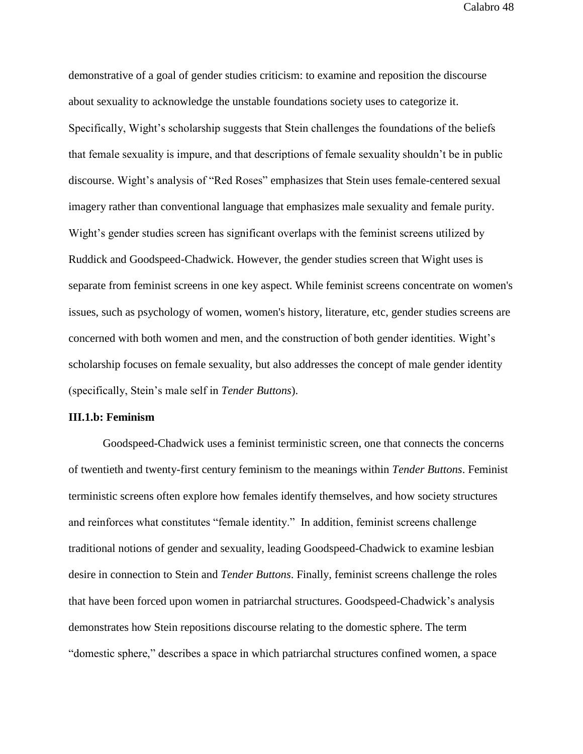demonstrative of a goal of gender studies criticism: to examine and reposition the discourse about sexuality to acknowledge the unstable foundations society uses to categorize it. Specifically, Wight's scholarship suggests that Stein challenges the foundations of the beliefs that female sexuality is impure, and that descriptions of female sexuality shouldn't be in public discourse. Wight's analysis of "Red Roses" emphasizes that Stein uses female-centered sexual imagery rather than conventional language that emphasizes male sexuality and female purity. Wight's gender studies screen has significant overlaps with the feminist screens utilized by Ruddick and Goodspeed-Chadwick. However, the gender studies screen that Wight uses is separate from feminist screens in one key aspect. While feminist screens concentrate on women's issues, such as psychology of women, women's history, literature, etc, gender studies screens are concerned with both women and men, and the construction of both gender identities. Wight's scholarship focuses on female sexuality, but also addresses the concept of male gender identity (specifically, Stein's male self in *Tender Buttons*).

**III.1.b: Feminism**

Goodspeed-Chadwick uses a feminist terministic screen, one that connects the concerns of twentieth and twenty-first century feminism to the meanings within *Tender Buttons*. Feminist terministic screens often explore how females identify themselves, and how society structures and reinforces what constitutes "female identity." In addition, feminist screens challenge traditional notions of gender and sexuality, leading Goodspeed-Chadwick to examine lesbian desire in connection to Stein and *Tender Buttons*. Finally, feminist screens challenge the roles that have been forced upon women in patriarchal structures. Goodspeed-Chadwick's analysis demonstrates how Stein repositions discourse relating to the domestic sphere. The term "domestic sphere," describes a space in which patriarchal structures confined women, a space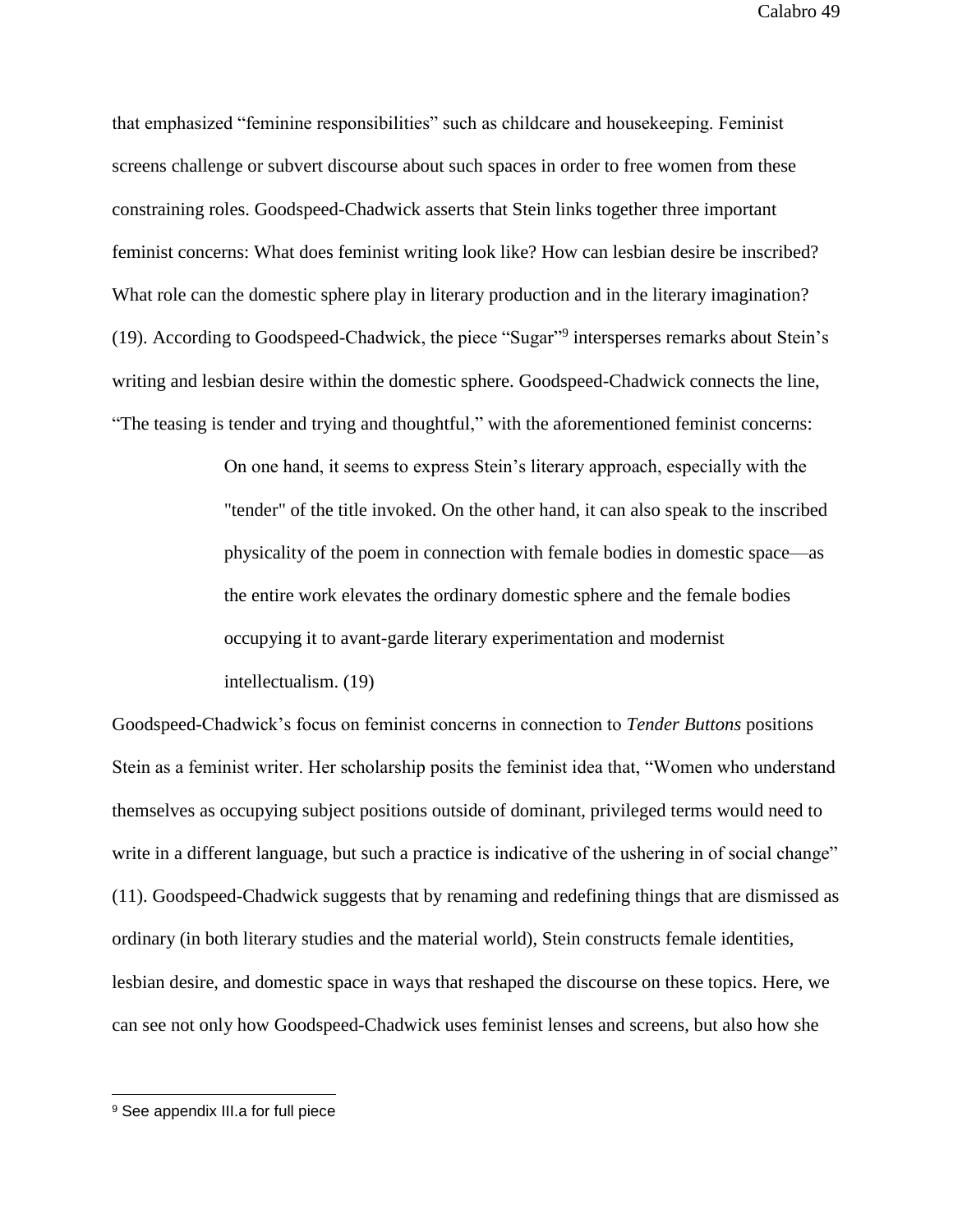that emphasized "feminine responsibilities" such as childcare and housekeeping. Feminist screens challenge or subvert discourse about such spaces in order to free women from these constraining roles. Goodspeed-Chadwick asserts that Stein links together three important feminist concerns: What does feminist writing look like? How can lesbian desire be inscribed? What role can the domestic sphere play in literary production and in the literary imagination? (19). According to Goodspeed-Chadwick, the piece "Sugar"[9] intersperses remarks about Stein's writing and lesbian desire within the domestic sphere. Goodspeed-Chadwick connects the line, "The teasing is tender and trying and thoughtful," with the aforementioned feminist concerns:

> On one hand, it seems to express Stein's literary approach, especially with the "tender" of the title invoked. On the other hand, it can also speak to the inscribed physicality of the poem in connection with female bodies in domestic space—as the entire work elevates the ordinary domestic sphere and the female bodies occupying it to avant-garde literary experimentation and modernist intellectualism. (19)

Goodspeed-Chadwick's focus on feminist concerns in connection to *Tender Buttons* positions Stein as a feminist writer. Her scholarship posits the feminist idea that, "Women who understand themselves as occupying subject positions outside of dominant, privileged terms would need to write in a different language, but such a practice is indicative of the ushering in of social change" (11). Goodspeed-Chadwick suggests that by renaming and redefining things that are dismissed as ordinary (in both literary studies and the material world), Stein constructs female identities, lesbian desire, and domestic space in ways that reshaped the discourse on these topics. Here, we can see not only how Goodspeed-Chadwick uses feminist lenses and screens, but also how she

---

[9] See appendix III.a for full piece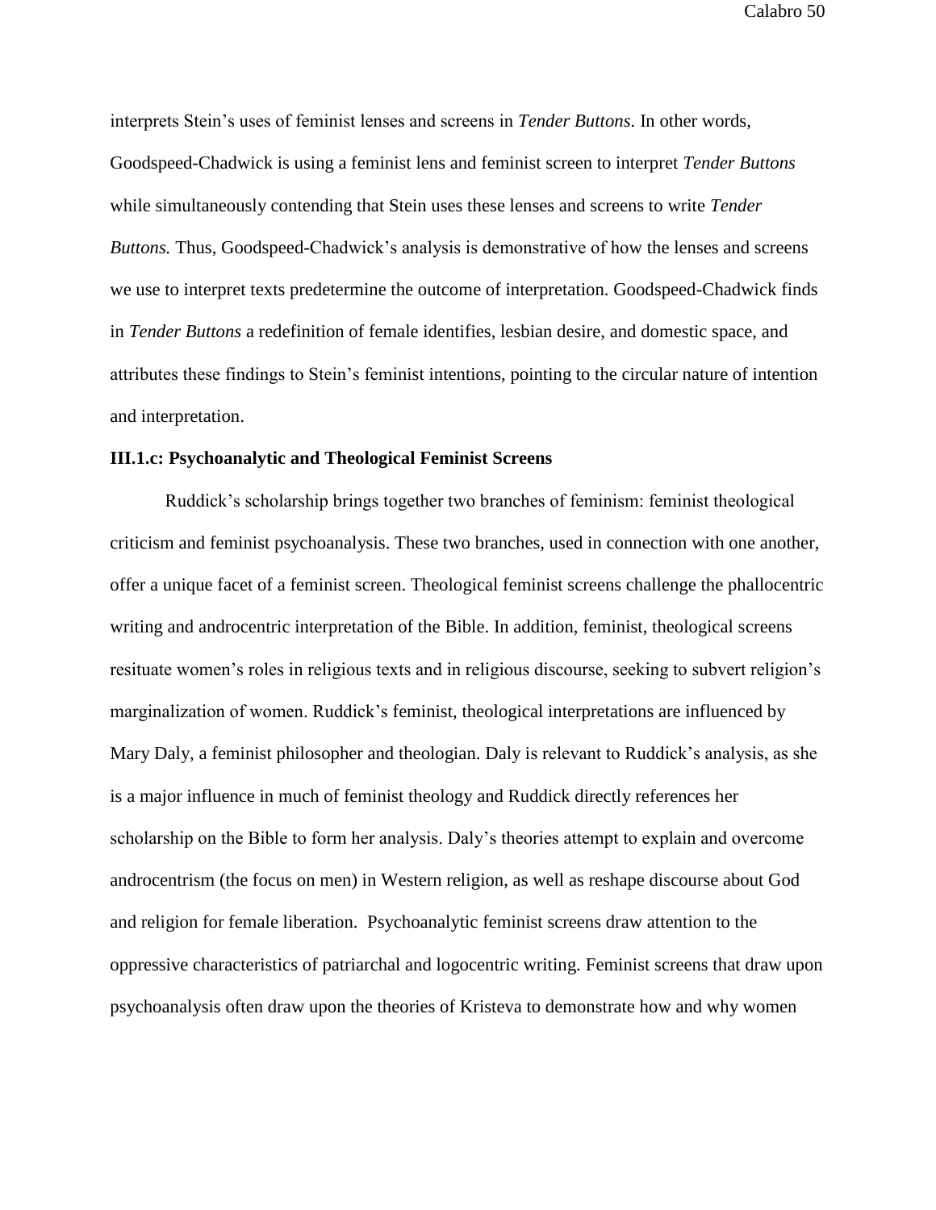interprets Stein's uses of feminist lenses and screens in *Tender Buttons*. In other words, Goodspeed-Chadwick is using a feminist lens and feminist screen to interpret *Tender Buttons* while simultaneously contending that Stein uses these lenses and screens to write *Tender Buttons.* Thus, Goodspeed-Chadwick's analysis is demonstrative of how the lenses and screens we use to interpret texts predetermine the outcome of interpretation. Goodspeed-Chadwick finds in *Tender Buttons* a redefinition of female identifies, lesbian desire, and domestic space, and attributes these findings to Stein's feminist intentions, pointing to the circular nature of intention and interpretation.

### III.1.c: Psychoanalytic and Theological Feminist Screens

Ruddick's scholarship brings together two branches of feminism: feminist theological criticism and feminist psychoanalysis. These two branches, used in connection with one another, offer a unique facet of a feminist screen. Theological feminist screens challenge the phallocentric writing and androcentric interpretation of the Bible. In addition, feminist, theological screens resituate women's roles in religious texts and in religious discourse, seeking to subvert religion's marginalization of women. Ruddick's feminist, theological interpretations are influenced by Mary Daly, a feminist philosopher and theologian. Daly is relevant to Ruddick's analysis, as she is a major influence in much of feminist theology and Ruddick directly references her scholarship on the Bible to form her analysis. Daly's theories attempt to explain and overcome androcentrism (the focus on men) in Western religion, as well as reshape discourse about God and religion for female liberation. Psychoanalytic feminist screens draw attention to the oppressive characteristics of patriarchal and logocentric writing. Feminist screens that draw upon psychoanalysis often draw upon the theories of Kristeva to demonstrate how and why women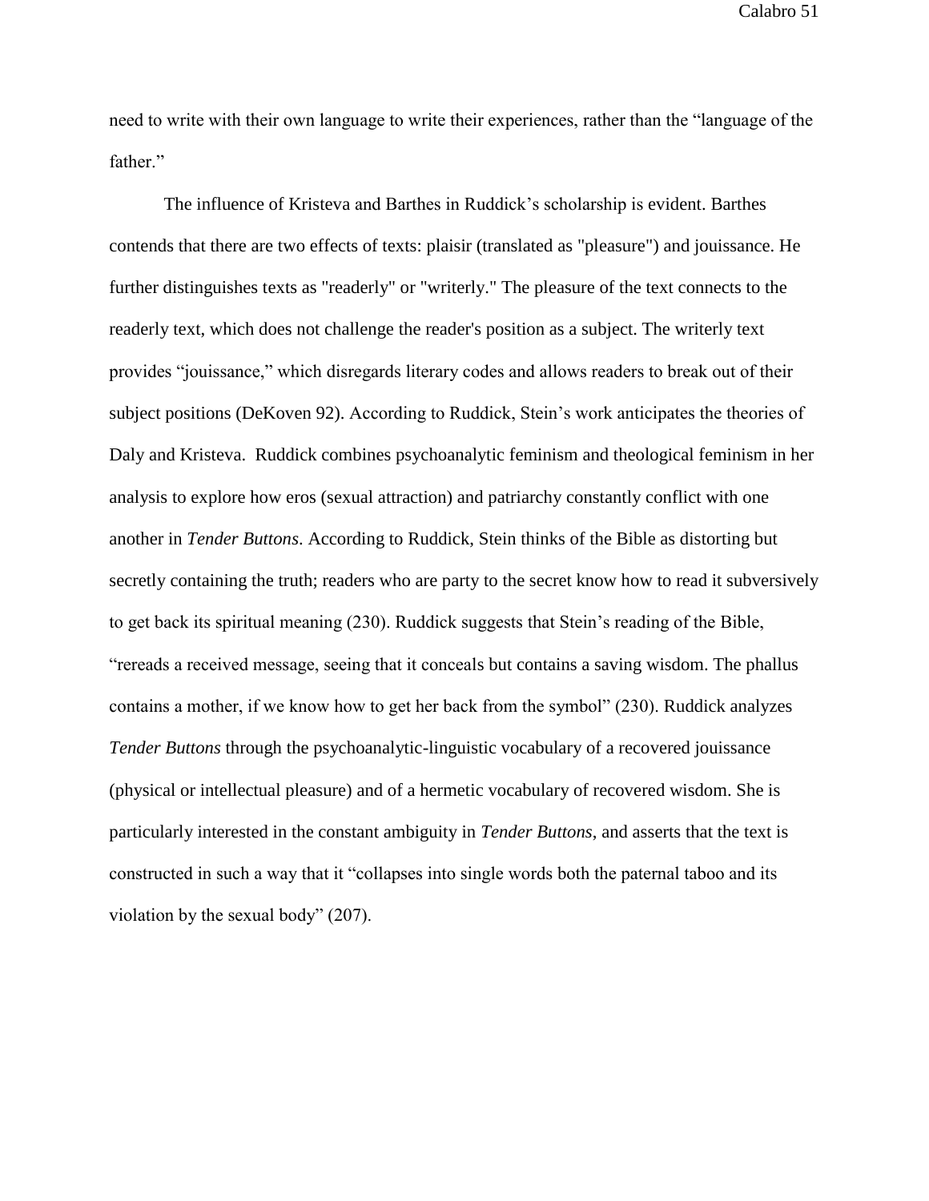need to write with their own language to write their experiences, rather than the "language of the father."

The influence of Kristeva and Barthes in Ruddick's scholarship is evident. Barthes contends that there are two effects of texts: plaisir (translated as "pleasure") and jouissance. He further distinguishes texts as "readerly" or "writerly." The pleasure of the text connects to the readerly text, which does not challenge the reader's position as a subject. The writerly text provides "jouissance," which disregards literary codes and allows readers to break out of their subject positions (DeKoven 92). According to Ruddick, Stein's work anticipates the theories of Daly and Kristeva. Ruddick combines psychoanalytic feminism and theological feminism in her analysis to explore how eros (sexual attraction) and patriarchy constantly conflict with one another in *Tender Buttons*. According to Ruddick, Stein thinks of the Bible as distorting but secretly containing the truth; readers who are party to the secret know how to read it subversively to get back its spiritual meaning (230). Ruddick suggests that Stein's reading of the Bible, "rereads a received message, seeing that it conceals but contains a saving wisdom. The phallus contains a mother, if we know how to get her back from the symbol" (230). Ruddick analyzes *Tender Buttons* through the psychoanalytic-linguistic vocabulary of a recovered jouissance (physical or intellectual pleasure) and of a hermetic vocabulary of recovered wisdom. She is particularly interested in the constant ambiguity in *Tender Buttons*, and asserts that the text is constructed in such a way that it "collapses into single words both the paternal taboo and its violation by the sexual body" (207).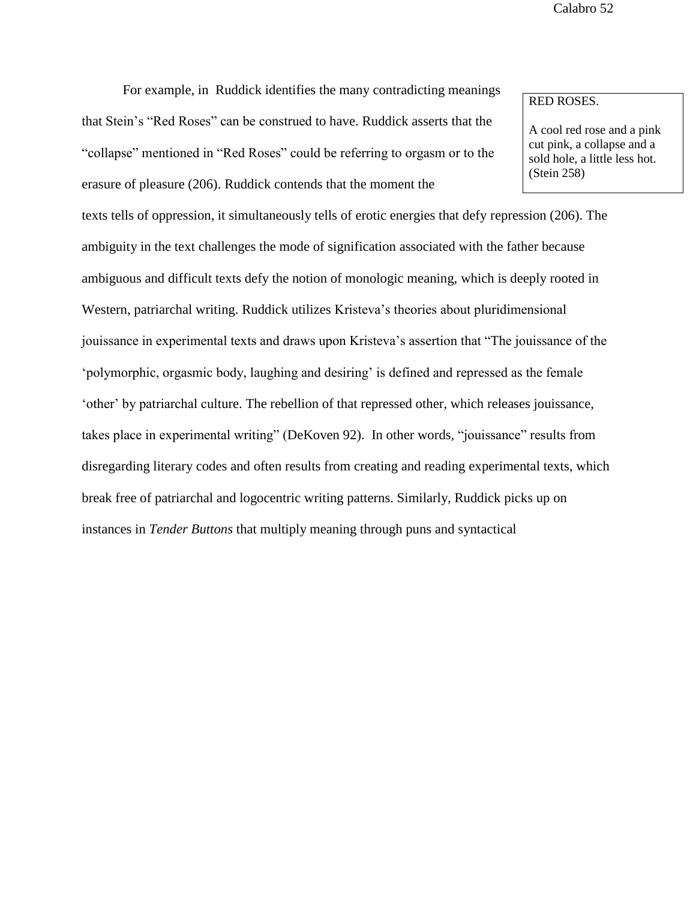For example, in  Ruddick identifies the many contradicting meanings that Stein's "Red Roses" can be construed to have. Ruddick asserts that the "collapse" mentioned in "Red Roses" could be referring to orgasm or to the erasure of pleasure (206). Ruddick contends that the moment the texts tells of oppression, it simultaneously tells of erotic energies that defy repression (206). The ambiguity in the text challenges the mode of signification associated with the father because ambiguous and difficult texts defy the notion of monologic meaning, which is deeply rooted in Western, patriarchal writing. Ruddick utilizes Kristeva's theories about pluridimensional jouissance in experimental texts and draws upon Kristeva's assertion that "The jouissance of the 'polymorphic, orgasmic body, laughing and desiring' is defined and repressed as the female 'other' by patriarchal culture. The rebellion of that repressed other, which releases jouissance, takes place in experimental writing" (DeKoven 92).  In other words, "jouissance" results from disregarding literary codes and often results from creating and reading experimental texts, which break free of patriarchal and logocentric writing patterns. Similarly, Ruddick picks up on instances in *Tender Buttons* that multiply meaning through puns and syntactical

> RED ROSES.
>
> A cool red rose and a pink cut pink, a collapse and a sold hole, a little less hot. (Stein 258)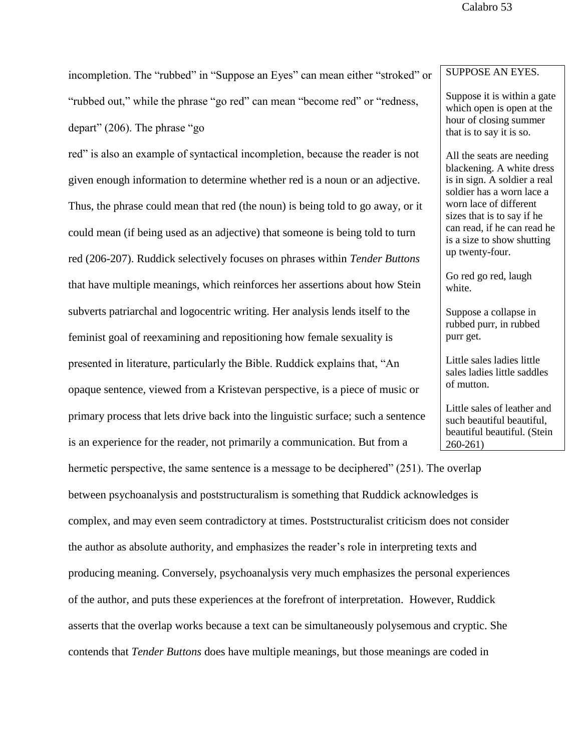incompletion. The "rubbed" in "Suppose an Eyes" can mean either "stroked" or "rubbed out," while the phrase "go red" can mean "become red" or "redness, depart" (206). The phrase "go red" is also an example of syntactical incompletion, because the reader is not given enough information to determine whether red is a noun or an adjective. Thus, the phrase could mean that red (the noun) is being told to go away, or it could mean (if being used as an adjective) that someone is being told to turn red (206-207). Ruddick selectively focuses on phrases within *Tender Buttons* that have multiple meanings, which reinforces her assertions about how Stein subverts patriarchal and logocentric writing. Her analysis lends itself to the feminist goal of reexamining and repositioning how female sexuality is presented in literature, particularly the Bible. Ruddick explains that, "An opaque sentence, viewed from a Kristevan perspective, is a piece of music or primary process that lets drive back into the linguistic surface; such a sentence is an experience for the reader, not primarily a communication. But from a hermetic perspective, the same sentence is a message to be deciphered" (251). The overlap between psychoanalysis and poststructuralism is something that Ruddick acknowledges is complex, and may even seem contradictory at times. Poststructuralist criticism does not consider the author as absolute authority, and emphasizes the reader's role in interpreting texts and producing meaning. Conversely, psychoanalysis very much emphasizes the personal experiences of the author, and puts these experiences at the forefront of interpretation. However, Ruddick asserts that the overlap works because a text can be simultaneously polysemous and cryptic. She contends that *Tender Buttons* does have multiple meanings, but those meanings are coded in

> SUPPOSE AN EYES.
>
> Suppose it is within a gate which open is open at the hour of closing summer that is to say it is so.
>
> All the seats are needing blackening. A white dress is in sign. A soldier a real soldier has a worn lace a worn lace of different sizes that is to say if he can read, if he can read he is a size to show shutting up twenty-four.
>
> Go red go red, laugh white.
>
> Suppose a collapse in rubbed purr, in rubbed purr get.
>
> Little sales ladies little sales ladies little saddles of mutton.
>
> Little sales of leather and such beautiful beautiful, beautiful beautiful. (Stein 260-261)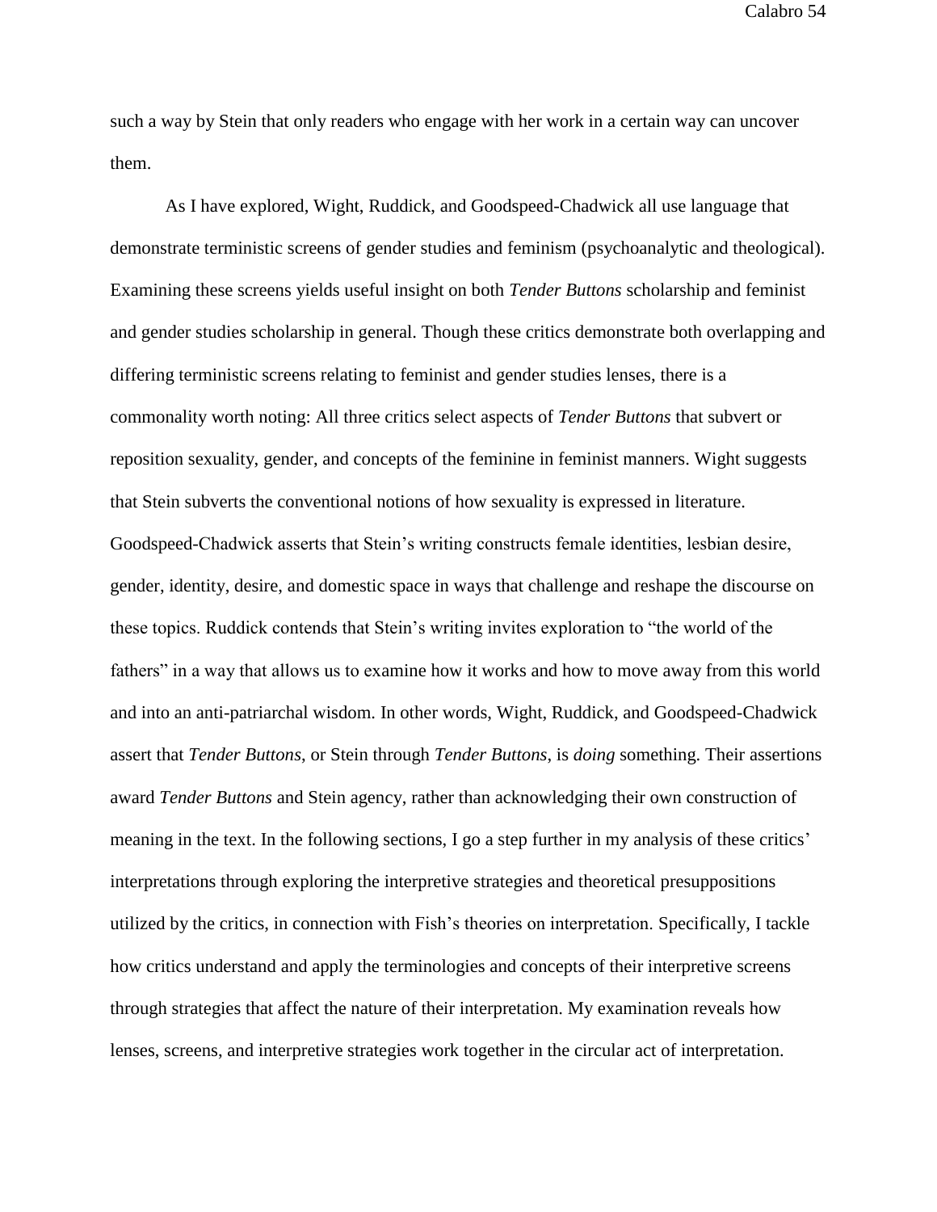such a way by Stein that only readers who engage with her work in a certain way can uncover them.

As I have explored, Wight, Ruddick, and Goodspeed-Chadwick all use language that demonstrate terministic screens of gender studies and feminism (psychoanalytic and theological). Examining these screens yields useful insight on both *Tender Buttons* scholarship and feminist and gender studies scholarship in general. Though these critics demonstrate both overlapping and differing terministic screens relating to feminist and gender studies lenses, there is a commonality worth noting: All three critics select aspects of *Tender Buttons* that subvert or reposition sexuality, gender, and concepts of the feminine in feminist manners. Wight suggests that Stein subverts the conventional notions of how sexuality is expressed in literature. Goodspeed-Chadwick asserts that Stein's writing constructs female identities, lesbian desire, gender, identity, desire, and domestic space in ways that challenge and reshape the discourse on these topics. Ruddick contends that Stein's writing invites exploration to "the world of the fathers" in a way that allows us to examine how it works and how to move away from this world and into an anti-patriarchal wisdom. In other words, Wight, Ruddick, and Goodspeed-Chadwick assert that *Tender Buttons*, or Stein through *Tender Buttons*, is *doing* something. Their assertions award *Tender Buttons* and Stein agency, rather than acknowledging their own construction of meaning in the text. In the following sections, I go a step further in my analysis of these critics' interpretations through exploring the interpretive strategies and theoretical presuppositions utilized by the critics, in connection with Fish's theories on interpretation. Specifically, I tackle how critics understand and apply the terminologies and concepts of their interpretive screens through strategies that affect the nature of their interpretation. My examination reveals how lenses, screens, and interpretive strategies work together in the circular act of interpretation.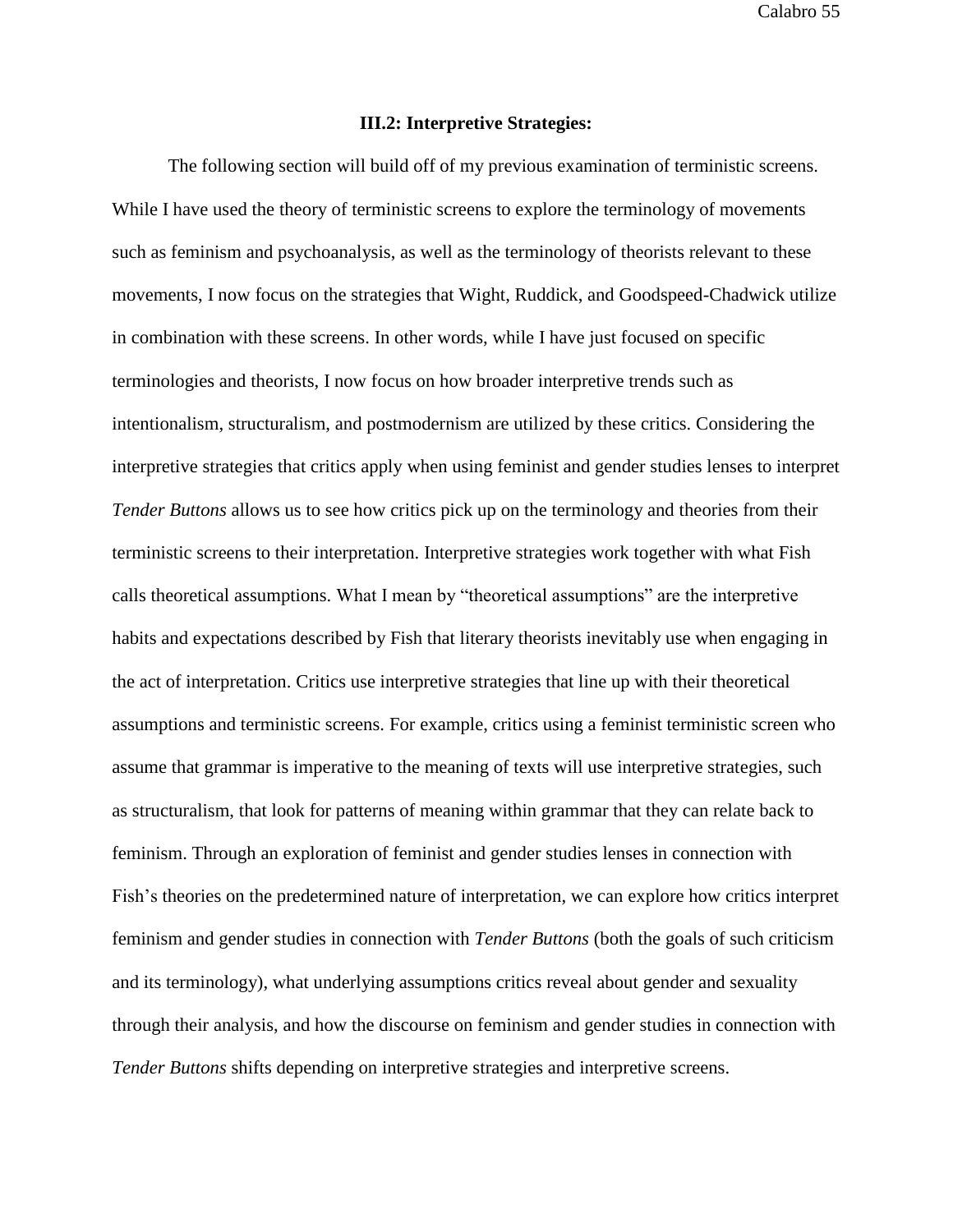### III.2: Interpretive Strategies:

The following section will build off of my previous examination of terministic screens. While I have used the theory of terministic screens to explore the terminology of movements such as feminism and psychoanalysis, as well as the terminology of theorists relevant to these movements, I now focus on the strategies that Wight, Ruddick, and Goodspeed-Chadwick utilize in combination with these screens. In other words, while I have just focused on specific terminologies and theorists, I now focus on how broader interpretive trends such as intentionalism, structuralism, and postmodernism are utilized by these critics. Considering the interpretive strategies that critics apply when using feminist and gender studies lenses to interpret *Tender Buttons* allows us to see how critics pick up on the terminology and theories from their terministic screens to their interpretation. Interpretive strategies work together with what Fish calls theoretical assumptions. What I mean by "theoretical assumptions" are the interpretive habits and expectations described by Fish that literary theorists inevitably use when engaging in the act of interpretation. Critics use interpretive strategies that line up with their theoretical assumptions and terministic screens. For example, critics using a feminist terministic screen who assume that grammar is imperative to the meaning of texts will use interpretive strategies, such as structuralism, that look for patterns of meaning within grammar that they can relate back to feminism. Through an exploration of feminist and gender studies lenses in connection with Fish's theories on the predetermined nature of interpretation, we can explore how critics interpret feminism and gender studies in connection with *Tender Buttons* (both the goals of such criticism and its terminology), what underlying assumptions critics reveal about gender and sexuality through their analysis, and how the discourse on feminism and gender studies in connection with *Tender Buttons* shifts depending on interpretive strategies and interpretive screens.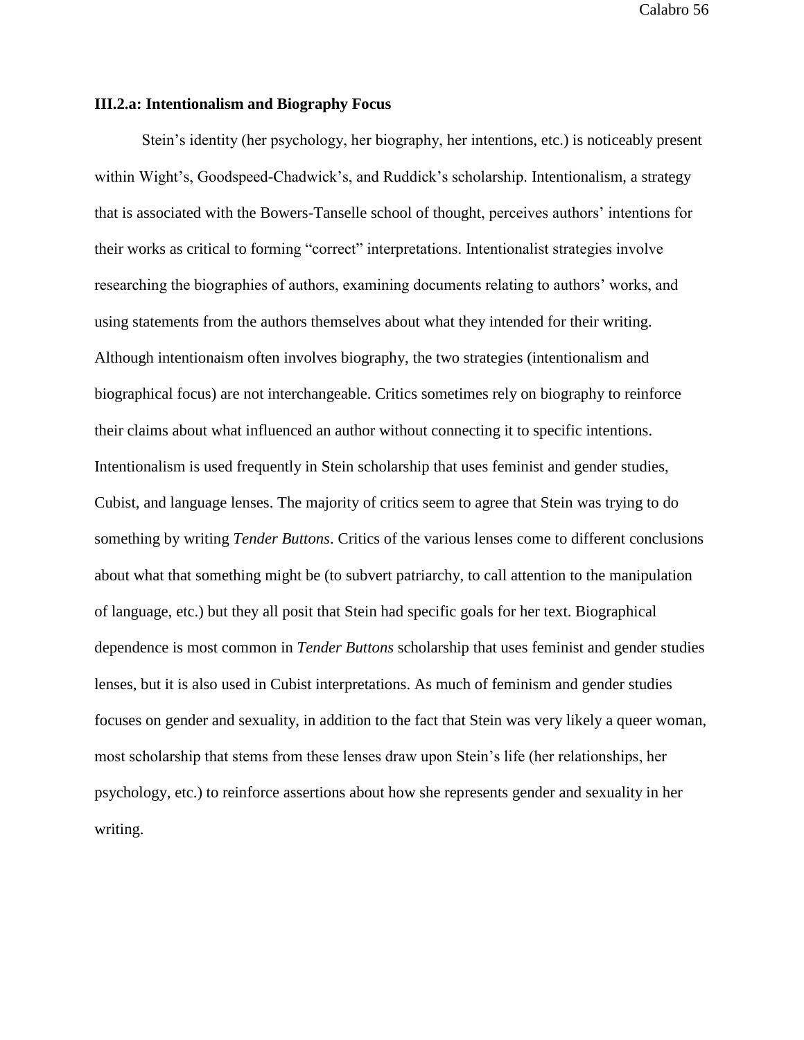### III.2.a: Intentionalism and Biography Focus

Stein's identity (her psychology, her biography, her intentions, etc.) is noticeably present within Wight's, Goodspeed-Chadwick's, and Ruddick's scholarship. Intentionalism, a strategy that is associated with the Bowers-Tanselle school of thought, perceives authors' intentions for their works as critical to forming "correct" interpretations. Intentionalist strategies involve researching the biographies of authors, examining documents relating to authors' works, and using statements from the authors themselves about what they intended for their writing. Although intentionaism often involves biography, the two strategies (intentionalism and biographical focus) are not interchangeable. Critics sometimes rely on biography to reinforce their claims about what influenced an author without connecting it to specific intentions. Intentionalism is used frequently in Stein scholarship that uses feminist and gender studies, Cubist, and language lenses. The majority of critics seem to agree that Stein was trying to do something by writing *Tender Buttons*. Critics of the various lenses come to different conclusions about what that something might be (to subvert patriarchy, to call attention to the manipulation of language, etc.) but they all posit that Stein had specific goals for her text. Biographical dependence is most common in *Tender Buttons* scholarship that uses feminist and gender studies lenses, but it is also used in Cubist interpretations. As much of feminism and gender studies focuses on gender and sexuality, in addition to the fact that Stein was very likely a queer woman, most scholarship that stems from these lenses draw upon Stein's life (her relationships, her psychology, etc.) to reinforce assertions about how she represents gender and sexuality in her writing.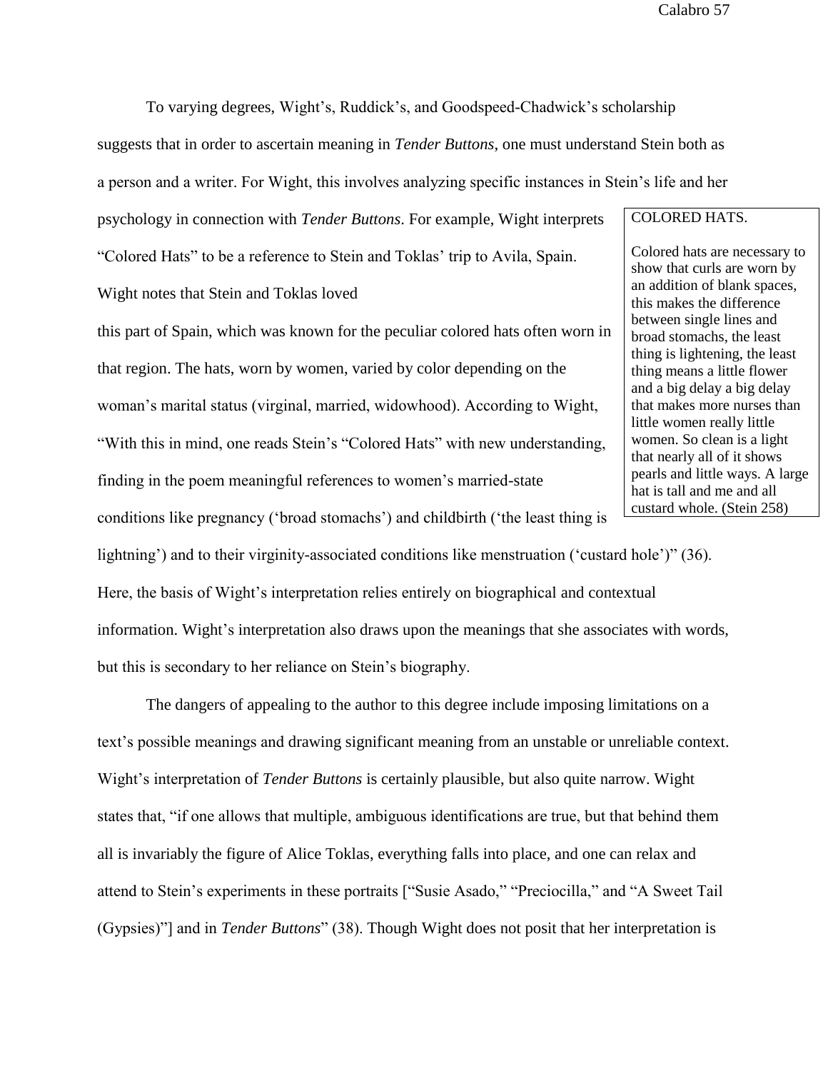To varying degrees, Wight's, Ruddick's, and Goodspeed-Chadwick's scholarship suggests that in order to ascertain meaning in *Tender Buttons*, one must understand Stein both as a person and a writer. For Wight, this involves analyzing specific instances in Stein's life and her psychology in connection with *Tender Buttons*. For example, Wight interprets "Colored Hats" to be a reference to Stein and Toklas' trip to Avila, Spain. Wight notes that Stein and Toklas loved this part of Spain, which was known for the peculiar colored hats often worn in that region. The hats, worn by women, varied by color depending on the woman's marital status (virginal, married, widowhood). According to Wight, "With this in mind, one reads Stein's "Colored Hats" with new understanding, finding in the poem meaningful references to women's married-state conditions like pregnancy ('broad stomachs') and childbirth ('the least thing is lightning') and to their virginity-associated conditions like menstruation ('custard hole')" (36). Here, the basis of Wight's interpretation relies entirely on biographical and contextual information. Wight's interpretation also draws upon the meanings that she associates with words, but this is secondary to her reliance on Stein's biography.

> COLORED HATS.
>
> Colored hats are necessary to show that curls are worn by an addition of blank spaces, this makes the difference between single lines and broad stomachs, the least thing is lightening, the least thing means a little flower and a big delay a big delay that makes more nurses than little women really little women. So clean is a light that nearly all of it shows pearls and little ways. A large hat is tall and me and all custard whole. (Stein 258)

The dangers of appealing to the author to this degree include imposing limitations on a text's possible meanings and drawing significant meaning from an unstable or unreliable context. Wight's interpretation of *Tender Buttons* is certainly plausible, but also quite narrow. Wight states that, "if one allows that multiple, ambiguous identifications are true, but that behind them all is invariably the figure of Alice Toklas, everything falls into place, and one can relax and attend to Stein's experiments in these portraits ["Susie Asado," "Preciocilla," and "A Sweet Tail (Gypsies)"] and in *Tender Buttons*" (38). Though Wight does not posit that her interpretation is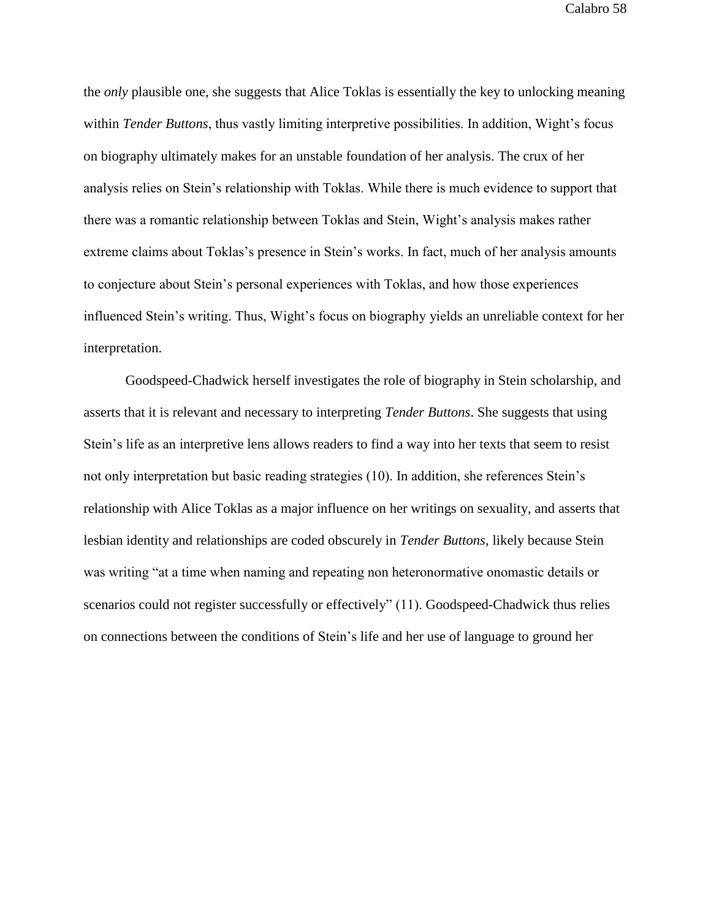the *only* plausible one, she suggests that Alice Toklas is essentially the key to unlocking meaning within *Tender Buttons*, thus vastly limiting interpretive possibilities. In addition, Wight's focus on biography ultimately makes for an unstable foundation of her analysis. The crux of her analysis relies on Stein's relationship with Toklas. While there is much evidence to support that there was a romantic relationship between Toklas and Stein, Wight's analysis makes rather extreme claims about Toklas's presence in Stein's works. In fact, much of her analysis amounts to conjecture about Stein's personal experiences with Toklas, and how those experiences influenced Stein's writing. Thus, Wight's focus on biography yields an unreliable context for her interpretation.

Goodspeed-Chadwick herself investigates the role of biography in Stein scholarship, and asserts that it is relevant and necessary to interpreting *Tender Buttons*. She suggests that using Stein's life as an interpretive lens allows readers to find a way into her texts that seem to resist not only interpretation but basic reading strategies (10). In addition, she references Stein's relationship with Alice Toklas as a major influence on her writings on sexuality, and asserts that lesbian identity and relationships are coded obscurely in *Tender Buttons*, likely because Stein was writing "at a time when naming and repeating non heteronormative onomastic details or scenarios could not register successfully or effectively" (11). Goodspeed-Chadwick thus relies on connections between the conditions of Stein's life and her use of language to ground her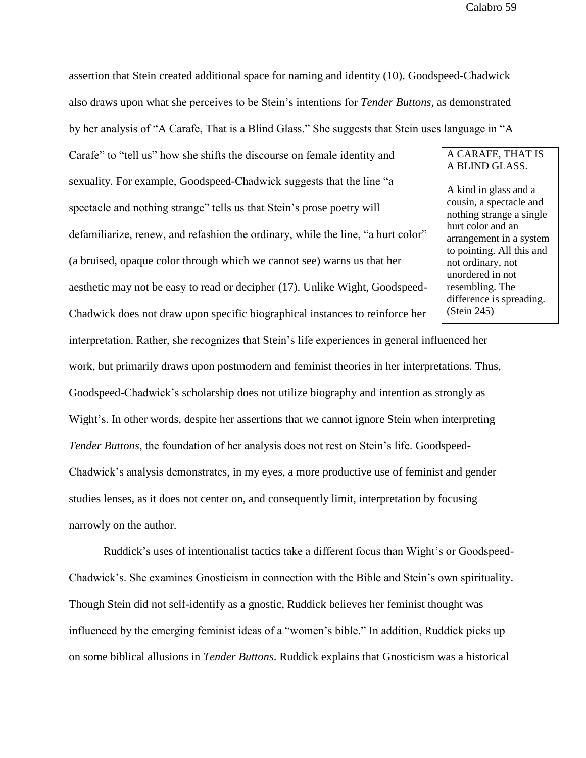assertion that Stein created additional space for naming and identity (10). Goodspeed-Chadwick also draws upon what she perceives to be Stein's intentions for *Tender Buttons*, as demonstrated by her analysis of "A Carafe, That is a Blind Glass." She suggests that Stein uses language in "A Carafe" to "tell us" how she shifts the discourse on female identity and sexuality. For example, Goodspeed-Chadwick suggests that the line "a spectacle and nothing strange" tells us that Stein's prose poetry will defamiliarize, renew, and refashion the ordinary, while the line, "a hurt color" (a bruised, opaque color through which we cannot see) warns us that her aesthetic may not be easy to read or decipher (17). Unlike Wight, Goodspeed-Chadwick does not draw upon specific biographical instances to reinforce her interpretation. Rather, she recognizes that Stein's life experiences in general influenced her work, but primarily draws upon postmodern and feminist theories in her interpretations. Thus, Goodspeed-Chadwick's scholarship does not utilize biography and intention as strongly as Wight's. In other words, despite her assertions that we cannot ignore Stein when interpreting *Tender Buttons*, the foundation of her analysis does not rest on Stein's life. Goodspeed-Chadwick's analysis demonstrates, in my eyes, a more productive use of feminist and gender studies lenses, as it does not center on, and consequently limit, interpretation by focusing narrowly on the author.

> A CARAFE, THAT IS A BLIND GLASS.
>
> A kind in glass and a cousin, a spectacle and nothing strange a single hurt color and an arrangement in a system to pointing. All this and not ordinary, not unordered in not resembling. The difference is spreading. (Stein 245)

Ruddick's uses of intentionalist tactics take a different focus than Wight's or Goodspeed-Chadwick's. She examines Gnosticism in connection with the Bible and Stein's own spirituality. Though Stein did not self-identify as a gnostic, Ruddick believes her feminist thought was influenced by the emerging feminist ideas of a "women's bible." In addition, Ruddick picks up on some biblical allusions in *Tender Buttons*. Ruddick explains that Gnosticism was a historical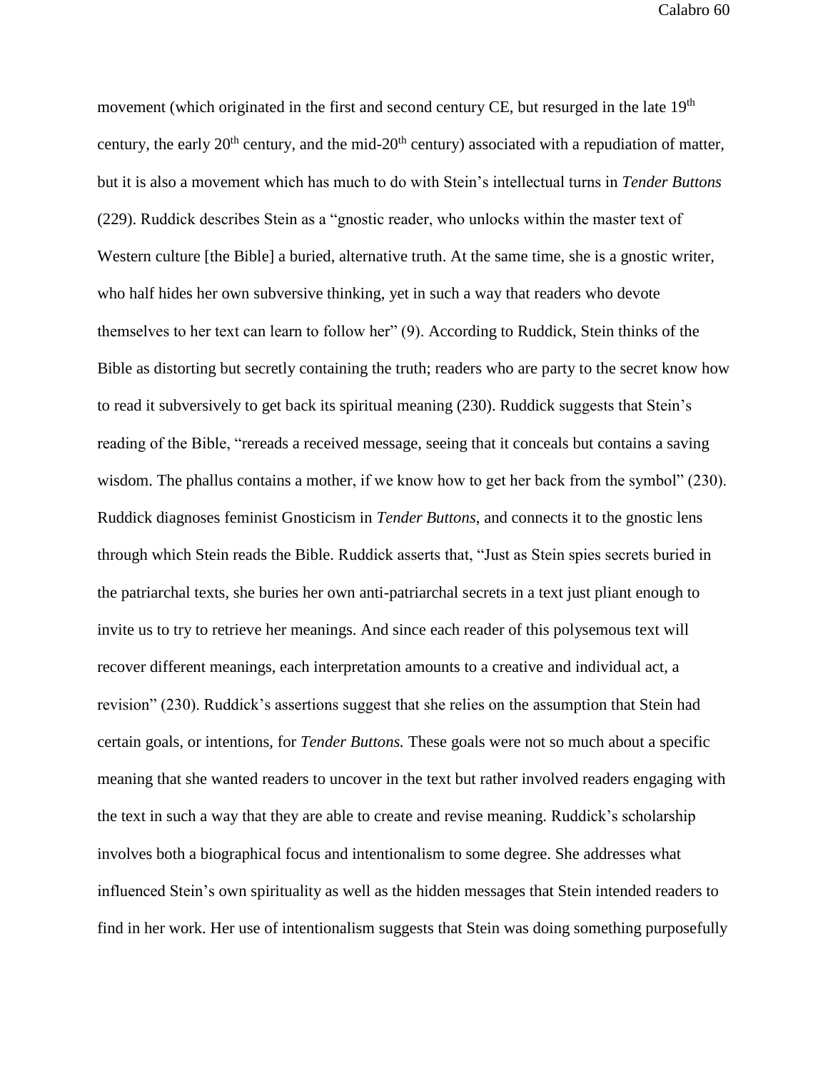movement (which originated in the first and second century CE, but resurged in the late 19th century, the early 20th century, and the mid-20th century) associated with a repudiation of matter, but it is also a movement which has much to do with Stein's intellectual turns in *Tender Buttons* (229). Ruddick describes Stein as a "gnostic reader, who unlocks within the master text of Western culture [the Bible] a buried, alternative truth. At the same time, she is a gnostic writer, who half hides her own subversive thinking, yet in such a way that readers who devote themselves to her text can learn to follow her" (9). According to Ruddick, Stein thinks of the Bible as distorting but secretly containing the truth; readers who are party to the secret know how to read it subversively to get back its spiritual meaning (230). Ruddick suggests that Stein's reading of the Bible, "rereads a received message, seeing that it conceals but contains a saving wisdom. The phallus contains a mother, if we know how to get her back from the symbol" (230). Ruddick diagnoses feminist Gnosticism in *Tender Buttons*, and connects it to the gnostic lens through which Stein reads the Bible. Ruddick asserts that, "Just as Stein spies secrets buried in the patriarchal texts, she buries her own anti-patriarchal secrets in a text just pliant enough to invite us to try to retrieve her meanings. And since each reader of this polysemous text will recover different meanings, each interpretation amounts to a creative and individual act, a revision" (230). Ruddick's assertions suggest that she relies on the assumption that Stein had certain goals, or intentions, for *Tender Buttons.* These goals were not so much about a specific meaning that she wanted readers to uncover in the text but rather involved readers engaging with the text in such a way that they are able to create and revise meaning. Ruddick's scholarship involves both a biographical focus and intentionalism to some degree. She addresses what influenced Stein's own spirituality as well as the hidden messages that Stein intended readers to find in her work. Her use of intentionalism suggests that Stein was doing something purposefully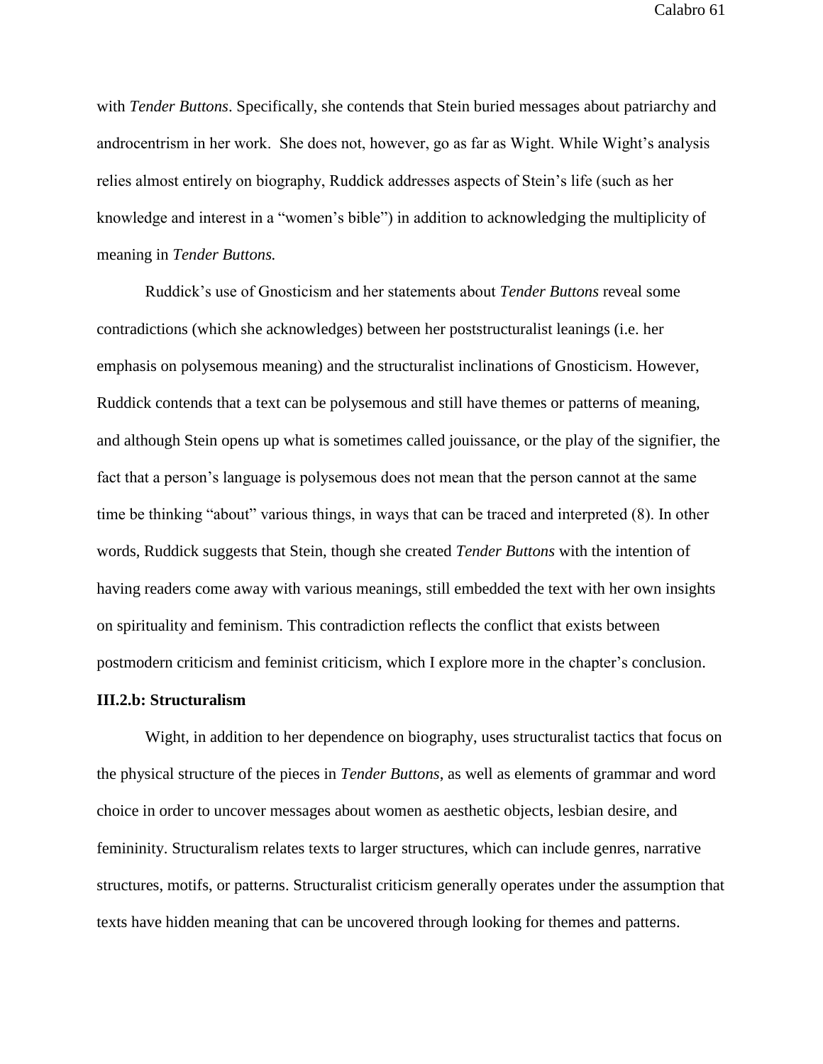with *Tender Buttons*. Specifically, she contends that Stein buried messages about patriarchy and androcentrism in her work. She does not, however, go as far as Wight. While Wight's analysis relies almost entirely on biography, Ruddick addresses aspects of Stein's life (such as her knowledge and interest in a "women's bible") in addition to acknowledging the multiplicity of meaning in *Tender Buttons.*

Ruddick's use of Gnosticism and her statements about *Tender Buttons* reveal some contradictions (which she acknowledges) between her poststructuralist leanings (i.e. her emphasis on polysemous meaning) and the structuralist inclinations of Gnosticism. However, Ruddick contends that a text can be polysemous and still have themes or patterns of meaning, and although Stein opens up what is sometimes called jouissance, or the play of the signifier, the fact that a person's language is polysemous does not mean that the person cannot at the same time be thinking "about" various things, in ways that can be traced and interpreted (8). In other words, Ruddick suggests that Stein, though she created *Tender Buttons* with the intention of having readers come away with various meanings, still embedded the text with her own insights on spirituality and feminism. This contradiction reflects the conflict that exists between postmodern criticism and feminist criticism, which I explore more in the chapter's conclusion.

**III.2.b: Structuralism**

Wight, in addition to her dependence on biography, uses structuralist tactics that focus on the physical structure of the pieces in *Tender Buttons*, as well as elements of grammar and word choice in order to uncover messages about women as aesthetic objects, lesbian desire, and femininity. Structuralism relates texts to larger structures, which can include genres, narrative structures, motifs, or patterns. Structuralist criticism generally operates under the assumption that texts have hidden meaning that can be uncovered through looking for themes and patterns.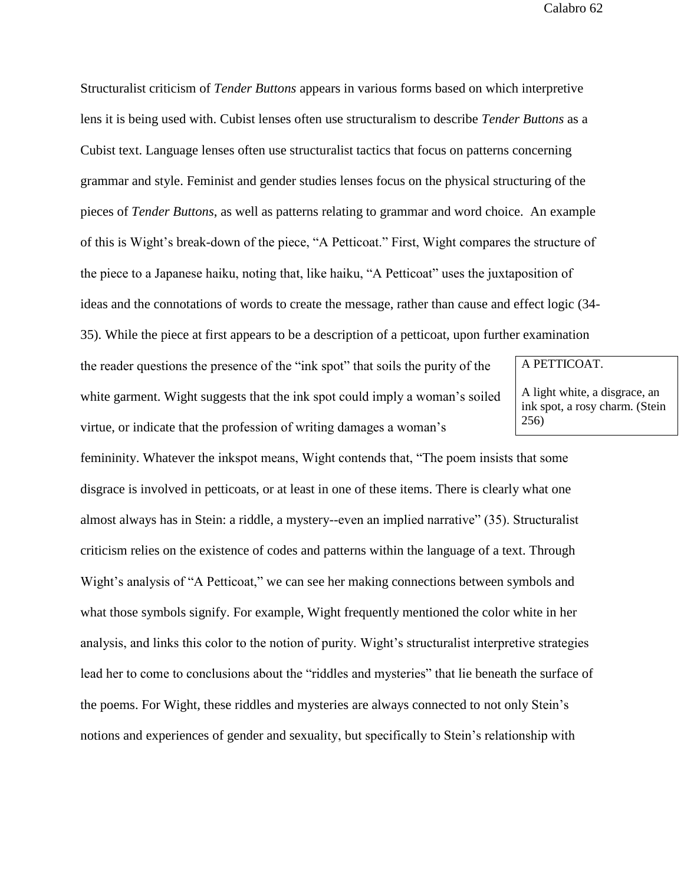Structuralist criticism of *Tender Buttons* appears in various forms based on which interpretive lens it is being used with. Cubist lenses often use structuralism to describe *Tender Buttons* as a Cubist text. Language lenses often use structuralist tactics that focus on patterns concerning grammar and style. Feminist and gender studies lenses focus on the physical structuring of the pieces of *Tender Buttons*, as well as patterns relating to grammar and word choice. An example of this is Wight's break-down of the piece, "A Petticoat." First, Wight compares the structure of the piece to a Japanese haiku, noting that, like haiku, "A Petticoat" uses the juxtaposition of ideas and the connotations of words to create the message, rather than cause and effect logic (34-35). While the piece at first appears to be a description of a petticoat, upon further examination the reader questions the presence of the "ink spot" that soils the purity of the white garment. Wight suggests that the ink spot could imply a woman's soiled virtue, or indicate that the profession of writing damages a woman's femininity. Whatever the inkspot means, Wight contends that, "The poem insists that some disgrace is involved in petticoats, or at least in one of these items. There is clearly what one almost always has in Stein: a riddle, a mystery--even an implied narrative" (35). Structuralist criticism relies on the existence of codes and patterns within the language of a text. Through Wight's analysis of "A Petticoat," we can see her making connections between symbols and what those symbols signify. For example, Wight frequently mentioned the color white in her analysis, and links this color to the notion of purity. Wight's structuralist interpretive strategies lead her to come to conclusions about the "riddles and mysteries" that lie beneath the surface of the poems. For Wight, these riddles and mysteries are always connected to not only Stein's notions and experiences of gender and sexuality, but specifically to Stein's relationship with

> A PETTICOAT.
>
> A light white, a disgrace, an ink spot, a rosy charm. (Stein 256)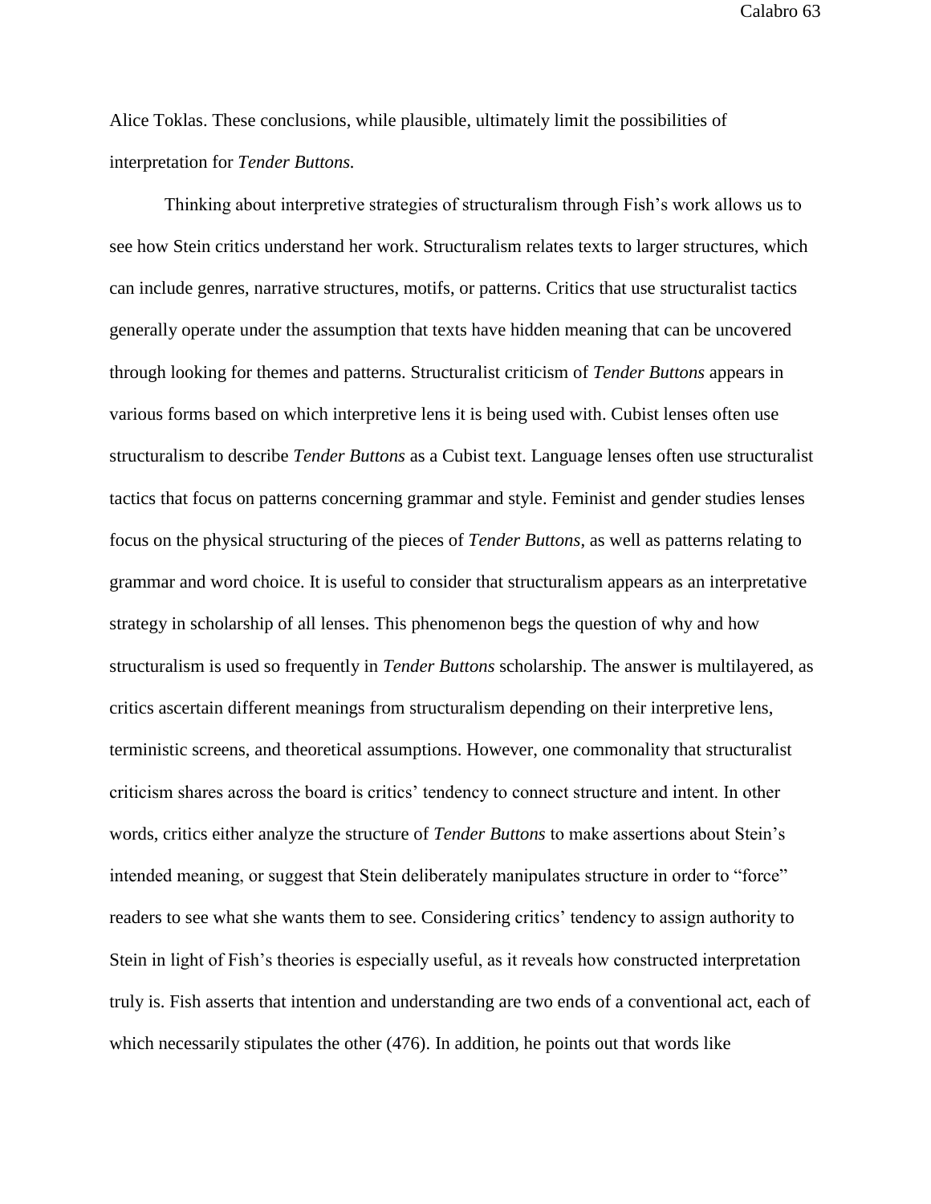Alice Toklas. These conclusions, while plausible, ultimately limit the possibilities of interpretation for *Tender Buttons.*

Thinking about interpretive strategies of structuralism through Fish's work allows us to see how Stein critics understand her work. Structuralism relates texts to larger structures, which can include genres, narrative structures, motifs, or patterns. Critics that use structuralist tactics generally operate under the assumption that texts have hidden meaning that can be uncovered through looking for themes and patterns. Structuralist criticism of *Tender Buttons* appears in various forms based on which interpretive lens it is being used with. Cubist lenses often use structuralism to describe *Tender Buttons* as a Cubist text. Language lenses often use structuralist tactics that focus on patterns concerning grammar and style. Feminist and gender studies lenses focus on the physical structuring of the pieces of *Tender Buttons*, as well as patterns relating to grammar and word choice. It is useful to consider that structuralism appears as an interpretative strategy in scholarship of all lenses. This phenomenon begs the question of why and how structuralism is used so frequently in *Tender Buttons* scholarship. The answer is multilayered, as critics ascertain different meanings from structuralism depending on their interpretive lens, terministic screens, and theoretical assumptions. However, one commonality that structuralist criticism shares across the board is critics' tendency to connect structure and intent. In other words, critics either analyze the structure of *Tender Buttons* to make assertions about Stein's intended meaning, or suggest that Stein deliberately manipulates structure in order to "force" readers to see what she wants them to see. Considering critics' tendency to assign authority to Stein in light of Fish's theories is especially useful, as it reveals how constructed interpretation truly is. Fish asserts that intention and understanding are two ends of a conventional act, each of which necessarily stipulates the other (476). In addition, he points out that words like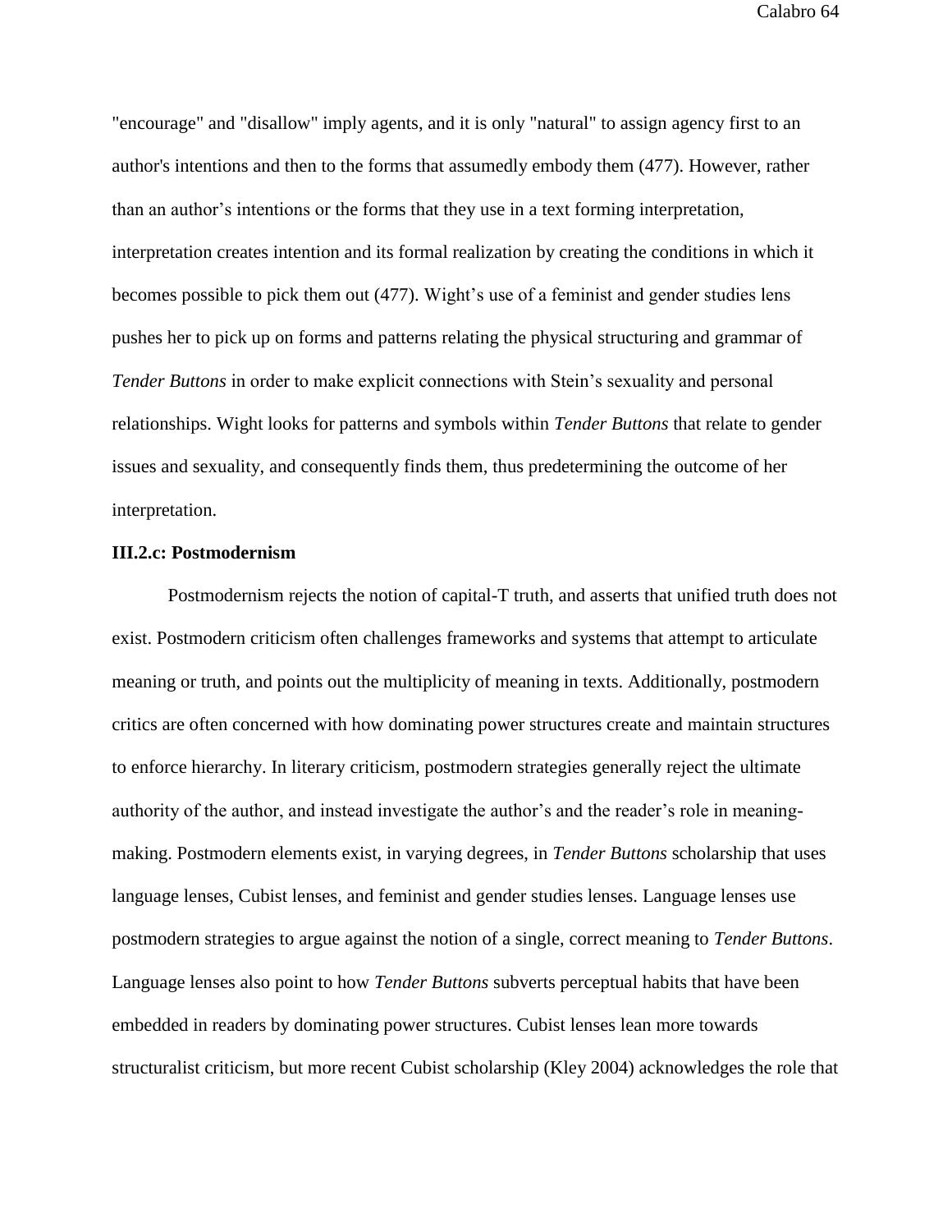"encourage" and "disallow" imply agents, and it is only "natural" to assign agency first to an author's intentions and then to the forms that assumedly embody them (477). However, rather than an author's intentions or the forms that they use in a text forming interpretation, interpretation creates intention and its formal realization by creating the conditions in which it becomes possible to pick them out (477). Wight's use of a feminist and gender studies lens pushes her to pick up on forms and patterns relating the physical structuring and grammar of *Tender Buttons* in order to make explicit connections with Stein's sexuality and personal relationships. Wight looks for patterns and symbols within *Tender Buttons* that relate to gender issues and sexuality, and consequently finds them, thus predetermining the outcome of her interpretation.

**III.2.c: Postmodernism**

Postmodernism rejects the notion of capital-T truth, and asserts that unified truth does not exist. Postmodern criticism often challenges frameworks and systems that attempt to articulate meaning or truth, and points out the multiplicity of meaning in texts. Additionally, postmodern critics are often concerned with how dominating power structures create and maintain structures to enforce hierarchy. In literary criticism, postmodern strategies generally reject the ultimate authority of the author, and instead investigate the author's and the reader's role in meaning-making. Postmodern elements exist, in varying degrees, in *Tender Buttons* scholarship that uses language lenses, Cubist lenses, and feminist and gender studies lenses. Language lenses use postmodern strategies to argue against the notion of a single, correct meaning to *Tender Buttons*. Language lenses also point to how *Tender Buttons* subverts perceptual habits that have been embedded in readers by dominating power structures. Cubist lenses lean more towards structuralist criticism, but more recent Cubist scholarship (Kley 2004) acknowledges the role that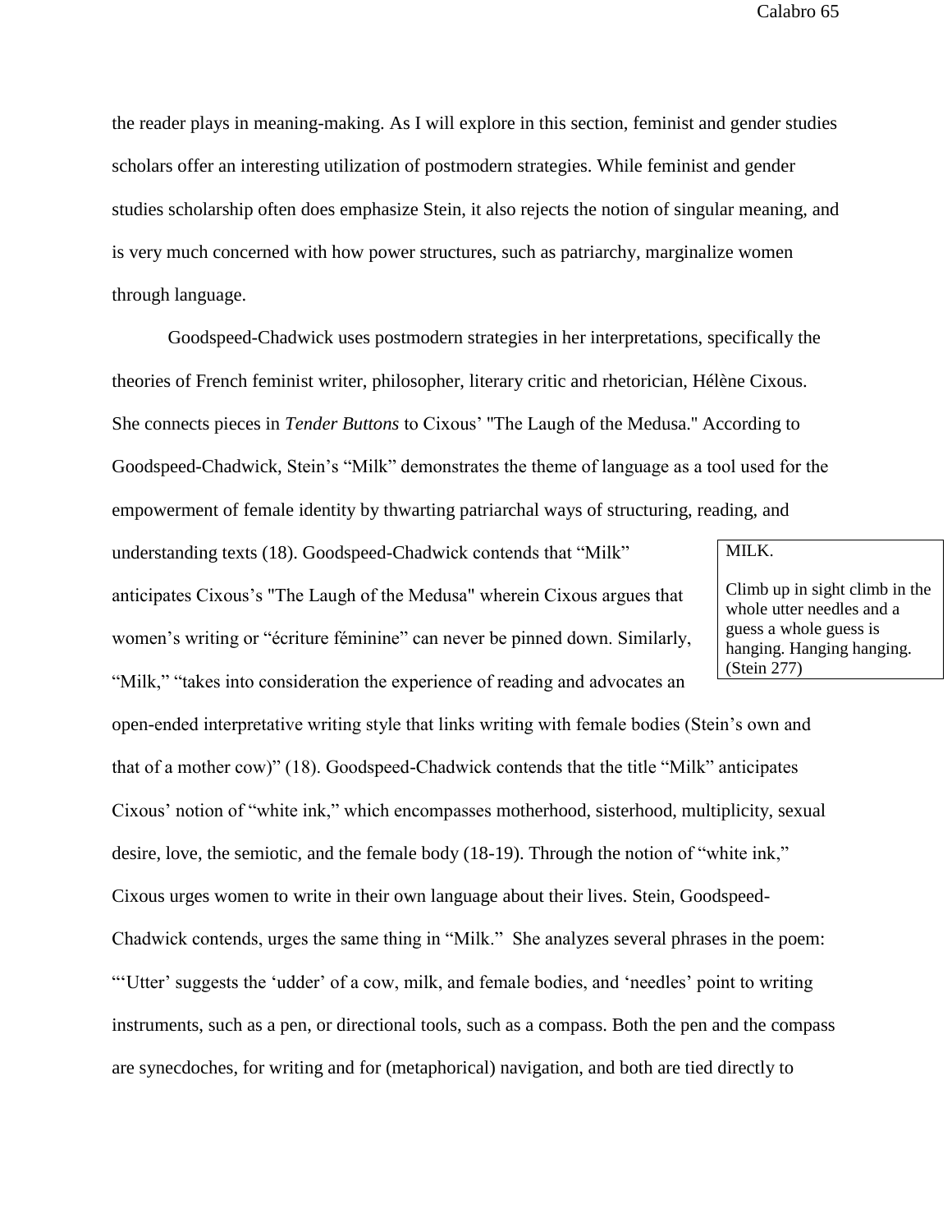the reader plays in meaning-making. As I will explore in this section, feminist and gender studies scholars offer an interesting utilization of postmodern strategies. While feminist and gender studies scholarship often does emphasize Stein, it also rejects the notion of singular meaning, and is very much concerned with how power structures, such as patriarchy, marginalize women through language.

Goodspeed-Chadwick uses postmodern strategies in her interpretations, specifically the theories of French feminist writer, philosopher, literary critic and rhetorician, Hélène Cixous. She connects pieces in *Tender Buttons* to Cixous' "The Laugh of the Medusa." According to Goodspeed-Chadwick, Stein's "Milk" demonstrates the theme of language as a tool used for the empowerment of female identity by thwarting patriarchal ways of structuring, reading, and understanding texts (18). Goodspeed-Chadwick contends that "Milk" anticipates Cixous's "The Laugh of the Medusa" wherein Cixous argues that women's writing or "écriture féminine" can never be pinned down. Similarly, "Milk," "takes into consideration the experience of reading and advocates an open-ended interpretative writing style that links writing with female bodies (Stein's own and that of a mother cow)" (18). Goodspeed-Chadwick contends that the title "Milk" anticipates Cixous' notion of "white ink," which encompasses motherhood, sisterhood, multiplicity, sexual desire, love, the semiotic, and the female body (18-19). Through the notion of "white ink," Cixous urges women to write in their own language about their lives. Stein, Goodspeed-Chadwick contends, urges the same thing in "Milk." She analyzes several phrases in the poem: "'Utter' suggests the 'udder' of a cow, milk, and female bodies, and 'needles' point to writing instruments, such as a pen, or directional tools, such as a compass. Both the pen and the compass are synecdoches, for writing and for (metaphorical) navigation, and both are tied directly to

> MILK.
>
> Climb up in sight climb in the whole utter needles and a guess a whole guess is hanging. Hanging hanging. (Stein 277)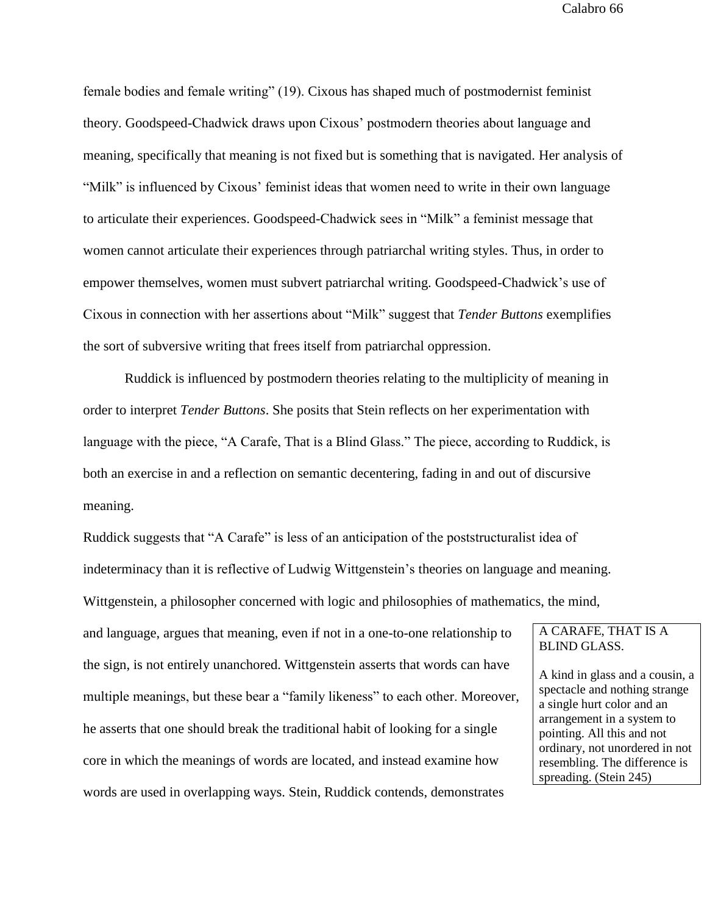female bodies and female writing" (19). Cixous has shaped much of postmodernist feminist theory. Goodspeed-Chadwick draws upon Cixous' postmodern theories about language and meaning, specifically that meaning is not fixed but is something that is navigated. Her analysis of "Milk" is influenced by Cixous' feminist ideas that women need to write in their own language to articulate their experiences. Goodspeed-Chadwick sees in "Milk" a feminist message that women cannot articulate their experiences through patriarchal writing styles. Thus, in order to empower themselves, women must subvert patriarchal writing. Goodspeed-Chadwick's use of Cixous in connection with her assertions about "Milk" suggest that *Tender Buttons* exemplifies the sort of subversive writing that frees itself from patriarchal oppression.

Ruddick is influenced by postmodern theories relating to the multiplicity of meaning in order to interpret *Tender Buttons*. She posits that Stein reflects on her experimentation with language with the piece, "A Carafe, That is a Blind Glass." The piece, according to Ruddick, is both an exercise in and a reflection on semantic decentering, fading in and out of discursive meaning.

Ruddick suggests that "A Carafe" is less of an anticipation of the poststructuralist idea of indeterminacy than it is reflective of Ludwig Wittgenstein's theories on language and meaning. Wittgenstein, a philosopher concerned with logic and philosophies of mathematics, the mind, and language, argues that meaning, even if not in a one-to-one relationship to the sign, is not entirely unanchored. Wittgenstein asserts that words can have multiple meanings, but these bear a "family likeness" to each other. Moreover, he asserts that one should break the traditional habit of looking for a single core in which the meanings of words are located, and instead examine how words are used in overlapping ways. Stein, Ruddick contends, demonstrates

> A CARAFE, THAT IS A BLIND GLASS.
>
> A kind in glass and a cousin, a spectacle and nothing strange a single hurt color and an arrangement in a system to pointing. All this and not ordinary, not unordered in not resembling. The difference is spreading. (Stein 245)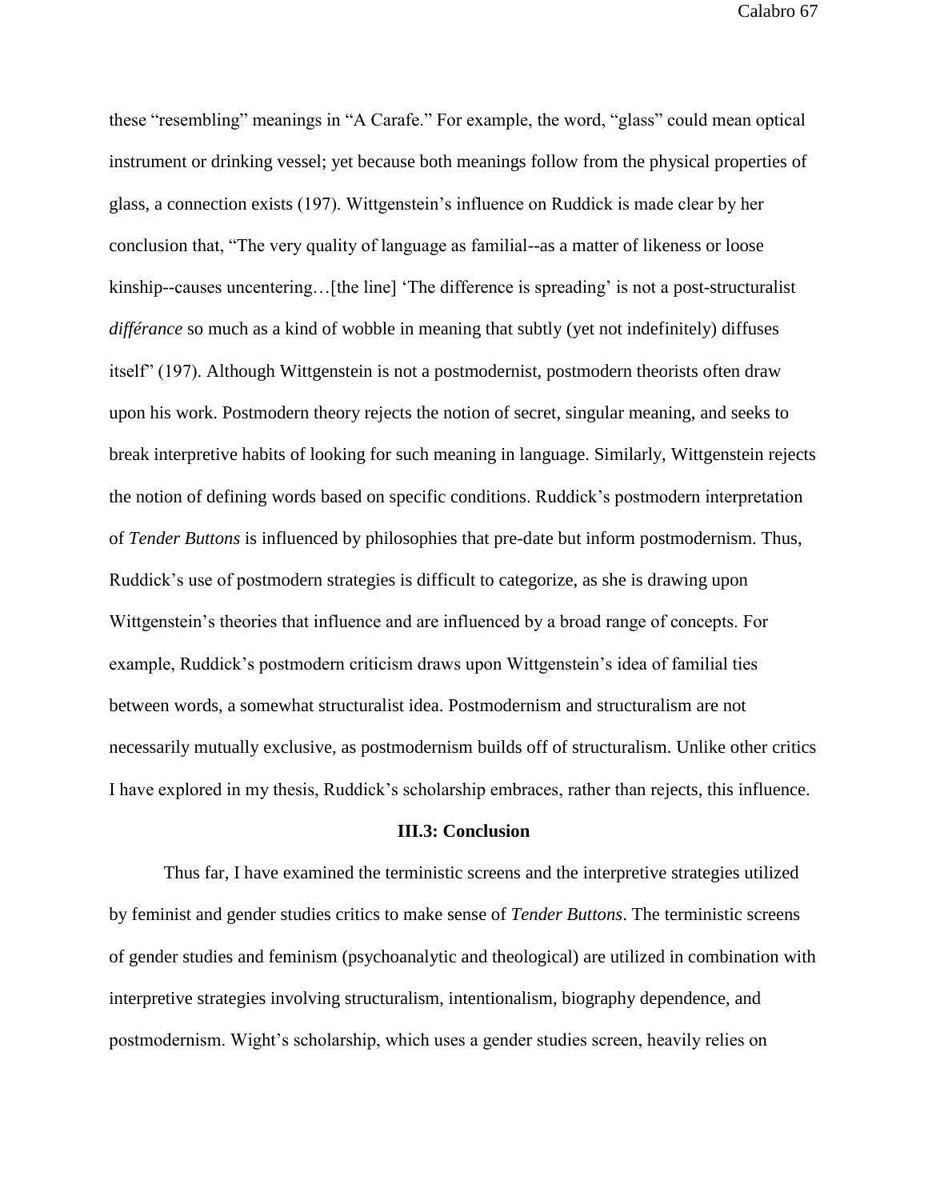these "resembling" meanings in "A Carafe." For example, the word, "glass" could mean optical instrument or drinking vessel; yet because both meanings follow from the physical properties of glass, a connection exists (197). Wittgenstein's influence on Ruddick is made clear by her conclusion that, "The very quality of language as familial--as a matter of likeness or loose kinship--causes uncentering…[the line] 'The difference is spreading' is not a post-structuralist *différance* so much as a kind of wobble in meaning that subtly (yet not indefinitely) diffuses itself" (197). Although Wittgenstein is not a postmodernist, postmodern theorists often draw upon his work. Postmodern theory rejects the notion of secret, singular meaning, and seeks to break interpretive habits of looking for such meaning in language. Similarly, Wittgenstein rejects the notion of defining words based on specific conditions. Ruddick's postmodern interpretation of *Tender Buttons* is influenced by philosophies that pre-date but inform postmodernism. Thus, Ruddick's use of postmodern strategies is difficult to categorize, as she is drawing upon Wittgenstein's theories that influence and are influenced by a broad range of concepts. For example, Ruddick's postmodern criticism draws upon Wittgenstein's idea of familial ties between words, a somewhat structuralist idea. Postmodernism and structuralism are not necessarily mutually exclusive, as postmodernism builds off of structuralism. Unlike other critics I have explored in my thesis, Ruddick's scholarship embraces, rather than rejects, this influence.

### III.3: Conclusion

Thus far, I have examined the terministic screens and the interpretive strategies utilized by feminist and gender studies critics to make sense of *Tender Buttons*. The terministic screens of gender studies and feminism (psychoanalytic and theological) are utilized in combination with interpretive strategies involving structuralism, intentionalism, biography dependence, and postmodernism. Wight's scholarship, which uses a gender studies screen, heavily relies on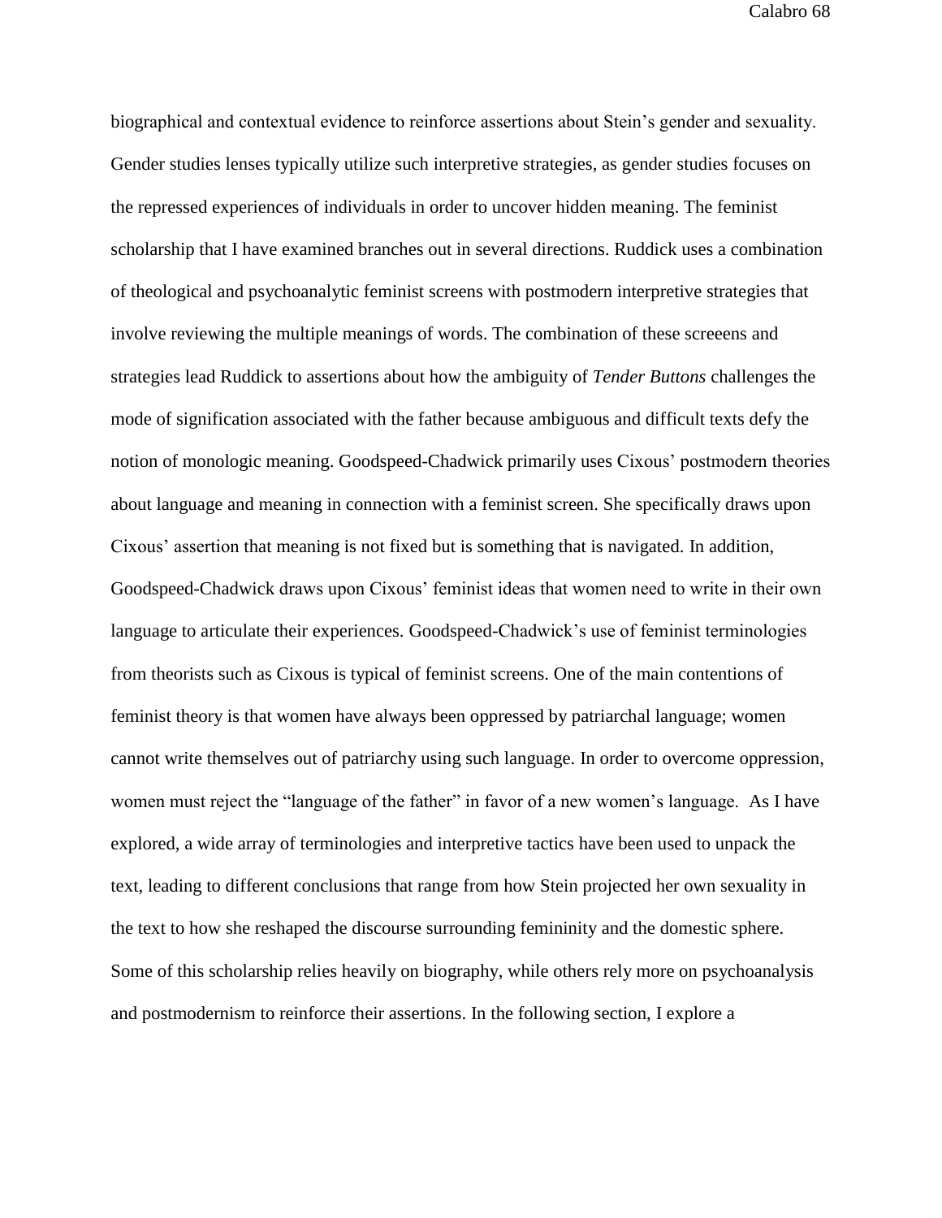biographical and contextual evidence to reinforce assertions about Stein's gender and sexuality. Gender studies lenses typically utilize such interpretive strategies, as gender studies focuses on the repressed experiences of individuals in order to uncover hidden meaning. The feminist scholarship that I have examined branches out in several directions. Ruddick uses a combination of theological and psychoanalytic feminist screens with postmodern interpretive strategies that involve reviewing the multiple meanings of words. The combination of these screeens and strategies lead Ruddick to assertions about how the ambiguity of *Tender Buttons* challenges the mode of signification associated with the father because ambiguous and difficult texts defy the notion of monologic meaning. Goodspeed-Chadwick primarily uses Cixous' postmodern theories about language and meaning in connection with a feminist screen. She specifically draws upon Cixous' assertion that meaning is not fixed but is something that is navigated. In addition, Goodspeed-Chadwick draws upon Cixous' feminist ideas that women need to write in their own language to articulate their experiences. Goodspeed-Chadwick's use of feminist terminologies from theorists such as Cixous is typical of feminist screens. One of the main contentions of feminist theory is that women have always been oppressed by patriarchal language; women cannot write themselves out of patriarchy using such language. In order to overcome oppression, women must reject the "language of the father" in favor of a new women's language. As I have explored, a wide array of terminologies and interpretive tactics have been used to unpack the text, leading to different conclusions that range from how Stein projected her own sexuality in the text to how she reshaped the discourse surrounding femininity and the domestic sphere. Some of this scholarship relies heavily on biography, while others rely more on psychoanalysis and postmodernism to reinforce their assertions. In the following section, I explore a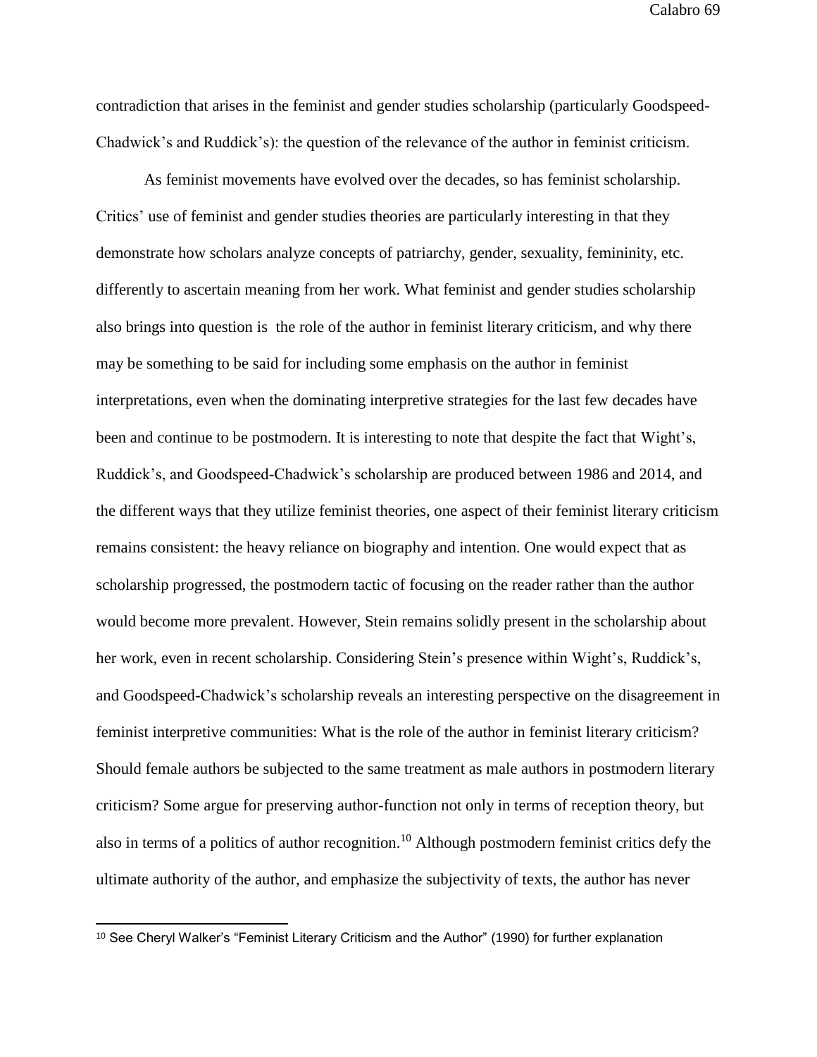contradiction that arises in the feminist and gender studies scholarship (particularly Goodspeed-Chadwick's and Ruddick's): the question of the relevance of the author in feminist criticism.

As feminist movements have evolved over the decades, so has feminist scholarship. Critics' use of feminist and gender studies theories are particularly interesting in that they demonstrate how scholars analyze concepts of patriarchy, gender, sexuality, femininity, etc. differently to ascertain meaning from her work. What feminist and gender studies scholarship also brings into question is the role of the author in feminist literary criticism, and why there may be something to be said for including some emphasis on the author in feminist interpretations, even when the dominating interpretive strategies for the last few decades have been and continue to be postmodern. It is interesting to note that despite the fact that Wight's, Ruddick's, and Goodspeed-Chadwick's scholarship are produced between 1986 and 2014, and the different ways that they utilize feminist theories, one aspect of their feminist literary criticism remains consistent: the heavy reliance on biography and intention. One would expect that as scholarship progressed, the postmodern tactic of focusing on the reader rather than the author would become more prevalent. However, Stein remains solidly present in the scholarship about her work, even in recent scholarship. Considering Stein's presence within Wight's, Ruddick's, and Goodspeed-Chadwick's scholarship reveals an interesting perspective on the disagreement in feminist interpretive communities: What is the role of the author in feminist literary criticism? Should female authors be subjected to the same treatment as male authors in postmodern literary criticism? Some argue for preserving author-function not only in terms of reception theory, but also in terms of a politics of author recognition.[10] Although postmodern feminist critics defy the ultimate authority of the author, and emphasize the subjectivity of texts, the author has never

[10] See Cheryl Walker's "Feminist Literary Criticism and the Author" (1990) for further explanation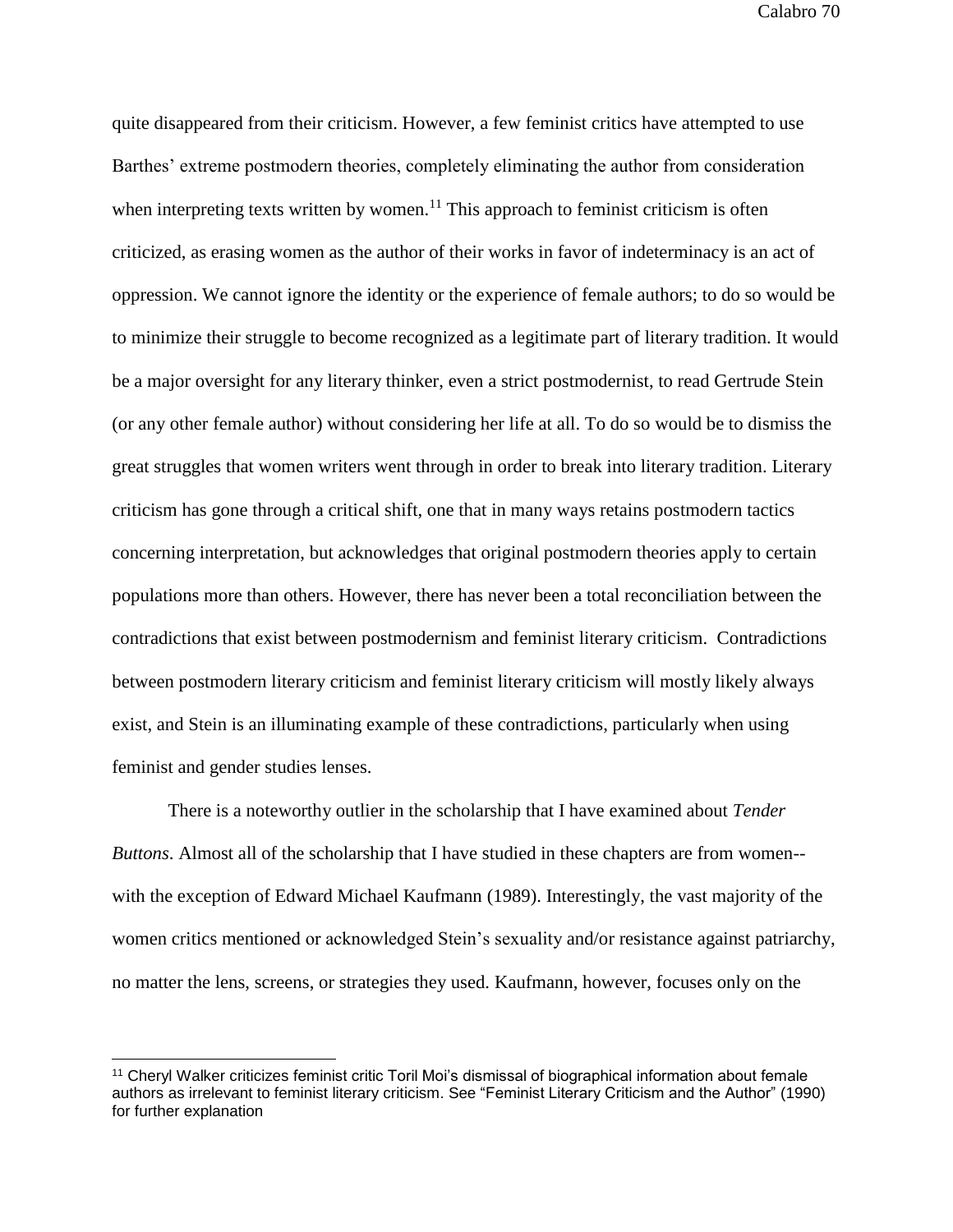quite disappeared from their criticism. However, a few feminist critics have attempted to use Barthes' extreme postmodern theories, completely eliminating the author from consideration when interpreting texts written by women.[11] This approach to feminist criticism is often criticized, as erasing women as the author of their works in favor of indeterminacy is an act of oppression. We cannot ignore the identity or the experience of female authors; to do so would be to minimize their struggle to become recognized as a legitimate part of literary tradition. It would be a major oversight for any literary thinker, even a strict postmodernist, to read Gertrude Stein (or any other female author) without considering her life at all. To do so would be to dismiss the great struggles that women writers went through in order to break into literary tradition. Literary criticism has gone through a critical shift, one that in many ways retains postmodern tactics concerning interpretation, but acknowledges that original postmodern theories apply to certain populations more than others. However, there has never been a total reconciliation between the contradictions that exist between postmodernism and feminist literary criticism. Contradictions between postmodern literary criticism and feminist literary criticism will mostly likely always exist, and Stein is an illuminating example of these contradictions, particularly when using feminist and gender studies lenses.

There is a noteworthy outlier in the scholarship that I have examined about *Tender Buttons*. Almost all of the scholarship that I have studied in these chapters are from women--with the exception of Edward Michael Kaufmann (1989). Interestingly, the vast majority of the women critics mentioned or acknowledged Stein's sexuality and/or resistance against patriarchy, no matter the lens, screens, or strategies they used. Kaufmann, however, focuses only on the

---

[11] Cheryl Walker criticizes feminist critic Toril Moi's dismissal of biographical information about female authors as irrelevant to feminist literary criticism. See "Feminist Literary Criticism and the Author" (1990) for further explanation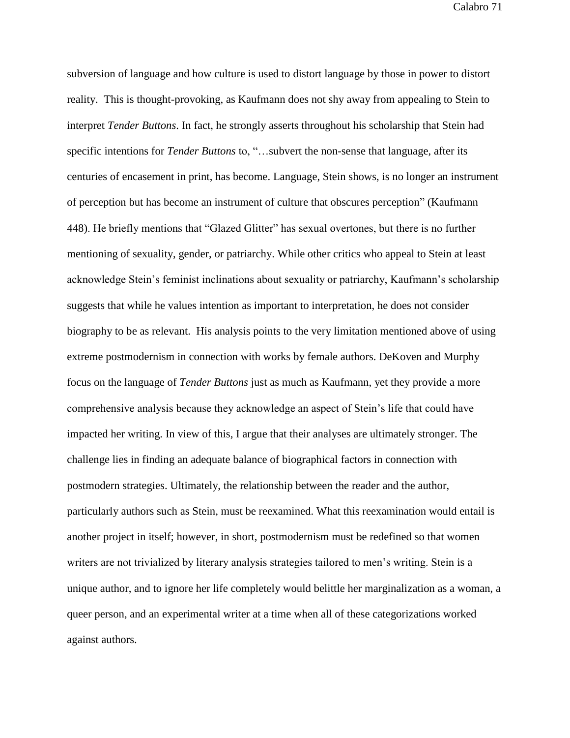subversion of language and how culture is used to distort language by those in power to distort reality. This is thought-provoking, as Kaufmann does not shy away from appealing to Stein to interpret *Tender Buttons*. In fact, he strongly asserts throughout his scholarship that Stein had specific intentions for *Tender Buttons* to, "…subvert the non-sense that language, after its centuries of encasement in print, has become. Language, Stein shows, is no longer an instrument of perception but has become an instrument of culture that obscures perception" (Kaufmann 448). He briefly mentions that "Glazed Glitter" has sexual overtones, but there is no further mentioning of sexuality, gender, or patriarchy. While other critics who appeal to Stein at least acknowledge Stein's feminist inclinations about sexuality or patriarchy, Kaufmann's scholarship suggests that while he values intention as important to interpretation, he does not consider biography to be as relevant. His analysis points to the very limitation mentioned above of using extreme postmodernism in connection with works by female authors. DeKoven and Murphy focus on the language of *Tender Buttons* just as much as Kaufmann, yet they provide a more comprehensive analysis because they acknowledge an aspect of Stein's life that could have impacted her writing. In view of this, I argue that their analyses are ultimately stronger. The challenge lies in finding an adequate balance of biographical factors in connection with postmodern strategies. Ultimately, the relationship between the reader and the author, particularly authors such as Stein, must be reexamined. What this reexamination would entail is another project in itself; however, in short, postmodernism must be redefined so that women writers are not trivialized by literary analysis strategies tailored to men's writing. Stein is a unique author, and to ignore her life completely would belittle her marginalization as a woman, a queer person, and an experimental writer at a time when all of these categorizations worked against authors.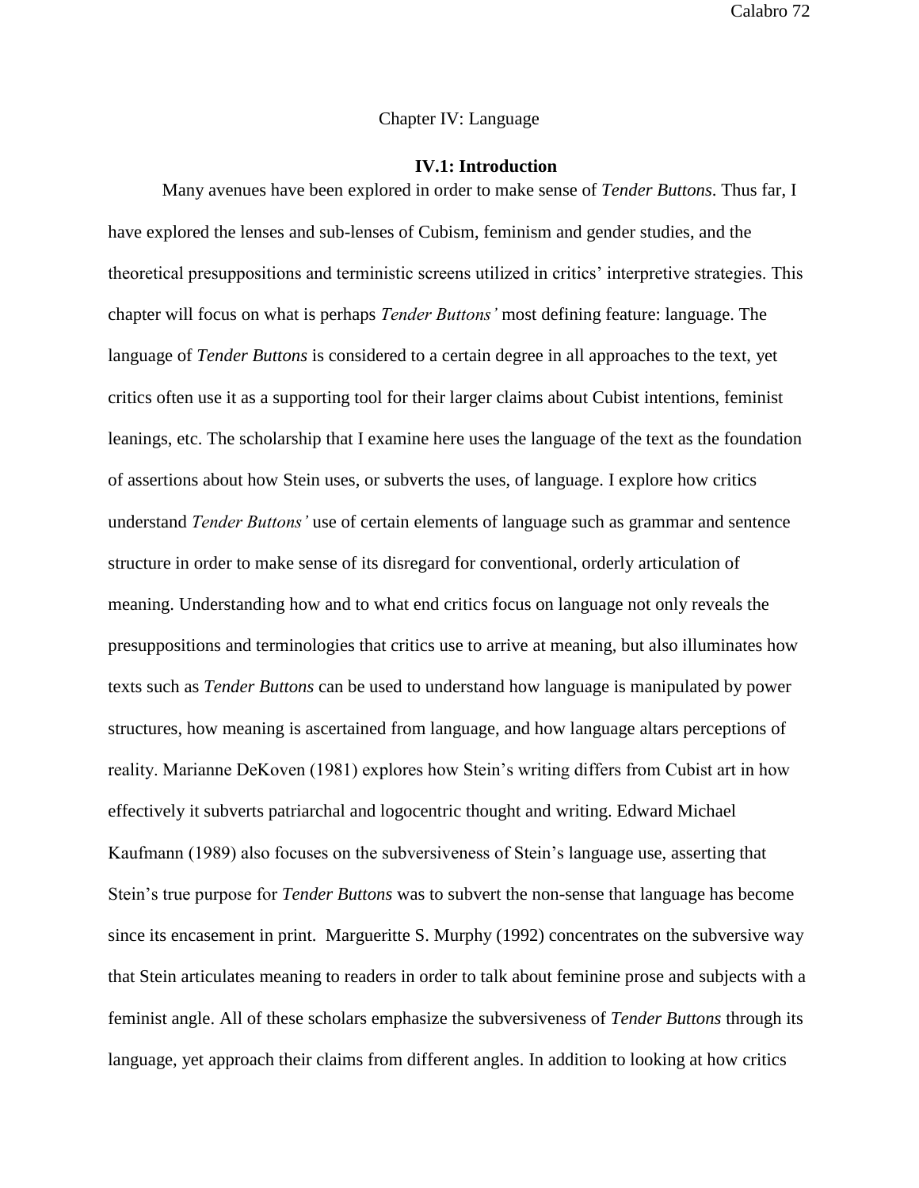# Chapter IV: Language

## IV.1: Introduction

Many avenues have been explored in order to make sense of *Tender Buttons*. Thus far, I have explored the lenses and sub-lenses of Cubism, feminism and gender studies, and the theoretical presuppositions and terministic screens utilized in critics' interpretive strategies. This chapter will focus on what is perhaps *Tender Buttons'* most defining feature: language. The language of *Tender Buttons* is considered to a certain degree in all approaches to the text, yet critics often use it as a supporting tool for their larger claims about Cubist intentions, feminist leanings, etc. The scholarship that I examine here uses the language of the text as the foundation of assertions about how Stein uses, or subverts the uses, of language. I explore how critics understand *Tender Buttons'* use of certain elements of language such as grammar and sentence structure in order to make sense of its disregard for conventional, orderly articulation of meaning. Understanding how and to what end critics focus on language not only reveals the presuppositions and terminologies that critics use to arrive at meaning, but also illuminates how texts such as *Tender Buttons* can be used to understand how language is manipulated by power structures, how meaning is ascertained from language, and how language altars perceptions of reality. Marianne DeKoven (1981) explores how Stein's writing differs from Cubist art in how effectively it subverts patriarchal and logocentric thought and writing. Edward Michael Kaufmann (1989) also focuses on the subversiveness of Stein's language use, asserting that Stein's true purpose for *Tender Buttons* was to subvert the non-sense that language has become since its encasement in print. Margueritte S. Murphy (1992) concentrates on the subversive way that Stein articulates meaning to readers in order to talk about feminine prose and subjects with a feminist angle. All of these scholars emphasize the subversiveness of *Tender Buttons* through its language, yet approach their claims from different angles. In addition to looking at how critics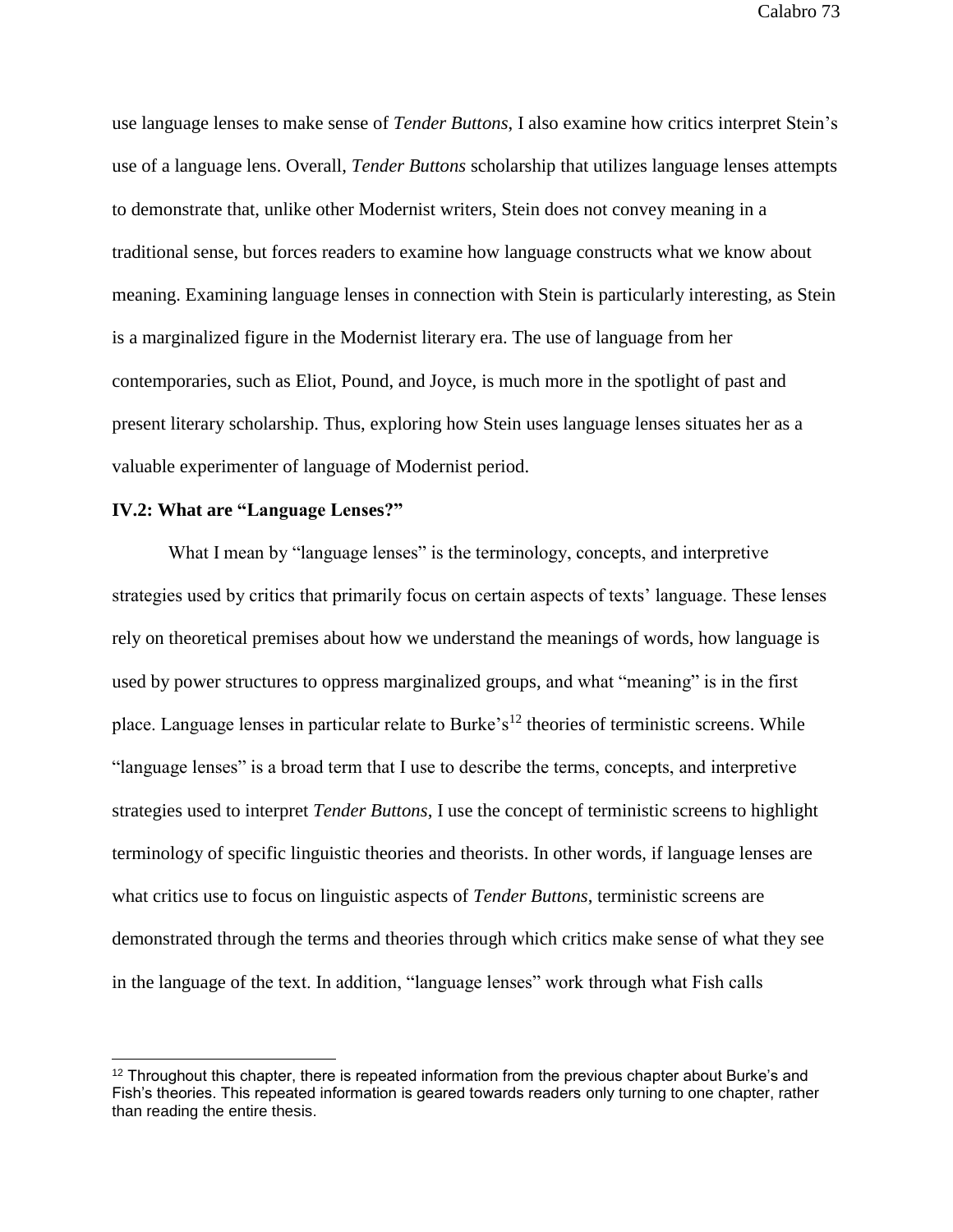use language lenses to make sense of *Tender Buttons*, I also examine how critics interpret Stein's use of a language lens. Overall, *Tender Buttons* scholarship that utilizes language lenses attempts to demonstrate that, unlike other Modernist writers, Stein does not convey meaning in a traditional sense, but forces readers to examine how language constructs what we know about meaning. Examining language lenses in connection with Stein is particularly interesting, as Stein is a marginalized figure in the Modernist literary era. The use of language from her contemporaries, such as Eliot, Pound, and Joyce, is much more in the spotlight of past and present literary scholarship. Thus, exploring how Stein uses language lenses situates her as a valuable experimenter of language of Modernist period.

### IV.2: What are "Language Lenses?"

What I mean by "language lenses" is the terminology, concepts, and interpretive strategies used by critics that primarily focus on certain aspects of texts' language. These lenses rely on theoretical premises about how we understand the meanings of words, how language is used by power structures to oppress marginalized groups, and what "meaning" is in the first place. Language lenses in particular relate to Burke's[12] theories of terministic screens. While "language lenses" is a broad term that I use to describe the terms, concepts, and interpretive strategies used to interpret *Tender Buttons*, I use the concept of terministic screens to highlight terminology of specific linguistic theories and theorists. In other words, if language lenses are what critics use to focus on linguistic aspects of *Tender Buttons*, terministic screens are demonstrated through the terms and theories through which critics make sense of what they see in the language of the text. In addition, "language lenses" work through what Fish calls

[12] Throughout this chapter, there is repeated information from the previous chapter about Burke's and Fish's theories. This repeated information is geared towards readers only turning to one chapter, rather than reading the entire thesis.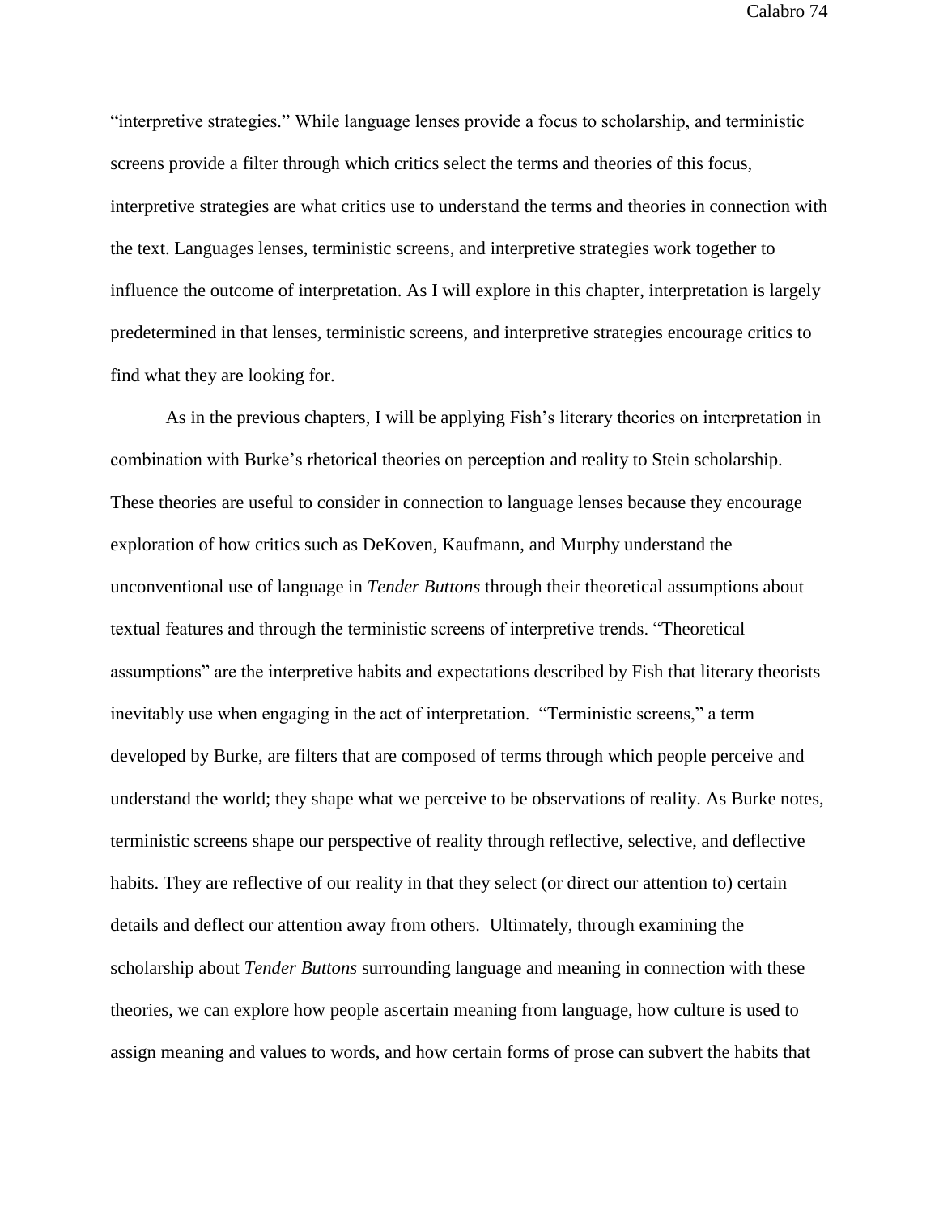"interpretive strategies." While language lenses provide a focus to scholarship, and terministic screens provide a filter through which critics select the terms and theories of this focus, interpretive strategies are what critics use to understand the terms and theories in connection with the text. Languages lenses, terministic screens, and interpretive strategies work together to influence the outcome of interpretation. As I will explore in this chapter, interpretation is largely predetermined in that lenses, terministic screens, and interpretive strategies encourage critics to find what they are looking for.

As in the previous chapters, I will be applying Fish's literary theories on interpretation in combination with Burke's rhetorical theories on perception and reality to Stein scholarship. These theories are useful to consider in connection to language lenses because they encourage exploration of how critics such as DeKoven, Kaufmann, and Murphy understand the unconventional use of language in *Tender Buttons* through their theoretical assumptions about textual features and through the terministic screens of interpretive trends. "Theoretical assumptions" are the interpretive habits and expectations described by Fish that literary theorists inevitably use when engaging in the act of interpretation. "Terministic screens," a term developed by Burke, are filters that are composed of terms through which people perceive and understand the world; they shape what we perceive to be observations of reality. As Burke notes, terministic screens shape our perspective of reality through reflective, selective, and deflective habits. They are reflective of our reality in that they select (or direct our attention to) certain details and deflect our attention away from others. Ultimately, through examining the scholarship about *Tender Buttons* surrounding language and meaning in connection with these theories, we can explore how people ascertain meaning from language, how culture is used to assign meaning and values to words, and how certain forms of prose can subvert the habits that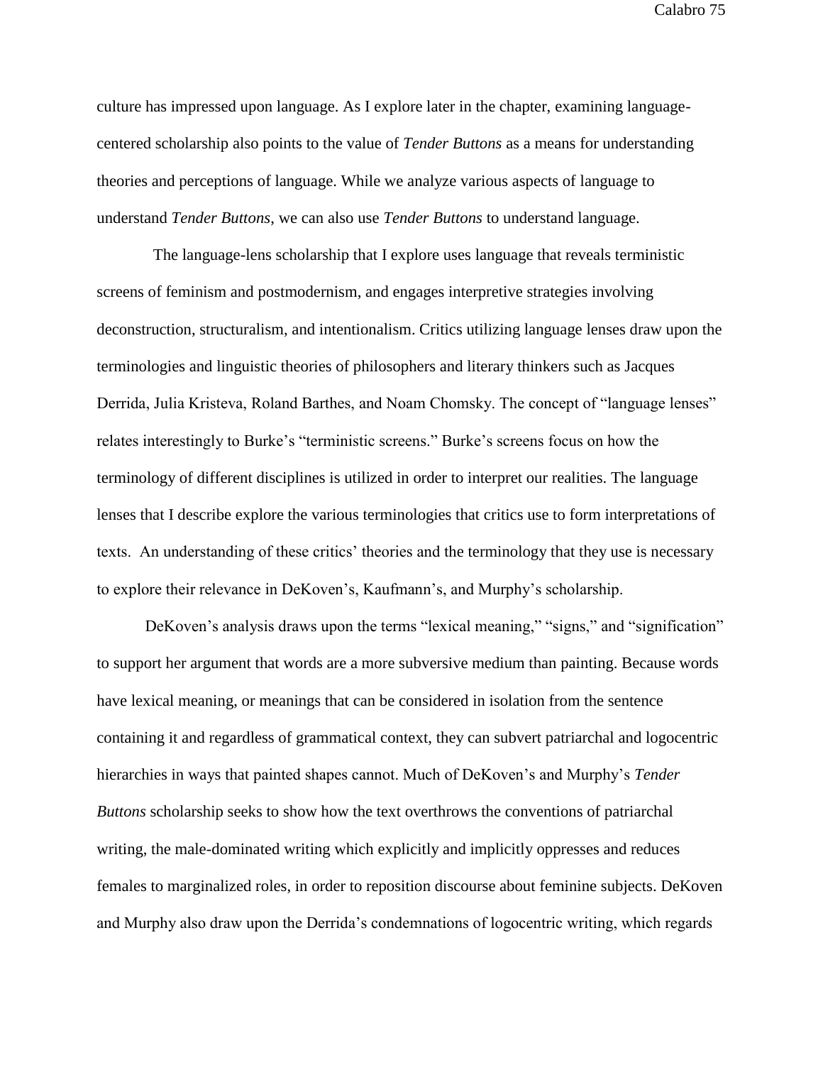culture has impressed upon language. As I explore later in the chapter, examining language-centered scholarship also points to the value of *Tender Buttons* as a means for understanding theories and perceptions of language. While we analyze various aspects of language to understand *Tender Buttons*, we can also use *Tender Buttons* to understand language.

The language-lens scholarship that I explore uses language that reveals terministic screens of feminism and postmodernism, and engages interpretive strategies involving deconstruction, structuralism, and intentionalism. Critics utilizing language lenses draw upon the terminologies and linguistic theories of philosophers and literary thinkers such as Jacques Derrida, Julia Kristeva, Roland Barthes, and Noam Chomsky. The concept of "language lenses" relates interestingly to Burke's "terministic screens." Burke's screens focus on how the terminology of different disciplines is utilized in order to interpret our realities. The language lenses that I describe explore the various terminologies that critics use to form interpretations of texts. An understanding of these critics' theories and the terminology that they use is necessary to explore their relevance in DeKoven's, Kaufmann's, and Murphy's scholarship.

DeKoven's analysis draws upon the terms "lexical meaning," "signs," and "signification" to support her argument that words are a more subversive medium than painting. Because words have lexical meaning, or meanings that can be considered in isolation from the sentence containing it and regardless of grammatical context, they can subvert patriarchal and logocentric hierarchies in ways that painted shapes cannot. Much of DeKoven's and Murphy's *Tender Buttons* scholarship seeks to show how the text overthrows the conventions of patriarchal writing, the male-dominated writing which explicitly and implicitly oppresses and reduces females to marginalized roles, in order to reposition discourse about feminine subjects. DeKoven and Murphy also draw upon the Derrida's condemnations of logocentric writing, which regards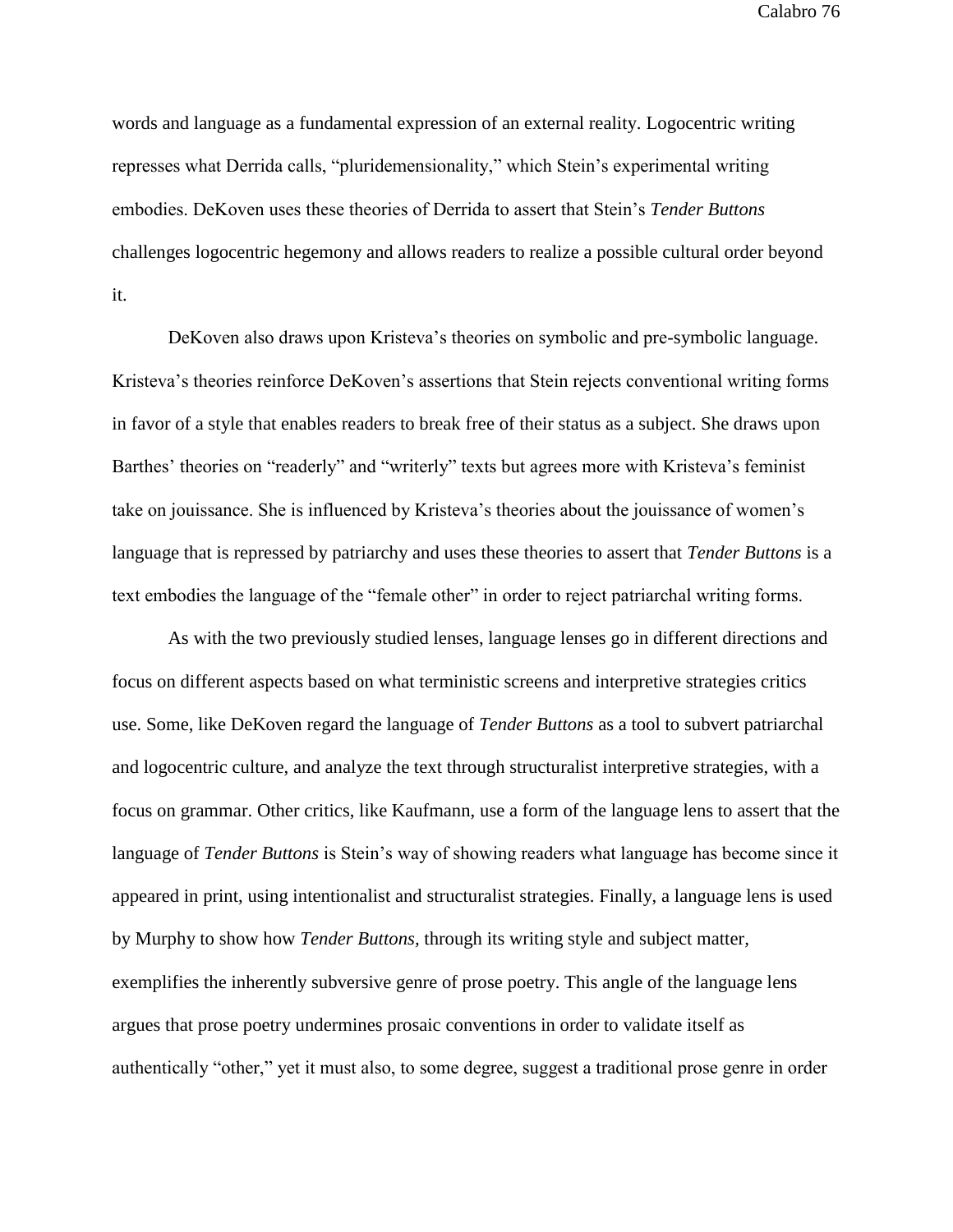words and language as a fundamental expression of an external reality. Logocentric writing represses what Derrida calls, "pluridemensionality," which Stein's experimental writing embodies. DeKoven uses these theories of Derrida to assert that Stein's *Tender Buttons* challenges logocentric hegemony and allows readers to realize a possible cultural order beyond it.

DeKoven also draws upon Kristeva's theories on symbolic and pre-symbolic language. Kristeva's theories reinforce DeKoven's assertions that Stein rejects conventional writing forms in favor of a style that enables readers to break free of their status as a subject. She draws upon Barthes' theories on "readerly" and "writerly" texts but agrees more with Kristeva's feminist take on jouissance. She is influenced by Kristeva's theories about the jouissance of women's language that is repressed by patriarchy and uses these theories to assert that *Tender Buttons* is a text embodies the language of the "female other" in order to reject patriarchal writing forms.

As with the two previously studied lenses, language lenses go in different directions and focus on different aspects based on what terministic screens and interpretive strategies critics use. Some, like DeKoven regard the language of *Tender Buttons* as a tool to subvert patriarchal and logocentric culture, and analyze the text through structuralist interpretive strategies, with a focus on grammar. Other critics, like Kaufmann, use a form of the language lens to assert that the language of *Tender Buttons* is Stein's way of showing readers what language has become since it appeared in print, using intentionalist and structuralist strategies. Finally, a language lens is used by Murphy to show how *Tender Buttons,* through its writing style and subject matter, exemplifies the inherently subversive genre of prose poetry. This angle of the language lens argues that prose poetry undermines prosaic conventions in order to validate itself as authentically "other," yet it must also, to some degree, suggest a traditional prose genre in order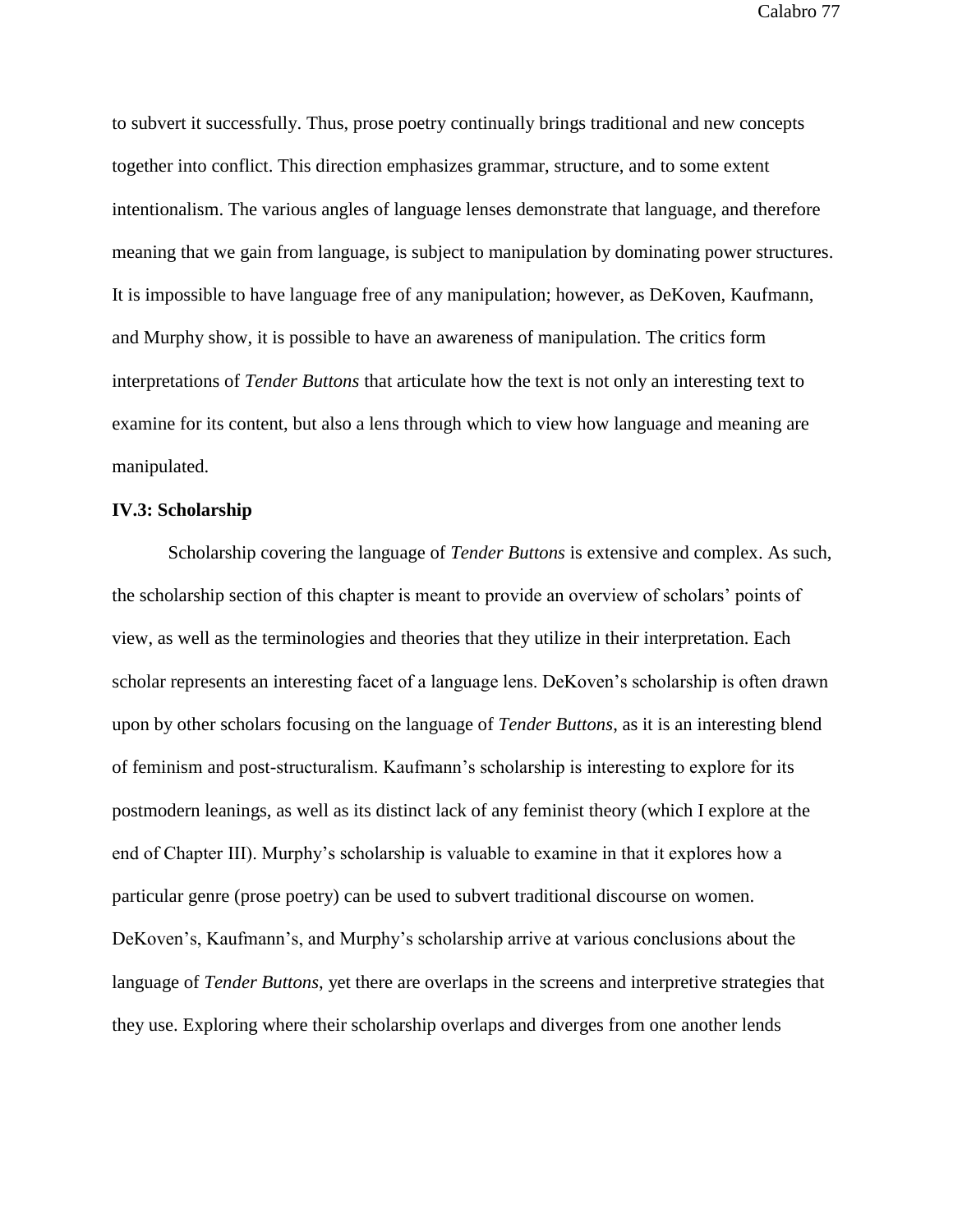to subvert it successfully. Thus, prose poetry continually brings traditional and new concepts together into conflict. This direction emphasizes grammar, structure, and to some extent intentionalism. The various angles of language lenses demonstrate that language, and therefore meaning that we gain from language, is subject to manipulation by dominating power structures. It is impossible to have language free of any manipulation; however, as DeKoven, Kaufmann, and Murphy show, it is possible to have an awareness of manipulation. The critics form interpretations of *Tender Buttons* that articulate how the text is not only an interesting text to examine for its content, but also a lens through which to view how language and meaning are manipulated.

**IV.3: Scholarship**

Scholarship covering the language of *Tender Buttons* is extensive and complex. As such, the scholarship section of this chapter is meant to provide an overview of scholars' points of view, as well as the terminologies and theories that they utilize in their interpretation. Each scholar represents an interesting facet of a language lens. DeKoven's scholarship is often drawn upon by other scholars focusing on the language of *Tender Buttons*, as it is an interesting blend of feminism and post-structuralism. Kaufmann's scholarship is interesting to explore for its postmodern leanings, as well as its distinct lack of any feminist theory (which I explore at the end of Chapter III). Murphy's scholarship is valuable to examine in that it explores how a particular genre (prose poetry) can be used to subvert traditional discourse on women. DeKoven's, Kaufmann's, and Murphy's scholarship arrive at various conclusions about the language of *Tender Buttons*, yet there are overlaps in the screens and interpretive strategies that they use. Exploring where their scholarship overlaps and diverges from one another lends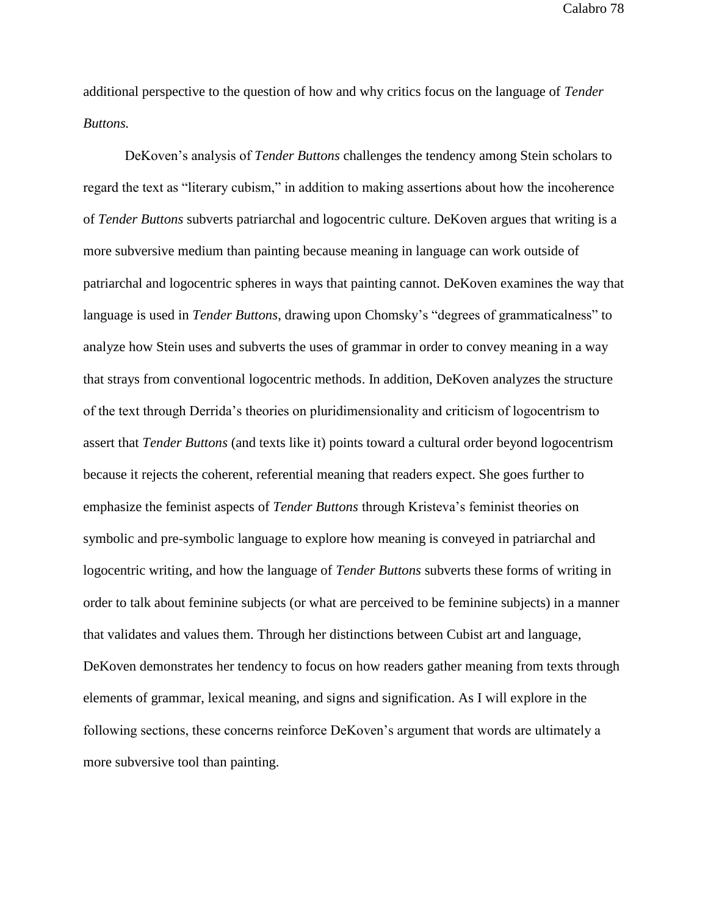additional perspective to the question of how and why critics focus on the language of *Tender Buttons.*

DeKoven's analysis of *Tender Buttons* challenges the tendency among Stein scholars to regard the text as "literary cubism," in addition to making assertions about how the incoherence of *Tender Buttons* subverts patriarchal and logocentric culture. DeKoven argues that writing is a more subversive medium than painting because meaning in language can work outside of patriarchal and logocentric spheres in ways that painting cannot. DeKoven examines the way that language is used in *Tender Buttons*, drawing upon Chomsky's "degrees of grammaticalness" to analyze how Stein uses and subverts the uses of grammar in order to convey meaning in a way that strays from conventional logocentric methods. In addition, DeKoven analyzes the structure of the text through Derrida's theories on pluridimensionality and criticism of logocentrism to assert that *Tender Buttons* (and texts like it) points toward a cultural order beyond logocentrism because it rejects the coherent, referential meaning that readers expect. She goes further to emphasize the feminist aspects of *Tender Buttons* through Kristeva's feminist theories on symbolic and pre-symbolic language to explore how meaning is conveyed in patriarchal and logocentric writing, and how the language of *Tender Buttons* subverts these forms of writing in order to talk about feminine subjects (or what are perceived to be feminine subjects) in a manner that validates and values them. Through her distinctions between Cubist art and language, DeKoven demonstrates her tendency to focus on how readers gather meaning from texts through elements of grammar, lexical meaning, and signs and signification. As I will explore in the following sections, these concerns reinforce DeKoven's argument that words are ultimately a more subversive tool than painting.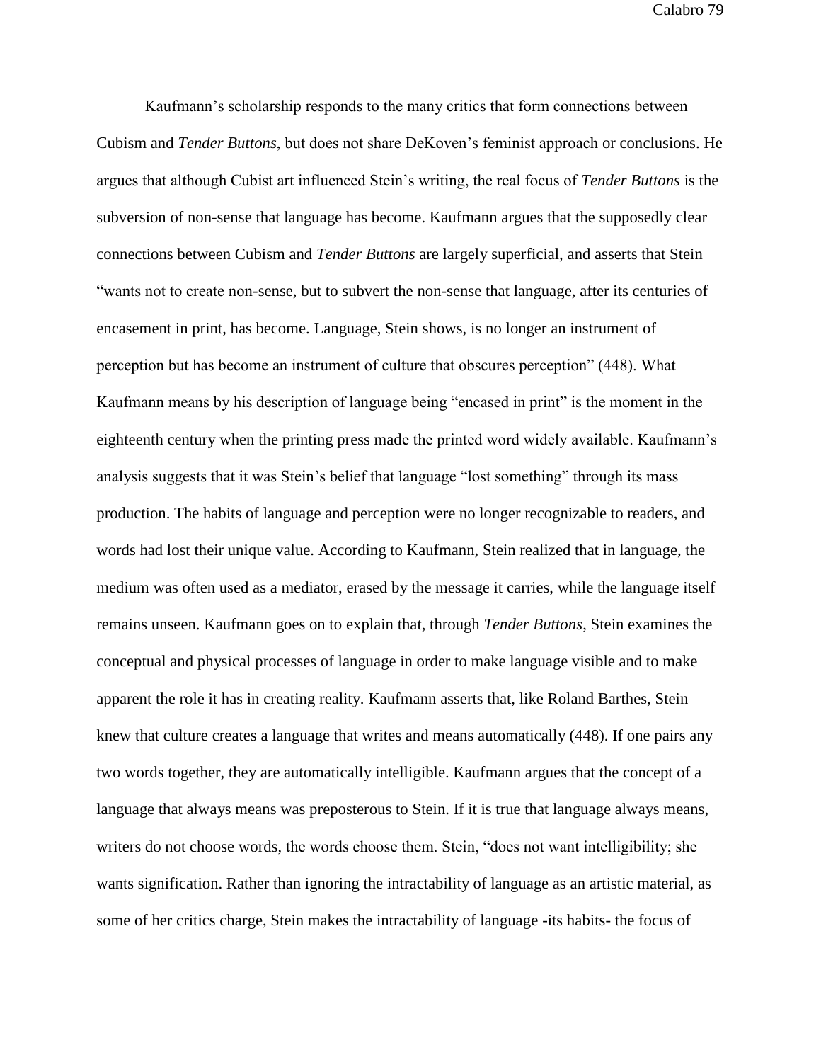Kaufmann's scholarship responds to the many critics that form connections between Cubism and *Tender Buttons*, but does not share DeKoven's feminist approach or conclusions. He argues that although Cubist art influenced Stein's writing, the real focus of *Tender Buttons* is the subversion of non-sense that language has become. Kaufmann argues that the supposedly clear connections between Cubism and *Tender Buttons* are largely superficial, and asserts that Stein "wants not to create non-sense, but to subvert the non-sense that language, after its centuries of encasement in print, has become. Language, Stein shows, is no longer an instrument of perception but has become an instrument of culture that obscures perception" (448). What Kaufmann means by his description of language being "encased in print" is the moment in the eighteenth century when the printing press made the printed word widely available. Kaufmann's analysis suggests that it was Stein's belief that language "lost something" through its mass production. The habits of language and perception were no longer recognizable to readers, and words had lost their unique value. According to Kaufmann, Stein realized that in language, the medium was often used as a mediator, erased by the message it carries, while the language itself remains unseen. Kaufmann goes on to explain that, through *Tender Buttons*, Stein examines the conceptual and physical processes of language in order to make language visible and to make apparent the role it has in creating reality. Kaufmann asserts that, like Roland Barthes, Stein knew that culture creates a language that writes and means automatically (448). If one pairs any two words together, they are automatically intelligible. Kaufmann argues that the concept of a language that always means was preposterous to Stein. If it is true that language always means, writers do not choose words, the words choose them. Stein, "does not want intelligibility; she wants signification. Rather than ignoring the intractability of language as an artistic material, as some of her critics charge, Stein makes the intractability of language -its habits- the focus of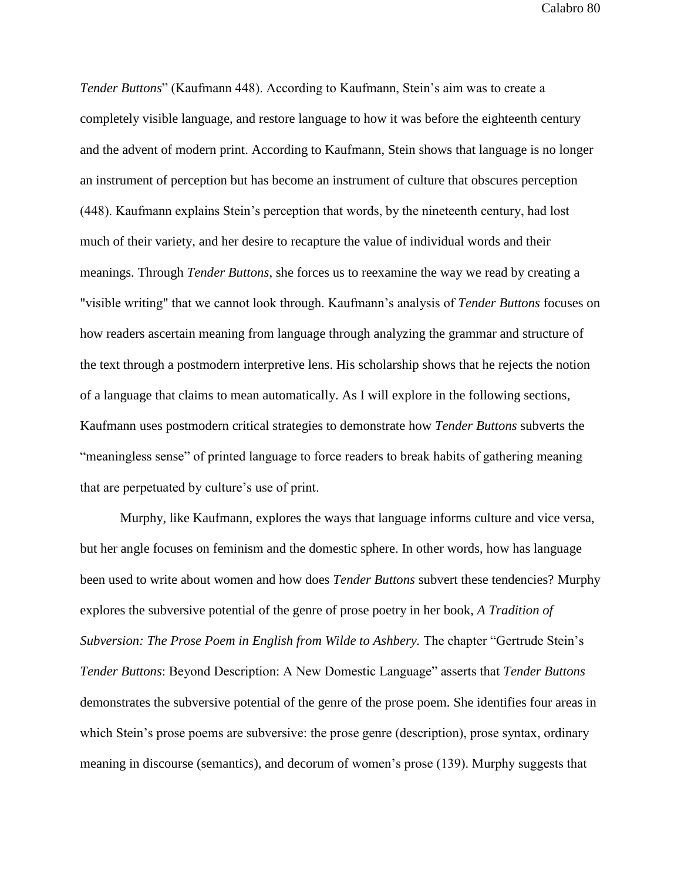*Tender Buttons*" (Kaufmann 448). According to Kaufmann, Stein's aim was to create a completely visible language, and restore language to how it was before the eighteenth century and the advent of modern print. According to Kaufmann, Stein shows that language is no longer an instrument of perception but has become an instrument of culture that obscures perception (448). Kaufmann explains Stein's perception that words, by the nineteenth century, had lost much of their variety, and her desire to recapture the value of individual words and their meanings. Through *Tender Buttons*, she forces us to reexamine the way we read by creating a "visible writing" that we cannot look through. Kaufmann's analysis of *Tender Buttons* focuses on how readers ascertain meaning from language through analyzing the grammar and structure of the text through a postmodern interpretive lens. His scholarship shows that he rejects the notion of a language that claims to mean automatically. As I will explore in the following sections, Kaufmann uses postmodern critical strategies to demonstrate how *Tender Buttons* subverts the "meaningless sense" of printed language to force readers to break habits of gathering meaning that are perpetuated by culture's use of print.

Murphy, like Kaufmann, explores the ways that language informs culture and vice versa, but her angle focuses on feminism and the domestic sphere. In other words, how has language been used to write about women and how does *Tender Buttons* subvert these tendencies? Murphy explores the subversive potential of the genre of prose poetry in her book, *A Tradition of Subversion: The Prose Poem in English from Wilde to Ashbery.* The chapter "Gertrude Stein's *Tender Buttons*: Beyond Description: A New Domestic Language" asserts that *Tender Buttons* demonstrates the subversive potential of the genre of the prose poem. She identifies four areas in which Stein's prose poems are subversive: the prose genre (description), prose syntax, ordinary meaning in discourse (semantics), and decorum of women's prose (139). Murphy suggests that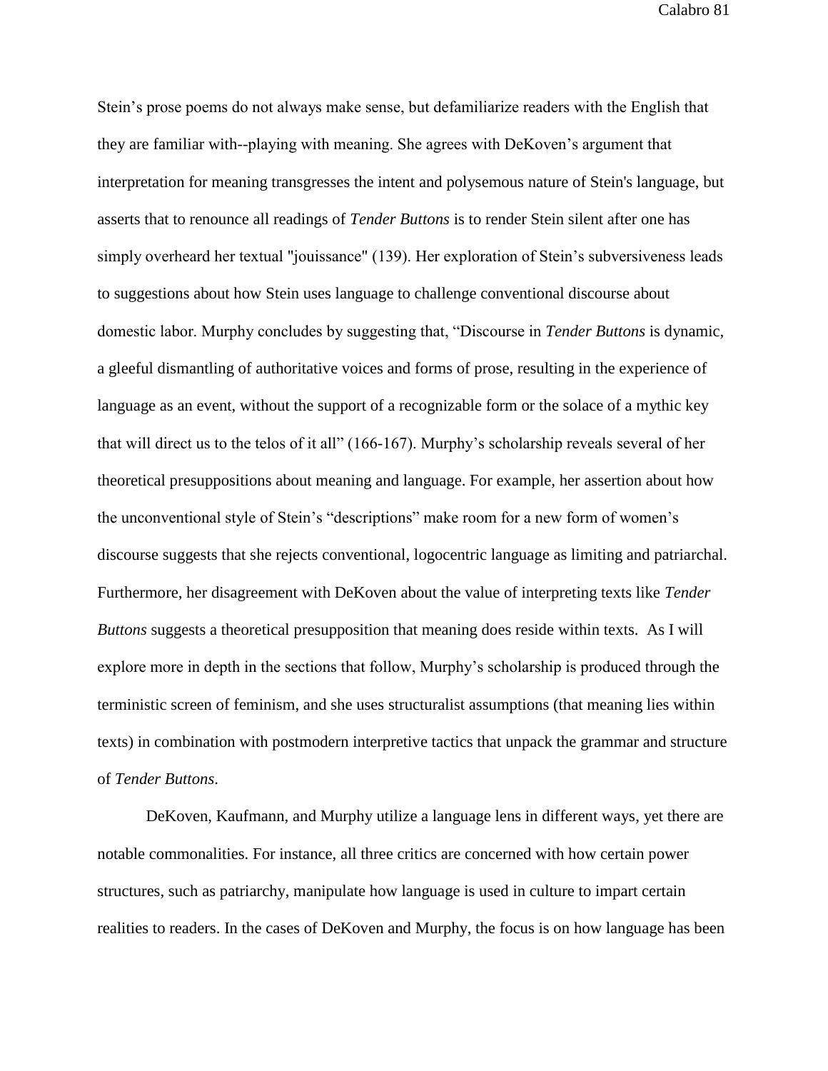Stein's prose poems do not always make sense, but defamiliarize readers with the English that they are familiar with--playing with meaning. She agrees with DeKoven's argument that interpretation for meaning transgresses the intent and polysemous nature of Stein's language, but asserts that to renounce all readings of *Tender Buttons* is to render Stein silent after one has simply overheard her textual "jouissance" (139). Her exploration of Stein's subversiveness leads to suggestions about how Stein uses language to challenge conventional discourse about domestic labor. Murphy concludes by suggesting that, "Discourse in *Tender Buttons* is dynamic, a gleeful dismantling of authoritative voices and forms of prose, resulting in the experience of language as an event, without the support of a recognizable form or the solace of a mythic key that will direct us to the telos of it all" (166-167). Murphy's scholarship reveals several of her theoretical presuppositions about meaning and language. For example, her assertion about how the unconventional style of Stein's "descriptions" make room for a new form of women's discourse suggests that she rejects conventional, logocentric language as limiting and patriarchal. Furthermore, her disagreement with DeKoven about the value of interpreting texts like *Tender Buttons* suggests a theoretical presupposition that meaning does reside within texts. As I will explore more in depth in the sections that follow, Murphy's scholarship is produced through the terministic screen of feminism, and she uses structuralist assumptions (that meaning lies within texts) in combination with postmodern interpretive tactics that unpack the grammar and structure of *Tender Buttons*.

DeKoven, Kaufmann, and Murphy utilize a language lens in different ways, yet there are notable commonalities. For instance, all three critics are concerned with how certain power structures, such as patriarchy, manipulate how language is used in culture to impart certain realities to readers. In the cases of DeKoven and Murphy, the focus is on how language has been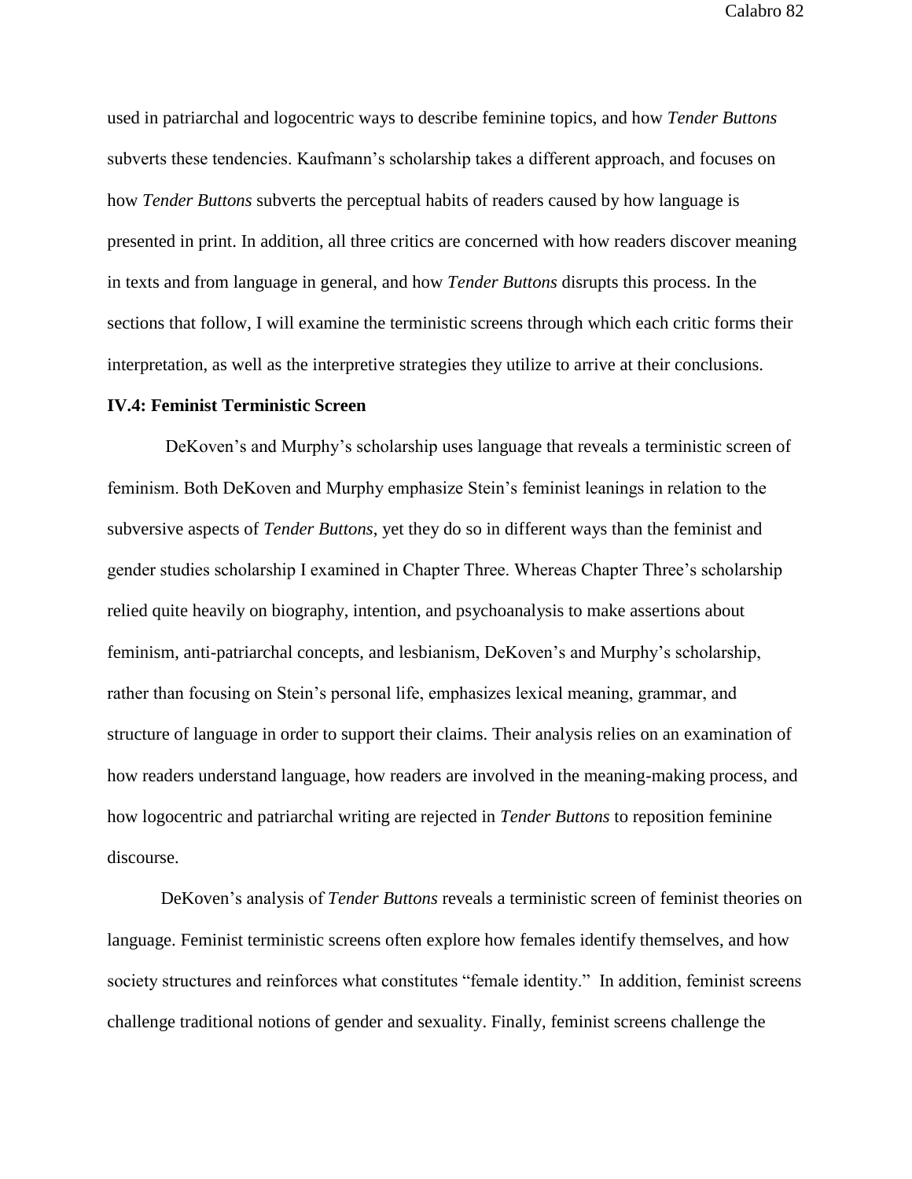used in patriarchal and logocentric ways to describe feminine topics, and how *Tender Buttons* subverts these tendencies. Kaufmann's scholarship takes a different approach, and focuses on how *Tender Buttons* subverts the perceptual habits of readers caused by how language is presented in print. In addition, all three critics are concerned with how readers discover meaning in texts and from language in general, and how *Tender Buttons* disrupts this process. In the sections that follow, I will examine the terministic screens through which each critic forms their interpretation, as well as the interpretive strategies they utilize to arrive at their conclusions.

**IV.4: Feminist Terministic Screen**

DeKoven's and Murphy's scholarship uses language that reveals a terministic screen of feminism. Both DeKoven and Murphy emphasize Stein's feminist leanings in relation to the subversive aspects of *Tender Buttons*, yet they do so in different ways than the feminist and gender studies scholarship I examined in Chapter Three. Whereas Chapter Three's scholarship relied quite heavily on biography, intention, and psychoanalysis to make assertions about feminism, anti-patriarchal concepts, and lesbianism, DeKoven's and Murphy's scholarship, rather than focusing on Stein's personal life, emphasizes lexical meaning, grammar, and structure of language in order to support their claims. Their analysis relies on an examination of how readers understand language, how readers are involved in the meaning-making process, and how logocentric and patriarchal writing are rejected in *Tender Buttons* to reposition feminine discourse.

DeKoven's analysis of *Tender Buttons* reveals a terministic screen of feminist theories on language. Feminist terministic screens often explore how females identify themselves, and how society structures and reinforces what constitutes "female identity." In addition, feminist screens challenge traditional notions of gender and sexuality. Finally, feminist screens challenge the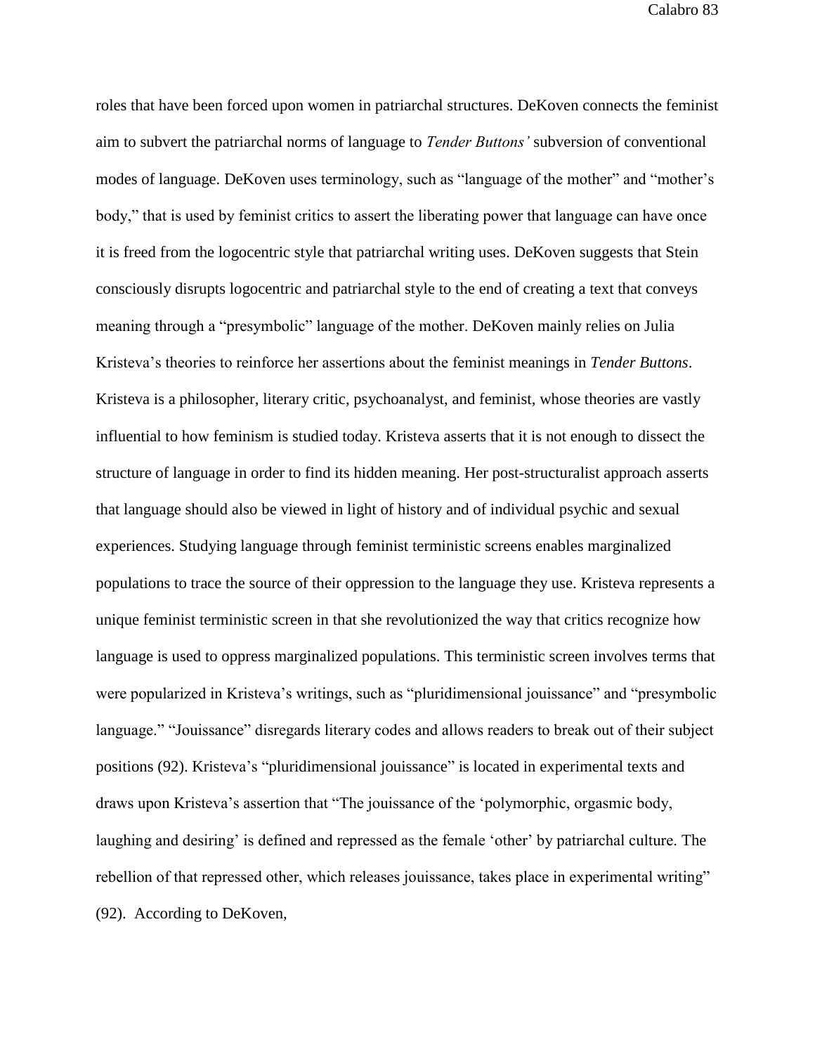roles that have been forced upon women in patriarchal structures. DeKoven connects the feminist aim to subvert the patriarchal norms of language to *Tender Buttons'* subversion of conventional modes of language. DeKoven uses terminology, such as "language of the mother" and "mother's body," that is used by feminist critics to assert the liberating power that language can have once it is freed from the logocentric style that patriarchal writing uses. DeKoven suggests that Stein consciously disrupts logocentric and patriarchal style to the end of creating a text that conveys meaning through a "presymbolic" language of the mother. DeKoven mainly relies on Julia Kristeva's theories to reinforce her assertions about the feminist meanings in *Tender Buttons*. Kristeva is a philosopher, literary critic, psychoanalyst, and feminist, whose theories are vastly influential to how feminism is studied today. Kristeva asserts that it is not enough to dissect the structure of language in order to find its hidden meaning. Her post-structuralist approach asserts that language should also be viewed in light of history and of individual psychic and sexual experiences. Studying language through feminist terministic screens enables marginalized populations to trace the source of their oppression to the language they use. Kristeva represents a unique feminist terministic screen in that she revolutionized the way that critics recognize how language is used to oppress marginalized populations. This terministic screen involves terms that were popularized in Kristeva's writings, such as "pluridimensional jouissance" and "presymbolic language." "Jouissance" disregards literary codes and allows readers to break out of their subject positions (92). Kristeva's "pluridimensional jouissance" is located in experimental texts and draws upon Kristeva's assertion that "The jouissance of the 'polymorphic, orgasmic body, laughing and desiring' is defined and repressed as the female 'other' by patriarchal culture. The rebellion of that repressed other, which releases jouissance, takes place in experimental writing" (92). According to DeKoven,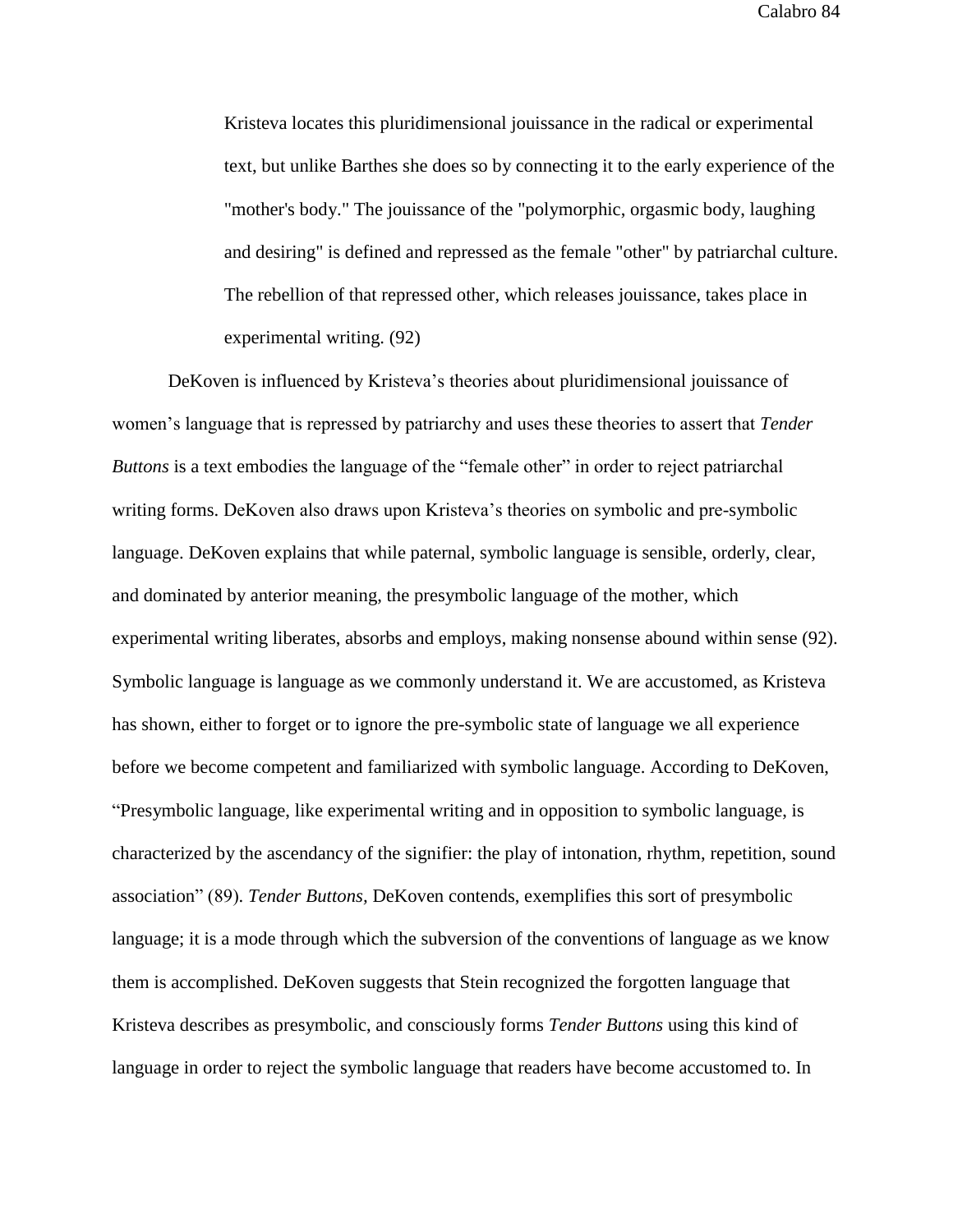> Kristeva locates this pluridimensional jouissance in the radical or experimental text, but unlike Barthes she does so by connecting it to the early experience of the "mother's body." The jouissance of the "polymorphic, orgasmic body, laughing and desiring" is defined and repressed as the female "other" by patriarchal culture. The rebellion of that repressed other, which releases jouissance, takes place in experimental writing. (92)

DeKoven is influenced by Kristeva's theories about pluridimensional jouissance of women's language that is repressed by patriarchy and uses these theories to assert that *Tender Buttons* is a text embodies the language of the "female other" in order to reject patriarchal writing forms. DeKoven also draws upon Kristeva's theories on symbolic and pre-symbolic language. DeKoven explains that while paternal, symbolic language is sensible, orderly, clear, and dominated by anterior meaning, the presymbolic language of the mother, which experimental writing liberates, absorbs and employs, making nonsense abound within sense (92). Symbolic language is language as we commonly understand it. We are accustomed, as Kristeva has shown, either to forget or to ignore the pre-symbolic state of language we all experience before we become competent and familiarized with symbolic language. According to DeKoven, "Presymbolic language, like experimental writing and in opposition to symbolic language, is characterized by the ascendancy of the signifier: the play of intonation, rhythm, repetition, sound association" (89). *Tender Buttons,* DeKoven contends, exemplifies this sort of presymbolic language; it is a mode through which the subversion of the conventions of language as we know them is accomplished. DeKoven suggests that Stein recognized the forgotten language that Kristeva describes as presymbolic, and consciously forms *Tender Buttons* using this kind of language in order to reject the symbolic language that readers have become accustomed to. In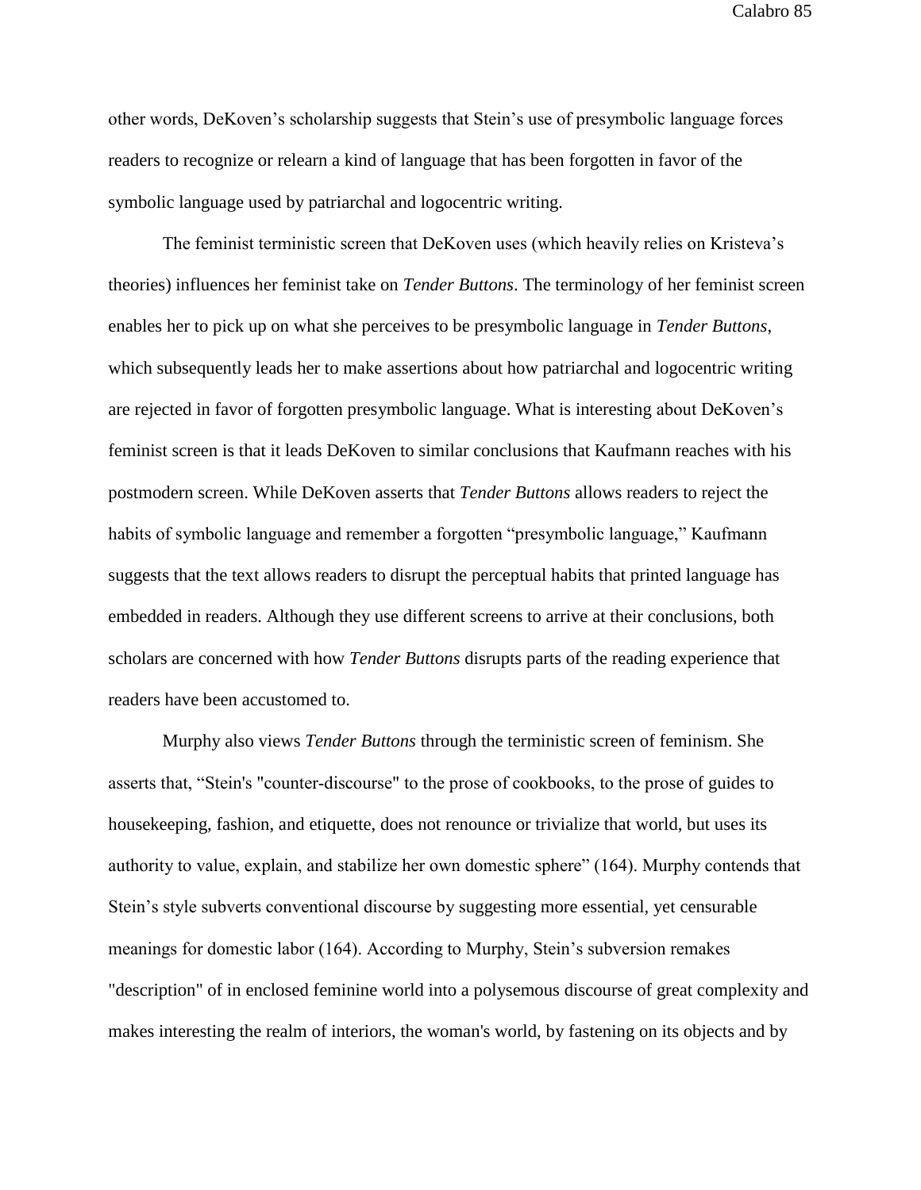other words, DeKoven's scholarship suggests that Stein's use of presymbolic language forces readers to recognize or relearn a kind of language that has been forgotten in favor of the symbolic language used by patriarchal and logocentric writing.

The feminist terministic screen that DeKoven uses (which heavily relies on Kristeva's theories) influences her feminist take on *Tender Buttons*. The terminology of her feminist screen enables her to pick up on what she perceives to be presymbolic language in *Tender Buttons*, which subsequently leads her to make assertions about how patriarchal and logocentric writing are rejected in favor of forgotten presymbolic language. What is interesting about DeKoven's feminist screen is that it leads DeKoven to similar conclusions that Kaufmann reaches with his postmodern screen. While DeKoven asserts that *Tender Buttons* allows readers to reject the habits of symbolic language and remember a forgotten "presymbolic language," Kaufmann suggests that the text allows readers to disrupt the perceptual habits that printed language has embedded in readers. Although they use different screens to arrive at their conclusions, both scholars are concerned with how *Tender Buttons* disrupts parts of the reading experience that readers have been accustomed to.

Murphy also views *Tender Buttons* through the terministic screen of feminism. She asserts that, "Stein's "counter-discourse" to the prose of cookbooks, to the prose of guides to housekeeping, fashion, and etiquette, does not renounce or trivialize that world, but uses its authority to value, explain, and stabilize her own domestic sphere" (164). Murphy contends that Stein's style subverts conventional discourse by suggesting more essential, yet censurable meanings for domestic labor (164). According to Murphy, Stein's subversion remakes "description" of in enclosed feminine world into a polysemous discourse of great complexity and makes interesting the realm of interiors, the woman's world, by fastening on its objects and by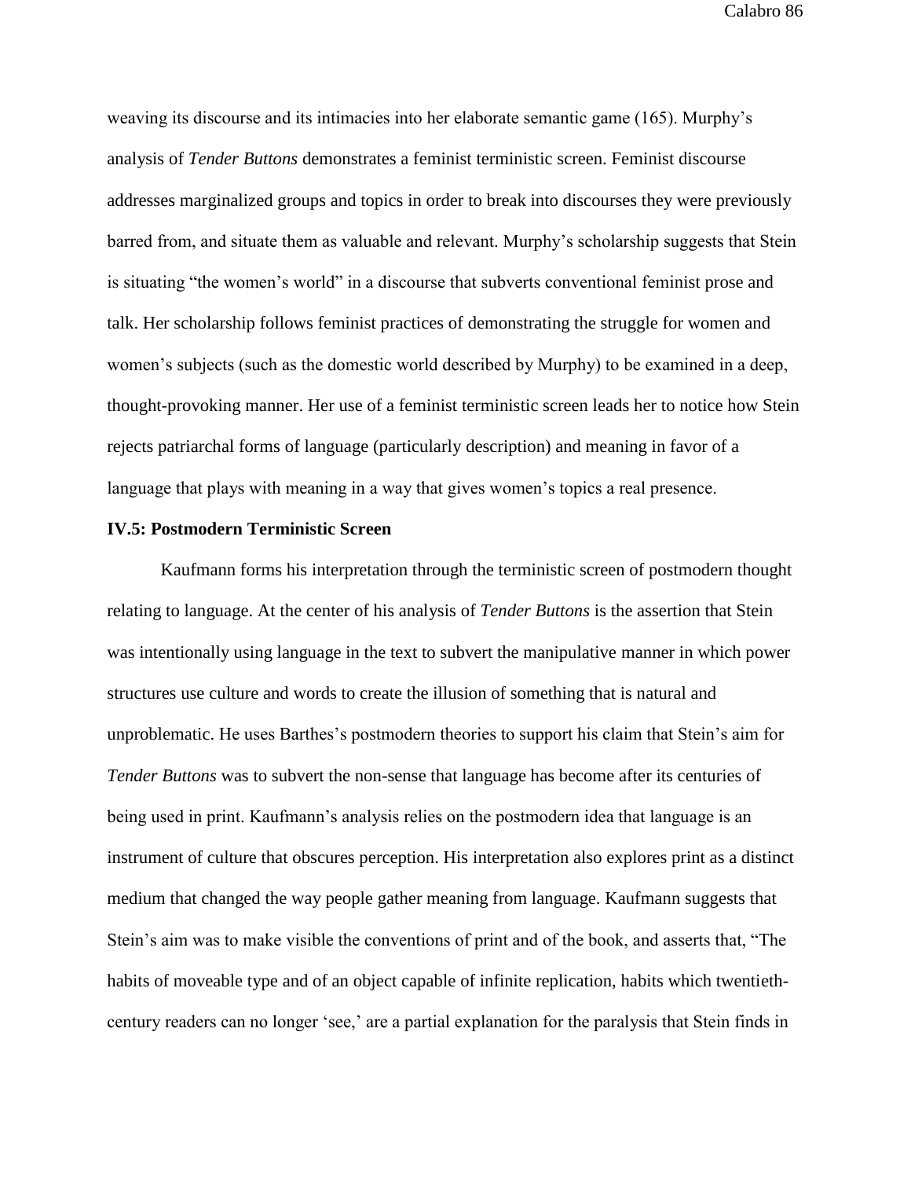weaving its discourse and its intimacies into her elaborate semantic game (165). Murphy's analysis of *Tender Buttons* demonstrates a feminist terministic screen. Feminist discourse addresses marginalized groups and topics in order to break into discourses they were previously barred from, and situate them as valuable and relevant. Murphy's scholarship suggests that Stein is situating "the women's world" in a discourse that subverts conventional feminist prose and talk. Her scholarship follows feminist practices of demonstrating the struggle for women and women's subjects (such as the domestic world described by Murphy) to be examined in a deep, thought-provoking manner. Her use of a feminist terministic screen leads her to notice how Stein rejects patriarchal forms of language (particularly description) and meaning in favor of a language that plays with meaning in a way that gives women's topics a real presence.

### IV.5: Postmodern Terministic Screen

Kaufmann forms his interpretation through the terministic screen of postmodern thought relating to language. At the center of his analysis of *Tender Buttons* is the assertion that Stein was intentionally using language in the text to subvert the manipulative manner in which power structures use culture and words to create the illusion of something that is natural and unproblematic. He uses Barthes's postmodern theories to support his claim that Stein's aim for *Tender Buttons* was to subvert the non-sense that language has become after its centuries of being used in print. Kaufmann's analysis relies on the postmodern idea that language is an instrument of culture that obscures perception. His interpretation also explores print as a distinct medium that changed the way people gather meaning from language. Kaufmann suggests that Stein's aim was to make visible the conventions of print and of the book, and asserts that, "The habits of moveable type and of an object capable of infinite replication, habits which twentieth-century readers can no longer 'see,' are a partial explanation for the paralysis that Stein finds in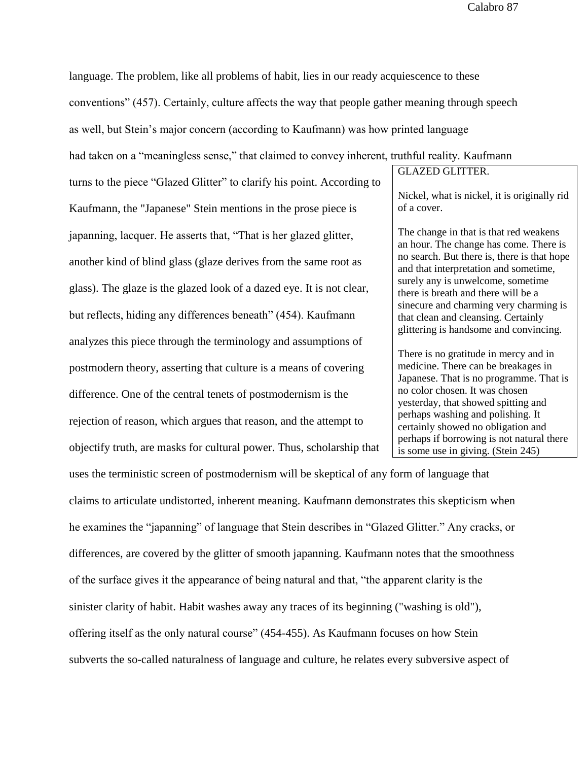language. The problem, like all problems of habit, lies in our ready acquiescence to these conventions" (457). Certainly, culture affects the way that people gather meaning through speech as well, but Stein's major concern (according to Kaufmann) was how printed language had taken on a "meaningless sense," that claimed to convey inherent, truthful reality. Kaufmann turns to the piece "Glazed Glitter" to clarify his point. According to Kaufmann, the "Japanese" Stein mentions in the prose piece is japanning, lacquer. He asserts that, "That is her glazed glitter, another kind of blind glass (glaze derives from the same root as glass). The glaze is the glazed look of a dazed eye. It is not clear, but reflects, hiding any differences beneath" (454). Kaufmann analyzes this piece through the terminology and assumptions of postmodern theory, asserting that culture is a means of covering difference. One of the central tenets of postmodernism is the rejection of reason, which argues that reason, and the attempt to objectify truth, are masks for cultural power. Thus, scholarship that uses the terministic screen of postmodernism will be skeptical of any form of language that claims to articulate undistorted, inherent meaning. Kaufmann demonstrates this skepticism when he examines the "japanning" of language that Stein describes in "Glazed Glitter." Any cracks, or differences, are covered by the glitter of smooth japanning. Kaufmann notes that the smoothness of the surface gives it the appearance of being natural and that, "the apparent clarity is the sinister clarity of habit. Habit washes away any traces of its beginning ("washing is old"), offering itself as the only natural course" (454-455). As Kaufmann focuses on how Stein subverts the so-called naturalness of language and culture, he relates every subversive aspect of

> GLAZED GLITTER.
>
> Nickel, what is nickel, it is originally rid of a cover.
>
> The change in that is that red weakens an hour. The change has come. There is no search. But there is, there is that hope and that interpretation and sometime, surely any is unwelcome, sometime there is breath and there will be a sinecure and charming very charming is that clean and cleansing. Certainly glittering is handsome and convincing.
>
> There is no gratitude in mercy and in medicine. There can be breakages in Japanese. That is no programme. That is no color chosen. It was chosen yesterday, that showed spitting and perhaps washing and polishing. It certainly showed no obligation and perhaps if borrowing is not natural there is some use in giving. (Stein 245)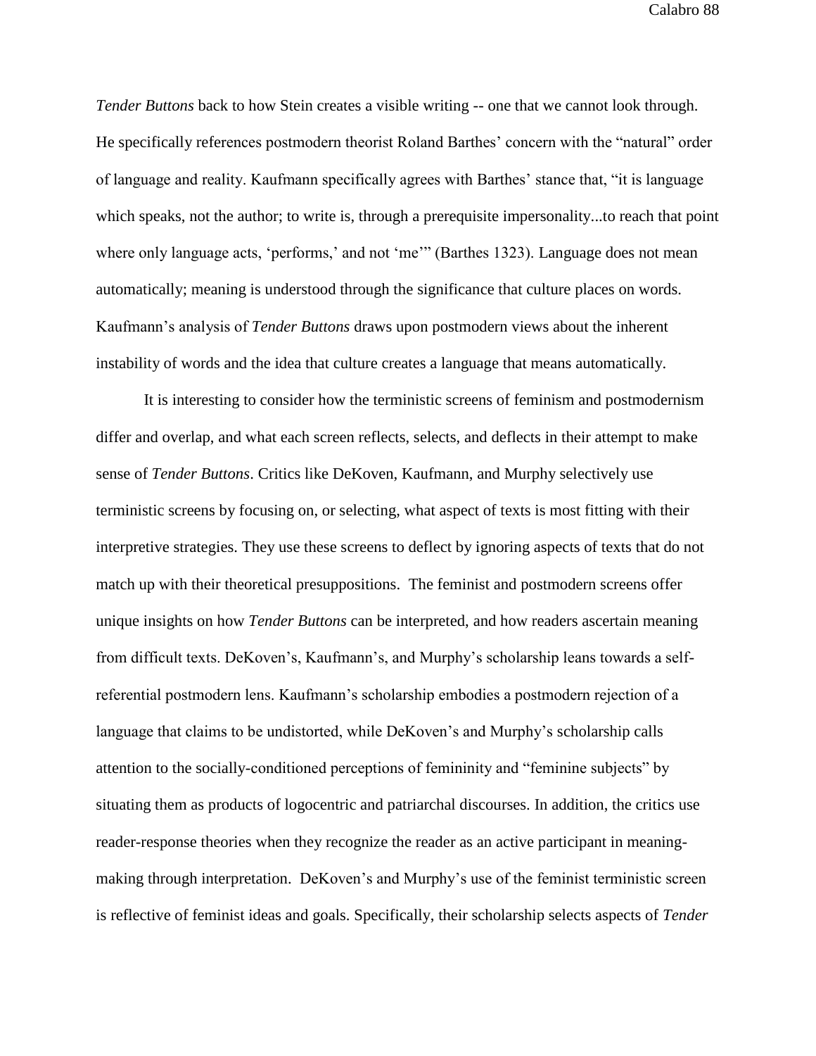*Tender Buttons* back to how Stein creates a visible writing -- one that we cannot look through. He specifically references postmodern theorist Roland Barthes' concern with the "natural" order of language and reality. Kaufmann specifically agrees with Barthes' stance that, "it is language which speaks, not the author; to write is, through a prerequisite impersonality...to reach that point where only language acts, 'performs,' and not 'me'" (Barthes 1323). Language does not mean automatically; meaning is understood through the significance that culture places on words. Kaufmann's analysis of *Tender Buttons* draws upon postmodern views about the inherent instability of words and the idea that culture creates a language that means automatically.

It is interesting to consider how the terministic screens of feminism and postmodernism differ and overlap, and what each screen reflects, selects, and deflects in their attempt to make sense of *Tender Buttons*. Critics like DeKoven, Kaufmann, and Murphy selectively use terministic screens by focusing on, or selecting, what aspect of texts is most fitting with their interpretive strategies. They use these screens to deflect by ignoring aspects of texts that do not match up with their theoretical presuppositions. The feminist and postmodern screens offer unique insights on how *Tender Buttons* can be interpreted, and how readers ascertain meaning from difficult texts. DeKoven's, Kaufmann's, and Murphy's scholarship leans towards a self-referential postmodern lens. Kaufmann's scholarship embodies a postmodern rejection of a language that claims to be undistorted, while DeKoven's and Murphy's scholarship calls attention to the socially-conditioned perceptions of femininity and "feminine subjects" by situating them as products of logocentric and patriarchal discourses. In addition, the critics use reader-response theories when they recognize the reader as an active participant in meaning-making through interpretation. DeKoven's and Murphy's use of the feminist terministic screen is reflective of feminist ideas and goals. Specifically, their scholarship selects aspects of *Tender*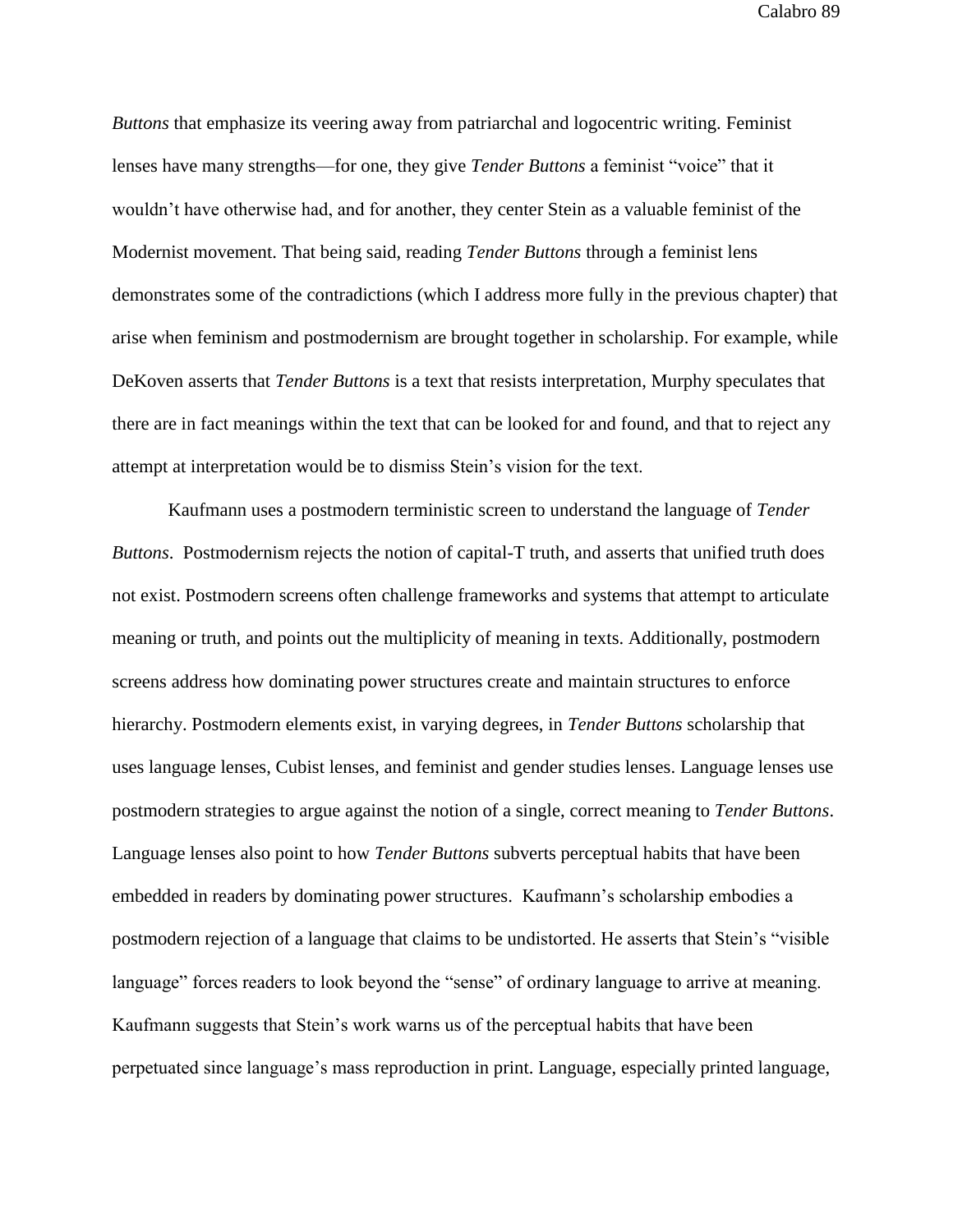*Buttons* that emphasize its veering away from patriarchal and logocentric writing. Feminist lenses have many strengths—for one, they give *Tender Buttons* a feminist "voice" that it wouldn't have otherwise had, and for another, they center Stein as a valuable feminist of the Modernist movement. That being said, reading *Tender Buttons* through a feminist lens demonstrates some of the contradictions (which I address more fully in the previous chapter) that arise when feminism and postmodernism are brought together in scholarship. For example, while DeKoven asserts that *Tender Buttons* is a text that resists interpretation, Murphy speculates that there are in fact meanings within the text that can be looked for and found, and that to reject any attempt at interpretation would be to dismiss Stein's vision for the text.

Kaufmann uses a postmodern terministic screen to understand the language of *Tender Buttons*. Postmodernism rejects the notion of capital-T truth, and asserts that unified truth does not exist. Postmodern screens often challenge frameworks and systems that attempt to articulate meaning or truth, and points out the multiplicity of meaning in texts. Additionally, postmodern screens address how dominating power structures create and maintain structures to enforce hierarchy. Postmodern elements exist, in varying degrees, in *Tender Buttons* scholarship that uses language lenses, Cubist lenses, and feminist and gender studies lenses. Language lenses use postmodern strategies to argue against the notion of a single, correct meaning to *Tender Buttons*. Language lenses also point to how *Tender Buttons* subverts perceptual habits that have been embedded in readers by dominating power structures. Kaufmann's scholarship embodies a postmodern rejection of a language that claims to be undistorted. He asserts that Stein's "visible language" forces readers to look beyond the "sense" of ordinary language to arrive at meaning. Kaufmann suggests that Stein's work warns us of the perceptual habits that have been perpetuated since language's mass reproduction in print. Language, especially printed language,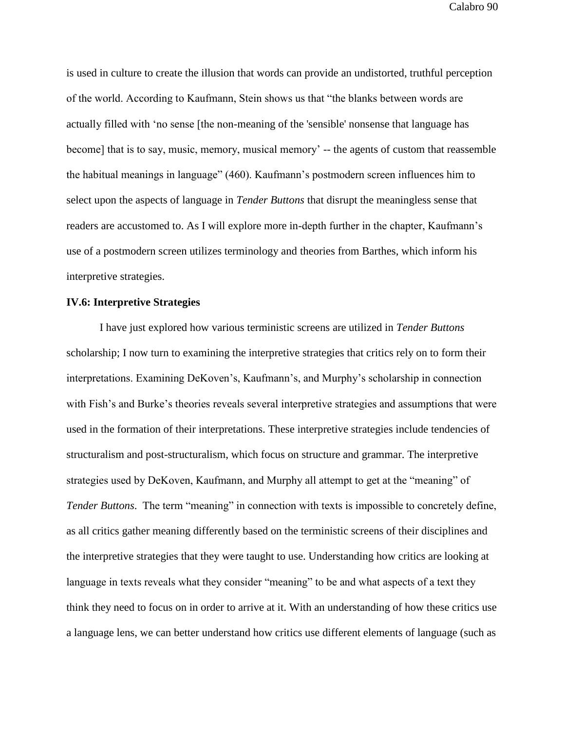is used in culture to create the illusion that words can provide an undistorted, truthful perception of the world. According to Kaufmann, Stein shows us that "the blanks between words are actually filled with 'no sense [the non-meaning of the 'sensible' nonsense that language has become] that is to say, music, memory, musical memory' -- the agents of custom that reassemble the habitual meanings in language" (460). Kaufmann's postmodern screen influences him to select upon the aspects of language in *Tender Buttons* that disrupt the meaningless sense that readers are accustomed to. As I will explore more in-depth further in the chapter, Kaufmann's use of a postmodern screen utilizes terminology and theories from Barthes, which inform his interpretive strategies.

### IV.6: Interpretive Strategies

I have just explored how various terministic screens are utilized in *Tender Buttons* scholarship; I now turn to examining the interpretive strategies that critics rely on to form their interpretations. Examining DeKoven's, Kaufmann's, and Murphy's scholarship in connection with Fish's and Burke's theories reveals several interpretive strategies and assumptions that were used in the formation of their interpretations. These interpretive strategies include tendencies of structuralism and post-structuralism, which focus on structure and grammar. The interpretive strategies used by DeKoven, Kaufmann, and Murphy all attempt to get at the "meaning" of *Tender Buttons*. The term "meaning" in connection with texts is impossible to concretely define, as all critics gather meaning differently based on the terministic screens of their disciplines and the interpretive strategies that they were taught to use. Understanding how critics are looking at language in texts reveals what they consider "meaning" to be and what aspects of a text they think they need to focus on in order to arrive at it. With an understanding of how these critics use a language lens, we can better understand how critics use different elements of language (such as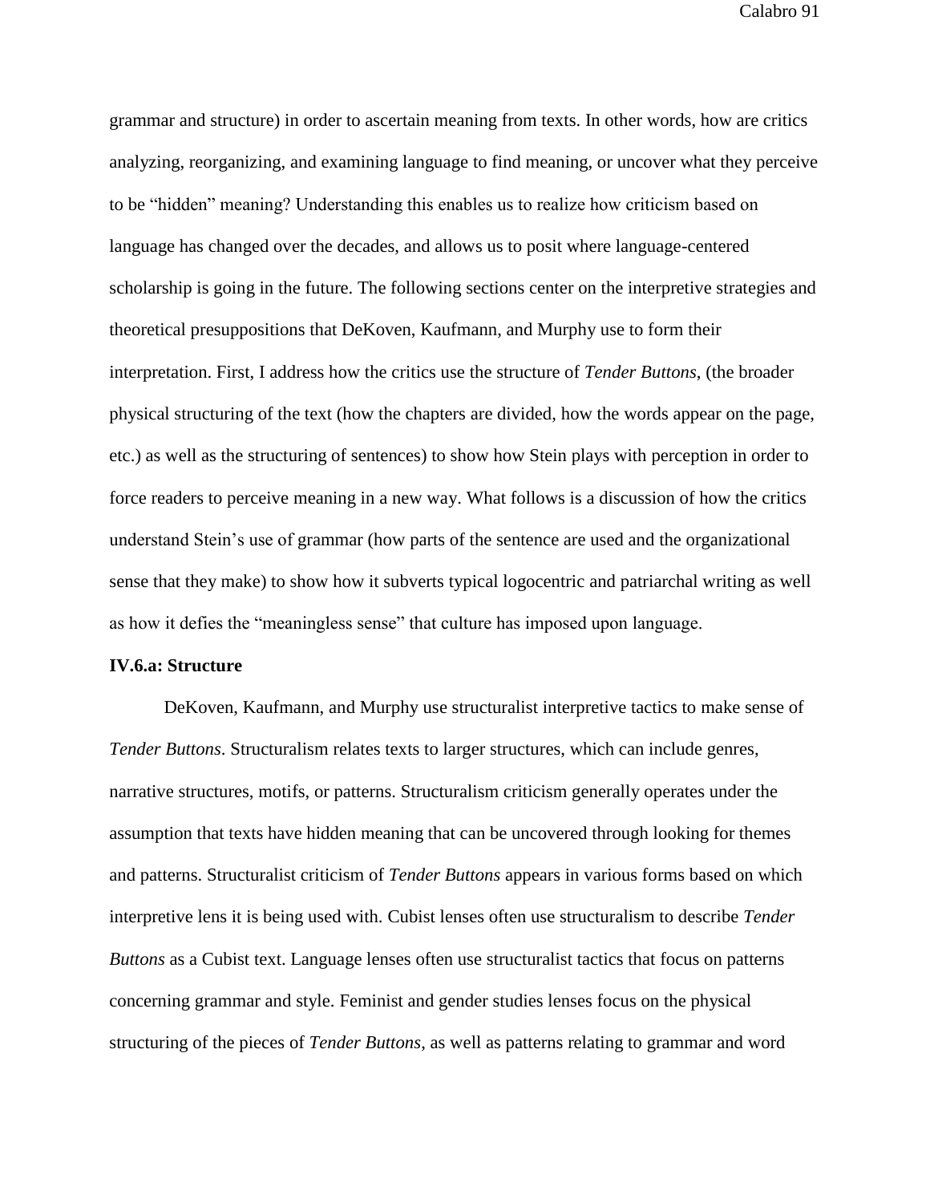grammar and structure) in order to ascertain meaning from texts. In other words, how are critics analyzing, reorganizing, and examining language to find meaning, or uncover what they perceive to be "hidden" meaning? Understanding this enables us to realize how criticism based on language has changed over the decades, and allows us to posit where language-centered scholarship is going in the future. The following sections center on the interpretive strategies and theoretical presuppositions that DeKoven, Kaufmann, and Murphy use to form their interpretation. First, I address how the critics use the structure of *Tender Buttons*, (the broader physical structuring of the text (how the chapters are divided, how the words appear on the page, etc.) as well as the structuring of sentences) to show how Stein plays with perception in order to force readers to perceive meaning in a new way. What follows is a discussion of how the critics understand Stein's use of grammar (how parts of the sentence are used and the organizational sense that they make) to show how it subverts typical logocentric and patriarchal writing as well as how it defies the "meaningless sense" that culture has imposed upon language.

**IV.6.a: Structure**

DeKoven, Kaufmann, and Murphy use structuralist interpretive tactics to make sense of *Tender Buttons*. Structuralism relates texts to larger structures, which can include genres, narrative structures, motifs, or patterns. Structuralism criticism generally operates under the assumption that texts have hidden meaning that can be uncovered through looking for themes and patterns. Structuralist criticism of *Tender Buttons* appears in various forms based on which interpretive lens it is being used with. Cubist lenses often use structuralism to describe *Tender Buttons* as a Cubist text. Language lenses often use structuralist tactics that focus on patterns concerning grammar and style. Feminist and gender studies lenses focus on the physical structuring of the pieces of *Tender Buttons*, as well as patterns relating to grammar and word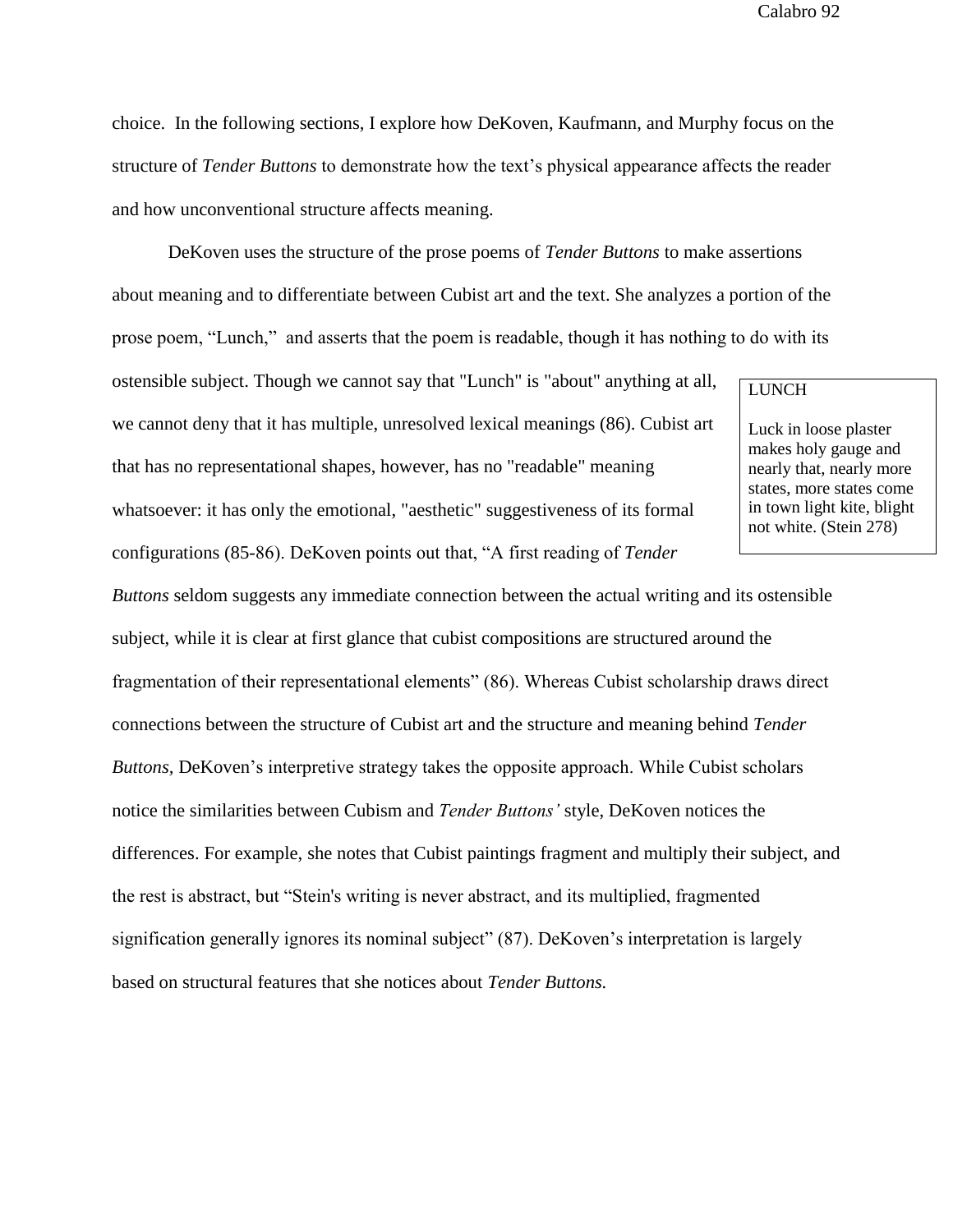choice. In the following sections, I explore how DeKoven, Kaufmann, and Murphy focus on the structure of *Tender Buttons* to demonstrate how the text's physical appearance affects the reader and how unconventional structure affects meaning.

DeKoven uses the structure of the prose poems of *Tender Buttons* to make assertions about meaning and to differentiate between Cubist art and the text. She analyzes a portion of the prose poem, "Lunch," and asserts that the poem is readable, though it has nothing to do with its ostensible subject. Though we cannot say that "Lunch" is "about" anything at all, we cannot deny that it has multiple, unresolved lexical meanings (86). Cubist art that has no representational shapes, however, has no "readable" meaning whatsoever: it has only the emotional, "aesthetic" suggestiveness of its formal configurations (85-86). DeKoven points out that, "A first reading of *Tender Buttons* seldom suggests any immediate connection between the actual writing and its ostensible subject, while it is clear at first glance that cubist compositions are structured around the fragmentation of their representational elements" (86). Whereas Cubist scholarship draws direct connections between the structure of Cubist art and the structure and meaning behind *Tender Buttons*, DeKoven's interpretive strategy takes the opposite approach. While Cubist scholars notice the similarities between Cubism and *Tender Buttons'* style, DeKoven notices the differences. For example, she notes that Cubist paintings fragment and multiply their subject, and the rest is abstract, but "Stein's writing is never abstract, and its multiplied, fragmented signification generally ignores its nominal subject" (87). DeKoven's interpretation is largely based on structural features that she notices about *Tender Buttons.*

> LUNCH
>
> Luck in loose plaster makes holy gauge and nearly that, nearly more states, more states come in town light kite, blight not white. (Stein 278)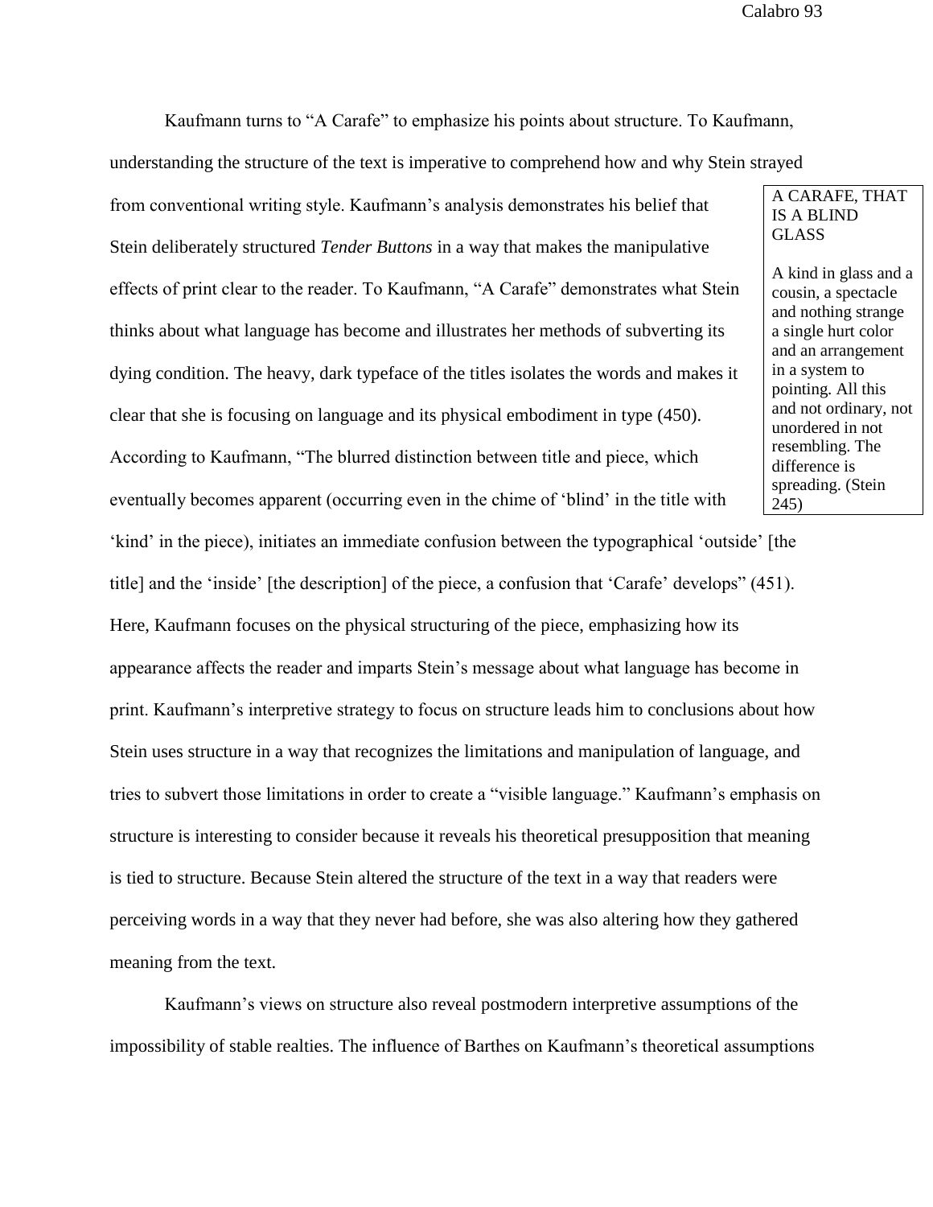Kaufmann turns to "A Carafe" to emphasize his points about structure. To Kaufmann, understanding the structure of the text is imperative to comprehend how and why Stein strayed from conventional writing style. Kaufmann's analysis demonstrates his belief that Stein deliberately structured *Tender Buttons* in a way that makes the manipulative effects of print clear to the reader. To Kaufmann, "A Carafe" demonstrates what Stein thinks about what language has become and illustrates her methods of subverting its dying condition. The heavy, dark typeface of the titles isolates the words and makes it clear that she is focusing on language and its physical embodiment in type (450). According to Kaufmann, "The blurred distinction between title and piece, which eventually becomes apparent (occurring even in the chime of 'blind' in the title with 'kind' in the piece), initiates an immediate confusion between the typographical 'outside' [the title] and the 'inside' [the description] of the piece, a confusion that 'Carafe' develops" (451). Here, Kaufmann focuses on the physical structuring of the piece, emphasizing how its appearance affects the reader and imparts Stein's message about what language has become in print. Kaufmann's interpretive strategy to focus on structure leads him to conclusions about how Stein uses structure in a way that recognizes the limitations and manipulation of language, and tries to subvert those limitations in order to create a "visible language." Kaufmann's emphasis on structure is interesting to consider because it reveals his theoretical presupposition that meaning is tied to structure. Because Stein altered the structure of the text in a way that readers were perceiving words in a way that they never had before, she was also altering how they gathered meaning from the text.

> A CARAFE, THAT IS A BLIND GLASS
>
> A kind in glass and a cousin, a spectacle and nothing strange a single hurt color and an arrangement in a system to pointing. All this and not ordinary, not unordered in not resembling. The difference is spreading. (Stein 245)

Kaufmann's views on structure also reveal postmodern interpretive assumptions of the impossibility of stable realties. The influence of Barthes on Kaufmann's theoretical assumptions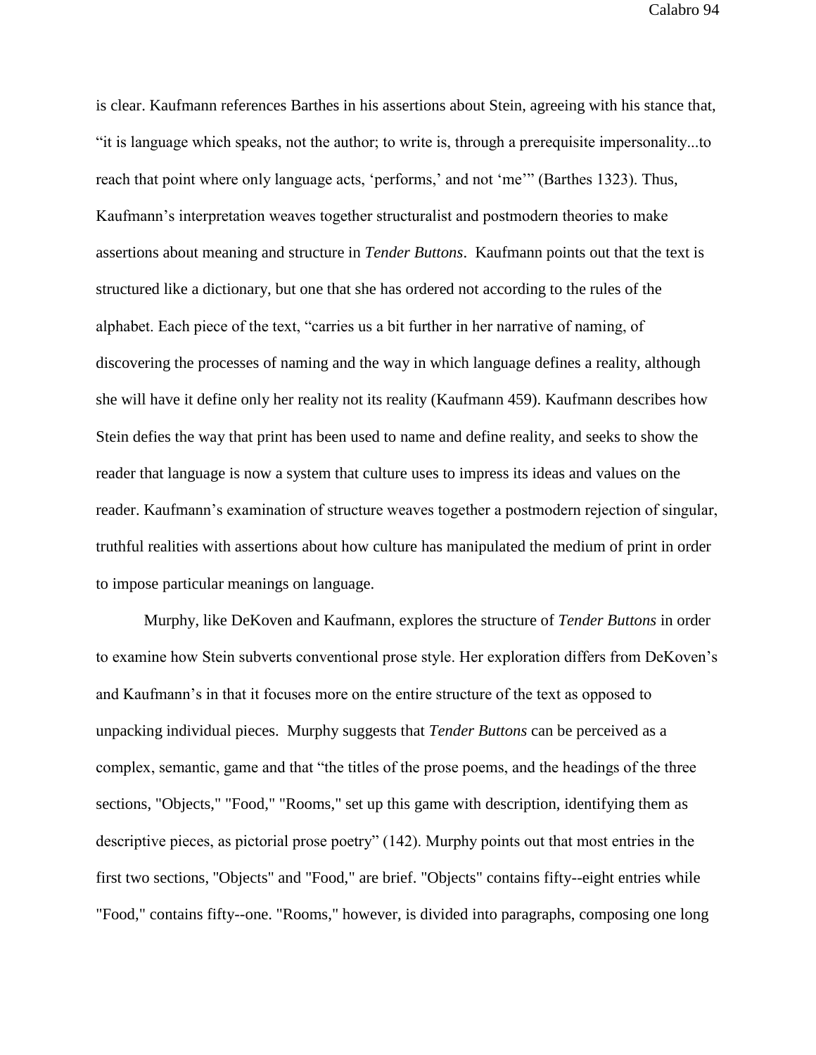is clear. Kaufmann references Barthes in his assertions about Stein, agreeing with his stance that, "it is language which speaks, not the author; to write is, through a prerequisite impersonality...to reach that point where only language acts, 'performs,' and not 'me'" (Barthes 1323). Thus, Kaufmann's interpretation weaves together structuralist and postmodern theories to make assertions about meaning and structure in *Tender Buttons*. Kaufmann points out that the text is structured like a dictionary, but one that she has ordered not according to the rules of the alphabet. Each piece of the text, "carries us a bit further in her narrative of naming, of discovering the processes of naming and the way in which language defines a reality, although she will have it define only her reality not its reality (Kaufmann 459). Kaufmann describes how Stein defies the way that print has been used to name and define reality, and seeks to show the reader that language is now a system that culture uses to impress its ideas and values on the reader. Kaufmann's examination of structure weaves together a postmodern rejection of singular, truthful realities with assertions about how culture has manipulated the medium of print in order to impose particular meanings on language.

Murphy, like DeKoven and Kaufmann, explores the structure of *Tender Buttons* in order to examine how Stein subverts conventional prose style. Her exploration differs from DeKoven's and Kaufmann's in that it focuses more on the entire structure of the text as opposed to unpacking individual pieces. Murphy suggests that *Tender Buttons* can be perceived as a complex, semantic, game and that "the titles of the prose poems, and the headings of the three sections, "Objects," "Food," "Rooms," set up this game with description, identifying them as descriptive pieces, as pictorial prose poetry" (142). Murphy points out that most entries in the first two sections, "Objects" and "Food," are brief. "Objects" contains fifty--eight entries while "Food," contains fifty--one. "Rooms," however, is divided into paragraphs, composing one long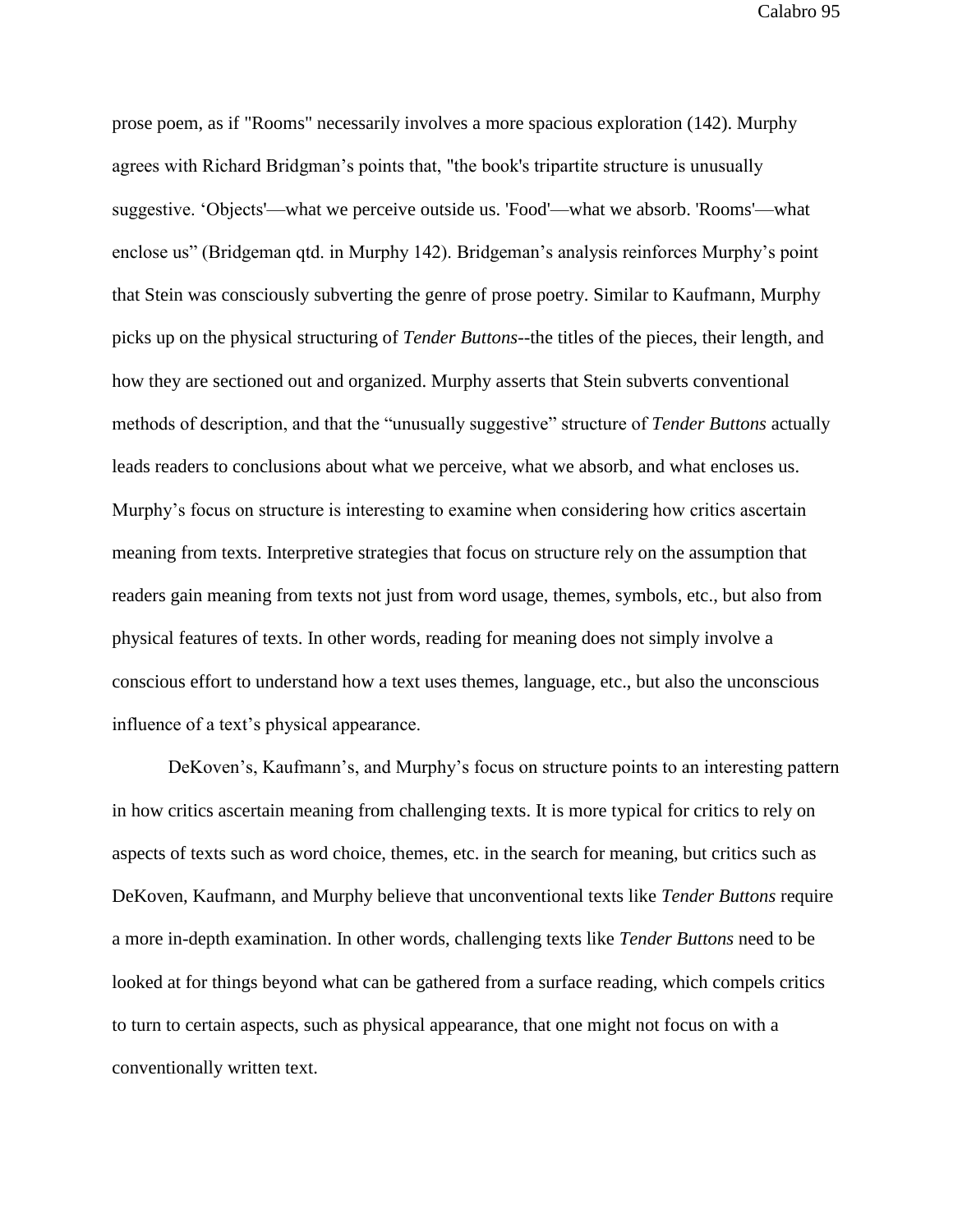prose poem, as if "Rooms" necessarily involves a more spacious exploration (142). Murphy agrees with Richard Bridgman's points that, "the book's tripartite structure is unusually suggestive. 'Objects'—what we perceive outside us. 'Food'—what we absorb. 'Rooms'—what enclose us" (Bridgeman qtd. in Murphy 142). Bridgeman's analysis reinforces Murphy's point that Stein was consciously subverting the genre of prose poetry. Similar to Kaufmann, Murphy picks up on the physical structuring of *Tender Buttons*--the titles of the pieces, their length, and how they are sectioned out and organized. Murphy asserts that Stein subverts conventional methods of description, and that the "unusually suggestive" structure of *Tender Buttons* actually leads readers to conclusions about what we perceive, what we absorb, and what encloses us. Murphy's focus on structure is interesting to examine when considering how critics ascertain meaning from texts. Interpretive strategies that focus on structure rely on the assumption that readers gain meaning from texts not just from word usage, themes, symbols, etc., but also from physical features of texts. In other words, reading for meaning does not simply involve a conscious effort to understand how a text uses themes, language, etc., but also the unconscious influence of a text's physical appearance.

DeKoven's, Kaufmann's, and Murphy's focus on structure points to an interesting pattern in how critics ascertain meaning from challenging texts. It is more typical for critics to rely on aspects of texts such as word choice, themes, etc. in the search for meaning, but critics such as DeKoven, Kaufmann, and Murphy believe that unconventional texts like *Tender Buttons* require a more in-depth examination. In other words, challenging texts like *Tender Buttons* need to be looked at for things beyond what can be gathered from a surface reading, which compels critics to turn to certain aspects, such as physical appearance, that one might not focus on with a conventionally written text.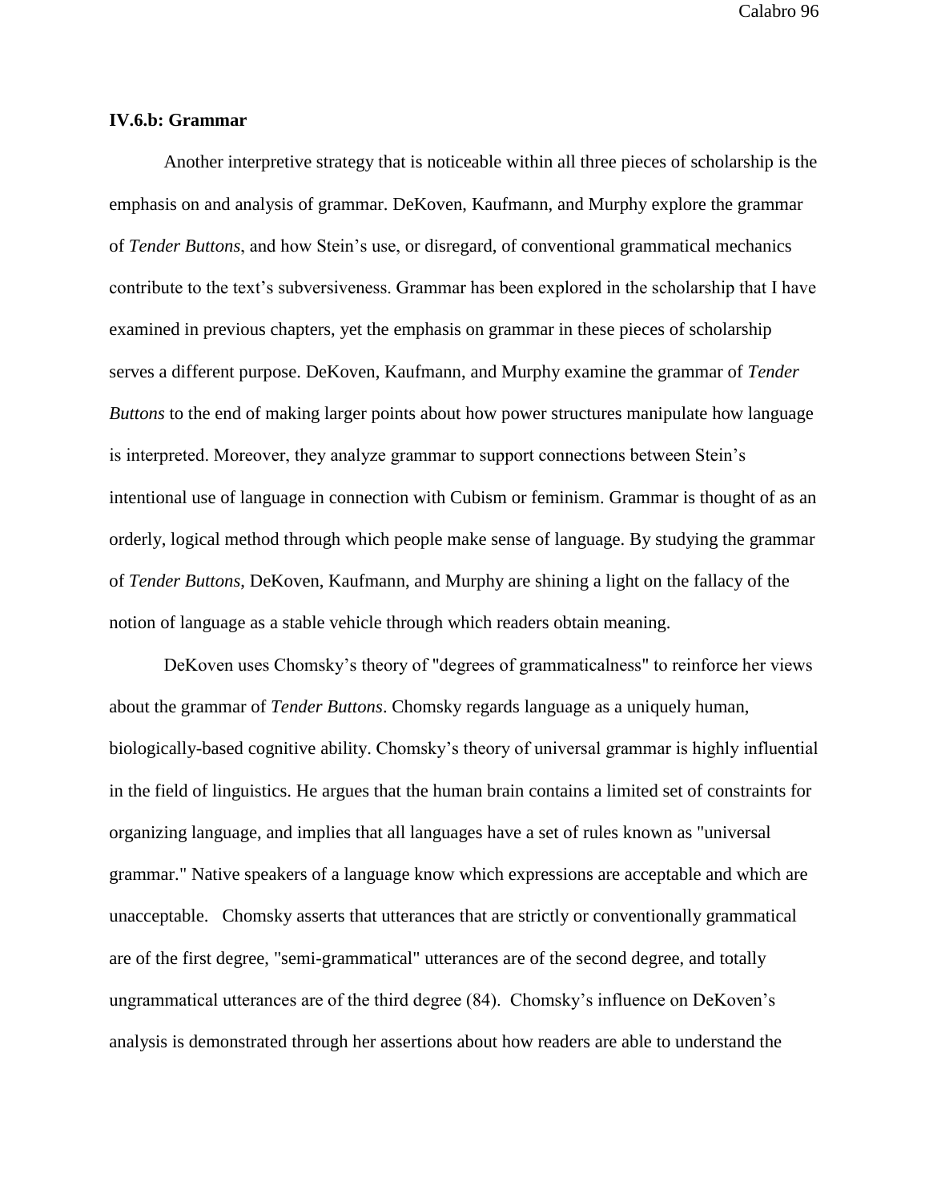**IV.6.b: Grammar**

Another interpretive strategy that is noticeable within all three pieces of scholarship is the emphasis on and analysis of grammar. DeKoven, Kaufmann, and Murphy explore the grammar of *Tender Buttons*, and how Stein's use, or disregard, of conventional grammatical mechanics contribute to the text's subversiveness. Grammar has been explored in the scholarship that I have examined in previous chapters, yet the emphasis on grammar in these pieces of scholarship serves a different purpose. DeKoven, Kaufmann, and Murphy examine the grammar of *Tender Buttons* to the end of making larger points about how power structures manipulate how language is interpreted. Moreover, they analyze grammar to support connections between Stein's intentional use of language in connection with Cubism or feminism. Grammar is thought of as an orderly, logical method through which people make sense of language. By studying the grammar of *Tender Buttons*, DeKoven, Kaufmann, and Murphy are shining a light on the fallacy of the notion of language as a stable vehicle through which readers obtain meaning.

DeKoven uses Chomsky's theory of "degrees of grammaticalness" to reinforce her views about the grammar of *Tender Buttons*. Chomsky regards language as a uniquely human, biologically-based cognitive ability. Chomsky's theory of universal grammar is highly influential in the field of linguistics. He argues that the human brain contains a limited set of constraints for organizing language, and implies that all languages have a set of rules known as "universal grammar." Native speakers of a language know which expressions are acceptable and which are unacceptable. Chomsky asserts that utterances that are strictly or conventionally grammatical are of the first degree, "semi-grammatical" utterances are of the second degree, and totally ungrammatical utterances are of the third degree (84). Chomsky's influence on DeKoven's analysis is demonstrated through her assertions about how readers are able to understand the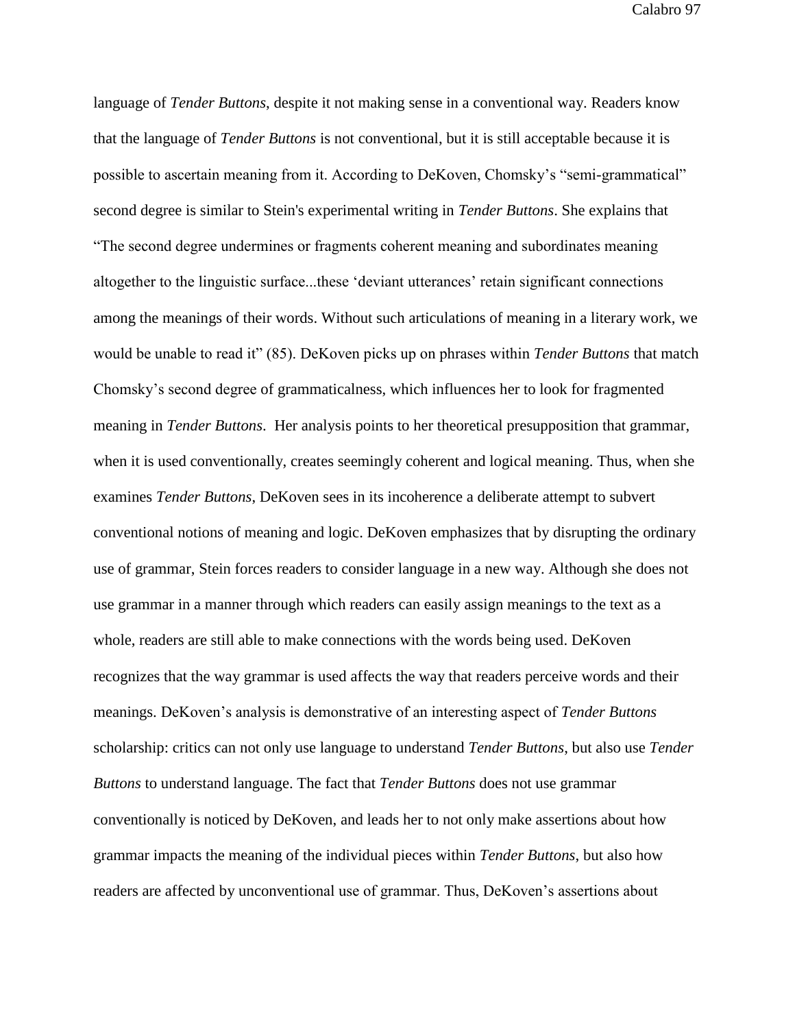language of *Tender Buttons*, despite it not making sense in a conventional way. Readers know that the language of *Tender Buttons* is not conventional, but it is still acceptable because it is possible to ascertain meaning from it. According to DeKoven, Chomsky's "semi-grammatical" second degree is similar to Stein's experimental writing in *Tender Buttons*. She explains that "The second degree undermines or fragments coherent meaning and subordinates meaning altogether to the linguistic surface...these 'deviant utterances' retain significant connections among the meanings of their words. Without such articulations of meaning in a literary work, we would be unable to read it" (85). DeKoven picks up on phrases within *Tender Buttons* that match Chomsky's second degree of grammaticalness, which influences her to look for fragmented meaning in *Tender Buttons*. Her analysis points to her theoretical presupposition that grammar, when it is used conventionally, creates seemingly coherent and logical meaning. Thus, when she examines *Tender Buttons*, DeKoven sees in its incoherence a deliberate attempt to subvert conventional notions of meaning and logic. DeKoven emphasizes that by disrupting the ordinary use of grammar, Stein forces readers to consider language in a new way. Although she does not use grammar in a manner through which readers can easily assign meanings to the text as a whole, readers are still able to make connections with the words being used. DeKoven recognizes that the way grammar is used affects the way that readers perceive words and their meanings. DeKoven's analysis is demonstrative of an interesting aspect of *Tender Buttons* scholarship: critics can not only use language to understand *Tender Buttons*, but also use *Tender Buttons* to understand language. The fact that *Tender Buttons* does not use grammar conventionally is noticed by DeKoven, and leads her to not only make assertions about how grammar impacts the meaning of the individual pieces within *Tender Buttons*, but also how readers are affected by unconventional use of grammar. Thus, DeKoven's assertions about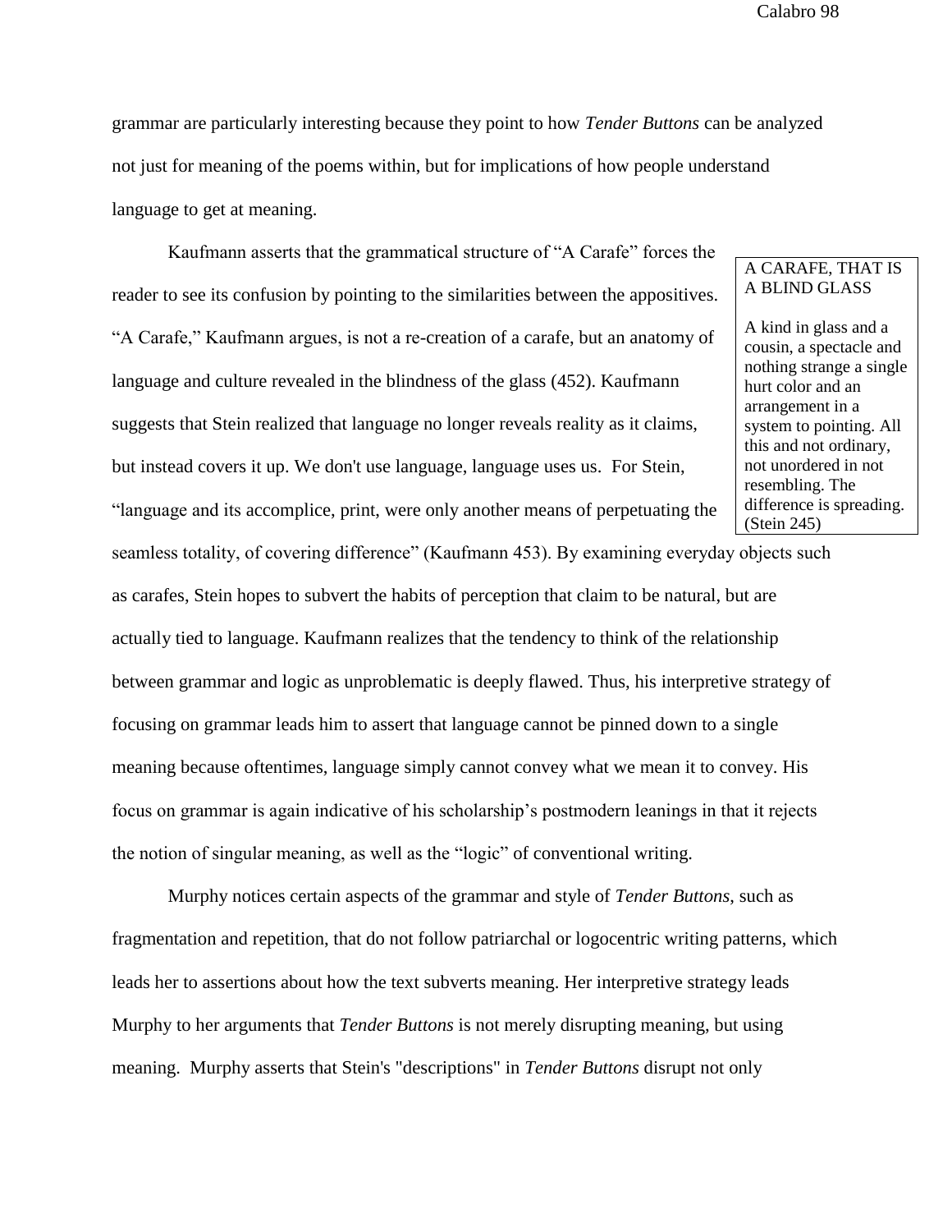grammar are particularly interesting because they point to how *Tender Buttons* can be analyzed not just for meaning of the poems within, but for implications of how people understand language to get at meaning.

Kaufmann asserts that the grammatical structure of "A Carafe" forces the reader to see its confusion by pointing to the similarities between the appositives. "A Carafe," Kaufmann argues, is not a re-creation of a carafe, but an anatomy of language and culture revealed in the blindness of the glass (452). Kaufmann suggests that Stein realized that language no longer reveals reality as it claims, but instead covers it up. We don't use language, language uses us. For Stein, "language and its accomplice, print, were only another means of perpetuating the seamless totality, of covering difference" (Kaufmann 453). By examining everyday objects such as carafes, Stein hopes to subvert the habits of perception that claim to be natural, but are actually tied to language. Kaufmann realizes that the tendency to think of the relationship between grammar and logic as unproblematic is deeply flawed. Thus, his interpretive strategy of focusing on grammar leads him to assert that language cannot be pinned down to a single meaning because oftentimes, language simply cannot convey what we mean it to convey. His focus on grammar is again indicative of his scholarship's postmodern leanings in that it rejects the notion of singular meaning, as well as the "logic" of conventional writing.

> A CARAFE, THAT IS A BLIND GLASS
>
> A kind in glass and a cousin, a spectacle and nothing strange a single hurt color and an arrangement in a system to pointing. All this and not ordinary, not unordered in not resembling. The difference is spreading. (Stein 245)

Murphy notices certain aspects of the grammar and style of *Tender Buttons*, such as fragmentation and repetition, that do not follow patriarchal or logocentric writing patterns, which leads her to assertions about how the text subverts meaning. Her interpretive strategy leads Murphy to her arguments that *Tender Buttons* is not merely disrupting meaning, but using meaning. Murphy asserts that Stein's "descriptions" in *Tender Buttons* disrupt not only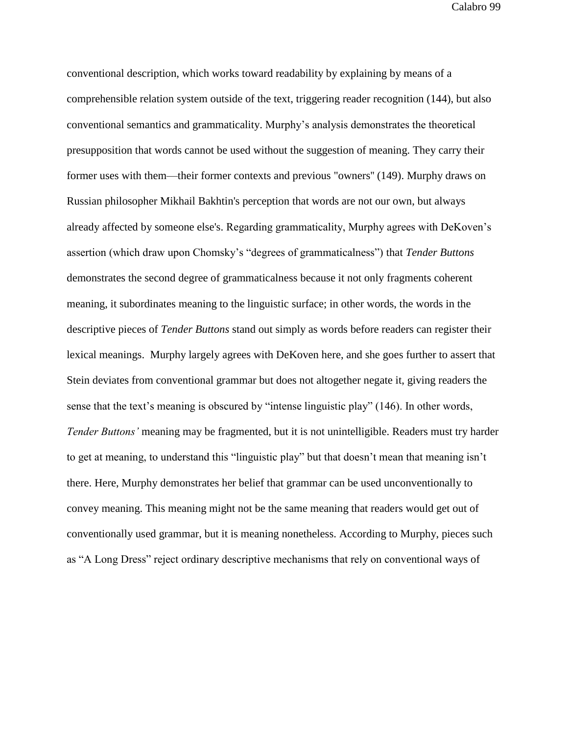conventional description, which works toward readability by explaining by means of a comprehensible relation system outside of the text, triggering reader recognition (144), but also conventional semantics and grammaticality. Murphy's analysis demonstrates the theoretical presupposition that words cannot be used without the suggestion of meaning. They carry their former uses with them—their former contexts and previous "owners" (149). Murphy draws on Russian philosopher Mikhail Bakhtin's perception that words are not our own, but always already affected by someone else's. Regarding grammaticality, Murphy agrees with DeKoven's assertion (which draw upon Chomsky's "degrees of grammaticalness") that *Tender Buttons* demonstrates the second degree of grammaticalness because it not only fragments coherent meaning, it subordinates meaning to the linguistic surface; in other words, the words in the descriptive pieces of *Tender Buttons* stand out simply as words before readers can register their lexical meanings. Murphy largely agrees with DeKoven here, and she goes further to assert that Stein deviates from conventional grammar but does not altogether negate it, giving readers the sense that the text's meaning is obscured by "intense linguistic play" (146). In other words, *Tender Buttons'* meaning may be fragmented, but it is not unintelligible. Readers must try harder to get at meaning, to understand this "linguistic play" but that doesn't mean that meaning isn't there. Here, Murphy demonstrates her belief that grammar can be used unconventionally to convey meaning. This meaning might not be the same meaning that readers would get out of conventionally used grammar, but it is meaning nonetheless. According to Murphy, pieces such as "A Long Dress" reject ordinary descriptive mechanisms that rely on conventional ways of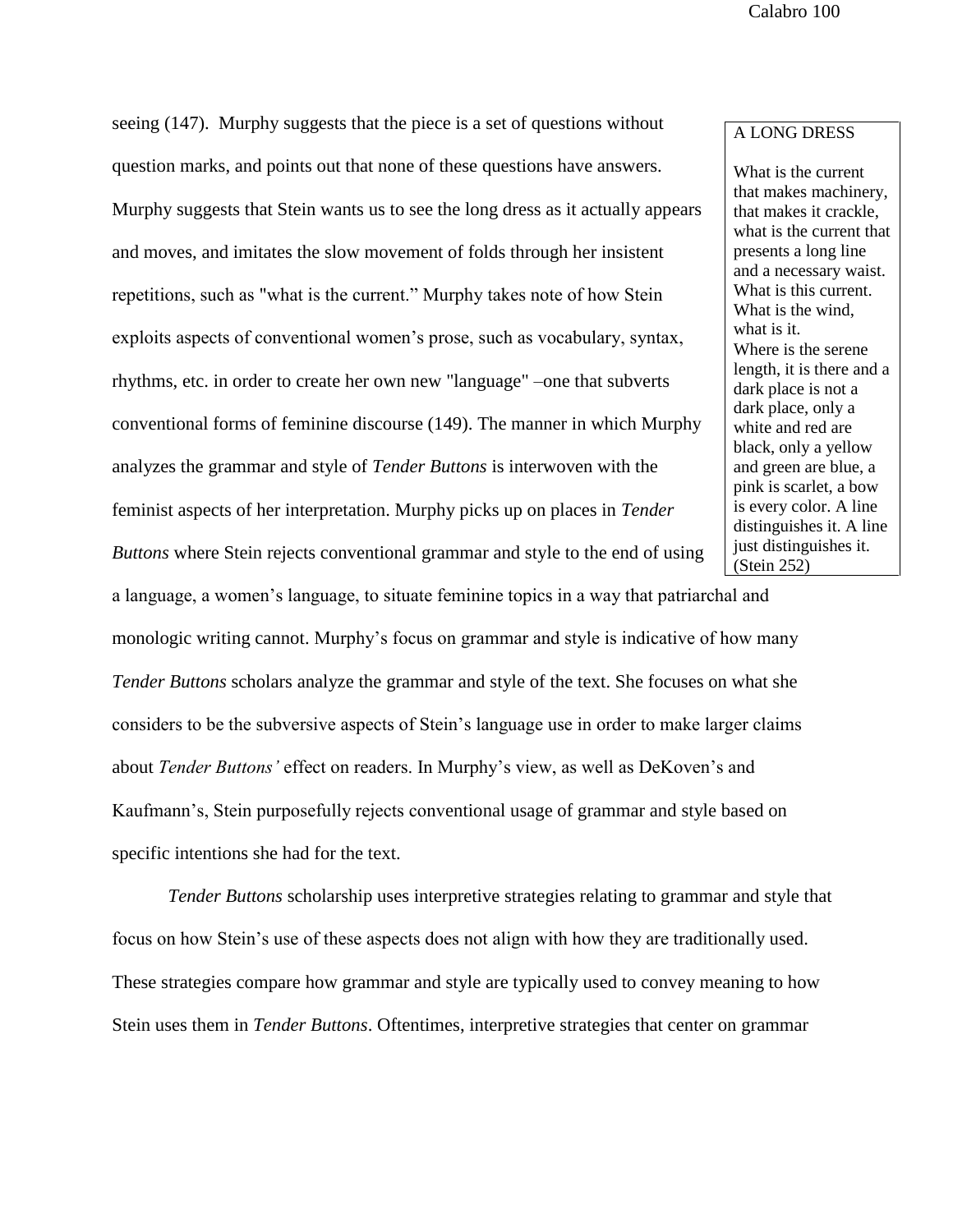seeing (147). Murphy suggests that the piece is a set of questions without question marks, and points out that none of these questions have answers. Murphy suggests that Stein wants us to see the long dress as it actually appears and moves, and imitates the slow movement of folds through her insistent repetitions, such as "what is the current." Murphy takes note of how Stein exploits aspects of conventional women's prose, such as vocabulary, syntax, rhythms, etc. in order to create her own new "language" –one that subverts conventional forms of feminine discourse (149). The manner in which Murphy analyzes the grammar and style of *Tender Buttons* is interwoven with the feminist aspects of her interpretation. Murphy picks up on places in *Tender Buttons* where Stein rejects conventional grammar and style to the end of using a language, a women's language, to situate feminine topics in a way that patriarchal and monologic writing cannot. Murphy's focus on grammar and style is indicative of how many *Tender Buttons* scholars analyze the grammar and style of the text. She focuses on what she considers to be the subversive aspects of Stein's language use in order to make larger claims about *Tender Buttons'* effect on readers. In Murphy's view, as well as DeKoven's and Kaufmann's, Stein purposefully rejects conventional usage of grammar and style based on specific intentions she had for the text.

> A LONG DRESS
>
> What is the current that makes machinery, that makes it crackle, what is the current that presents a long line and a necessary waist. What is this current. What is the wind, what is it.
> Where is the serene length, it is there and a dark place is not a dark place, only a white and red are black, only a yellow and green are blue, a pink is scarlet, a bow is every color. A line distinguishes it. A line just distinguishes it. (Stein 252)

*Tender Buttons* scholarship uses interpretive strategies relating to grammar and style that focus on how Stein's use of these aspects does not align with how they are traditionally used. These strategies compare how grammar and style are typically used to convey meaning to how Stein uses them in *Tender Buttons*. Oftentimes, interpretive strategies that center on grammar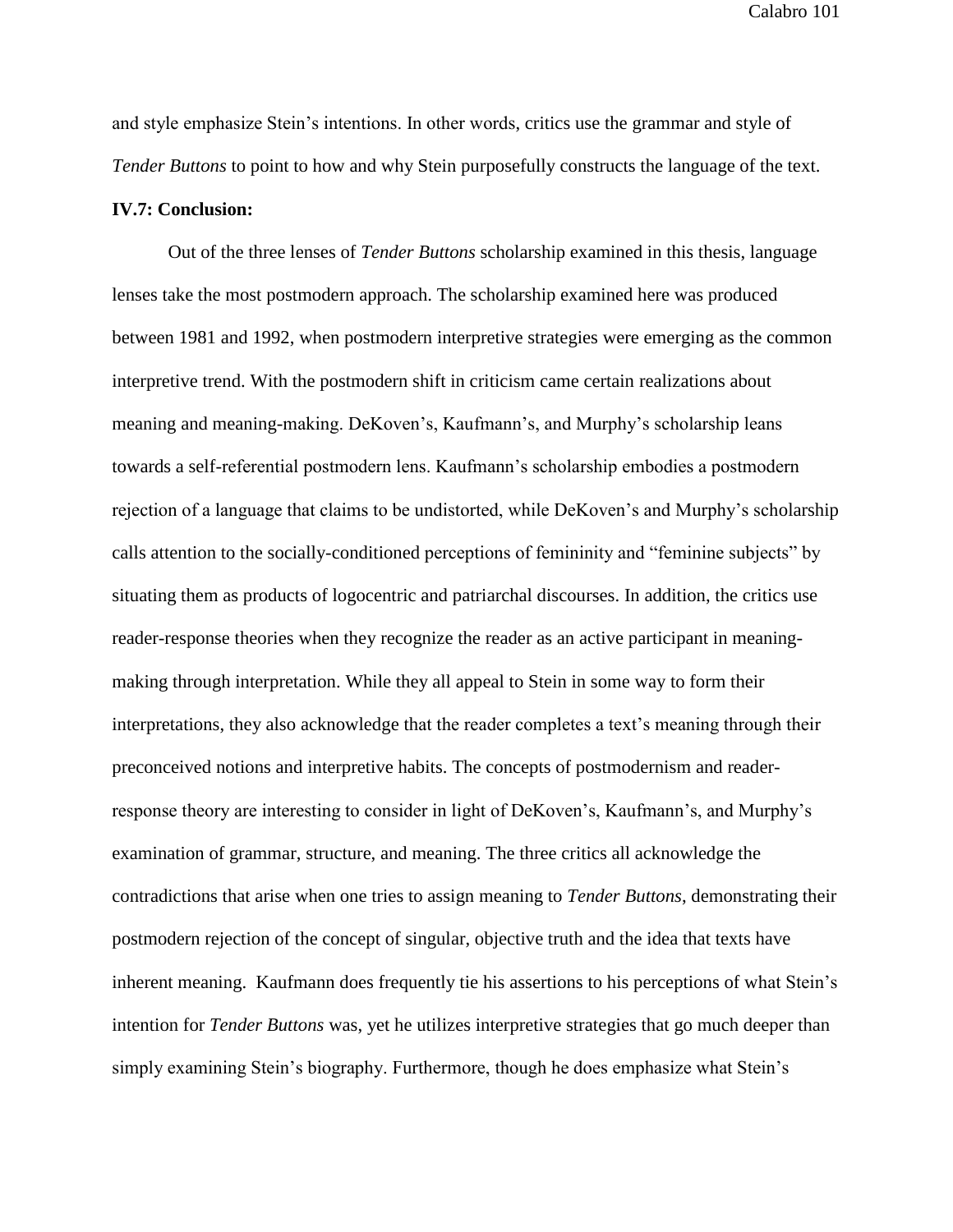and style emphasize Stein's intentions. In other words, critics use the grammar and style of *Tender Buttons* to point to how and why Stein purposefully constructs the language of the text.

**IV.7: Conclusion:**

Out of the three lenses of *Tender Buttons* scholarship examined in this thesis, language lenses take the most postmodern approach. The scholarship examined here was produced between 1981 and 1992, when postmodern interpretive strategies were emerging as the common interpretive trend. With the postmodern shift in criticism came certain realizations about meaning and meaning-making. DeKoven's, Kaufmann's, and Murphy's scholarship leans towards a self-referential postmodern lens. Kaufmann's scholarship embodies a postmodern rejection of a language that claims to be undistorted, while DeKoven's and Murphy's scholarship calls attention to the socially-conditioned perceptions of femininity and "feminine subjects" by situating them as products of logocentric and patriarchal discourses. In addition, the critics use reader-response theories when they recognize the reader as an active participant in meaning-making through interpretation. While they all appeal to Stein in some way to form their interpretations, they also acknowledge that the reader completes a text's meaning through their preconceived notions and interpretive habits. The concepts of postmodernism and reader-response theory are interesting to consider in light of DeKoven's, Kaufmann's, and Murphy's examination of grammar, structure, and meaning. The three critics all acknowledge the contradictions that arise when one tries to assign meaning to *Tender Buttons*, demonstrating their postmodern rejection of the concept of singular, objective truth and the idea that texts have inherent meaning. Kaufmann does frequently tie his assertions to his perceptions of what Stein's intention for *Tender Buttons* was, yet he utilizes interpretive strategies that go much deeper than simply examining Stein's biography. Furthermore, though he does emphasize what Stein's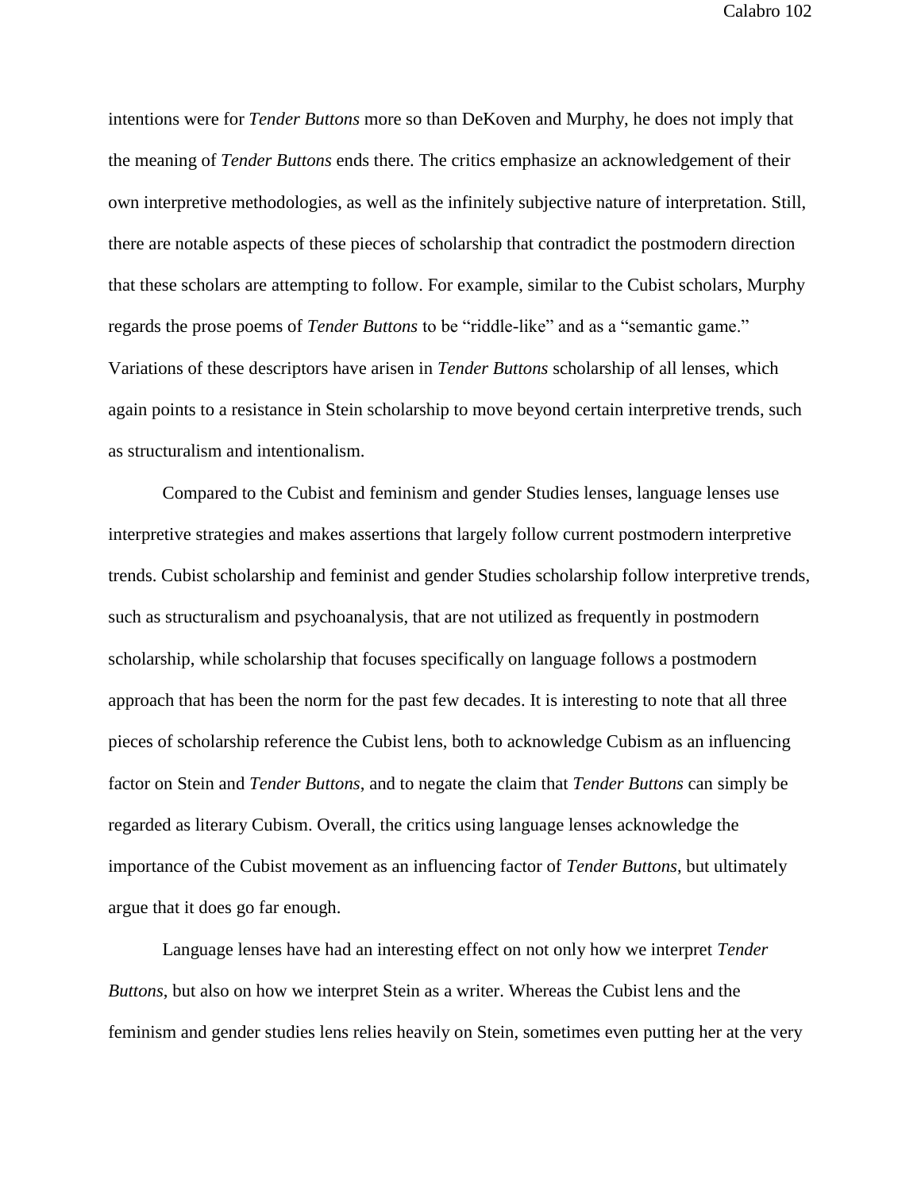intentions were for *Tender Buttons* more so than DeKoven and Murphy, he does not imply that the meaning of *Tender Buttons* ends there. The critics emphasize an acknowledgement of their own interpretive methodologies, as well as the infinitely subjective nature of interpretation. Still, there are notable aspects of these pieces of scholarship that contradict the postmodern direction that these scholars are attempting to follow. For example, similar to the Cubist scholars, Murphy regards the prose poems of *Tender Buttons* to be "riddle-like" and as a "semantic game." Variations of these descriptors have arisen in *Tender Buttons* scholarship of all lenses, which again points to a resistance in Stein scholarship to move beyond certain interpretive trends, such as structuralism and intentionalism.

Compared to the Cubist and feminism and gender Studies lenses, language lenses use interpretive strategies and makes assertions that largely follow current postmodern interpretive trends. Cubist scholarship and feminist and gender Studies scholarship follow interpretive trends, such as structuralism and psychoanalysis, that are not utilized as frequently in postmodern scholarship, while scholarship that focuses specifically on language follows a postmodern approach that has been the norm for the past few decades. It is interesting to note that all three pieces of scholarship reference the Cubist lens, both to acknowledge Cubism as an influencing factor on Stein and *Tender Buttons*, and to negate the claim that *Tender Buttons* can simply be regarded as literary Cubism. Overall, the critics using language lenses acknowledge the importance of the Cubist movement as an influencing factor of *Tender Buttons*, but ultimately argue that it does go far enough.

Language lenses have had an interesting effect on not only how we interpret *Tender Buttons*, but also on how we interpret Stein as a writer. Whereas the Cubist lens and the feminism and gender studies lens relies heavily on Stein, sometimes even putting her at the very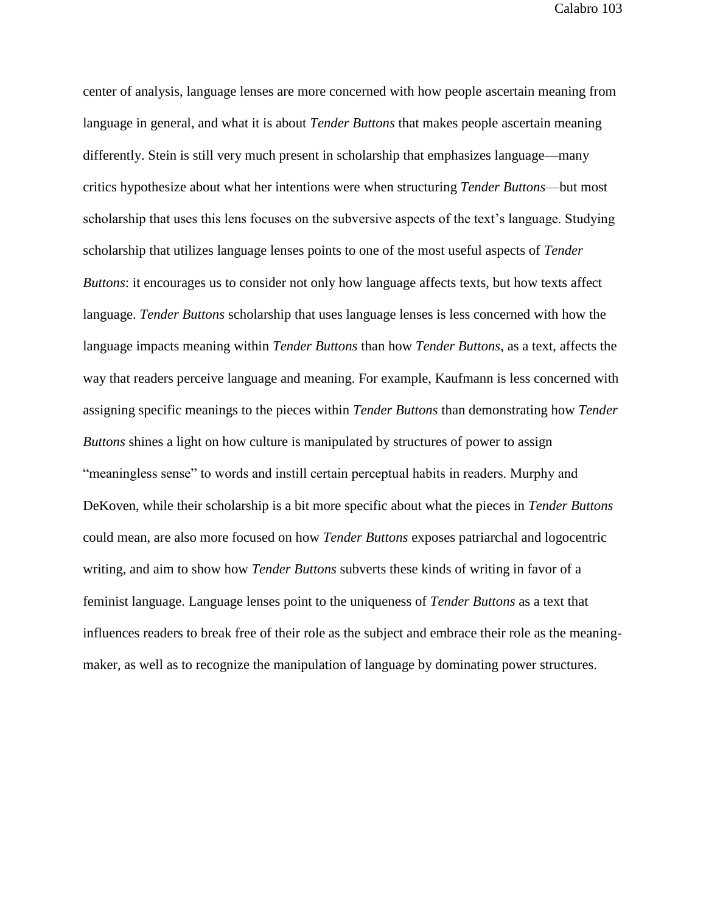center of analysis, language lenses are more concerned with how people ascertain meaning from language in general, and what it is about *Tender Buttons* that makes people ascertain meaning differently. Stein is still very much present in scholarship that emphasizes language—many critics hypothesize about what her intentions were when structuring *Tender Buttons*—but most scholarship that uses this lens focuses on the subversive aspects of the text's language. Studying scholarship that utilizes language lenses points to one of the most useful aspects of *Tender Buttons*: it encourages us to consider not only how language affects texts, but how texts affect language. *Tender Buttons* scholarship that uses language lenses is less concerned with how the language impacts meaning within *Tender Buttons* than how *Tender Buttons*, as a text, affects the way that readers perceive language and meaning. For example, Kaufmann is less concerned with assigning specific meanings to the pieces within *Tender Buttons* than demonstrating how *Tender Buttons* shines a light on how culture is manipulated by structures of power to assign "meaningless sense" to words and instill certain perceptual habits in readers. Murphy and DeKoven, while their scholarship is a bit more specific about what the pieces in *Tender Buttons* could mean, are also more focused on how *Tender Buttons* exposes patriarchal and logocentric writing, and aim to show how *Tender Buttons* subverts these kinds of writing in favor of a feminist language. Language lenses point to the uniqueness of *Tender Buttons* as a text that influences readers to break free of their role as the subject and embrace their role as the meaning-maker, as well as to recognize the manipulation of language by dominating power structures.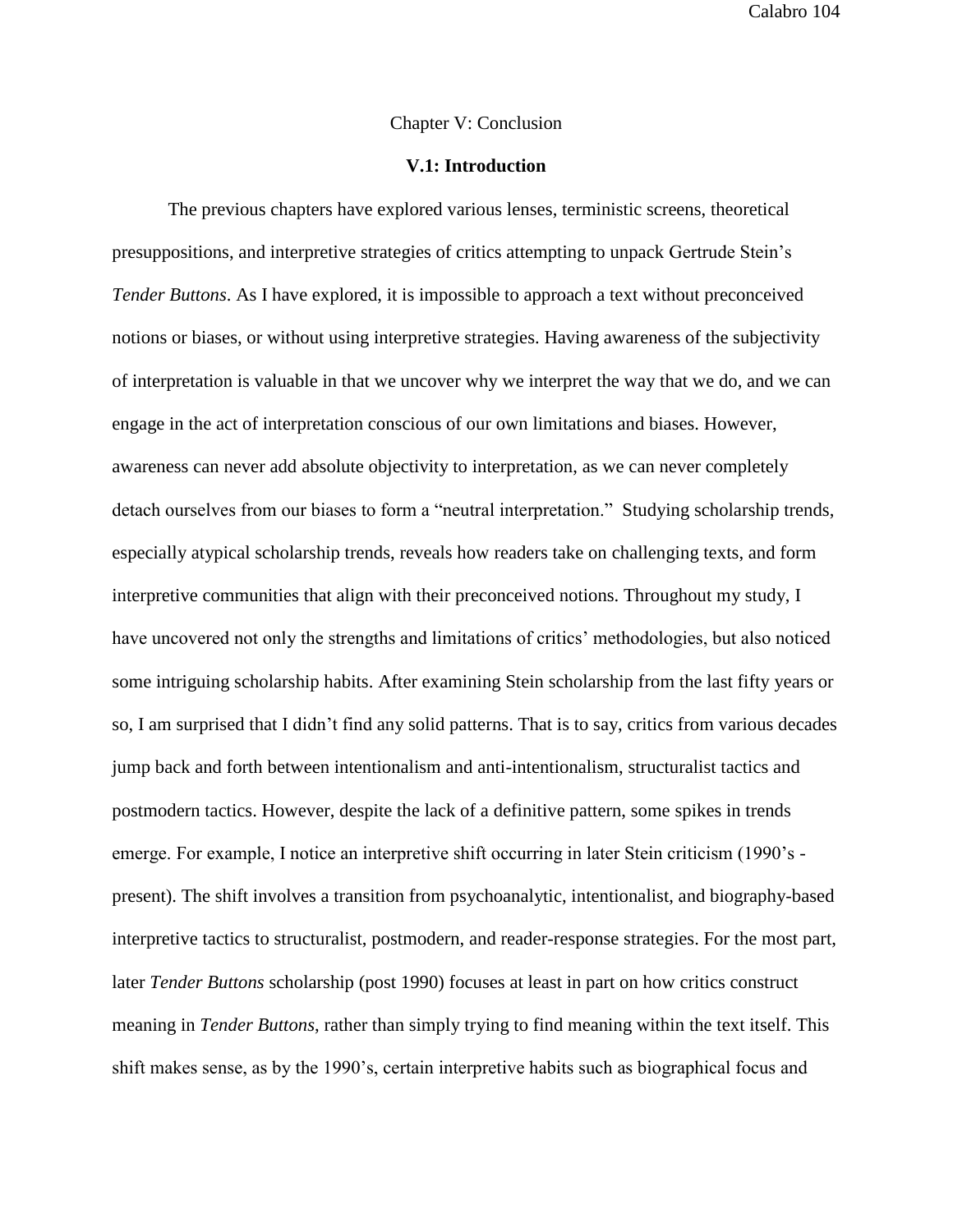# Chapter V: Conclusion

## V.1: Introduction

The previous chapters have explored various lenses, terministic screens, theoretical presuppositions, and interpretive strategies of critics attempting to unpack Gertrude Stein's *Tender Buttons*. As I have explored, it is impossible to approach a text without preconceived notions or biases, or without using interpretive strategies. Having awareness of the subjectivity of interpretation is valuable in that we uncover why we interpret the way that we do, and we can engage in the act of interpretation conscious of our own limitations and biases. However, awareness can never add absolute objectivity to interpretation, as we can never completely detach ourselves from our biases to form a "neutral interpretation." Studying scholarship trends, especially atypical scholarship trends, reveals how readers take on challenging texts, and form interpretive communities that align with their preconceived notions. Throughout my study, I have uncovered not only the strengths and limitations of critics' methodologies, but also noticed some intriguing scholarship habits. After examining Stein scholarship from the last fifty years or so, I am surprised that I didn't find any solid patterns. That is to say, critics from various decades jump back and forth between intentionalism and anti-intentionalism, structuralist tactics and postmodern tactics. However, despite the lack of a definitive pattern, some spikes in trends emerge. For example, I notice an interpretive shift occurring in later Stein criticism (1990's - present). The shift involves a transition from psychoanalytic, intentionalist, and biography-based interpretive tactics to structuralist, postmodern, and reader-response strategies. For the most part, later *Tender Buttons* scholarship (post 1990) focuses at least in part on how critics construct meaning in *Tender Buttons*, rather than simply trying to find meaning within the text itself. This shift makes sense, as by the 1990's, certain interpretive habits such as biographical focus and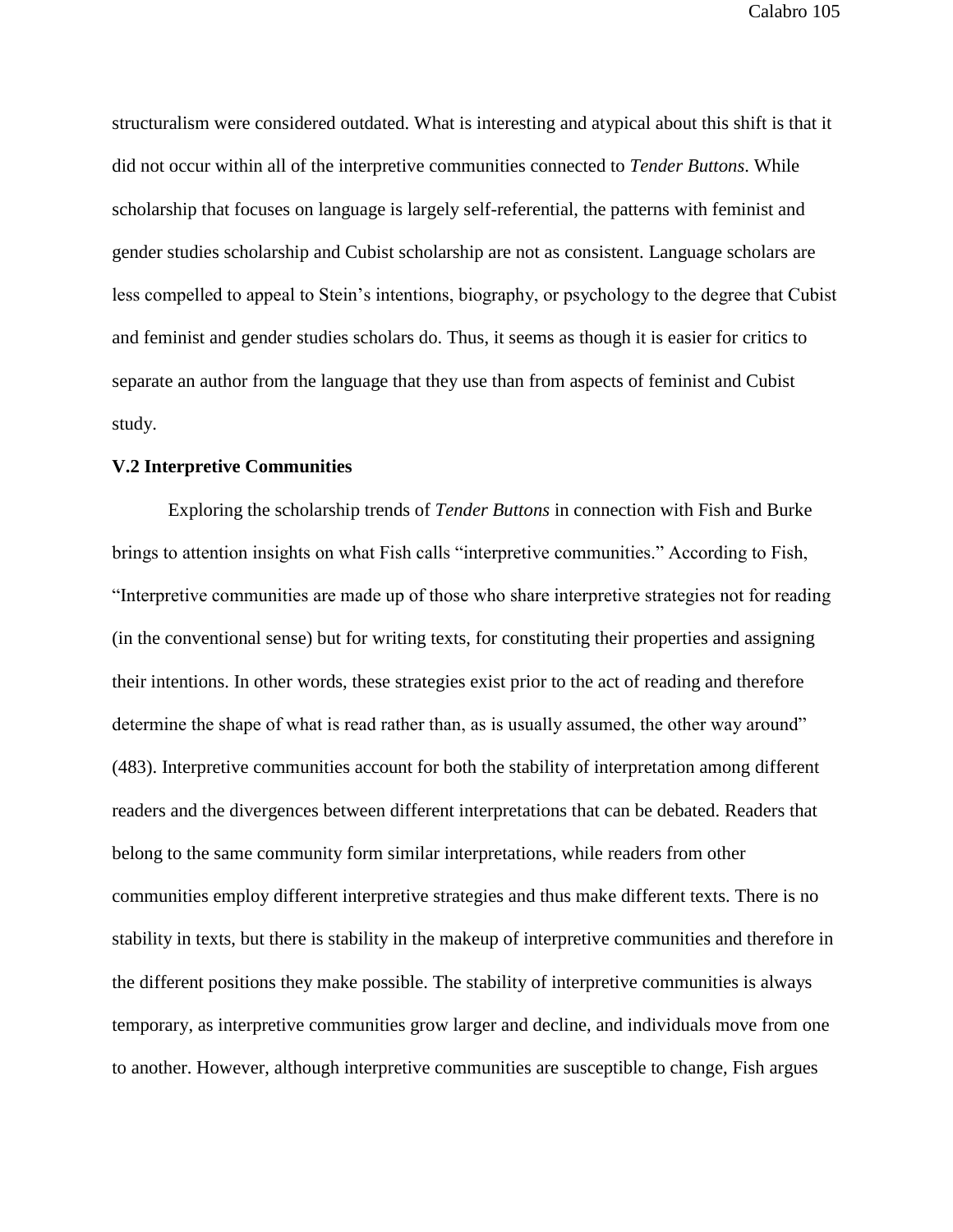structuralism were considered outdated. What is interesting and atypical about this shift is that it did not occur within all of the interpretive communities connected to *Tender Buttons*. While scholarship that focuses on language is largely self-referential, the patterns with feminist and gender studies scholarship and Cubist scholarship are not as consistent. Language scholars are less compelled to appeal to Stein's intentions, biography, or psychology to the degree that Cubist and feminist and gender studies scholars do. Thus, it seems as though it is easier for critics to separate an author from the language that they use than from aspects of feminist and Cubist study.

### V.2 Interpretive Communities

Exploring the scholarship trends of *Tender Buttons* in connection with Fish and Burke brings to attention insights on what Fish calls "interpretive communities." According to Fish, "Interpretive communities are made up of those who share interpretive strategies not for reading (in the conventional sense) but for writing texts, for constituting their properties and assigning their intentions. In other words, these strategies exist prior to the act of reading and therefore determine the shape of what is read rather than, as is usually assumed, the other way around" (483). Interpretive communities account for both the stability of interpretation among different readers and the divergences between different interpretations that can be debated. Readers that belong to the same community form similar interpretations, while readers from other communities employ different interpretive strategies and thus make different texts. There is no stability in texts, but there is stability in the makeup of interpretive communities and therefore in the different positions they make possible. The stability of interpretive communities is always temporary, as interpretive communities grow larger and decline, and individuals move from one to another. However, although interpretive communities are susceptible to change, Fish argues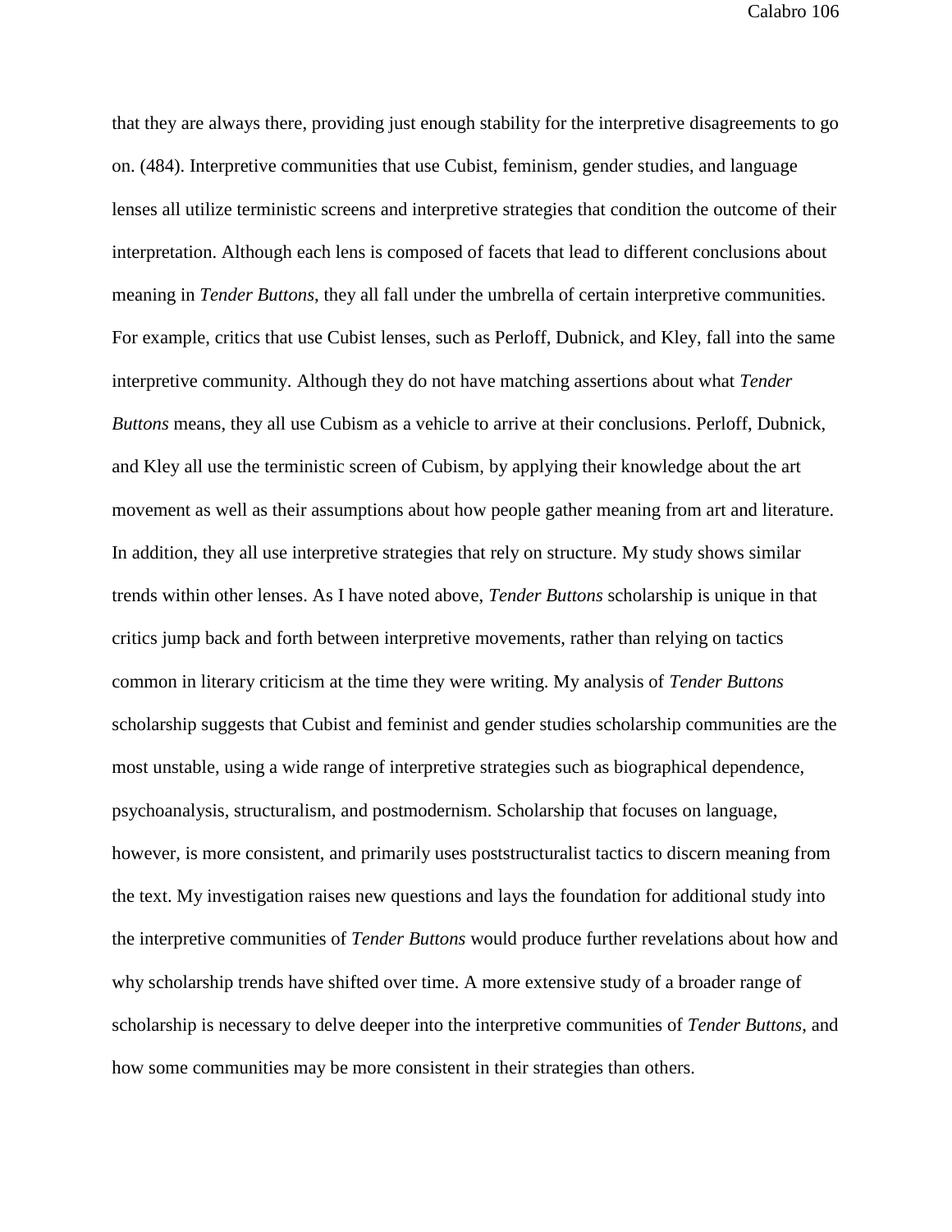that they are always there, providing just enough stability for the interpretive disagreements to go on. (484). Interpretive communities that use Cubist, feminism, gender studies, and language lenses all utilize terministic screens and interpretive strategies that condition the outcome of their interpretation. Although each lens is composed of facets that lead to different conclusions about meaning in *Tender Buttons*, they all fall under the umbrella of certain interpretive communities. For example, critics that use Cubist lenses, such as Perloff, Dubnick, and Kley, fall into the same interpretive community. Although they do not have matching assertions about what *Tender Buttons* means, they all use Cubism as a vehicle to arrive at their conclusions. Perloff, Dubnick, and Kley all use the terministic screen of Cubism, by applying their knowledge about the art movement as well as their assumptions about how people gather meaning from art and literature. In addition, they all use interpretive strategies that rely on structure. My study shows similar trends within other lenses. As I have noted above, *Tender Buttons* scholarship is unique in that critics jump back and forth between interpretive movements, rather than relying on tactics common in literary criticism at the time they were writing. My analysis of *Tender Buttons* scholarship suggests that Cubist and feminist and gender studies scholarship communities are the most unstable, using a wide range of interpretive strategies such as biographical dependence, psychoanalysis, structuralism, and postmodernism. Scholarship that focuses on language, however, is more consistent, and primarily uses poststructuralist tactics to discern meaning from the text. My investigation raises new questions and lays the foundation for additional study into the interpretive communities of *Tender Buttons* would produce further revelations about how and why scholarship trends have shifted over time. A more extensive study of a broader range of scholarship is necessary to delve deeper into the interpretive communities of *Tender Buttons*, and how some communities may be more consistent in their strategies than others.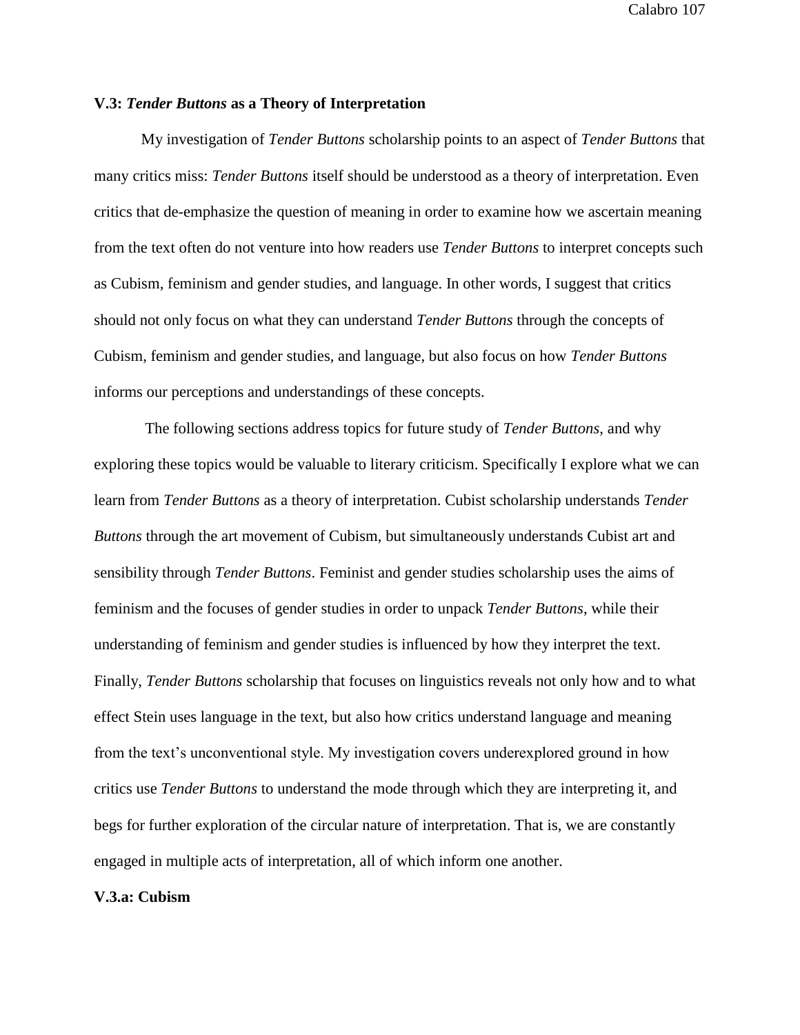### V.3: *Tender Buttons* as a Theory of Interpretation

My investigation of *Tender Buttons* scholarship points to an aspect of *Tender Buttons* that many critics miss: *Tender Buttons* itself should be understood as a theory of interpretation. Even critics that de-emphasize the question of meaning in order to examine how we ascertain meaning from the text often do not venture into how readers use *Tender Buttons* to interpret concepts such as Cubism, feminism and gender studies, and language. In other words, I suggest that critics should not only focus on what they can understand *Tender Buttons* through the concepts of Cubism, feminism and gender studies, and language, but also focus on how *Tender Buttons* informs our perceptions and understandings of these concepts.

The following sections address topics for future study of *Tender Buttons*, and why exploring these topics would be valuable to literary criticism. Specifically I explore what we can learn from *Tender Buttons* as a theory of interpretation. Cubist scholarship understands *Tender Buttons* through the art movement of Cubism, but simultaneously understands Cubist art and sensibility through *Tender Buttons*. Feminist and gender studies scholarship uses the aims of feminism and the focuses of gender studies in order to unpack *Tender Buttons*, while their understanding of feminism and gender studies is influenced by how they interpret the text. Finally, *Tender Buttons* scholarship that focuses on linguistics reveals not only how and to what effect Stein uses language in the text, but also how critics understand language and meaning from the text's unconventional style. My investigation covers underexplored ground in how critics use *Tender Buttons* to understand the mode through which they are interpreting it, and begs for further exploration of the circular nature of interpretation. That is, we are constantly engaged in multiple acts of interpretation, all of which inform one another.

#### V.3.a: Cubism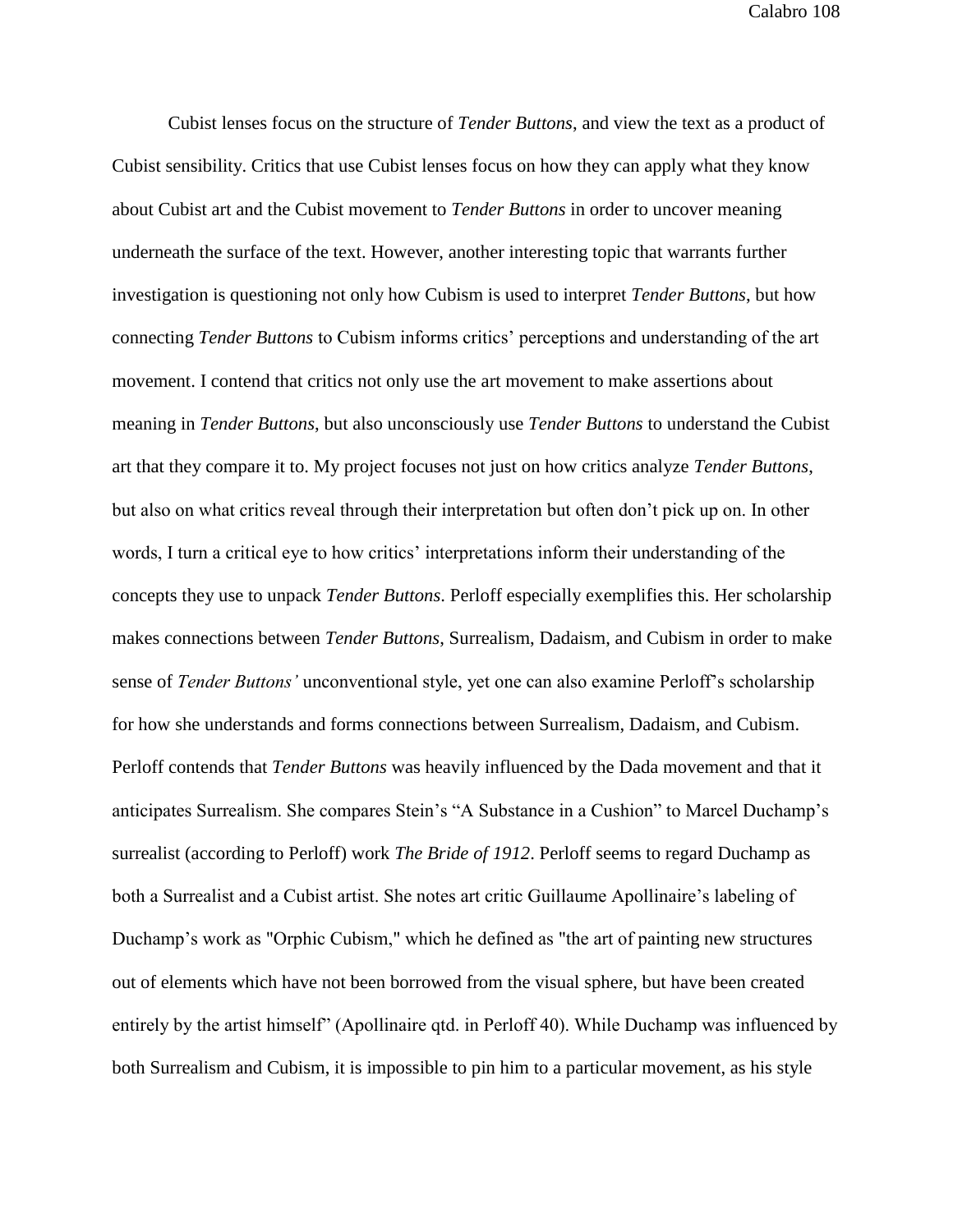Cubist lenses focus on the structure of *Tender Buttons*, and view the text as a product of Cubist sensibility. Critics that use Cubist lenses focus on how they can apply what they know about Cubist art and the Cubist movement to *Tender Buttons* in order to uncover meaning underneath the surface of the text. However, another interesting topic that warrants further investigation is questioning not only how Cubism is used to interpret *Tender Buttons*, but how connecting *Tender Buttons* to Cubism informs critics' perceptions and understanding of the art movement. I contend that critics not only use the art movement to make assertions about meaning in *Tender Buttons*, but also unconsciously use *Tender Buttons* to understand the Cubist art that they compare it to. My project focuses not just on how critics analyze *Tender Buttons*, but also on what critics reveal through their interpretation but often don't pick up on. In other words, I turn a critical eye to how critics' interpretations inform their understanding of the concepts they use to unpack *Tender Buttons*. Perloff especially exemplifies this. Her scholarship makes connections between *Tender Buttons*, Surrealism, Dadaism, and Cubism in order to make sense of *Tender Buttons'* unconventional style, yet one can also examine Perloff's scholarship for how she understands and forms connections between Surrealism, Dadaism, and Cubism. Perloff contends that *Tender Buttons* was heavily influenced by the Dada movement and that it anticipates Surrealism. She compares Stein's "A Substance in a Cushion" to Marcel Duchamp's surrealist (according to Perloff) work *The Bride of 1912*. Perloff seems to regard Duchamp as both a Surrealist and a Cubist artist. She notes art critic Guillaume Apollinaire's labeling of Duchamp's work as "Orphic Cubism," which he defined as "the art of painting new structures out of elements which have not been borrowed from the visual sphere, but have been created entirely by the artist himself" (Apollinaire qtd. in Perloff 40). While Duchamp was influenced by both Surrealism and Cubism, it is impossible to pin him to a particular movement, as his style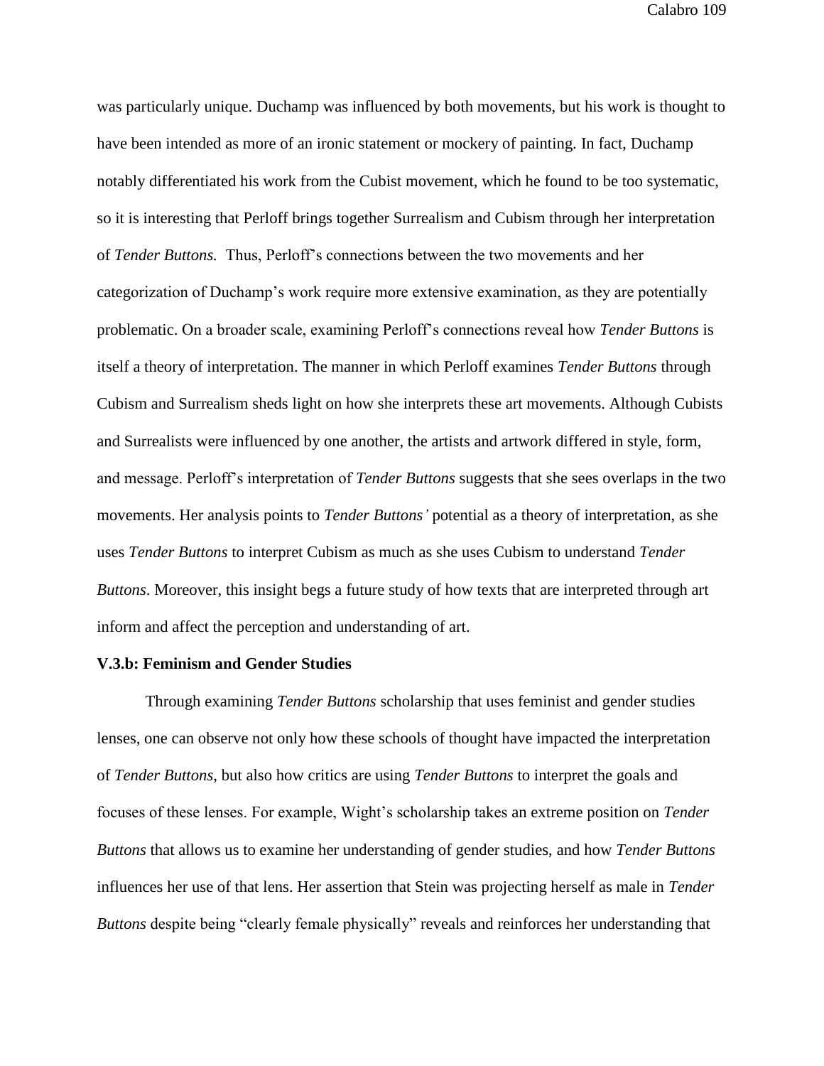was particularly unique. Duchamp was influenced by both movements, but his work is thought to have been intended as more of an ironic statement or mockery of painting. In fact, Duchamp notably differentiated his work from the Cubist movement, which he found to be too systematic, so it is interesting that Perloff brings together Surrealism and Cubism through her interpretation of *Tender Buttons.* Thus, Perloff's connections between the two movements and her categorization of Duchamp's work require more extensive examination, as they are potentially problematic. On a broader scale, examining Perloff's connections reveal how *Tender Buttons* is itself a theory of interpretation. The manner in which Perloff examines *Tender Buttons* through Cubism and Surrealism sheds light on how she interprets these art movements. Although Cubists and Surrealists were influenced by one another, the artists and artwork differed in style, form, and message. Perloff's interpretation of *Tender Buttons* suggests that she sees overlaps in the two movements. Her analysis points to *Tender Buttons'* potential as a theory of interpretation, as she uses *Tender Buttons* to interpret Cubism as much as she uses Cubism to understand *Tender Buttons*. Moreover, this insight begs a future study of how texts that are interpreted through art inform and affect the perception and understanding of art.

**V.3.b: Feminism and Gender Studies**

Through examining *Tender Buttons* scholarship that uses feminist and gender studies lenses, one can observe not only how these schools of thought have impacted the interpretation of *Tender Buttons*, but also how critics are using *Tender Buttons* to interpret the goals and focuses of these lenses. For example, Wight's scholarship takes an extreme position on *Tender Buttons* that allows us to examine her understanding of gender studies, and how *Tender Buttons* influences her use of that lens. Her assertion that Stein was projecting herself as male in *Tender Buttons* despite being "clearly female physically" reveals and reinforces her understanding that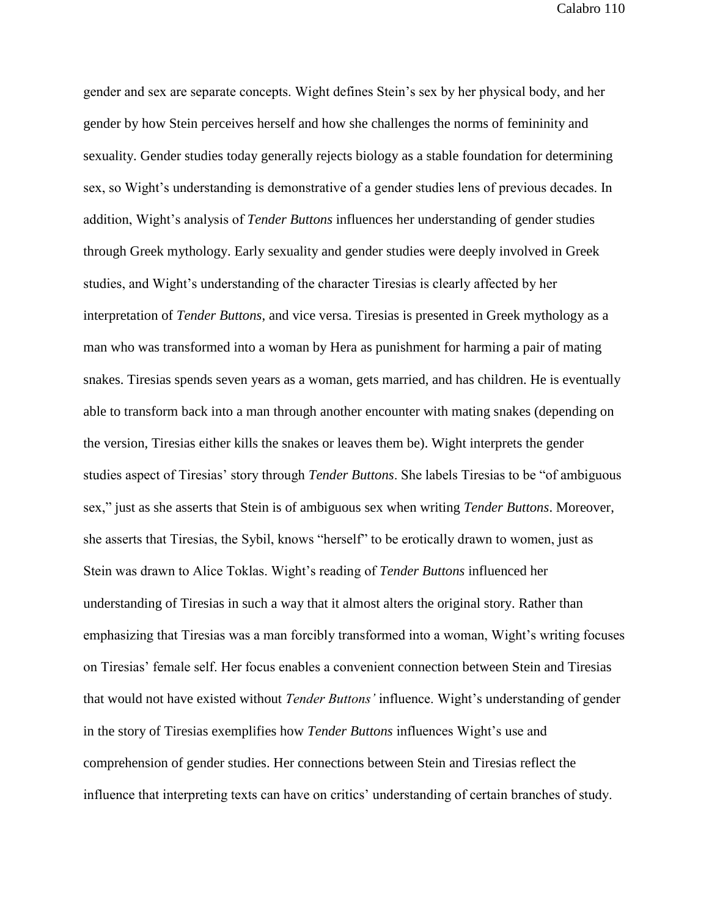gender and sex are separate concepts. Wight defines Stein's sex by her physical body, and her gender by how Stein perceives herself and how she challenges the norms of femininity and sexuality. Gender studies today generally rejects biology as a stable foundation for determining sex, so Wight's understanding is demonstrative of a gender studies lens of previous decades. In addition, Wight's analysis of *Tender Buttons* influences her understanding of gender studies through Greek mythology. Early sexuality and gender studies were deeply involved in Greek studies, and Wight's understanding of the character Tiresias is clearly affected by her interpretation of *Tender Buttons,* and vice versa. Tiresias is presented in Greek mythology as a man who was transformed into a woman by Hera as punishment for harming a pair of mating snakes. Tiresias spends seven years as a woman, gets married, and has children. He is eventually able to transform back into a man through another encounter with mating snakes (depending on the version, Tiresias either kills the snakes or leaves them be). Wight interprets the gender studies aspect of Tiresias' story through *Tender Buttons*. She labels Tiresias to be "of ambiguous sex," just as she asserts that Stein is of ambiguous sex when writing *Tender Buttons*. Moreover, she asserts that Tiresias, the Sybil, knows "herself" to be erotically drawn to women, just as Stein was drawn to Alice Toklas. Wight's reading of *Tender Buttons* influenced her understanding of Tiresias in such a way that it almost alters the original story. Rather than emphasizing that Tiresias was a man forcibly transformed into a woman, Wight's writing focuses on Tiresias' female self. Her focus enables a convenient connection between Stein and Tiresias that would not have existed without *Tender Buttons'* influence. Wight's understanding of gender in the story of Tiresias exemplifies how *Tender Buttons* influences Wight's use and comprehension of gender studies. Her connections between Stein and Tiresias reflect the influence that interpreting texts can have on critics' understanding of certain branches of study.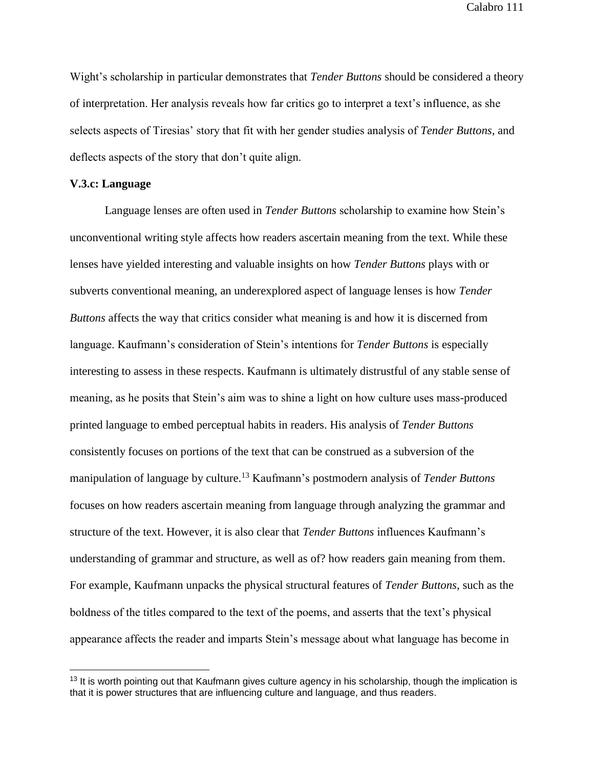Wight's scholarship in particular demonstrates that *Tender Buttons* should be considered a theory of interpretation. Her analysis reveals how far critics go to interpret a text's influence, as she selects aspects of Tiresias' story that fit with her gender studies analysis of *Tender Buttons*, and deflects aspects of the story that don't quite align.

### V.3.c: Language

Language lenses are often used in *Tender Buttons* scholarship to examine how Stein's unconventional writing style affects how readers ascertain meaning from the text. While these lenses have yielded interesting and valuable insights on how *Tender Buttons* plays with or subverts conventional meaning, an underexplored aspect of language lenses is how *Tender Buttons* affects the way that critics consider what meaning is and how it is discerned from language. Kaufmann's consideration of Stein's intentions for *Tender Buttons* is especially interesting to assess in these respects. Kaufmann is ultimately distrustful of any stable sense of meaning, as he posits that Stein's aim was to shine a light on how culture uses mass-produced printed language to embed perceptual habits in readers. His analysis of *Tender Buttons* consistently focuses on portions of the text that can be construed as a subversion of the manipulation of language by culture.[13] Kaufmann's postmodern analysis of *Tender Buttons* focuses on how readers ascertain meaning from language through analyzing the grammar and structure of the text. However, it is also clear that *Tender Buttons* influences Kaufmann's understanding of grammar and structure, as well as of? how readers gain meaning from them. For example, Kaufmann unpacks the physical structural features of *Tender Buttons*, such as the boldness of the titles compared to the text of the poems, and asserts that the text's physical appearance affects the reader and imparts Stein's message about what language has become in

---

[13] It is worth pointing out that Kaufmann gives culture agency in his scholarship, though the implication is that it is power structures that are influencing culture and language, and thus readers.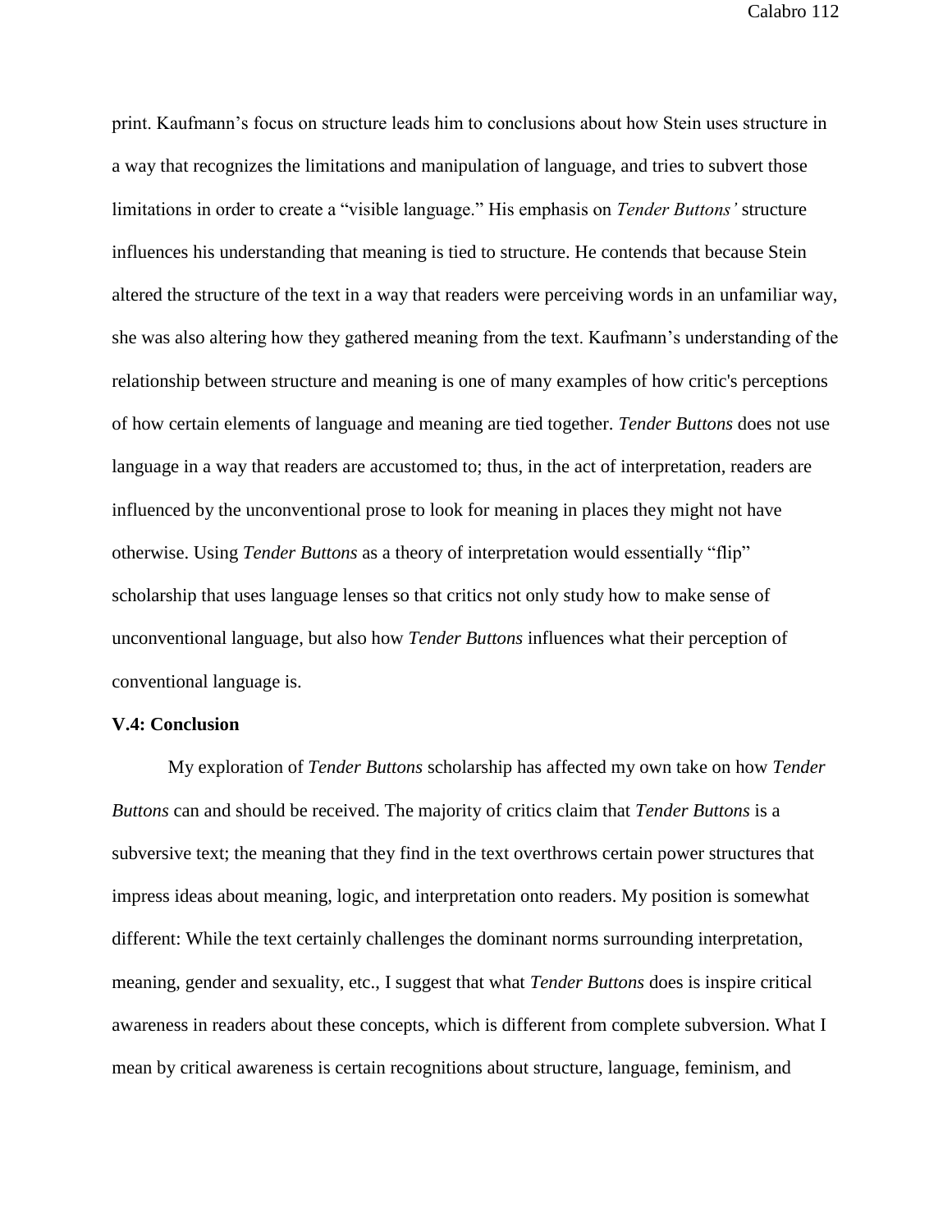print. Kaufmann's focus on structure leads him to conclusions about how Stein uses structure in a way that recognizes the limitations and manipulation of language, and tries to subvert those limitations in order to create a "visible language." His emphasis on *Tender Buttons'* structure influences his understanding that meaning is tied to structure. He contends that because Stein altered the structure of the text in a way that readers were perceiving words in an unfamiliar way, she was also altering how they gathered meaning from the text. Kaufmann's understanding of the relationship between structure and meaning is one of many examples of how critic's perceptions of how certain elements of language and meaning are tied together. *Tender Buttons* does not use language in a way that readers are accustomed to; thus, in the act of interpretation, readers are influenced by the unconventional prose to look for meaning in places they might not have otherwise. Using *Tender Buttons* as a theory of interpretation would essentially "flip" scholarship that uses language lenses so that critics not only study how to make sense of unconventional language, but also how *Tender Buttons* influences what their perception of conventional language is.

### V.4: Conclusion

My exploration of *Tender Buttons* scholarship has affected my own take on how *Tender Buttons* can and should be received. The majority of critics claim that *Tender Buttons* is a subversive text; the meaning that they find in the text overthrows certain power structures that impress ideas about meaning, logic, and interpretation onto readers. My position is somewhat different: While the text certainly challenges the dominant norms surrounding interpretation, meaning, gender and sexuality, etc., I suggest that what *Tender Buttons* does is inspire critical awareness in readers about these concepts, which is different from complete subversion. What I mean by critical awareness is certain recognitions about structure, language, feminism, and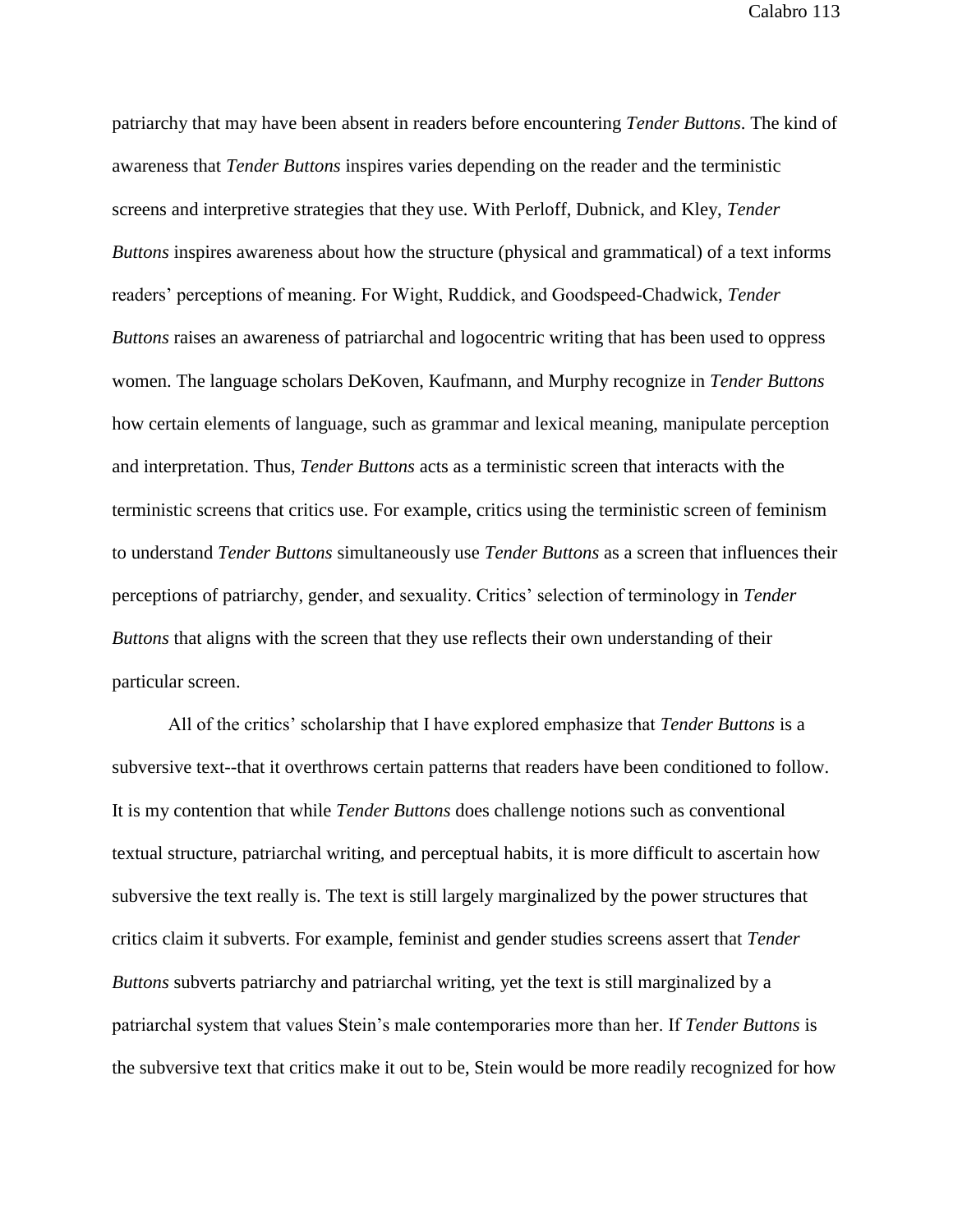patriarchy that may have been absent in readers before encountering *Tender Buttons*. The kind of awareness that *Tender Buttons* inspires varies depending on the reader and the terministic screens and interpretive strategies that they use. With Perloff, Dubnick, and Kley, *Tender Buttons* inspires awareness about how the structure (physical and grammatical) of a text informs readers' perceptions of meaning. For Wight, Ruddick, and Goodspeed-Chadwick, *Tender Buttons* raises an awareness of patriarchal and logocentric writing that has been used to oppress women. The language scholars DeKoven, Kaufmann, and Murphy recognize in *Tender Buttons* how certain elements of language, such as grammar and lexical meaning, manipulate perception and interpretation. Thus, *Tender Buttons* acts as a terministic screen that interacts with the terministic screens that critics use. For example, critics using the terministic screen of feminism to understand *Tender Buttons* simultaneously use *Tender Buttons* as a screen that influences their perceptions of patriarchy, gender, and sexuality. Critics' selection of terminology in *Tender Buttons* that aligns with the screen that they use reflects their own understanding of their particular screen.

All of the critics' scholarship that I have explored emphasize that *Tender Buttons* is a subversive text--that it overthrows certain patterns that readers have been conditioned to follow. It is my contention that while *Tender Buttons* does challenge notions such as conventional textual structure, patriarchal writing, and perceptual habits, it is more difficult to ascertain how subversive the text really is. The text is still largely marginalized by the power structures that critics claim it subverts. For example, feminist and gender studies screens assert that *Tender Buttons* subverts patriarchy and patriarchal writing, yet the text is still marginalized by a patriarchal system that values Stein's male contemporaries more than her. If *Tender Buttons* is the subversive text that critics make it out to be, Stein would be more readily recognized for how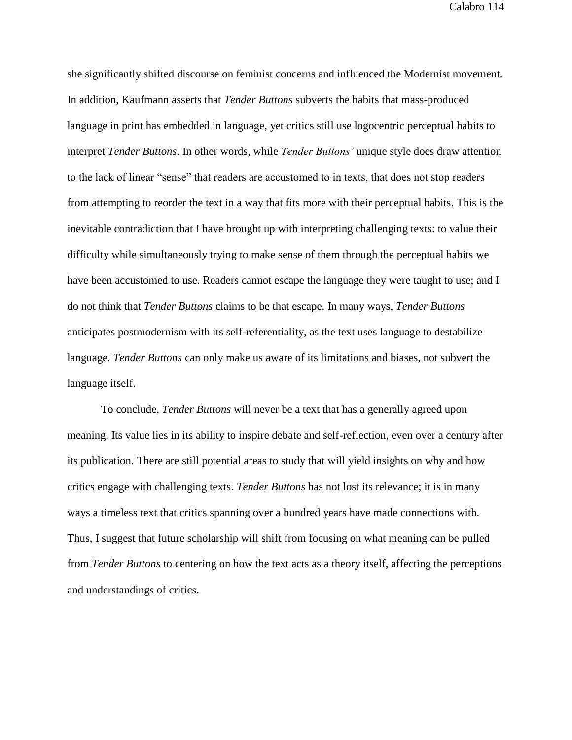she significantly shifted discourse on feminist concerns and influenced the Modernist movement. In addition, Kaufmann asserts that *Tender Buttons* subverts the habits that mass-produced language in print has embedded in language, yet critics still use logocentric perceptual habits to interpret *Tender Buttons*. In other words, while *Tender Buttons'* unique style does draw attention to the lack of linear "sense" that readers are accustomed to in texts, that does not stop readers from attempting to reorder the text in a way that fits more with their perceptual habits. This is the inevitable contradiction that I have brought up with interpreting challenging texts: to value their difficulty while simultaneously trying to make sense of them through the perceptual habits we have been accustomed to use. Readers cannot escape the language they were taught to use; and I do not think that *Tender Buttons* claims to be that escape. In many ways, *Tender Buttons* anticipates postmodernism with its self-referentiality, as the text uses language to destabilize language. *Tender Buttons* can only make us aware of its limitations and biases, not subvert the language itself.

To conclude, *Tender Buttons* will never be a text that has a generally agreed upon meaning. Its value lies in its ability to inspire debate and self-reflection, even over a century after its publication. There are still potential areas to study that will yield insights on why and how critics engage with challenging texts. *Tender Buttons* has not lost its relevance; it is in many ways a timeless text that critics spanning over a hundred years have made connections with. Thus, I suggest that future scholarship will shift from focusing on what meaning can be pulled from *Tender Buttons* to centering on how the text acts as a theory itself, affecting the perceptions and understandings of critics.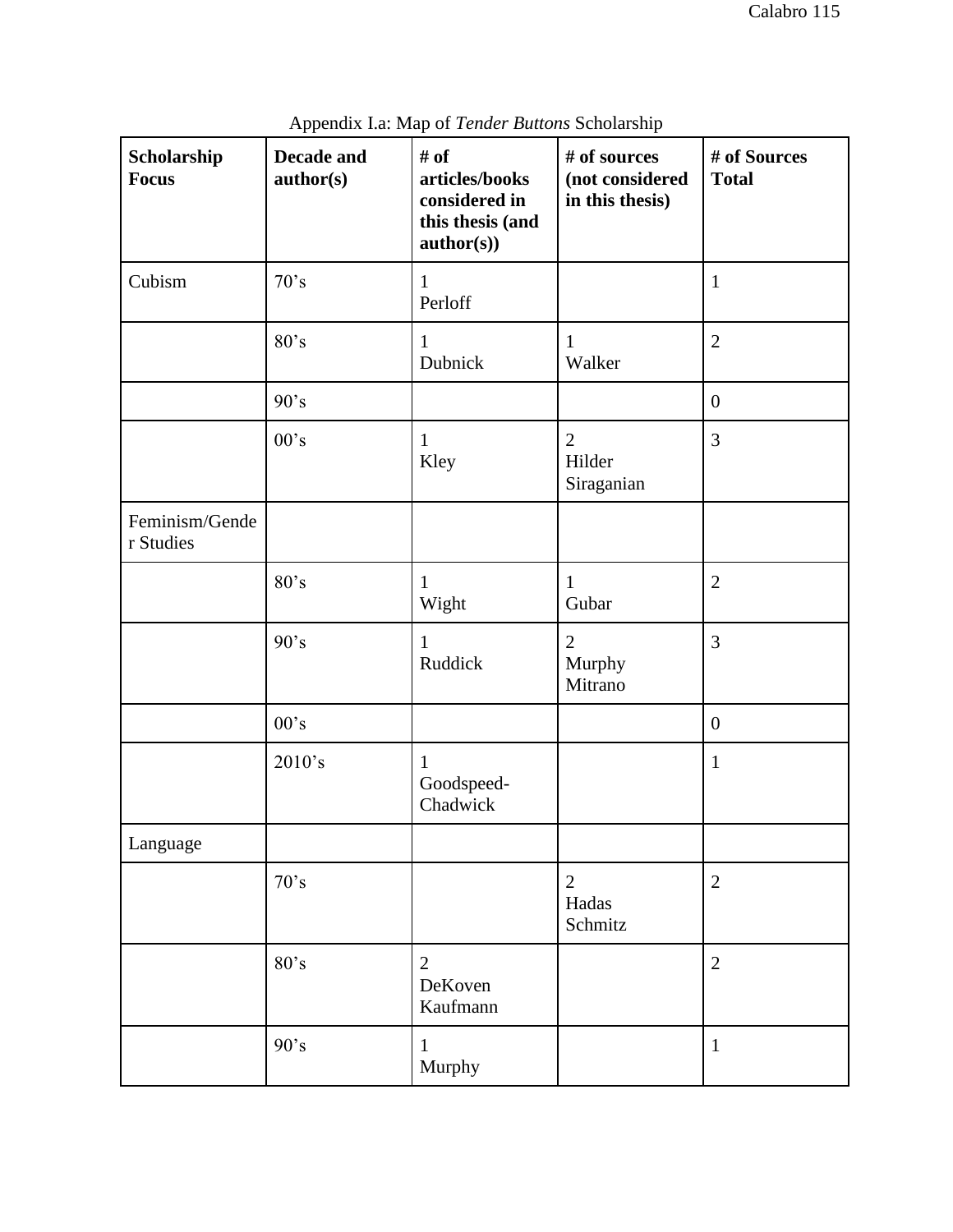Appendix I.a: Map of *Tender Buttons* Scholarship

| Scholarship Focus | Decade and author(s) | # of articles/books considered in this thesis (and author(s)) | # of sources (not considered in this thesis) | # of Sources Total |
|---|---|---|---|---|
| Cubism | 70's | 1<br>Perloff | | 1 |
| | 80's | 1<br>Dubnick | 1<br>Walker | 2 |
| | 90's | | | 0 |
| | 00's | 1<br>Kley | 2<br>Hilder<br>Siraganian | 3 |
| Feminism/Gender Studies | | | | |
| | 80's | 1<br>Wight | 1<br>Gubar | 2 |
| | 90's | 1<br>Ruddick | 2<br>Murphy<br>Mitrano | 3 |
| | 00's | | | 0 |
| | 2010's | 1<br>Goodspeed-Chadwick | | 1 |
| Language | | | | |
| | 70's | | 2<br>Hadas<br>Schmitz | 2 |
| | 80's | 2<br>DeKoven<br>Kaufmann | | 2 |
| | 90's | 1<br>Murphy | | 1 |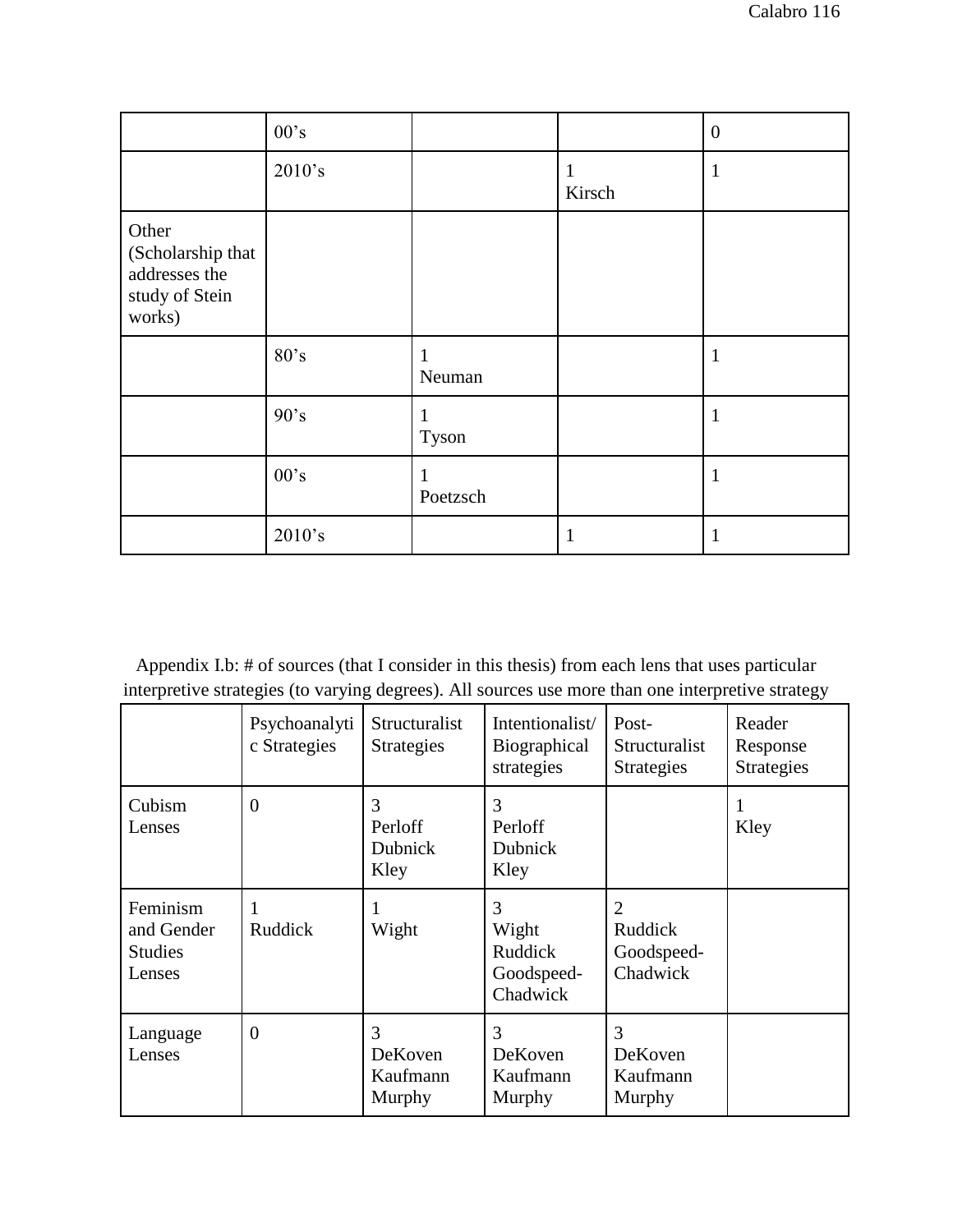|  | 00’s |  |  | 0 |
|---|---|---|---|---|
|  | 2010’s |  | 1 Kirsch | 1 |
| Other (Scholarship that addresses the study of Stein works) |  |  |  |  |
|  | 80’s | 1 Neuman |  | 1 |
|  | 90’s | 1 Tyson |  | 1 |
|  | 00’s | 1 Poetzsch |  | 1 |
|  | 2010’s |  | 1 | 1 |

Appendix I.b: # of sources (that I consider in this thesis) from each lens that uses particular interpretive strategies (to varying degrees). All sources use more than one interpretive strategy

|  | Psychoanalytic Strategies | Structuralist Strategies | Intentionalist/ Biographical strategies | Post-Structuralist Strategies | Reader Response Strategies |
|---|---|---|---|---|---|
| Cubism Lenses | 0 | 3 Perloff Dubnick Kley | 3 Perloff Dubnick Kley |  | 1 Kley |
| Feminism and Gender Studies Lenses | 1 Ruddick | 1 Wight | 3 Wight Ruddick Goodspeed-Chadwick | 2 Ruddick Goodspeed-Chadwick |  |
| Language Lenses | 0 | 3 DeKoven Kaufmann Murphy | 3 DeKoven Kaufmann Murphy | 3 DeKoven Kaufmann Murphy |  |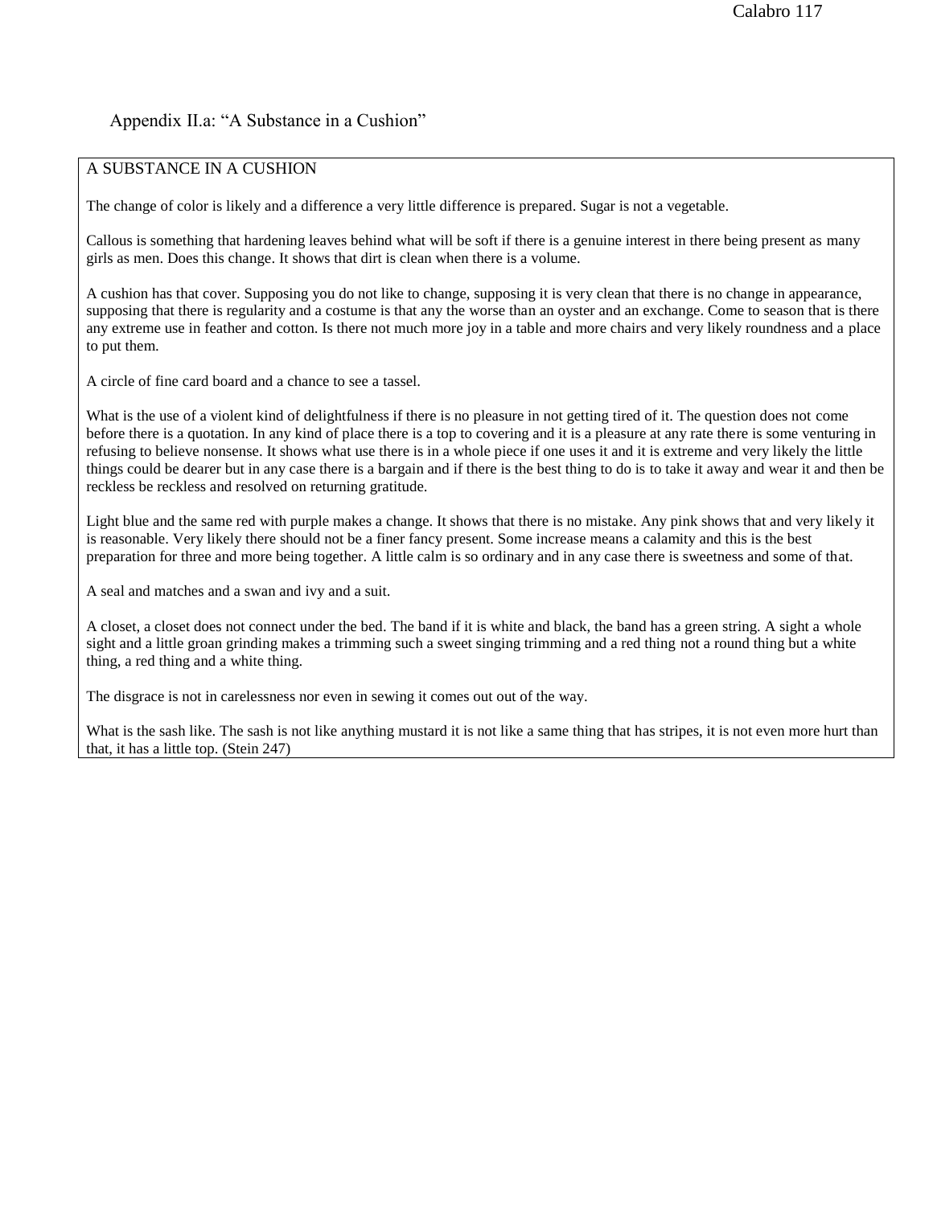Appendix II.a: “A Substance in a Cushion”

A SUBSTANCE IN A CUSHION

The change of color is likely and a difference a very little difference is prepared. Sugar is not a vegetable.

Callous is something that hardening leaves behind what will be soft if there is a genuine interest in there being present as many girls as men. Does this change. It shows that dirt is clean when there is a volume.

A cushion has that cover. Supposing you do not like to change, supposing it is very clean that there is no change in appearance, supposing that there is regularity and a costume is that any the worse than an oyster and an exchange. Come to season that is there any extreme use in feather and cotton. Is there not much more joy in a table and more chairs and very likely roundness and a place to put them.

A circle of fine card board and a chance to see a tassel.

What is the use of a violent kind of delightfulness if there is no pleasure in not getting tired of it. The question does not come before there is a quotation. In any kind of place there is a top to covering and it is a pleasure at any rate there is some venturing in refusing to believe nonsense. It shows what use there is in a whole piece if one uses it and it is extreme and very likely the little things could be dearer but in any case there is a bargain and if there is the best thing to do is to take it away and wear it and then be reckless be reckless and resolved on returning gratitude.

Light blue and the same red with purple makes a change. It shows that there is no mistake. Any pink shows that and very likely it is reasonable. Very likely there should not be a finer fancy present. Some increase means a calamity and this is the best preparation for three and more being together. A little calm is so ordinary and in any case there is sweetness and some of that.

A seal and matches and a swan and ivy and a suit.

A closet, a closet does not connect under the bed. The band if it is white and black, the band has a green string. A sight a whole sight and a little groan grinding makes a trimming such a sweet singing trimming and a red thing not a round thing but a white thing, a red thing and a white thing.

The disgrace is not in carelessness nor even in sewing it comes out out of the way.

What is the sash like. The sash is not like anything mustard it is not like a same thing that has stripes, it is not even more hurt than that, it has a little top. (Stein 247)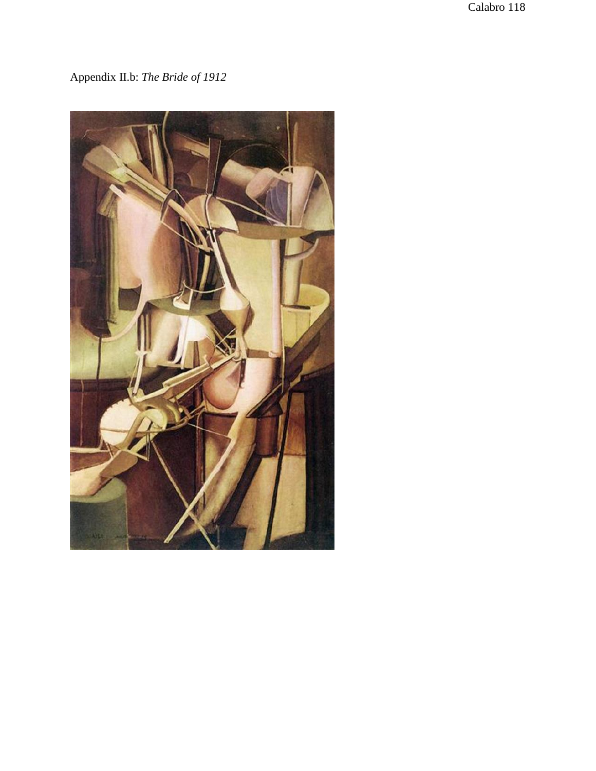Appendix II.b: *The Bride of 1912*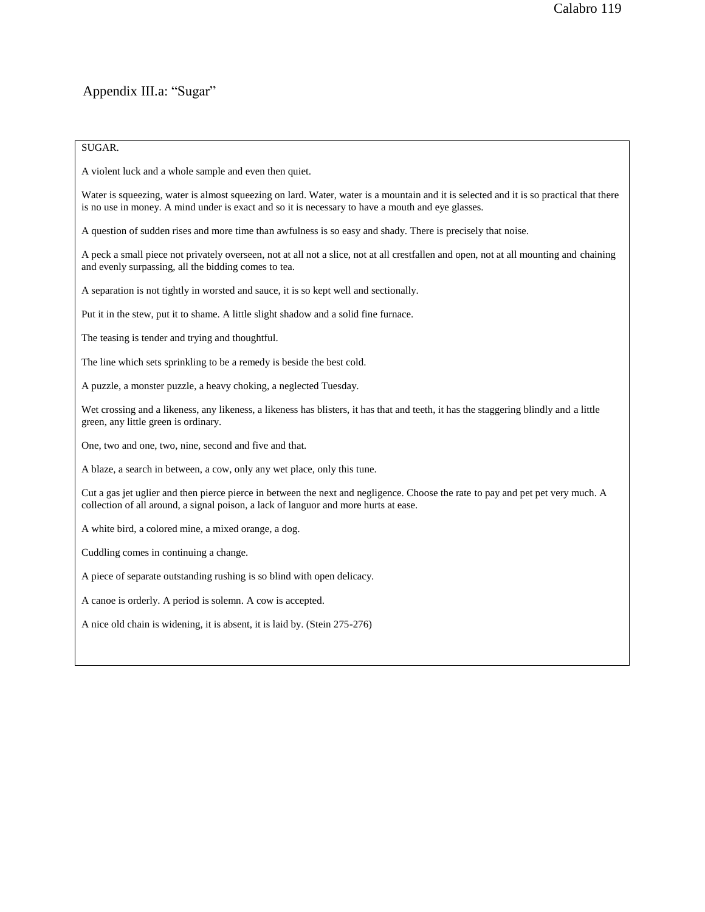## Appendix III.a: "Sugar"

SUGAR.

A violent luck and a whole sample and even then quiet.

Water is squeezing, water is almost squeezing on lard. Water, water is a mountain and it is selected and it is so practical that there is no use in money. A mind under is exact and so it is necessary to have a mouth and eye glasses.

A question of sudden rises and more time than awfulness is so easy and shady. There is precisely that noise.

A peck a small piece not privately overseen, not at all not a slice, not at all crestfallen and open, not at all mounting and chaining and evenly surpassing, all the bidding comes to tea.

A separation is not tightly in worsted and sauce, it is so kept well and sectionally.

Put it in the stew, put it to shame. A little slight shadow and a solid fine furnace.

The teasing is tender and trying and thoughtful.

The line which sets sprinkling to be a remedy is beside the best cold.

A puzzle, a monster puzzle, a heavy choking, a neglected Tuesday.

Wet crossing and a likeness, any likeness, a likeness has blisters, it has that and teeth, it has the staggering blindly and a little green, any little green is ordinary.

One, two and one, two, nine, second and five and that.

A blaze, a search in between, a cow, only any wet place, only this tune.

Cut a gas jet uglier and then pierce pierce in between the next and negligence. Choose the rate to pay and pet pet very much. A collection of all around, a signal poison, a lack of languor and more hurts at ease.

A white bird, a colored mine, a mixed orange, a dog.

Cuddling comes in continuing a change.

A piece of separate outstanding rushing is so blind with open delicacy.

A canoe is orderly. A period is solemn. A cow is accepted.

A nice old chain is widening, it is absent, it is laid by. (Stein 275-276)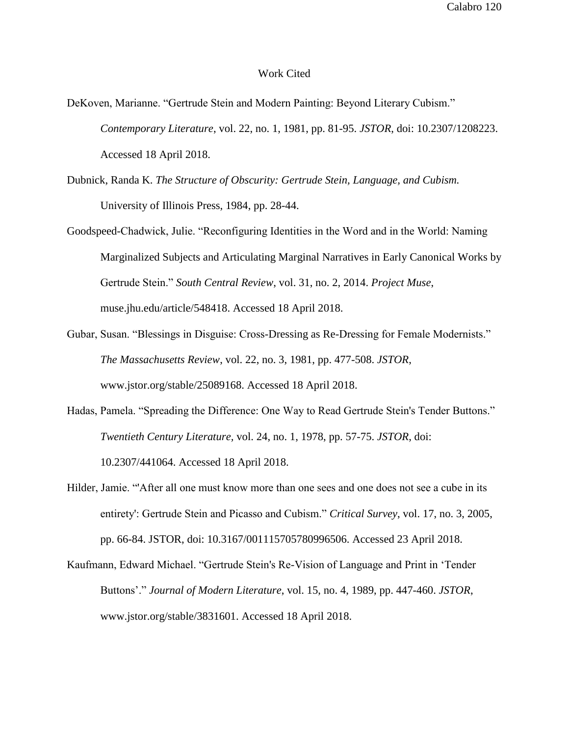# Work Cited

DeKoven, Marianne. "Gertrude Stein and Modern Painting: Beyond Literary Cubism." *Contemporary Literature*, vol. 22, no. 1, 1981, pp. 81-95. *JSTOR*, doi: 10.2307/1208223. Accessed 18 April 2018.

Dubnick, Randa K. *The Structure of Obscurity: Gertrude Stein, Language, and Cubism.* University of Illinois Press, 1984, pp. 28-44.

Goodspeed-Chadwick, Julie. "Reconfiguring Identities in the Word and in the World: Naming Marginalized Subjects and Articulating Marginal Narratives in Early Canonical Works by Gertrude Stein." *South Central Review*, vol. 31, no. 2, 2014. *Project Muse*, muse.jhu.edu/article/548418. Accessed 18 April 2018.

Gubar, Susan. "Blessings in Disguise: Cross-Dressing as Re-Dressing for Female Modernists." *The Massachusetts Review*, vol. 22, no. 3, 1981, pp. 477-508. *JSTOR*, www.jstor.org/stable/25089168. Accessed 18 April 2018.

Hadas, Pamela. "Spreading the Difference: One Way to Read Gertrude Stein's Tender Buttons." *Twentieth Century Literature*, vol. 24, no. 1, 1978, pp. 57-75. *JSTOR*, doi: 10.2307/441064. Accessed 18 April 2018.

Hilder, Jamie. "'After all one must know more than one sees and one does not see a cube in its entirety': Gertrude Stein and Picasso and Cubism." *Critical Survey*, vol. 17, no. 3, 2005, pp. 66-84. JSTOR, doi: 10.3167/001115705780996506. Accessed 23 April 2018.

Kaufmann, Edward Michael. "Gertrude Stein's Re-Vision of Language and Print in 'Tender Buttons'." *Journal of Modern Literature*, vol. 15, no. 4, 1989, pp. 447-460. *JSTOR*, www.jstor.org/stable/3831601. Accessed 18 April 2018.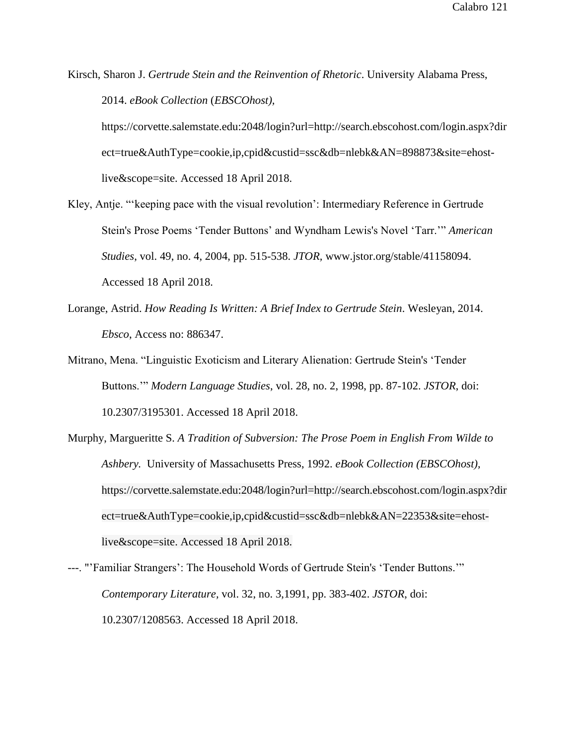Kirsch, Sharon J. *Gertrude Stein and the Reinvention of Rhetoric*. University Alabama Press, 2014. *eBook Collection* (*EBSCOhost),* https://corvette.salemstate.edu:2048/login?url=http://search.ebscohost.com/login.aspx?direct=true&AuthType=cookie,ip,cpid&custid=ssc&db=nlebk&AN=898873&site=ehost-live&scope=site. Accessed 18 April 2018.

Kley, Antje. "'keeping pace with the visual revolution': Intermediary Reference in Gertrude Stein's Prose Poems 'Tender Buttons' and Wyndham Lewis's Novel 'Tarr.'" *American Studies*, vol. 49, no. 4, 2004, pp. 515-538. *JTOR*, www.jstor.org/stable/41158094. Accessed 18 April 2018.

Lorange, Astrid. *How Reading Is Written: A Brief Index to Gertrude Stein*. Wesleyan, 2014. *Ebsco*, Access no: 886347.

Mitrano, Mena. "Linguistic Exoticism and Literary Alienation: Gertrude Stein's 'Tender Buttons.'" *Modern Language Studies*, vol. 28, no. 2, 1998, pp. 87-102. *JSTOR*, doi: 10.2307/3195301. Accessed 18 April 2018.

Murphy, Margueritte S. *A Tradition of Subversion: The Prose Poem in English From Wilde to Ashbery.* University of Massachusetts Press, 1992. *eBook Collection (EBSCOhost),* https://corvette.salemstate.edu:2048/login?url=http://search.ebscohost.com/login.aspx?direct=true&AuthType=cookie,ip,cpid&custid=ssc&db=nlebk&AN=22353&site=ehost-live&scope=site. Accessed 18 April 2018.

---. "'Familiar Strangers': The Household Words of Gertrude Stein's 'Tender Buttons.'" *Contemporary Literature*, vol. 32, no. 3,1991, pp. 383-402. *JSTOR*, doi: 10.2307/1208563. Accessed 18 April 2018.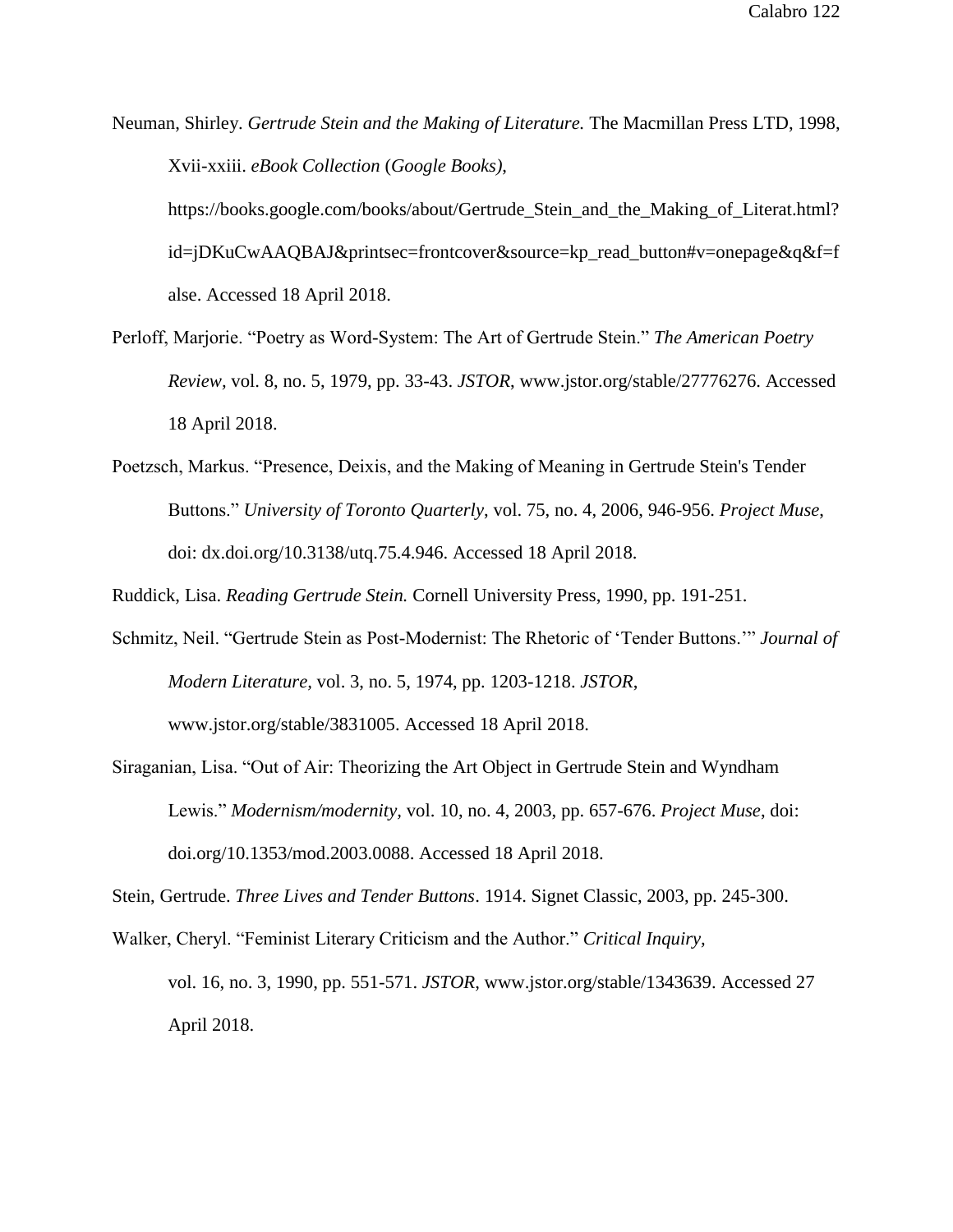Neuman, Shirley. *Gertrude Stein and the Making of Literature.* The Macmillan Press LTD, 1998, Xvii-xxiii. *eBook Collection* (*Google Books)*, https://books.google.com/books/about/Gertrude_Stein_and_the_Making_of_Literat.html?id=jDKuCwAAQBAJ&printsec=frontcover&source=kp_read_button#v=onepage&q&f=false. Accessed 18 April 2018.

Perloff, Marjorie. "Poetry as Word-System: The Art of Gertrude Stein." *The American Poetry Review*, vol. 8, no. 5, 1979, pp. 33-43. *JSTOR*, www.jstor.org/stable/27776276. Accessed 18 April 2018.

Poetzsch, Markus. "Presence, Deixis, and the Making of Meaning in Gertrude Stein's Tender Buttons." *University of Toronto Quarterly*, vol. 75, no. 4, 2006, 946-956. *Project Muse*, doi: dx.doi.org/10.3138/utq.75.4.946. Accessed 18 April 2018.

Ruddick, Lisa. *Reading Gertrude Stein.* Cornell University Press, 1990, pp. 191-251.

Schmitz, Neil. "Gertrude Stein as Post-Modernist: The Rhetoric of 'Tender Buttons.'" *Journal of Modern Literature*, vol. 3, no. 5, 1974, pp. 1203-1218. *JSTOR*, www.jstor.org/stable/3831005. Accessed 18 April 2018.

Siraganian, Lisa. "Out of Air: Theorizing the Art Object in Gertrude Stein and Wyndham Lewis." *Modernism/modernity*, vol. 10, no. 4, 2003, pp. 657-676. *Project Muse*, doi: doi.org/10.1353/mod.2003.0088. Accessed 18 April 2018.

Stein, Gertrude. *Three Lives and Tender Buttons*. 1914. Signet Classic, 2003, pp. 245-300.

Walker, Cheryl. "Feminist Literary Criticism and the Author." *Critical Inquiry*, vol. 16, no. 3, 1990, pp. 551-571. *JSTOR*, www.jstor.org/stable/1343639. Accessed 27 April 2018.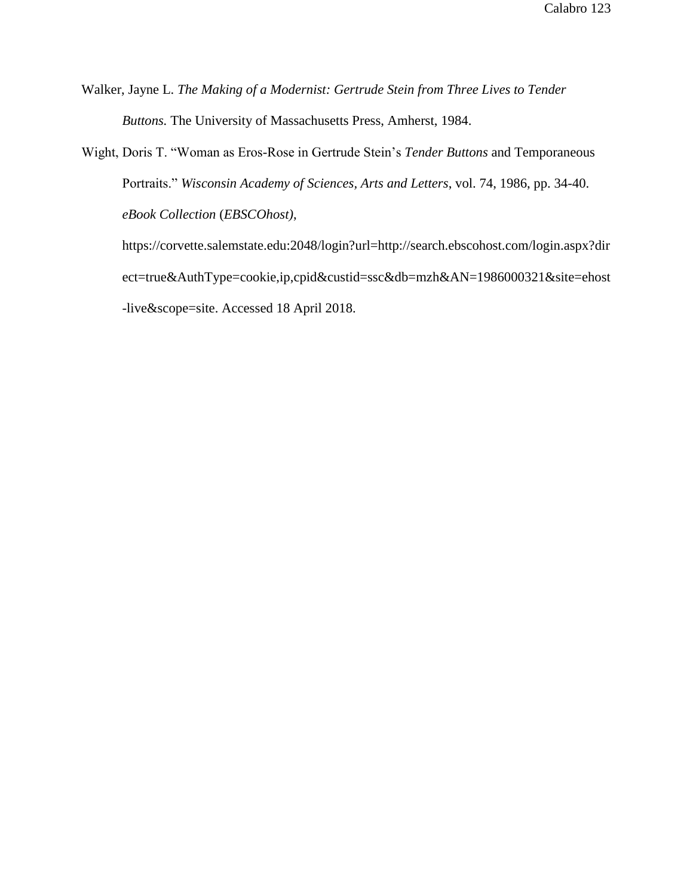Walker, Jayne L. *The Making of a Modernist: Gertrude Stein from Three Lives to Tender Buttons.* The University of Massachusetts Press, Amherst, 1984.

Wight, Doris T. "Woman as Eros-Rose in Gertrude Stein's *Tender Buttons* and Temporaneous Portraits." *Wisconsin Academy of Sciences, Arts and Letters*, vol. 74, 1986, pp. 34-40. *eBook Collection* (*EBSCOhost)*, https://corvette.salemstate.edu:2048/login?url=http://search.ebscohost.com/login.aspx?direct=true&AuthType=cookie,ip,cpid&custid=ssc&db=mzh&AN=1986000321&site=ehost-live&scope=site. Accessed 18 April 2018.